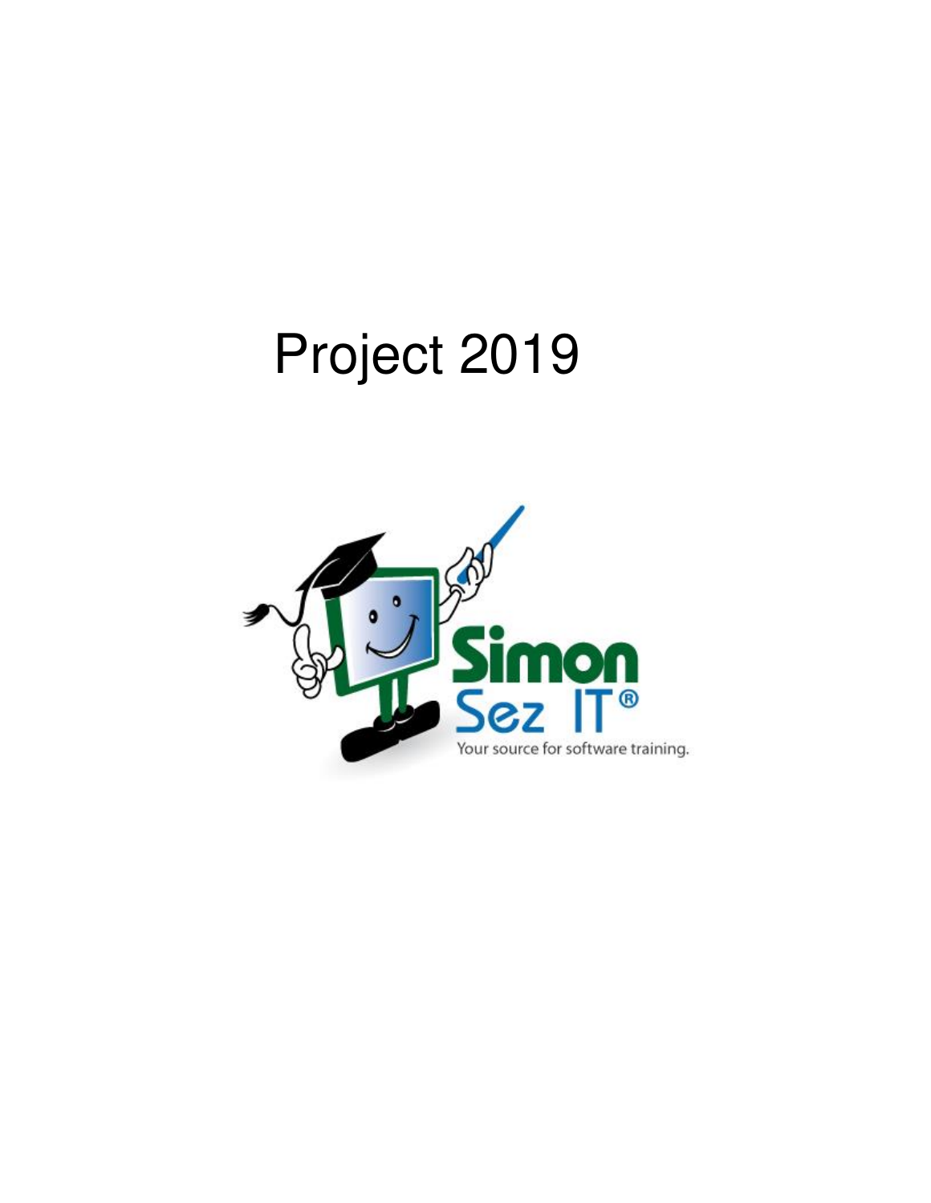# Project 2019

Simon Sez IT®

Your source for software training.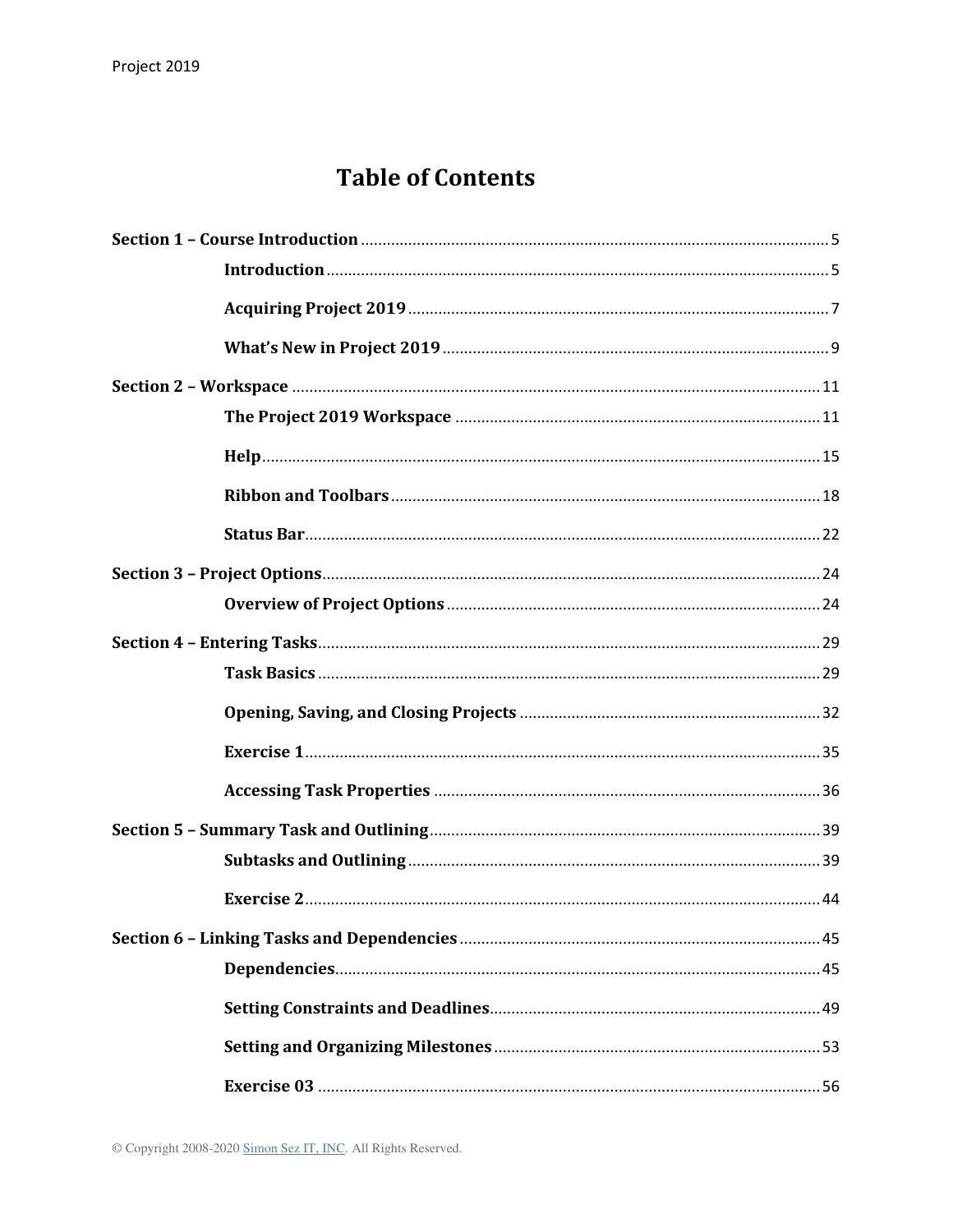# Table of Contents

**Section 1 – Course Introduction** ........ 5

- **Introduction** ........ 5
- **Acquiring Project 2019** ........ 7
- **What's New in Project 2019** ........ 9

**Section 2 – Workspace** ........ 11

- **The Project 2019 Workspace** ........ 11
- **Help** ........ 15
- **Ribbon and Toolbars** ........ 18
- **Status Bar** ........ 22

**Section 3 – Project Options** ........ 24

- **Overview of Project Options** ........ 24

**Section 4 – Entering Tasks** ........ 29

- **Task Basics** ........ 29
- **Opening, Saving, and Closing Projects** ........ 32
- **Exercise 1** ........ 35
- **Accessing Task Properties** ........ 36

**Section 5 – Summary Task and Outlining** ........ 39

- **Subtasks and Outlining** ........ 39
- **Exercise 2** ........ 44

**Section 6 – Linking Tasks and Dependencies** ........ 45

- **Dependencies** ........ 45
- **Setting Constraints and Deadlines** ........ 49
- **Setting and Organizing Milestones** ........ 53
- **Exercise 03** ........ 56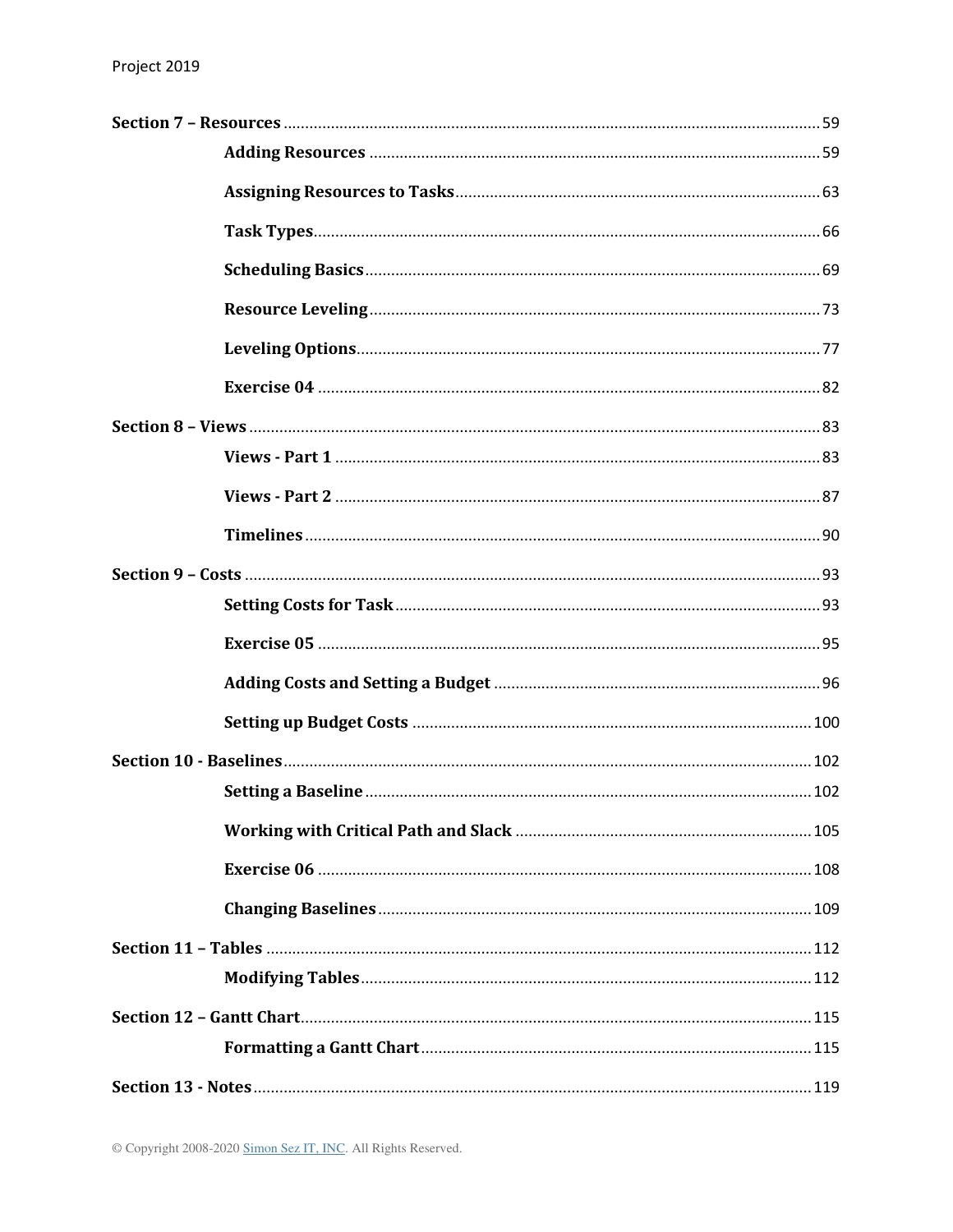**Section 7 – Resources** ........................................................................ 59

- **Adding Resources** ........................................................................ 59
- **Assigning Resources to Tasks** ........................................................................ 63
- **Task Types** ........................................................................ 66
- **Scheduling Basics** ........................................................................ 69
- **Resource Leveling** ........................................................................ 73
- **Leveling Options** ........................................................................ 77
- **Exercise 04** ........................................................................ 82

**Section 8 – Views** ........................................................................ 83

- **Views - Part 1** ........................................................................ 83
- **Views - Part 2** ........................................................................ 87
- **Timelines** ........................................................................ 90

**Section 9 – Costs** ........................................................................ 93

- **Setting Costs for Task** ........................................................................ 93
- **Exercise 05** ........................................................................ 95
- **Adding Costs and Setting a Budget** ........................................................................ 96
- **Setting up Budget Costs** ........................................................................ 100

**Section 10 - Baselines** ........................................................................ 102

- **Setting a Baseline** ........................................................................ 102
- **Working with Critical Path and Slack** ........................................................................ 105
- **Exercise 06** ........................................................................ 108
- **Changing Baselines** ........................................................................ 109

**Section 11 – Tables** ........................................................................ 112

- **Modifying Tables** ........................................................................ 112

**Section 12 – Gantt Chart** ........................................................................ 115

- **Formatting a Gantt Chart** ........................................................................ 115

**Section 13 - Notes** ........................................................................ 119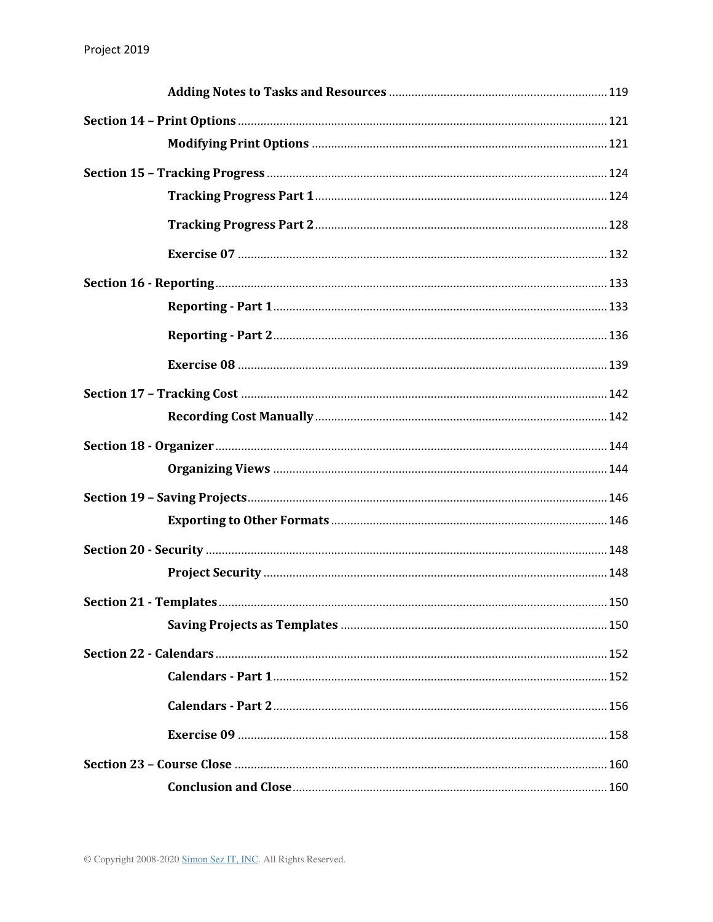Adding Notes to Tasks and Resources ........ 119

Section 14 – Print Options ........ 121

Modifying Print Options ........ 121

Section 15 – Tracking Progress ........ 124

Tracking Progress Part 1 ........ 124

Tracking Progress Part 2 ........ 128

Exercise 07 ........ 132

Section 16 - Reporting ........ 133

Reporting - Part 1 ........ 133

Reporting - Part 2 ........ 136

Exercise 08 ........ 139

Section 17 – Tracking Cost ........ 142

Recording Cost Manually ........ 142

Section 18 - Organizer ........ 144

Organizing Views ........ 144

Section 19 – Saving Projects ........ 146

Exporting to Other Formats ........ 146

Section 20 - Security ........ 148

Project Security ........ 148

Section 21 - Templates ........ 150

Saving Projects as Templates ........ 150

Section 22 - Calendars ........ 152

Calendars - Part 1 ........ 152

Calendars - Part 2 ........ 156

Exercise 09 ........ 158

Section 23 – Course Close ........ 160

Conclusion and Close ........ 160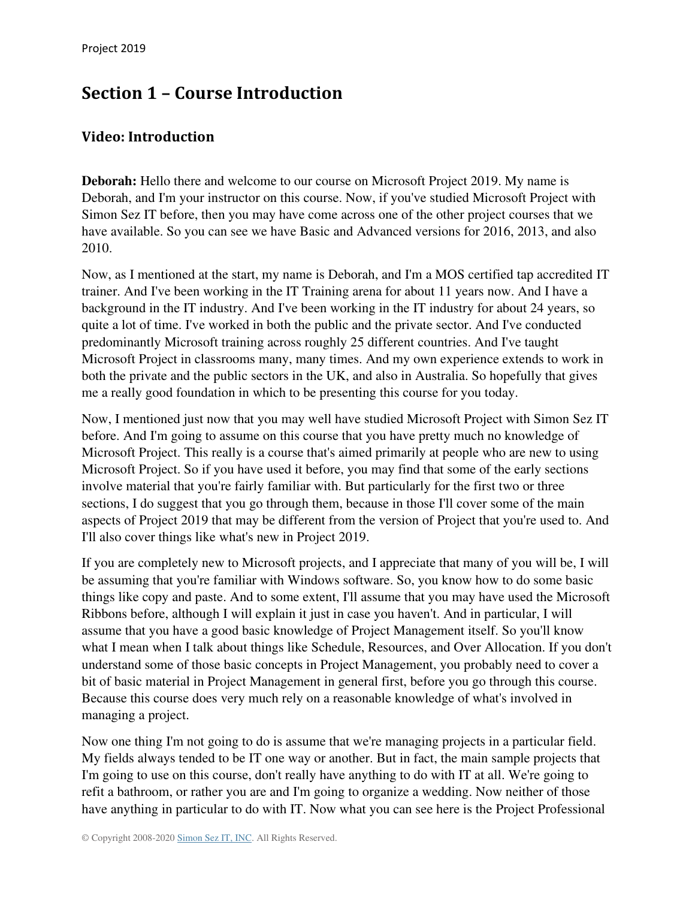# Section 1 – Course Introduction

## Video: Introduction

**Deborah:** Hello there and welcome to our course on Microsoft Project 2019. My name is Deborah, and I'm your instructor on this course. Now, if you've studied Microsoft Project with Simon Sez IT before, then you may have come across one of the other project courses that we have available. So you can see we have Basic and Advanced versions for 2016, 2013, and also 2010.

Now, as I mentioned at the start, my name is Deborah, and I'm a MOS certified tap accredited IT trainer. And I've been working in the IT Training arena for about 11 years now. And I have a background in the IT industry. And I've been working in the IT industry for about 24 years, so quite a lot of time. I've worked in both the public and the private sector. And I've conducted predominantly Microsoft training across roughly 25 different countries. And I've taught Microsoft Project in classrooms many, many times. And my own experience extends to work in both the private and the public sectors in the UK, and also in Australia. So hopefully that gives me a really good foundation in which to be presenting this course for you today.

Now, I mentioned just now that you may well have studied Microsoft Project with Simon Sez IT before. And I'm going to assume on this course that you have pretty much no knowledge of Microsoft Project. This really is a course that's aimed primarily at people who are new to using Microsoft Project. So if you have used it before, you may find that some of the early sections involve material that you're fairly familiar with. But particularly for the first two or three sections, I do suggest that you go through them, because in those I'll cover some of the main aspects of Project 2019 that may be different from the version of Project that you're used to. And I'll also cover things like what's new in Project 2019.

If you are completely new to Microsoft projects, and I appreciate that many of you will be, I will be assuming that you're familiar with Windows software. So, you know how to do some basic things like copy and paste. And to some extent, I'll assume that you may have used the Microsoft Ribbons before, although I will explain it just in case you haven't. And in particular, I will assume that you have a good basic knowledge of Project Management itself. So you'll know what I mean when I talk about things like Schedule, Resources, and Over Allocation. If you don't understand some of those basic concepts in Project Management, you probably need to cover a bit of basic material in Project Management in general first, before you go through this course. Because this course does very much rely on a reasonable knowledge of what's involved in managing a project.

Now one thing I'm not going to do is assume that we're managing projects in a particular field. My fields always tended to be IT one way or another. But in fact, the main sample projects that I'm going to use on this course, don't really have anything to do with IT at all. We're going to refit a bathroom, or rather you are and I'm going to organize a wedding. Now neither of those have anything in particular to do with IT. Now what you can see here is the Project Professional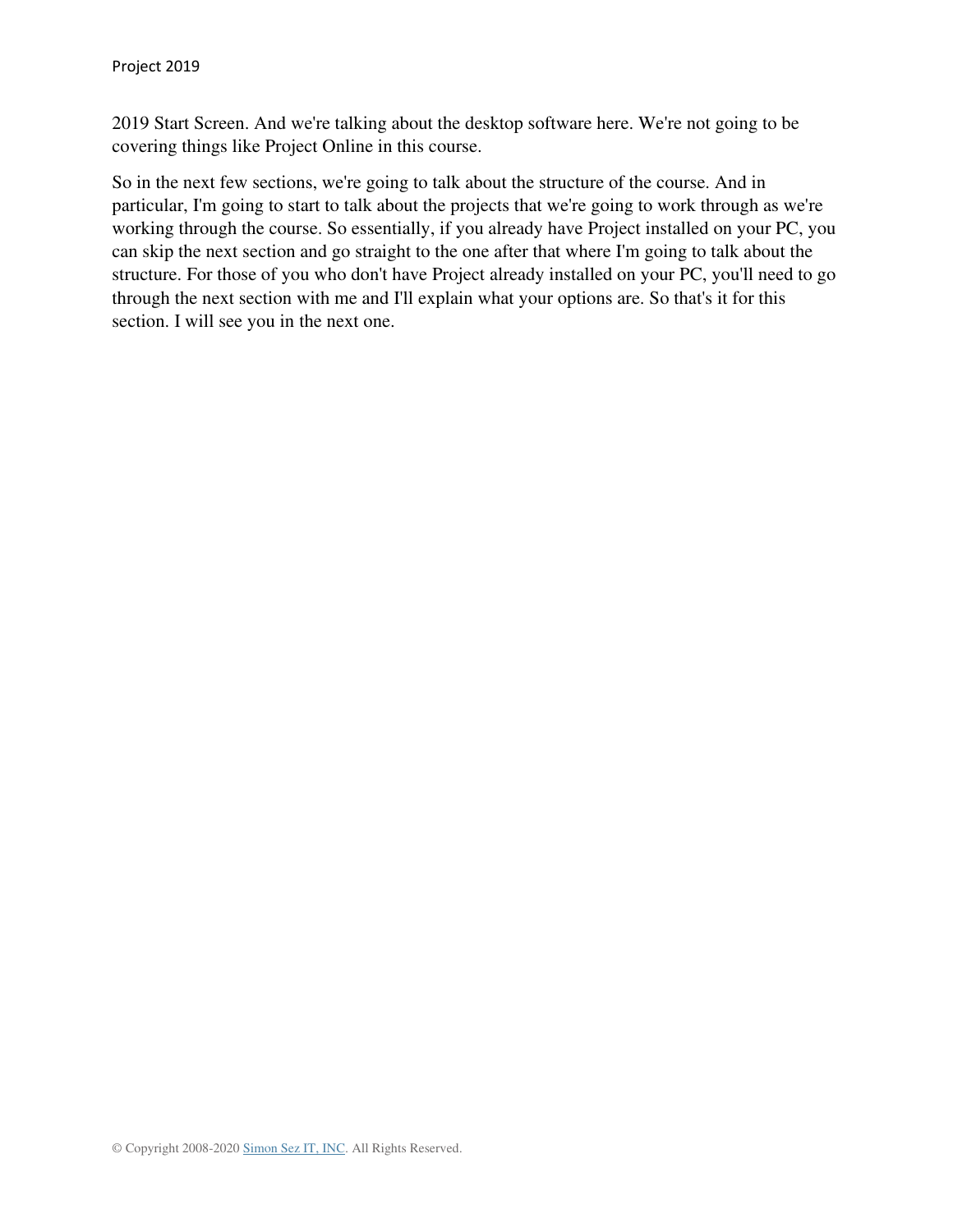2019 Start Screen. And we're talking about the desktop software here. We're not going to be covering things like Project Online in this course.

So in the next few sections, we're going to talk about the structure of the course. And in particular, I'm going to start to talk about the projects that we're going to work through as we're working through the course. So essentially, if you already have Project installed on your PC, you can skip the next section and go straight to the one after that where I'm going to talk about the structure. For those of you who don't have Project already installed on your PC, you'll need to go through the next section with me and I'll explain what your options are. So that's it for this section. I will see you in the next one.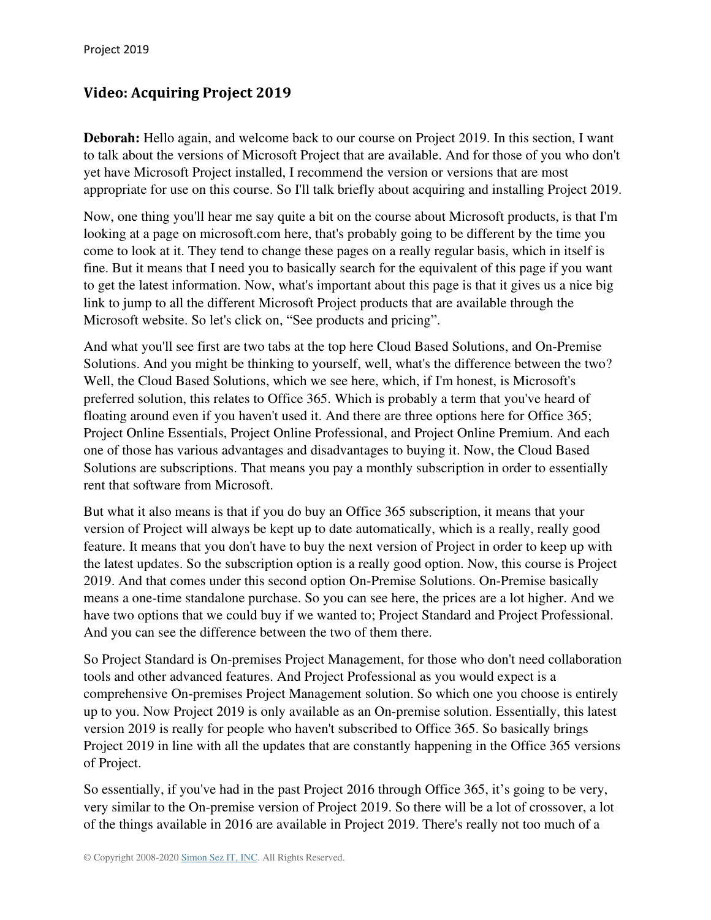## Video: Acquiring Project 2019

**Deborah:** Hello again, and welcome back to our course on Project 2019. In this section, I want to talk about the versions of Microsoft Project that are available. And for those of you who don't yet have Microsoft Project installed, I recommend the version or versions that are most appropriate for use on this course. So I'll talk briefly about acquiring and installing Project 2019.

Now, one thing you'll hear me say quite a bit on the course about Microsoft products, is that I'm looking at a page on microsoft.com here, that's probably going to be different by the time you come to look at it. They tend to change these pages on a really regular basis, which in itself is fine. But it means that I need you to basically search for the equivalent of this page if you want to get the latest information. Now, what's important about this page is that it gives us a nice big link to jump to all the different Microsoft Project products that are available through the Microsoft website. So let's click on, "See products and pricing".

And what you'll see first are two tabs at the top here Cloud Based Solutions, and On-Premise Solutions. And you might be thinking to yourself, well, what's the difference between the two? Well, the Cloud Based Solutions, which we see here, which, if I'm honest, is Microsoft's preferred solution, this relates to Office 365. Which is probably a term that you've heard of floating around even if you haven't used it. And there are three options here for Office 365; Project Online Essentials, Project Online Professional, and Project Online Premium. And each one of those has various advantages and disadvantages to buying it. Now, the Cloud Based Solutions are subscriptions. That means you pay a monthly subscription in order to essentially rent that software from Microsoft.

But what it also means is that if you do buy an Office 365 subscription, it means that your version of Project will always be kept up to date automatically, which is a really, really good feature. It means that you don't have to buy the next version of Project in order to keep up with the latest updates. So the subscription option is a really good option. Now, this course is Project 2019. And that comes under this second option On-Premise Solutions. On-Premise basically means a one-time standalone purchase. So you can see here, the prices are a lot higher. And we have two options that we could buy if we wanted to; Project Standard and Project Professional. And you can see the difference between the two of them there.

So Project Standard is On-premises Project Management, for those who don't need collaboration tools and other advanced features. And Project Professional as you would expect is a comprehensive On-premises Project Management solution. So which one you choose is entirely up to you. Now Project 2019 is only available as an On-premise solution. Essentially, this latest version 2019 is really for people who haven't subscribed to Office 365. So basically brings Project 2019 in line with all the updates that are constantly happening in the Office 365 versions of Project.

So essentially, if you've had in the past Project 2016 through Office 365, it's going to be very, very similar to the On-premise version of Project 2019. So there will be a lot of crossover, a lot of the things available in 2016 are available in Project 2019. There's really not too much of a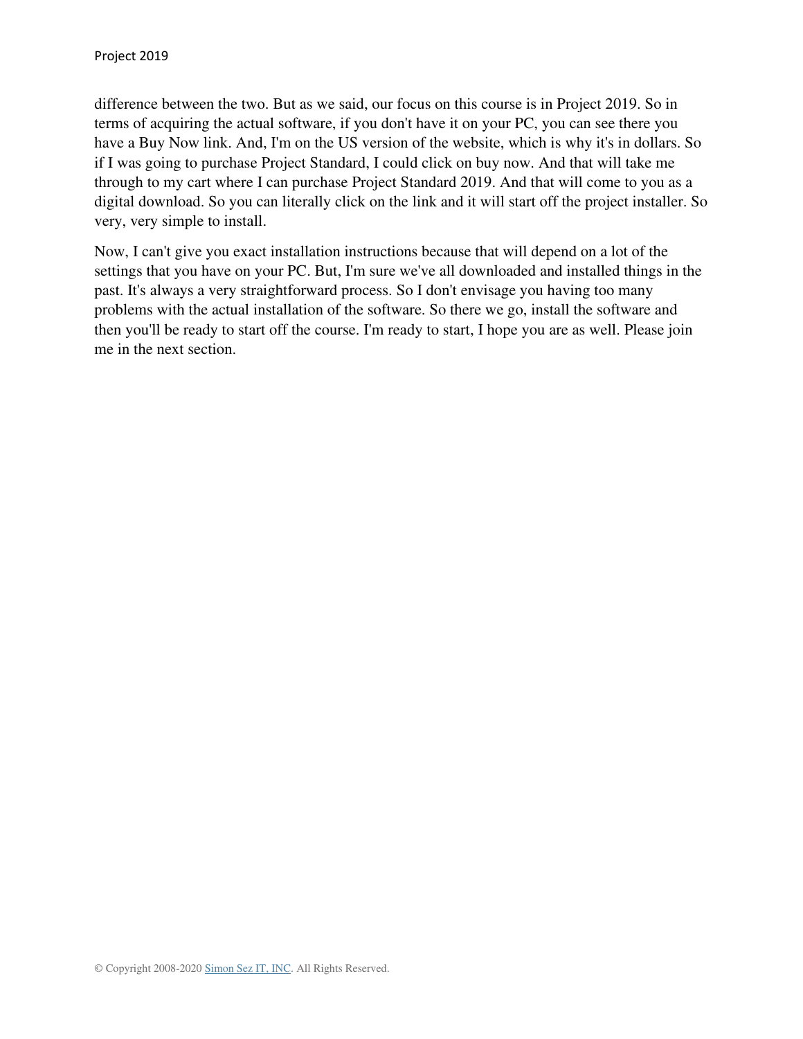difference between the two. But as we said, our focus on this course is in Project 2019. So in terms of acquiring the actual software, if you don't have it on your PC, you can see there you have a Buy Now link. And, I'm on the US version of the website, which is why it's in dollars. So if I was going to purchase Project Standard, I could click on buy now. And that will take me through to my cart where I can purchase Project Standard 2019. And that will come to you as a digital download. So you can literally click on the link and it will start off the project installer. So very, very simple to install.

Now, I can't give you exact installation instructions because that will depend on a lot of the settings that you have on your PC. But, I'm sure we've all downloaded and installed things in the past. It's always a very straightforward process. So I don't envisage you having too many problems with the actual installation of the software. So there we go, install the software and then you'll be ready to start off the course. I'm ready to start, I hope you are as well. Please join me in the next section.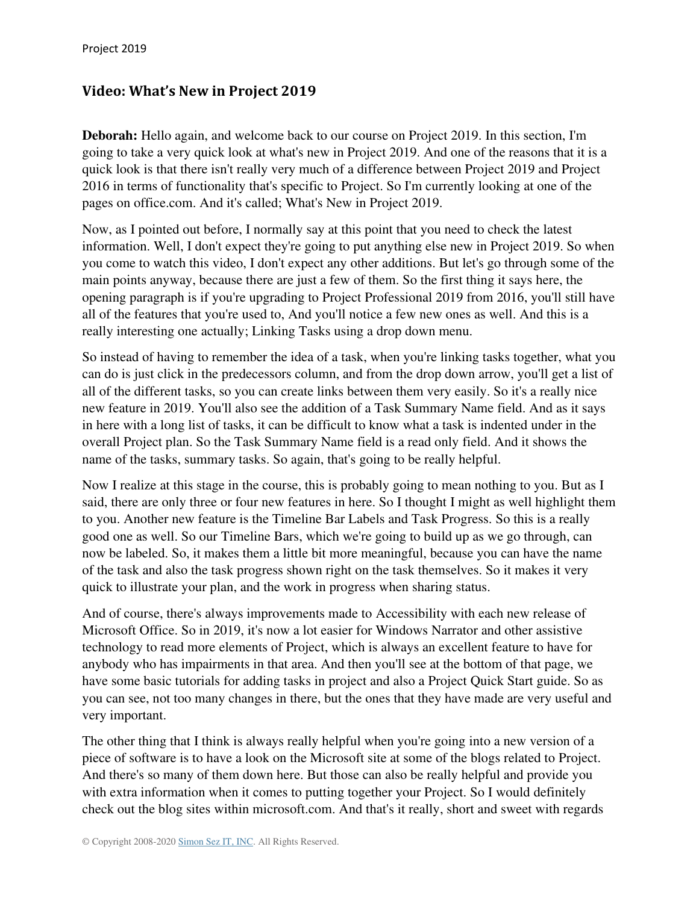## Video: What's New in Project 2019

**Deborah:** Hello again, and welcome back to our course on Project 2019. In this section, I'm going to take a very quick look at what's new in Project 2019. And one of the reasons that it is a quick look is that there isn't really very much of a difference between Project 2019 and Project 2016 in terms of functionality that's specific to Project. So I'm currently looking at one of the pages on office.com. And it's called; What's New in Project 2019.

Now, as I pointed out before, I normally say at this point that you need to check the latest information. Well, I don't expect they're going to put anything else new in Project 2019. So when you come to watch this video, I don't expect any other additions. But let's go through some of the main points anyway, because there are just a few of them. So the first thing it says here, the opening paragraph is if you're upgrading to Project Professional 2019 from 2016, you'll still have all of the features that you're used to, And you'll notice a few new ones as well. And this is a really interesting one actually; Linking Tasks using a drop down menu.

So instead of having to remember the idea of a task, when you're linking tasks together, what you can do is just click in the predecessors column, and from the drop down arrow, you'll get a list of all of the different tasks, so you can create links between them very easily. So it's a really nice new feature in 2019. You'll also see the addition of a Task Summary Name field. And as it says in here with a long list of tasks, it can be difficult to know what a task is indented under in the overall Project plan. So the Task Summary Name field is a read only field. And it shows the name of the tasks, summary tasks. So again, that's going to be really helpful.

Now I realize at this stage in the course, this is probably going to mean nothing to you. But as I said, there are only three or four new features in here. So I thought I might as well highlight them to you. Another new feature is the Timeline Bar Labels and Task Progress. So this is a really good one as well. So our Timeline Bars, which we're going to build up as we go through, can now be labeled. So, it makes them a little bit more meaningful, because you can have the name of the task and also the task progress shown right on the task themselves. So it makes it very quick to illustrate your plan, and the work in progress when sharing status.

And of course, there's always improvements made to Accessibility with each new release of Microsoft Office. So in 2019, it's now a lot easier for Windows Narrator and other assistive technology to read more elements of Project, which is always an excellent feature to have for anybody who has impairments in that area. And then you'll see at the bottom of that page, we have some basic tutorials for adding tasks in project and also a Project Quick Start guide. So as you can see, not too many changes in there, but the ones that they have made are very useful and very important.

The other thing that I think is always really helpful when you're going into a new version of a piece of software is to have a look on the Microsoft site at some of the blogs related to Project. And there's so many of them down here. But those can also be really helpful and provide you with extra information when it comes to putting together your Project. So I would definitely check out the blog sites within microsoft.com. And that's it really, short and sweet with regards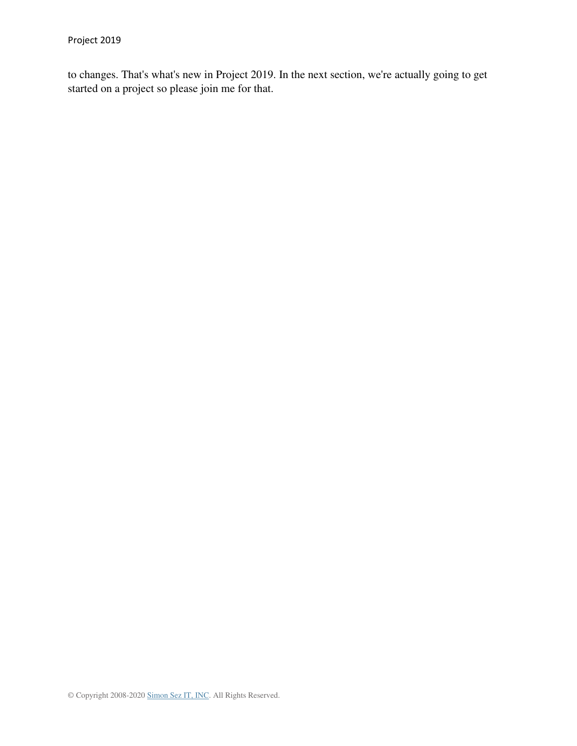to changes. That's what's new in Project 2019. In the next section, we're actually going to get started on a project so please join me for that.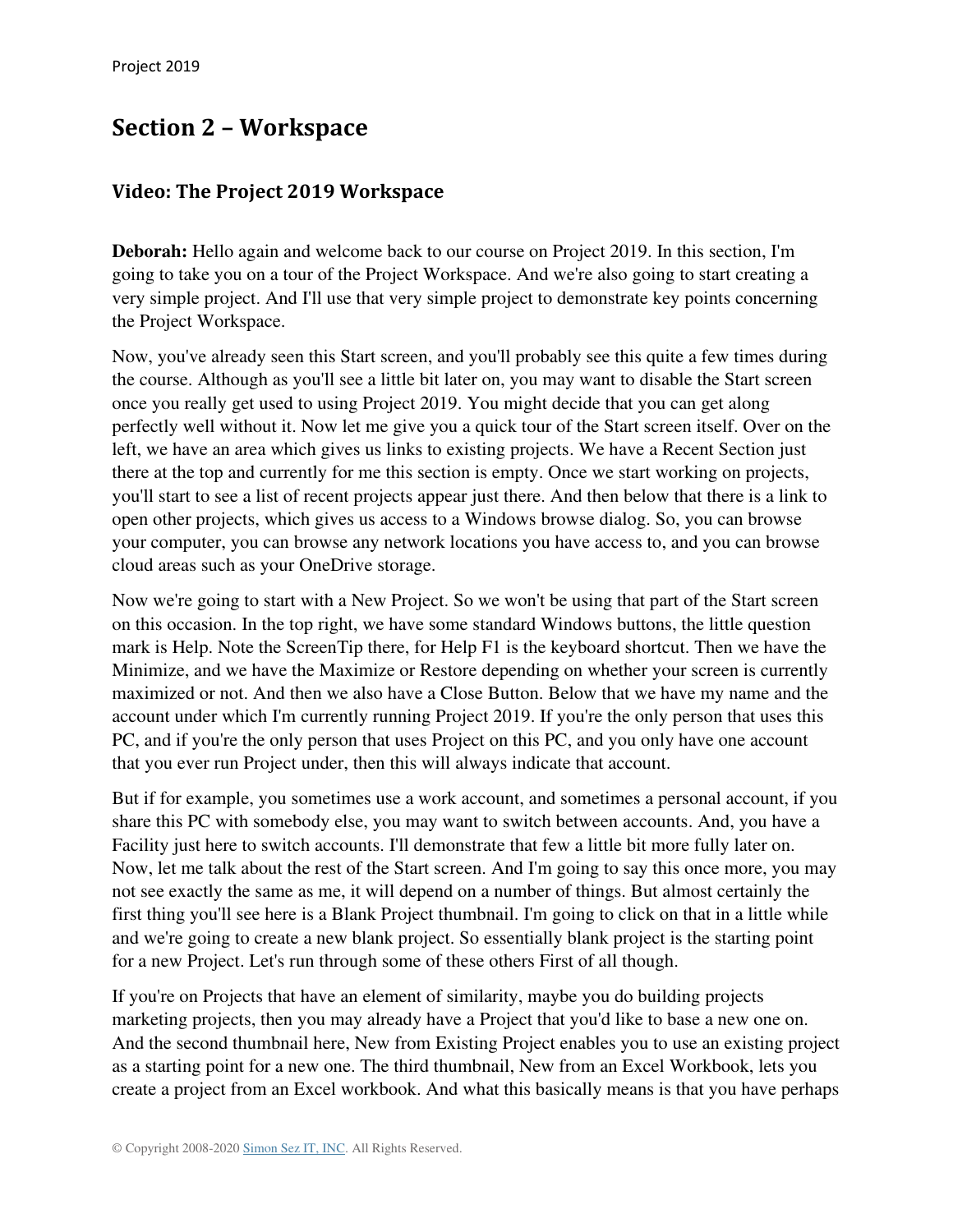# Section 2 – Workspace

## Video: The Project 2019 Workspace

**Deborah:** Hello again and welcome back to our course on Project 2019. In this section, I'm going to take you on a tour of the Project Workspace. And we're also going to start creating a very simple project. And I'll use that very simple project to demonstrate key points concerning the Project Workspace.

Now, you've already seen this Start screen, and you'll probably see this quite a few times during the course. Although as you'll see a little bit later on, you may want to disable the Start screen once you really get used to using Project 2019. You might decide that you can get along perfectly well without it. Now let me give you a quick tour of the Start screen itself. Over on the left, we have an area which gives us links to existing projects. We have a Recent Section just there at the top and currently for me this section is empty. Once we start working on projects, you'll start to see a list of recent projects appear just there. And then below that there is a link to open other projects, which gives us access to a Windows browse dialog. So, you can browse your computer, you can browse any network locations you have access to, and you can browse cloud areas such as your OneDrive storage.

Now we're going to start with a New Project. So we won't be using that part of the Start screen on this occasion. In the top right, we have some standard Windows buttons, the little question mark is Help. Note the ScreenTip there, for Help F1 is the keyboard shortcut. Then we have the Minimize, and we have the Maximize or Restore depending on whether your screen is currently maximized or not. And then we also have a Close Button. Below that we have my name and the account under which I'm currently running Project 2019. If you're the only person that uses this PC, and if you're the only person that uses Project on this PC, and you only have one account that you ever run Project under, then this will always indicate that account.

But if for example, you sometimes use a work account, and sometimes a personal account, if you share this PC with somebody else, you may want to switch between accounts. And, you have a Facility just here to switch accounts. I'll demonstrate that few a little bit more fully later on. Now, let me talk about the rest of the Start screen. And I'm going to say this once more, you may not see exactly the same as me, it will depend on a number of things. But almost certainly the first thing you'll see here is a Blank Project thumbnail. I'm going to click on that in a little while and we're going to create a new blank project. So essentially blank project is the starting point for a new Project. Let's run through some of these others First of all though.

If you're on Projects that have an element of similarity, maybe you do building projects marketing projects, then you may already have a Project that you'd like to base a new one on. And the second thumbnail here, New from Existing Project enables you to use an existing project as a starting point for a new one. The third thumbnail, New from an Excel Workbook, lets you create a project from an Excel workbook. And what this basically means is that you have perhaps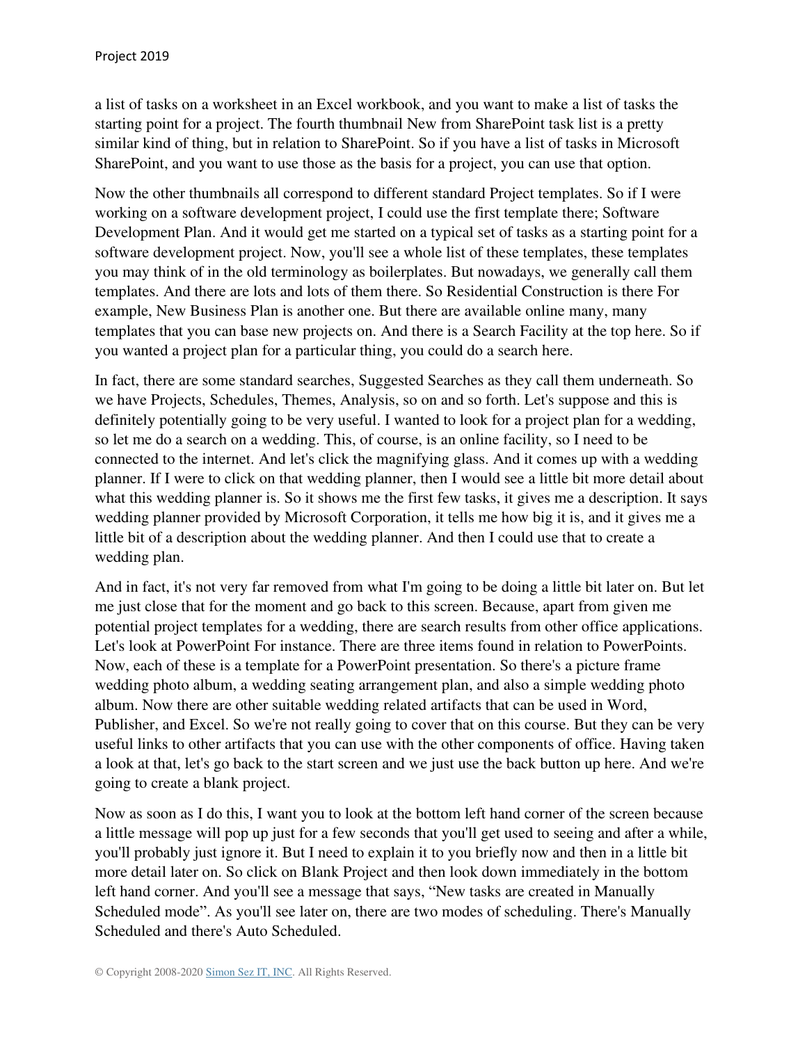a list of tasks on a worksheet in an Excel workbook, and you want to make a list of tasks the starting point for a project. The fourth thumbnail New from SharePoint task list is a pretty similar kind of thing, but in relation to SharePoint. So if you have a list of tasks in Microsoft SharePoint, and you want to use those as the basis for a project, you can use that option.

Now the other thumbnails all correspond to different standard Project templates. So if I were working on a software development project, I could use the first template there; Software Development Plan. And it would get me started on a typical set of tasks as a starting point for a software development project. Now, you'll see a whole list of these templates, these templates you may think of in the old terminology as boilerplates. But nowadays, we generally call them templates. And there are lots and lots of them there. So Residential Construction is there For example, New Business Plan is another one. But there are available online many, many templates that you can base new projects on. And there is a Search Facility at the top here. So if you wanted a project plan for a particular thing, you could do a search here.

In fact, there are some standard searches, Suggested Searches as they call them underneath. So we have Projects, Schedules, Themes, Analysis, so on and so forth. Let's suppose and this is definitely potentially going to be very useful. I wanted to look for a project plan for a wedding, so let me do a search on a wedding. This, of course, is an online facility, so I need to be connected to the internet. And let's click the magnifying glass. And it comes up with a wedding planner. If I were to click on that wedding planner, then I would see a little bit more detail about what this wedding planner is. So it shows me the first few tasks, it gives me a description. It says wedding planner provided by Microsoft Corporation, it tells me how big it is, and it gives me a little bit of a description about the wedding planner. And then I could use that to create a wedding plan.

And in fact, it's not very far removed from what I'm going to be doing a little bit later on. But let me just close that for the moment and go back to this screen. Because, apart from given me potential project templates for a wedding, there are search results from other office applications. Let's look at PowerPoint For instance. There are three items found in relation to PowerPoints. Now, each of these is a template for a PowerPoint presentation. So there's a picture frame wedding photo album, a wedding seating arrangement plan, and also a simple wedding photo album. Now there are other suitable wedding related artifacts that can be used in Word, Publisher, and Excel. So we're not really going to cover that on this course. But they can be very useful links to other artifacts that you can use with the other components of office. Having taken a look at that, let's go back to the start screen and we just use the back button up here. And we're going to create a blank project.

Now as soon as I do this, I want you to look at the bottom left hand corner of the screen because a little message will pop up just for a few seconds that you'll get used to seeing and after a while, you'll probably just ignore it. But I need to explain it to you briefly now and then in a little bit more detail later on. So click on Blank Project and then look down immediately in the bottom left hand corner. And you'll see a message that says, "New tasks are created in Manually Scheduled mode". As you'll see later on, there are two modes of scheduling. There's Manually Scheduled and there's Auto Scheduled.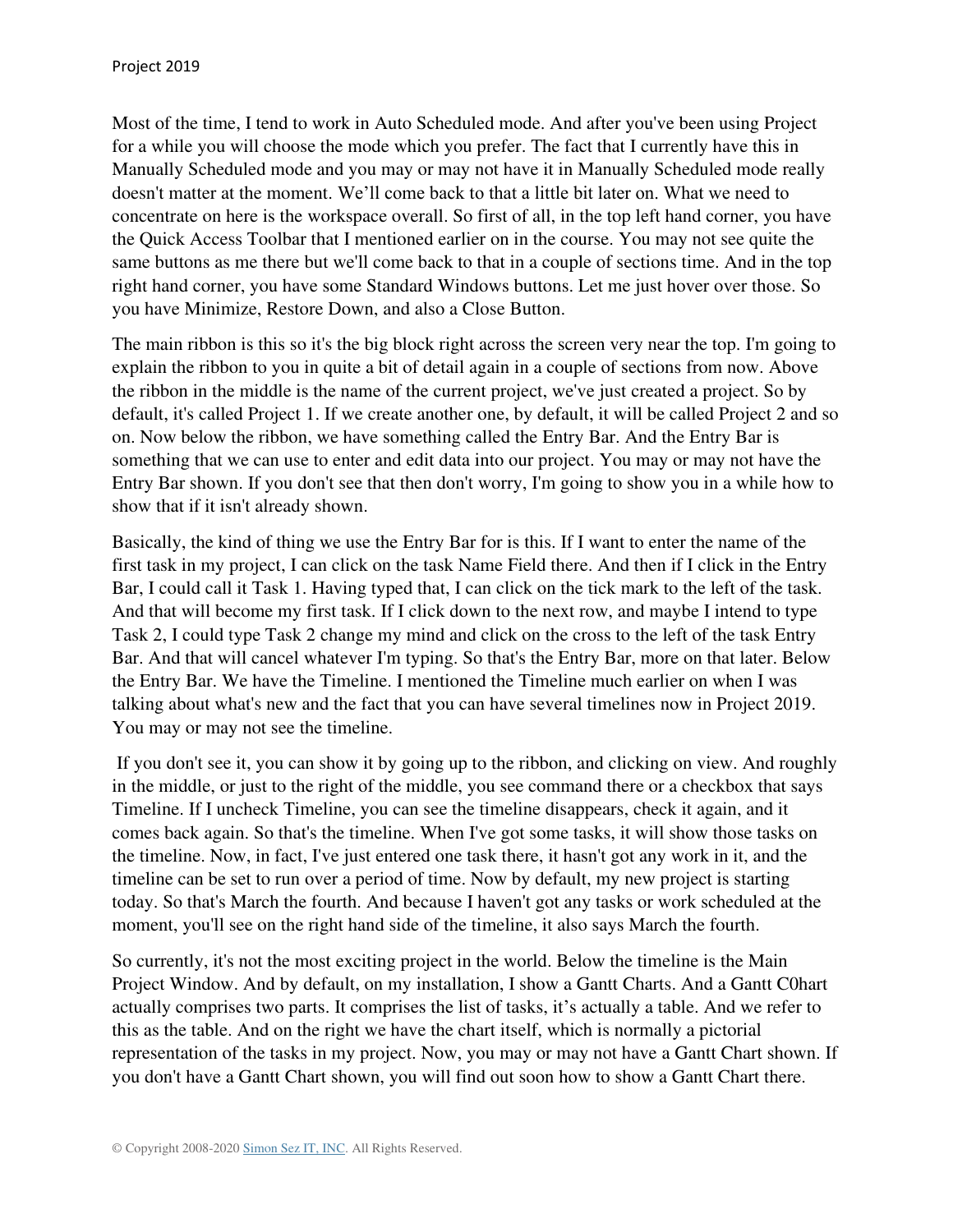Most of the time, I tend to work in Auto Scheduled mode. And after you've been using Project for a while you will choose the mode which you prefer. The fact that I currently have this in Manually Scheduled mode and you may or may not have it in Manually Scheduled mode really doesn't matter at the moment. We'll come back to that a little bit later on. What we need to concentrate on here is the workspace overall. So first of all, in the top left hand corner, you have the Quick Access Toolbar that I mentioned earlier on in the course. You may not see quite the same buttons as me there but we'll come back to that in a couple of sections time. And in the top right hand corner, you have some Standard Windows buttons. Let me just hover over those. So you have Minimize, Restore Down, and also a Close Button.

The main ribbon is this so it's the big block right across the screen very near the top. I'm going to explain the ribbon to you in quite a bit of detail again in a couple of sections from now. Above the ribbon in the middle is the name of the current project, we've just created a project. So by default, it's called Project 1. If we create another one, by default, it will be called Project 2 and so on. Now below the ribbon, we have something called the Entry Bar. And the Entry Bar is something that we can use to enter and edit data into our project. You may or may not have the Entry Bar shown. If you don't see that then don't worry, I'm going to show you in a while how to show that if it isn't already shown.

Basically, the kind of thing we use the Entry Bar for is this. If I want to enter the name of the first task in my project, I can click on the task Name Field there. And then if I click in the Entry Bar, I could call it Task 1. Having typed that, I can click on the tick mark to the left of the task. And that will become my first task. If I click down to the next row, and maybe I intend to type Task 2, I could type Task 2 change my mind and click on the cross to the left of the task Entry Bar. And that will cancel whatever I'm typing. So that's the Entry Bar, more on that later. Below the Entry Bar. We have the Timeline. I mentioned the Timeline much earlier on when I was talking about what's new and the fact that you can have several timelines now in Project 2019. You may or may not see the timeline.

If you don't see it, you can show it by going up to the ribbon, and clicking on view. And roughly in the middle, or just to the right of the middle, you see command there or a checkbox that says Timeline. If I uncheck Timeline, you can see the timeline disappears, check it again, and it comes back again. So that's the timeline. When I've got some tasks, it will show those tasks on the timeline. Now, in fact, I've just entered one task there, it hasn't got any work in it, and the timeline can be set to run over a period of time. Now by default, my new project is starting today. So that's March the fourth. And because I haven't got any tasks or work scheduled at the moment, you'll see on the right hand side of the timeline, it also says March the fourth.

So currently, it's not the most exciting project in the world. Below the timeline is the Main Project Window. And by default, on my installation, I show a Gantt Charts. And a Gantt C0hart actually comprises two parts. It comprises the list of tasks, it's actually a table. And we refer to this as the table. And on the right we have the chart itself, which is normally a pictorial representation of the tasks in my project. Now, you may or may not have a Gantt Chart shown. If you don't have a Gantt Chart shown, you will find out soon how to show a Gantt Chart there.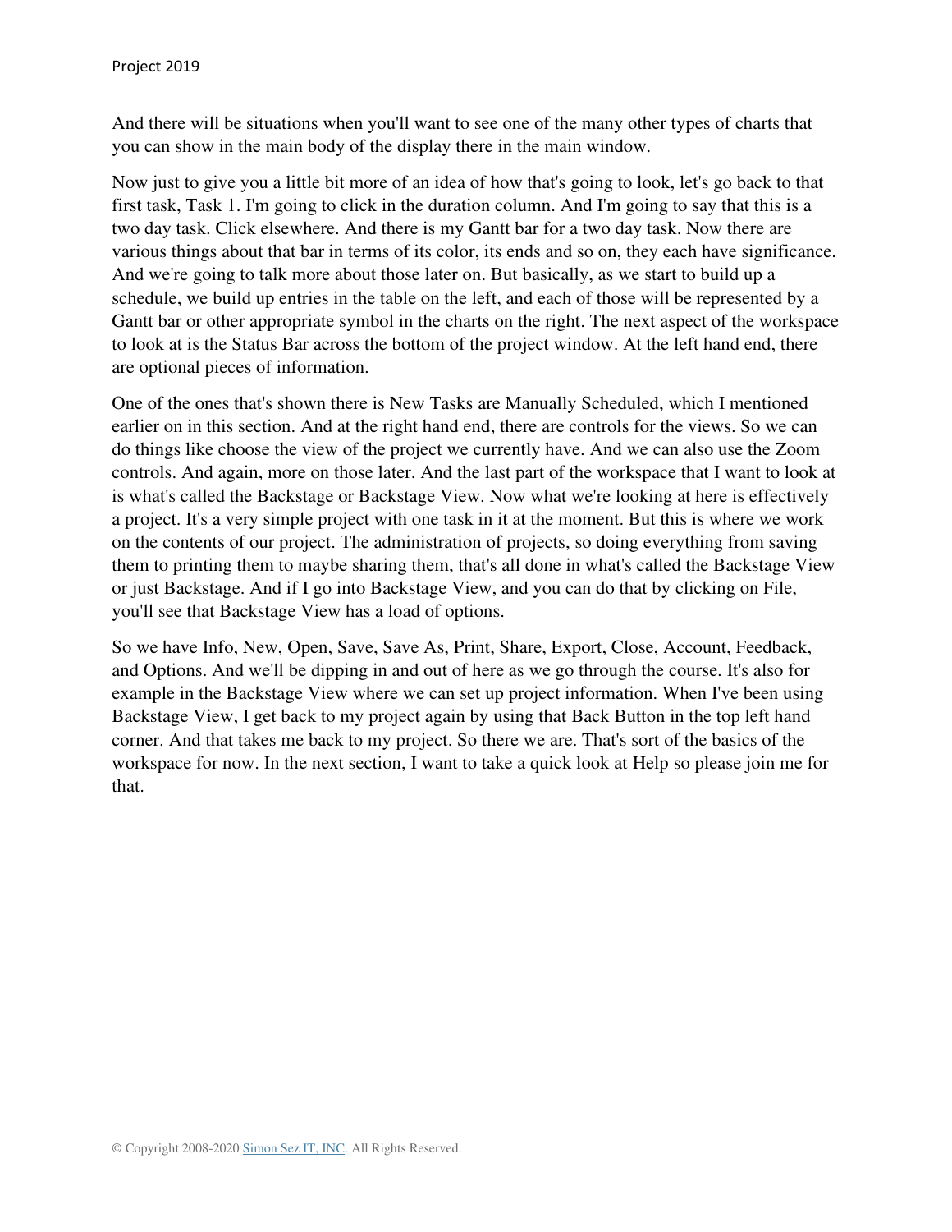And there will be situations when you'll want to see one of the many other types of charts that you can show in the main body of the display there in the main window.

Now just to give you a little bit more of an idea of how that's going to look, let's go back to that first task, Task 1. I'm going to click in the duration column. And I'm going to say that this is a two day task. Click elsewhere. And there is my Gantt bar for a two day task. Now there are various things about that bar in terms of its color, its ends and so on, they each have significance. And we're going to talk more about those later on. But basically, as we start to build up a schedule, we build up entries in the table on the left, and each of those will be represented by a Gantt bar or other appropriate symbol in the charts on the right. The next aspect of the workspace to look at is the Status Bar across the bottom of the project window. At the left hand end, there are optional pieces of information.

One of the ones that's shown there is New Tasks are Manually Scheduled, which I mentioned earlier on in this section. And at the right hand end, there are controls for the views. So we can do things like choose the view of the project we currently have. And we can also use the Zoom controls. And again, more on those later. And the last part of the workspace that I want to look at is what's called the Backstage or Backstage View. Now what we're looking at here is effectively a project. It's a very simple project with one task in it at the moment. But this is where we work on the contents of our project. The administration of projects, so doing everything from saving them to printing them to maybe sharing them, that's all done in what's called the Backstage View or just Backstage. And if I go into Backstage View, and you can do that by clicking on File, you'll see that Backstage View has a load of options.

So we have Info, New, Open, Save, Save As, Print, Share, Export, Close, Account, Feedback, and Options. And we'll be dipping in and out of here as we go through the course. It's also for example in the Backstage View where we can set up project information. When I've been using Backstage View, I get back to my project again by using that Back Button in the top left hand corner. And that takes me back to my project. So there we are. That's sort of the basics of the workspace for now. In the next section, I want to take a quick look at Help so please join me for that.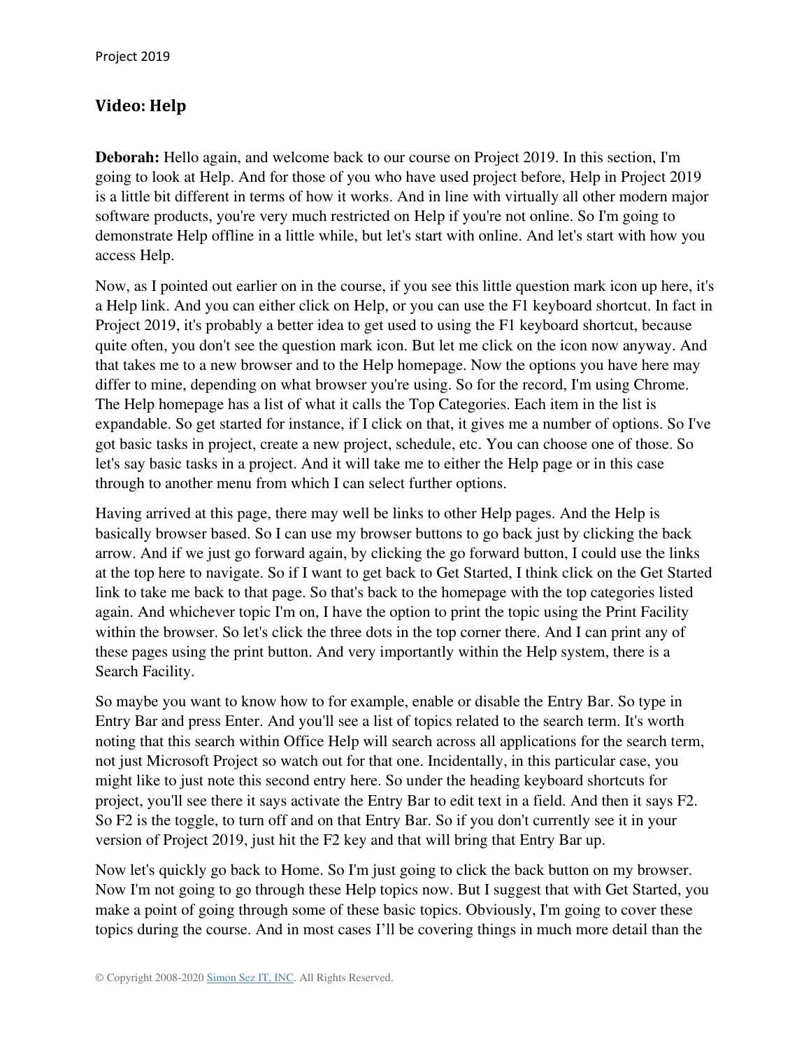## Video: Help

**Deborah:** Hello again, and welcome back to our course on Project 2019. In this section, I'm going to look at Help. And for those of you who have used project before, Help in Project 2019 is a little bit different in terms of how it works. And in line with virtually all other modern major software products, you're very much restricted on Help if you're not online. So I'm going to demonstrate Help offline in a little while, but let's start with online. And let's start with how you access Help.

Now, as I pointed out earlier on in the course, if you see this little question mark icon up here, it's a Help link. And you can either click on Help, or you can use the F1 keyboard shortcut. In fact in Project 2019, it's probably a better idea to get used to using the F1 keyboard shortcut, because quite often, you don't see the question mark icon. But let me click on the icon now anyway. And that takes me to a new browser and to the Help homepage. Now the options you have here may differ to mine, depending on what browser you're using. So for the record, I'm using Chrome. The Help homepage has a list of what it calls the Top Categories. Each item in the list is expandable. So get started for instance, if I click on that, it gives me a number of options. So I've got basic tasks in project, create a new project, schedule, etc. You can choose one of those. So let's say basic tasks in a project. And it will take me to either the Help page or in this case through to another menu from which I can select further options.

Having arrived at this page, there may well be links to other Help pages. And the Help is basically browser based. So I can use my browser buttons to go back just by clicking the back arrow. And if we just go forward again, by clicking the go forward button, I could use the links at the top here to navigate. So if I want to get back to Get Started, I think click on the Get Started link to take me back to that page. So that's back to the homepage with the top categories listed again. And whichever topic I'm on, I have the option to print the topic using the Print Facility within the browser. So let's click the three dots in the top corner there. And I can print any of these pages using the print button. And very importantly within the Help system, there is a Search Facility.

So maybe you want to know how to for example, enable or disable the Entry Bar. So type in Entry Bar and press Enter. And you'll see a list of topics related to the search term. It's worth noting that this search within Office Help will search across all applications for the search term, not just Microsoft Project so watch out for that one. Incidentally, in this particular case, you might like to just note this second entry here. So under the heading keyboard shortcuts for project, you'll see there it says activate the Entry Bar to edit text in a field. And then it says F2. So F2 is the toggle, to turn off and on that Entry Bar. So if you don't currently see it in your version of Project 2019, just hit the F2 key and that will bring that Entry Bar up.

Now let's quickly go back to Home. So I'm just going to click the back button on my browser. Now I'm not going to go through these Help topics now. But I suggest that with Get Started, you make a point of going through some of these basic topics. Obviously, I'm going to cover these topics during the course. And in most cases I'll be covering things in much more detail than the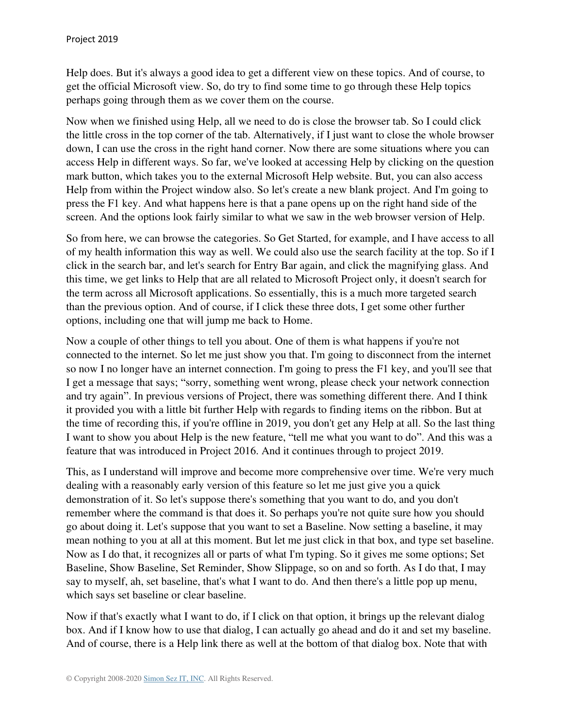Help does. But it's always a good idea to get a different view on these topics. And of course, to get the official Microsoft view. So, do try to find some time to go through these Help topics perhaps going through them as we cover them on the course.

Now when we finished using Help, all we need to do is close the browser tab. So I could click the little cross in the top corner of the tab. Alternatively, if I just want to close the whole browser down, I can use the cross in the right hand corner. Now there are some situations where you can access Help in different ways. So far, we've looked at accessing Help by clicking on the question mark button, which takes you to the external Microsoft Help website. But, you can also access Help from within the Project window also. So let's create a new blank project. And I'm going to press the F1 key. And what happens here is that a pane opens up on the right hand side of the screen. And the options look fairly similar to what we saw in the web browser version of Help.

So from here, we can browse the categories. So Get Started, for example, and I have access to all of my health information this way as well. We could also use the search facility at the top. So if I click in the search bar, and let's search for Entry Bar again, and click the magnifying glass. And this time, we get links to Help that are all related to Microsoft Project only, it doesn't search for the term across all Microsoft applications. So essentially, this is a much more targeted search than the previous option. And of course, if I click these three dots, I get some other further options, including one that will jump me back to Home.

Now a couple of other things to tell you about. One of them is what happens if you're not connected to the internet. So let me just show you that. I'm going to disconnect from the internet so now I no longer have an internet connection. I'm going to press the F1 key, and you'll see that I get a message that says; "sorry, something went wrong, please check your network connection and try again". In previous versions of Project, there was something different there. And I think it provided you with a little bit further Help with regards to finding items on the ribbon. But at the time of recording this, if you're offline in 2019, you don't get any Help at all. So the last thing I want to show you about Help is the new feature, "tell me what you want to do". And this was a feature that was introduced in Project 2016. And it continues through to project 2019.

This, as I understand will improve and become more comprehensive over time. We're very much dealing with a reasonably early version of this feature so let me just give you a quick demonstration of it. So let's suppose there's something that you want to do, and you don't remember where the command is that does it. So perhaps you're not quite sure how you should go about doing it. Let's suppose that you want to set a Baseline. Now setting a baseline, it may mean nothing to you at all at this moment. But let me just click in that box, and type set baseline. Now as I do that, it recognizes all or parts of what I'm typing. So it gives me some options; Set Baseline, Show Baseline, Set Reminder, Show Slippage, so on and so forth. As I do that, I may say to myself, ah, set baseline, that's what I want to do. And then there's a little pop up menu, which says set baseline or clear baseline.

Now if that's exactly what I want to do, if I click on that option, it brings up the relevant dialog box. And if I know how to use that dialog, I can actually go ahead and do it and set my baseline. And of course, there is a Help link there as well at the bottom of that dialog box. Note that with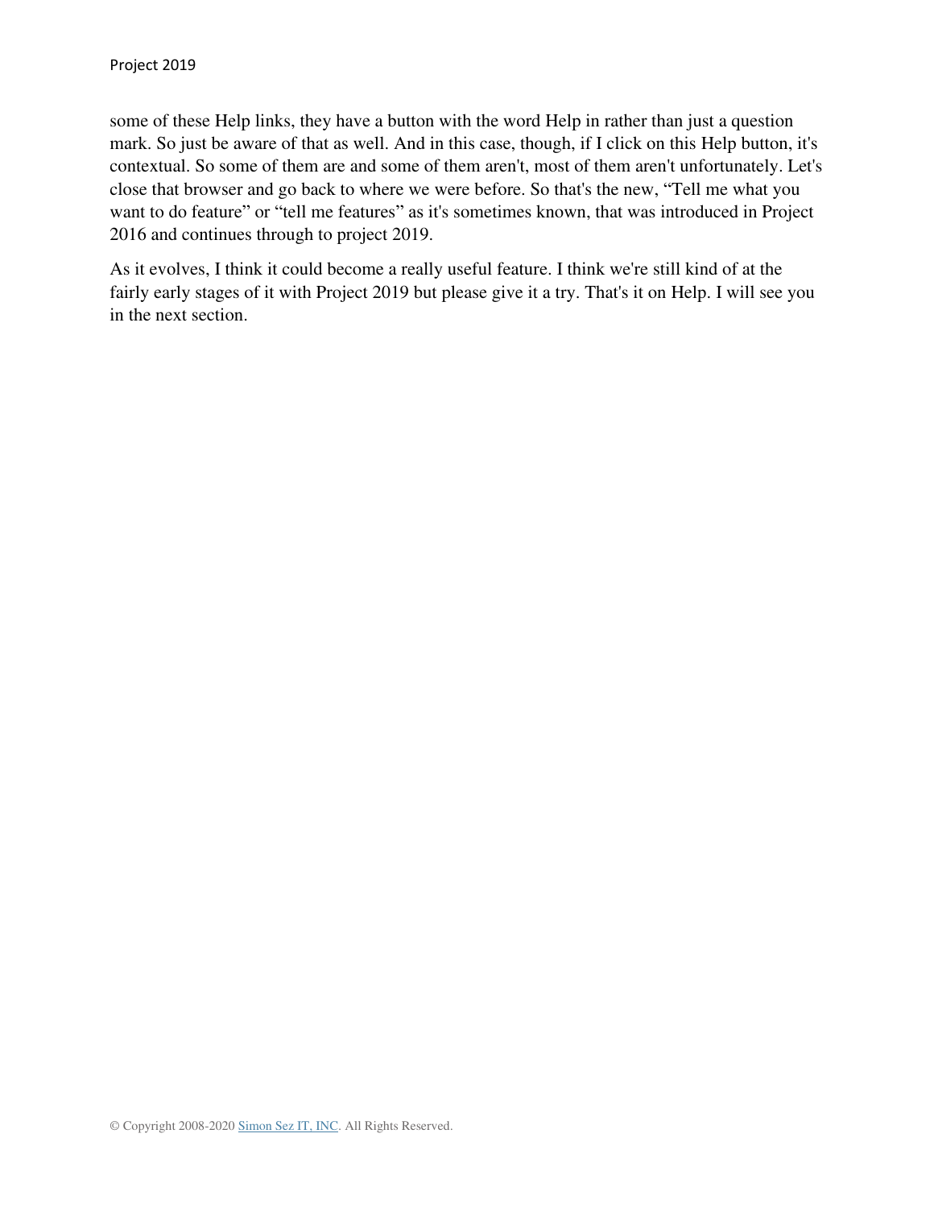some of these Help links, they have a button with the word Help in rather than just a question mark. So just be aware of that as well. And in this case, though, if I click on this Help button, it's contextual. So some of them are and some of them aren't, most of them aren't unfortunately. Let's close that browser and go back to where we were before. So that's the new, “Tell me what you want to do feature” or “tell me features” as it's sometimes known, that was introduced in Project 2016 and continues through to project 2019.

As it evolves, I think it could become a really useful feature. I think we're still kind of at the fairly early stages of it with Project 2019 but please give it a try. That's it on Help. I will see you in the next section.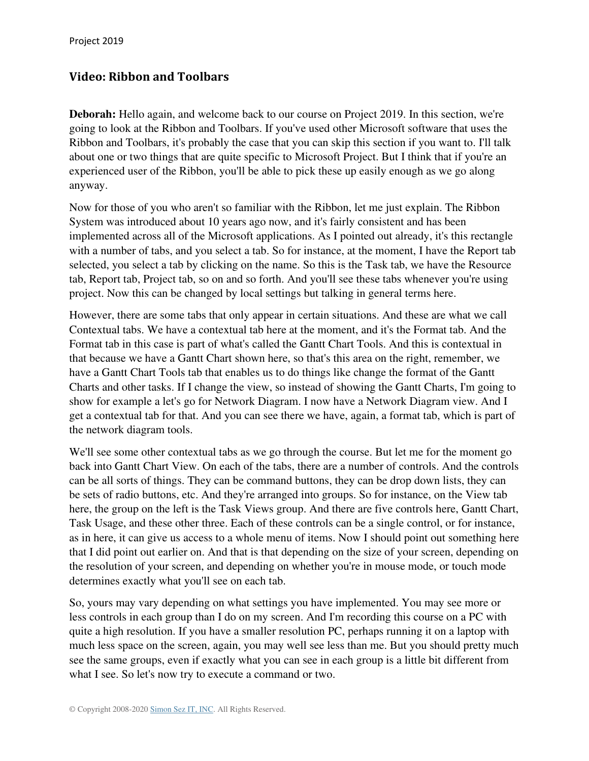## Video: Ribbon and Toolbars

**Deborah:** Hello again, and welcome back to our course on Project 2019. In this section, we're going to look at the Ribbon and Toolbars. If you've used other Microsoft software that uses the Ribbon and Toolbars, it's probably the case that you can skip this section if you want to. I'll talk about one or two things that are quite specific to Microsoft Project. But I think that if you're an experienced user of the Ribbon, you'll be able to pick these up easily enough as we go along anyway.

Now for those of you who aren't so familiar with the Ribbon, let me just explain. The Ribbon System was introduced about 10 years ago now, and it's fairly consistent and has been implemented across all of the Microsoft applications. As I pointed out already, it's this rectangle with a number of tabs, and you select a tab. So for instance, at the moment, I have the Report tab selected, you select a tab by clicking on the name. So this is the Task tab, we have the Resource tab, Report tab, Project tab, so on and so forth. And you'll see these tabs whenever you're using project. Now this can be changed by local settings but talking in general terms here.

However, there are some tabs that only appear in certain situations. And these are what we call Contextual tabs. We have a contextual tab here at the moment, and it's the Format tab. And the Format tab in this case is part of what's called the Gantt Chart Tools. And this is contextual in that because we have a Gantt Chart shown here, so that's this area on the right, remember, we have a Gantt Chart Tools tab that enables us to do things like change the format of the Gantt Charts and other tasks. If I change the view, so instead of showing the Gantt Charts, I'm going to show for example a let's go for Network Diagram. I now have a Network Diagram view. And I get a contextual tab for that. And you can see there we have, again, a format tab, which is part of the network diagram tools.

We'll see some other contextual tabs as we go through the course. But let me for the moment go back into Gantt Chart View. On each of the tabs, there are a number of controls. And the controls can be all sorts of things. They can be command buttons, they can be drop down lists, they can be sets of radio buttons, etc. And they're arranged into groups. So for instance, on the View tab here, the group on the left is the Task Views group. And there are five controls here, Gantt Chart, Task Usage, and these other three. Each of these controls can be a single control, or for instance, as in here, it can give us access to a whole menu of items. Now I should point out something here that I did point out earlier on. And that is that depending on the size of your screen, depending on the resolution of your screen, and depending on whether you're in mouse mode, or touch mode determines exactly what you'll see on each tab.

So, yours may vary depending on what settings you have implemented. You may see more or less controls in each group than I do on my screen. And I'm recording this course on a PC with quite a high resolution. If you have a smaller resolution PC, perhaps running it on a laptop with much less space on the screen, again, you may well see less than me. But you should pretty much see the same groups, even if exactly what you can see in each group is a little bit different from what I see. So let's now try to execute a command or two.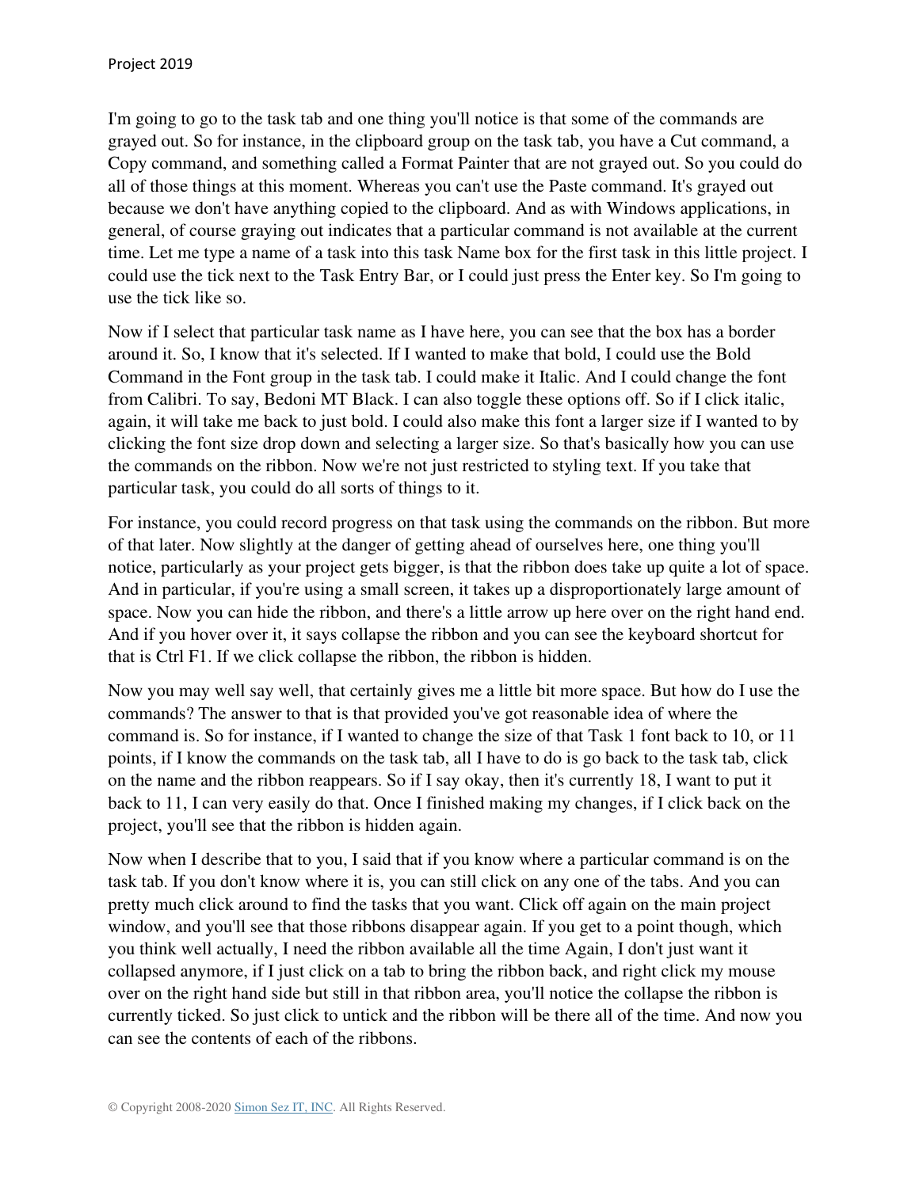I'm going to go to the task tab and one thing you'll notice is that some of the commands are grayed out. So for instance, in the clipboard group on the task tab, you have a Cut command, a Copy command, and something called a Format Painter that are not grayed out. So you could do all of those things at this moment. Whereas you can't use the Paste command. It's grayed out because we don't have anything copied to the clipboard. And as with Windows applications, in general, of course graying out indicates that a particular command is not available at the current time. Let me type a name of a task into this task Name box for the first task in this little project. I could use the tick next to the Task Entry Bar, or I could just press the Enter key. So I'm going to use the tick like so.

Now if I select that particular task name as I have here, you can see that the box has a border around it. So, I know that it's selected. If I wanted to make that bold, I could use the Bold Command in the Font group in the task tab. I could make it Italic. And I could change the font from Calibri. To say, Bedoni MT Black. I can also toggle these options off. So if I click italic, again, it will take me back to just bold. I could also make this font a larger size if I wanted to by clicking the font size drop down and selecting a larger size. So that's basically how you can use the commands on the ribbon. Now we're not just restricted to styling text. If you take that particular task, you could do all sorts of things to it.

For instance, you could record progress on that task using the commands on the ribbon. But more of that later. Now slightly at the danger of getting ahead of ourselves here, one thing you'll notice, particularly as your project gets bigger, is that the ribbon does take up quite a lot of space. And in particular, if you're using a small screen, it takes up a disproportionately large amount of space. Now you can hide the ribbon, and there's a little arrow up here over on the right hand end. And if you hover over it, it says collapse the ribbon and you can see the keyboard shortcut for that is Ctrl F1. If we click collapse the ribbon, the ribbon is hidden.

Now you may well say well, that certainly gives me a little bit more space. But how do I use the commands? The answer to that is that provided you've got reasonable idea of where the command is. So for instance, if I wanted to change the size of that Task 1 font back to 10, or 11 points, if I know the commands on the task tab, all I have to do is go back to the task tab, click on the name and the ribbon reappears. So if I say okay, then it's currently 18, I want to put it back to 11, I can very easily do that. Once I finished making my changes, if I click back on the project, you'll see that the ribbon is hidden again.

Now when I describe that to you, I said that if you know where a particular command is on the task tab. If you don't know where it is, you can still click on any one of the tabs. And you can pretty much click around to find the tasks that you want. Click off again on the main project window, and you'll see that those ribbons disappear again. If you get to a point though, which you think well actually, I need the ribbon available all the time Again, I don't just want it collapsed anymore, if I just click on a tab to bring the ribbon back, and right click my mouse over on the right hand side but still in that ribbon area, you'll notice the collapse the ribbon is currently ticked. So just click to untick and the ribbon will be there all of the time. And now you can see the contents of each of the ribbons.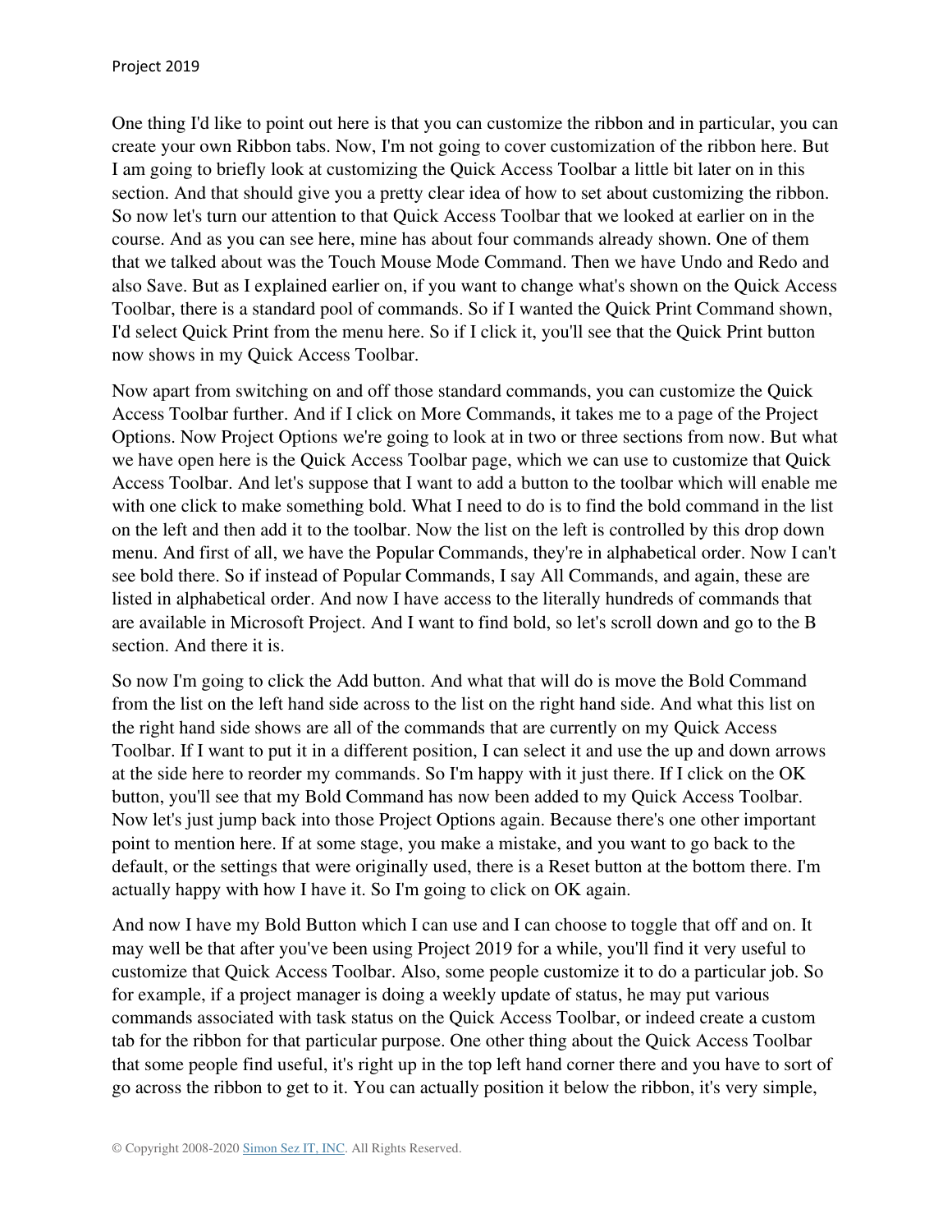One thing I'd like to point out here is that you can customize the ribbon and in particular, you can create your own Ribbon tabs. Now, I'm not going to cover customization of the ribbon here. But I am going to briefly look at customizing the Quick Access Toolbar a little bit later on in this section. And that should give you a pretty clear idea of how to set about customizing the ribbon. So now let's turn our attention to that Quick Access Toolbar that we looked at earlier on in the course. And as you can see here, mine has about four commands already shown. One of them that we talked about was the Touch Mouse Mode Command. Then we have Undo and Redo and also Save. But as I explained earlier on, if you want to change what's shown on the Quick Access Toolbar, there is a standard pool of commands. So if I wanted the Quick Print Command shown, I'd select Quick Print from the menu here. So if I click it, you'll see that the Quick Print button now shows in my Quick Access Toolbar.

Now apart from switching on and off those standard commands, you can customize the Quick Access Toolbar further. And if I click on More Commands, it takes me to a page of the Project Options. Now Project Options we're going to look at in two or three sections from now. But what we have open here is the Quick Access Toolbar page, which we can use to customize that Quick Access Toolbar. And let's suppose that I want to add a button to the toolbar which will enable me with one click to make something bold. What I need to do is to find the bold command in the list on the left and then add it to the toolbar. Now the list on the left is controlled by this drop down menu. And first of all, we have the Popular Commands, they're in alphabetical order. Now I can't see bold there. So if instead of Popular Commands, I say All Commands, and again, these are listed in alphabetical order. And now I have access to the literally hundreds of commands that are available in Microsoft Project. And I want to find bold, so let's scroll down and go to the B section. And there it is.

So now I'm going to click the Add button. And what that will do is move the Bold Command from the list on the left hand side across to the list on the right hand side. And what this list on the right hand side shows are all of the commands that are currently on my Quick Access Toolbar. If I want to put it in a different position, I can select it and use the up and down arrows at the side here to reorder my commands. So I'm happy with it just there. If I click on the OK button, you'll see that my Bold Command has now been added to my Quick Access Toolbar. Now let's just jump back into those Project Options again. Because there's one other important point to mention here. If at some stage, you make a mistake, and you want to go back to the default, or the settings that were originally used, there is a Reset button at the bottom there. I'm actually happy with how I have it. So I'm going to click on OK again.

And now I have my Bold Button which I can use and I can choose to toggle that off and on. It may well be that after you've been using Project 2019 for a while, you'll find it very useful to customize that Quick Access Toolbar. Also, some people customize it to do a particular job. So for example, if a project manager is doing a weekly update of status, he may put various commands associated with task status on the Quick Access Toolbar, or indeed create a custom tab for the ribbon for that particular purpose. One other thing about the Quick Access Toolbar that some people find useful, it's right up in the top left hand corner there and you have to sort of go across the ribbon to get to it. You can actually position it below the ribbon, it's very simple,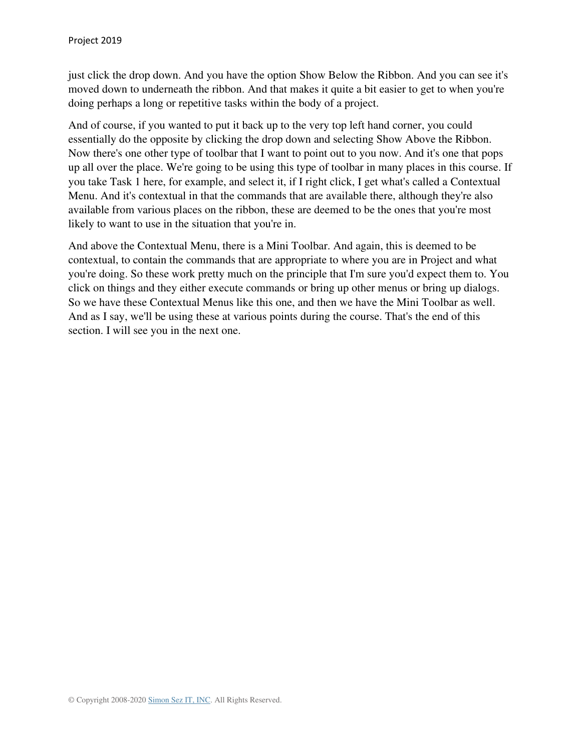just click the drop down. And you have the option Show Below the Ribbon. And you can see it's moved down to underneath the ribbon. And that makes it quite a bit easier to get to when you're doing perhaps a long or repetitive tasks within the body of a project.

And of course, if you wanted to put it back up to the very top left hand corner, you could essentially do the opposite by clicking the drop down and selecting Show Above the Ribbon. Now there's one other type of toolbar that I want to point out to you now. And it's one that pops up all over the place. We're going to be using this type of toolbar in many places in this course. If you take Task 1 here, for example, and select it, if I right click, I get what's called a Contextual Menu. And it's contextual in that the commands that are available there, although they're also available from various places on the ribbon, these are deemed to be the ones that you're most likely to want to use in the situation that you're in.

And above the Contextual Menu, there is a Mini Toolbar. And again, this is deemed to be contextual, to contain the commands that are appropriate to where you are in Project and what you're doing. So these work pretty much on the principle that I'm sure you'd expect them to. You click on things and they either execute commands or bring up other menus or bring up dialogs. So we have these Contextual Menus like this one, and then we have the Mini Toolbar as well. And as I say, we'll be using these at various points during the course. That's the end of this section. I will see you in the next one.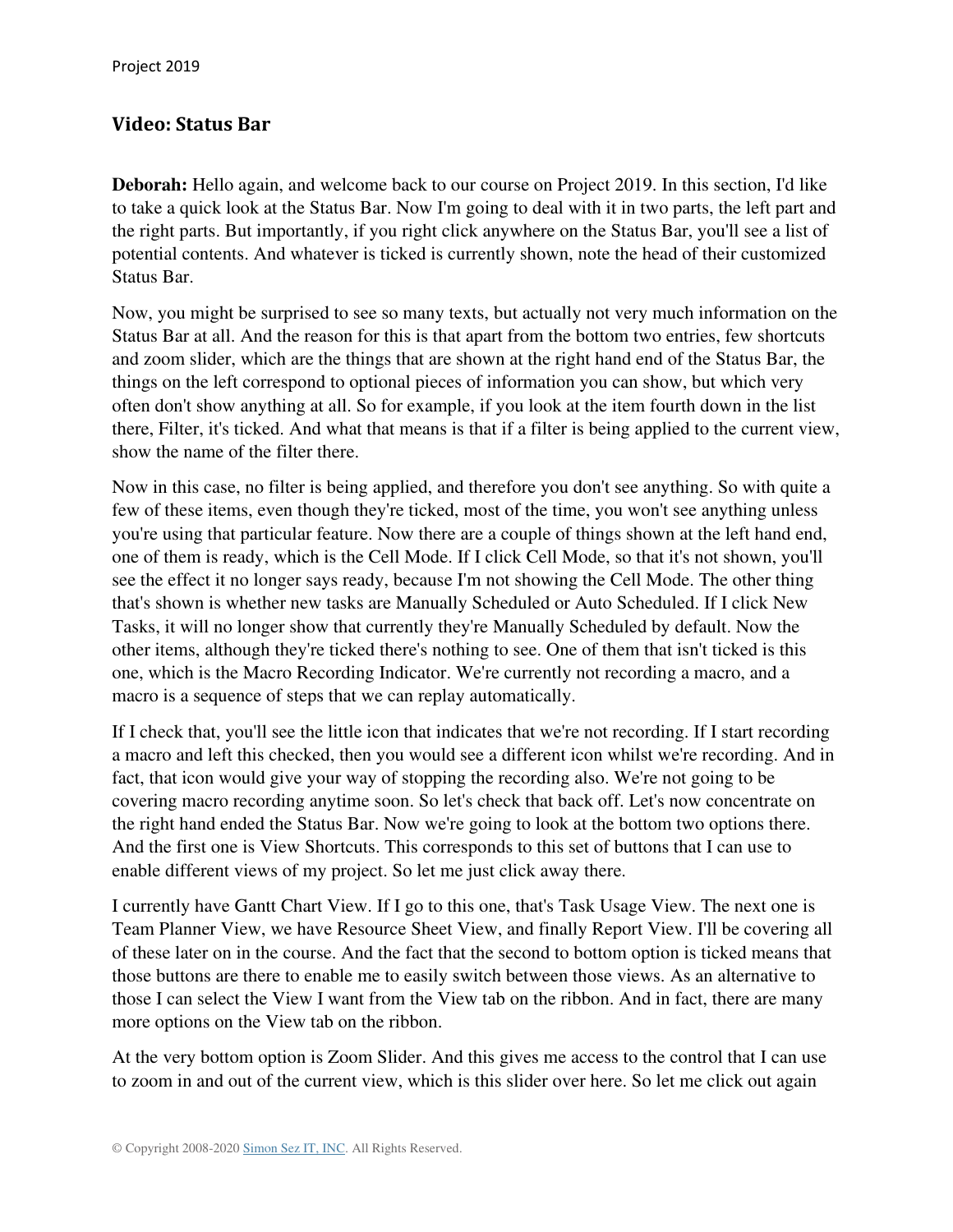## Video: Status Bar

**Deborah:** Hello again, and welcome back to our course on Project 2019. In this section, I'd like to take a quick look at the Status Bar. Now I'm going to deal with it in two parts, the left part and the right parts. But importantly, if you right click anywhere on the Status Bar, you'll see a list of potential contents. And whatever is ticked is currently shown, note the head of their customized Status Bar.

Now, you might be surprised to see so many texts, but actually not very much information on the Status Bar at all. And the reason for this is that apart from the bottom two entries, few shortcuts and zoom slider, which are the things that are shown at the right hand end of the Status Bar, the things on the left correspond to optional pieces of information you can show, but which very often don't show anything at all. So for example, if you look at the item fourth down in the list there, Filter, it's ticked. And what that means is that if a filter is being applied to the current view, show the name of the filter there.

Now in this case, no filter is being applied, and therefore you don't see anything. So with quite a few of these items, even though they're ticked, most of the time, you won't see anything unless you're using that particular feature. Now there are a couple of things shown at the left hand end, one of them is ready, which is the Cell Mode. If I click Cell Mode, so that it's not shown, you'll see the effect it no longer says ready, because I'm not showing the Cell Mode. The other thing that's shown is whether new tasks are Manually Scheduled or Auto Scheduled. If I click New Tasks, it will no longer show that currently they're Manually Scheduled by default. Now the other items, although they're ticked there's nothing to see. One of them that isn't ticked is this one, which is the Macro Recording Indicator. We're currently not recording a macro, and a macro is a sequence of steps that we can replay automatically.

If I check that, you'll see the little icon that indicates that we're not recording. If I start recording a macro and left this checked, then you would see a different icon whilst we're recording. And in fact, that icon would give your way of stopping the recording also. We're not going to be covering macro recording anytime soon. So let's check that back off. Let's now concentrate on the right hand ended the Status Bar. Now we're going to look at the bottom two options there. And the first one is View Shortcuts. This corresponds to this set of buttons that I can use to enable different views of my project. So let me just click away there.

I currently have Gantt Chart View. If I go to this one, that's Task Usage View. The next one is Team Planner View, we have Resource Sheet View, and finally Report View. I'll be covering all of these later on in the course. And the fact that the second to bottom option is ticked means that those buttons are there to enable me to easily switch between those views. As an alternative to those I can select the View I want from the View tab on the ribbon. And in fact, there are many more options on the View tab on the ribbon.

At the very bottom option is Zoom Slider. And this gives me access to the control that I can use to zoom in and out of the current view, which is this slider over here. So let me click out again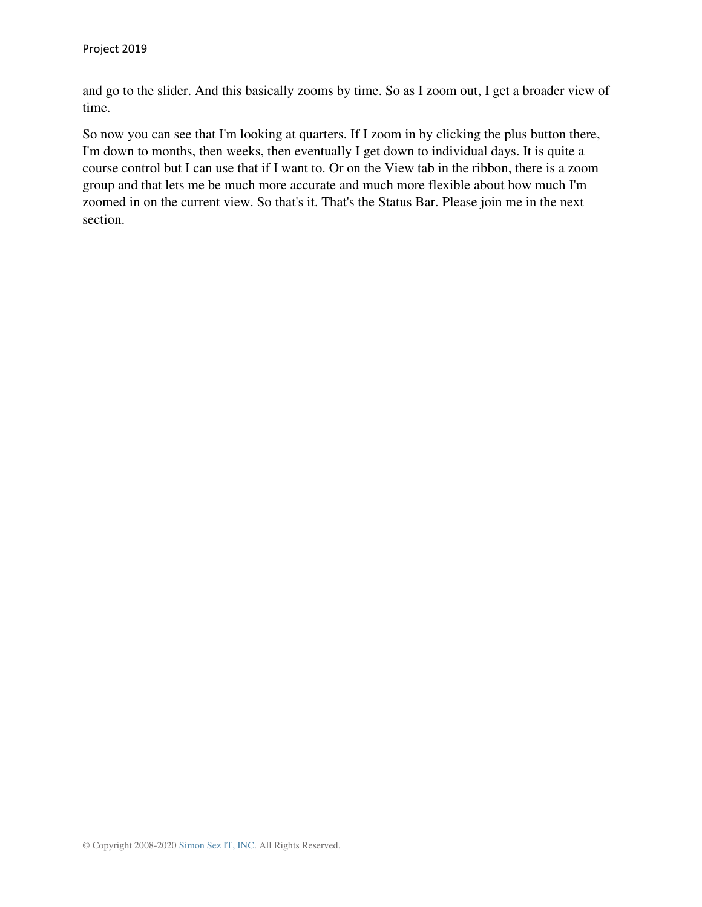and go to the slider. And this basically zooms by time. So as I zoom out, I get a broader view of time.

So now you can see that I'm looking at quarters. If I zoom in by clicking the plus button there, I'm down to months, then weeks, then eventually I get down to individual days. It is quite a course control but I can use that if I want to. Or on the View tab in the ribbon, there is a zoom group and that lets me be much more accurate and much more flexible about how much I'm zoomed in on the current view. So that's it. That's the Status Bar. Please join me in the next section.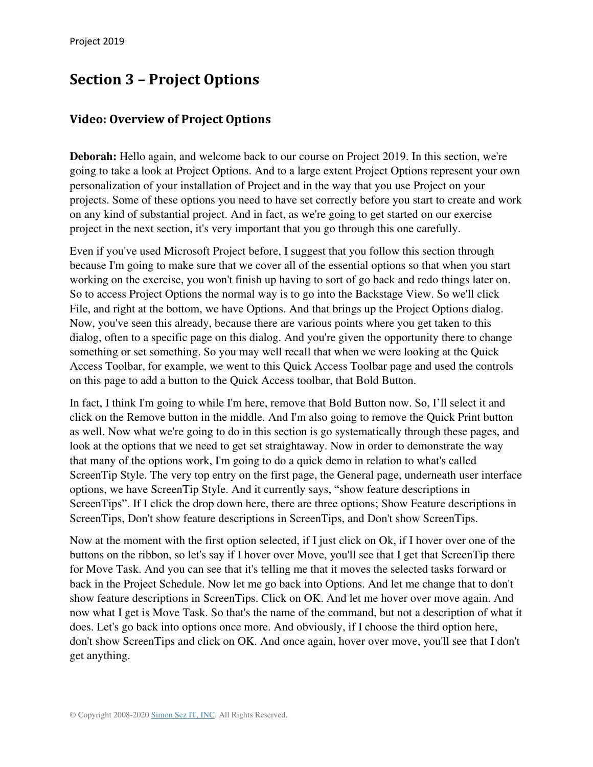# Section 3 – Project Options

## Video: Overview of Project Options

**Deborah:** Hello again, and welcome back to our course on Project 2019. In this section, we're going to take a look at Project Options. And to a large extent Project Options represent your own personalization of your installation of Project and in the way that you use Project on your projects. Some of these options you need to have set correctly before you start to create and work on any kind of substantial project. And in fact, as we're going to get started on our exercise project in the next section, it's very important that you go through this one carefully.

Even if you've used Microsoft Project before, I suggest that you follow this section through because I'm going to make sure that we cover all of the essential options so that when you start working on the exercise, you won't finish up having to sort of go back and redo things later on. So to access Project Options the normal way is to go into the Backstage View. So we'll click File, and right at the bottom, we have Options. And that brings up the Project Options dialog. Now, you've seen this already, because there are various points where you get taken to this dialog, often to a specific page on this dialog. And you're given the opportunity there to change something or set something. So you may well recall that when we were looking at the Quick Access Toolbar, for example, we went to this Quick Access Toolbar page and used the controls on this page to add a button to the Quick Access toolbar, that Bold Button.

In fact, I think I'm going to while I'm here, remove that Bold Button now. So, I'll select it and click on the Remove button in the middle. And I'm also going to remove the Quick Print button as well. Now what we're going to do in this section is go systematically through these pages, and look at the options that we need to get set straightaway. Now in order to demonstrate the way that many of the options work, I'm going to do a quick demo in relation to what's called ScreenTip Style. The very top entry on the first page, the General page, underneath user interface options, we have ScreenTip Style. And it currently says, "show feature descriptions in ScreenTips". If I click the drop down here, there are three options; Show Feature descriptions in ScreenTips, Don't show feature descriptions in ScreenTips, and Don't show ScreenTips.

Now at the moment with the first option selected, if I just click on Ok, if I hover over one of the buttons on the ribbon, so let's say if I hover over Move, you'll see that I get that ScreenTip there for Move Task. And you can see that it's telling me that it moves the selected tasks forward or back in the Project Schedule. Now let me go back into Options. And let me change that to don't show feature descriptions in ScreenTips. Click on OK. And let me hover over move again. And now what I get is Move Task. So that's the name of the command, but not a description of what it does. Let's go back into options once more. And obviously, if I choose the third option here, don't show ScreenTips and click on OK. And once again, hover over move, you'll see that I don't get anything.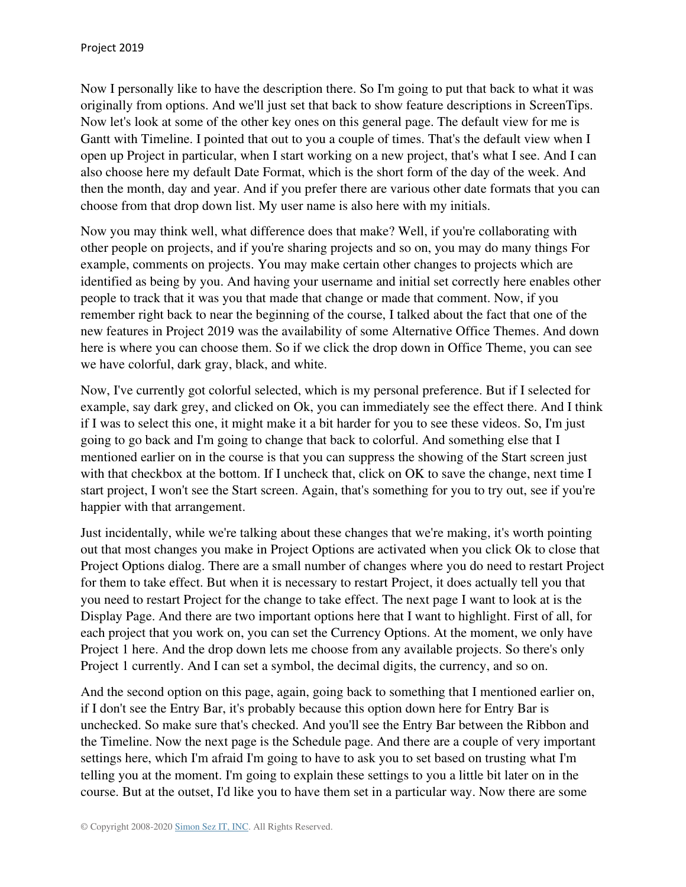Now I personally like to have the description there. So I'm going to put that back to what it was originally from options. And we'll just set that back to show feature descriptions in ScreenTips. Now let's look at some of the other key ones on this general page. The default view for me is Gantt with Timeline. I pointed that out to you a couple of times. That's the default view when I open up Project in particular, when I start working on a new project, that's what I see. And I can also choose here my default Date Format, which is the short form of the day of the week. And then the month, day and year. And if you prefer there are various other date formats that you can choose from that drop down list. My user name is also here with my initials.

Now you may think well, what difference does that make? Well, if you're collaborating with other people on projects, and if you're sharing projects and so on, you may do many things For example, comments on projects. You may make certain other changes to projects which are identified as being by you. And having your username and initial set correctly here enables other people to track that it was you that made that change or made that comment. Now, if you remember right back to near the beginning of the course, I talked about the fact that one of the new features in Project 2019 was the availability of some Alternative Office Themes. And down here is where you can choose them. So if we click the drop down in Office Theme, you can see we have colorful, dark gray, black, and white.

Now, I've currently got colorful selected, which is my personal preference. But if I selected for example, say dark grey, and clicked on Ok, you can immediately see the effect there. And I think if I was to select this one, it might make it a bit harder for you to see these videos. So, I'm just going to go back and I'm going to change that back to colorful. And something else that I mentioned earlier on in the course is that you can suppress the showing of the Start screen just with that checkbox at the bottom. If I uncheck that, click on OK to save the change, next time I start project, I won't see the Start screen. Again, that's something for you to try out, see if you're happier with that arrangement.

Just incidentally, while we're talking about these changes that we're making, it's worth pointing out that most changes you make in Project Options are activated when you click Ok to close that Project Options dialog. There are a small number of changes where you do need to restart Project for them to take effect. But when it is necessary to restart Project, it does actually tell you that you need to restart Project for the change to take effect. The next page I want to look at is the Display Page. And there are two important options here that I want to highlight. First of all, for each project that you work on, you can set the Currency Options. At the moment, we only have Project 1 here. And the drop down lets me choose from any available projects. So there's only Project 1 currently. And I can set a symbol, the decimal digits, the currency, and so on.

And the second option on this page, again, going back to something that I mentioned earlier on, if I don't see the Entry Bar, it's probably because this option down here for Entry Bar is unchecked. So make sure that's checked. And you'll see the Entry Bar between the Ribbon and the Timeline. Now the next page is the Schedule page. And there are a couple of very important settings here, which I'm afraid I'm going to have to ask you to set based on trusting what I'm telling you at the moment. I'm going to explain these settings to you a little bit later on in the course. But at the outset, I'd like you to have them set in a particular way. Now there are some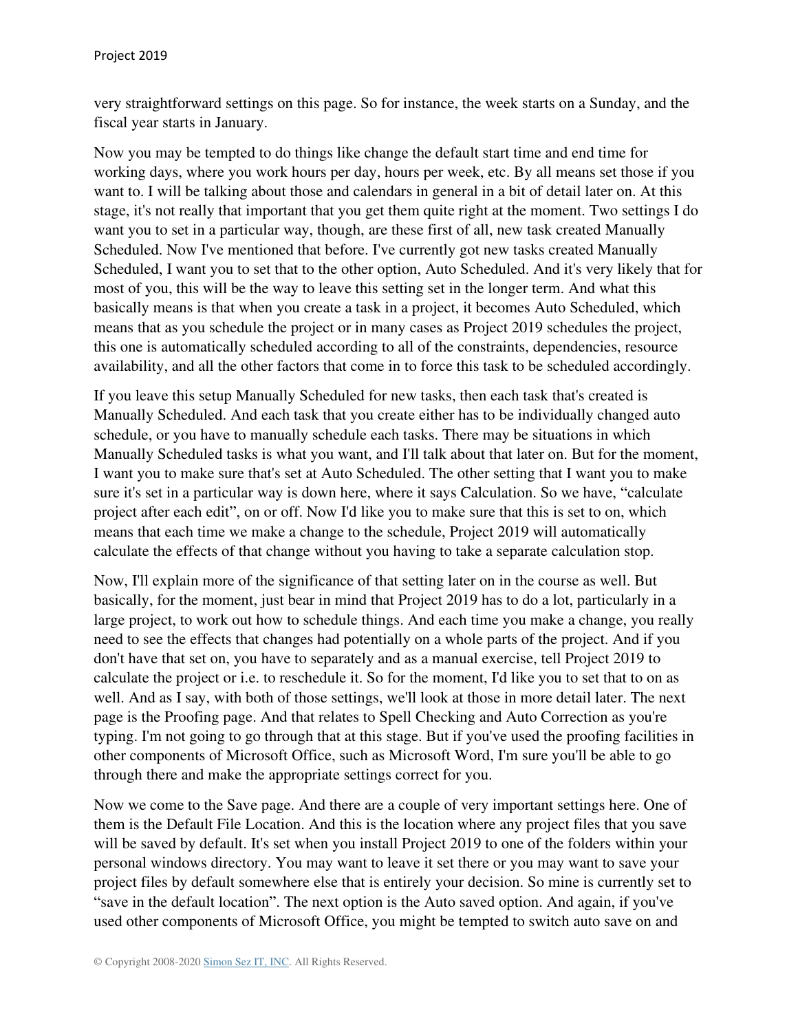very straightforward settings on this page. So for instance, the week starts on a Sunday, and the fiscal year starts in January.

Now you may be tempted to do things like change the default start time and end time for working days, where you work hours per day, hours per week, etc. By all means set those if you want to. I will be talking about those and calendars in general in a bit of detail later on. At this stage, it's not really that important that you get them quite right at the moment. Two settings I do want you to set in a particular way, though, are these first of all, new task created Manually Scheduled. Now I've mentioned that before. I've currently got new tasks created Manually Scheduled, I want you to set that to the other option, Auto Scheduled. And it's very likely that for most of you, this will be the way to leave this setting set in the longer term. And what this basically means is that when you create a task in a project, it becomes Auto Scheduled, which means that as you schedule the project or in many cases as Project 2019 schedules the project, this one is automatically scheduled according to all of the constraints, dependencies, resource availability, and all the other factors that come in to force this task to be scheduled accordingly.

If you leave this setup Manually Scheduled for new tasks, then each task that's created is Manually Scheduled. And each task that you create either has to be individually changed auto schedule, or you have to manually schedule each tasks. There may be situations in which Manually Scheduled tasks is what you want, and I'll talk about that later on. But for the moment, I want you to make sure that's set at Auto Scheduled. The other setting that I want you to make sure it's set in a particular way is down here, where it says Calculation. So we have, "calculate project after each edit", on or off. Now I'd like you to make sure that this is set to on, which means that each time we make a change to the schedule, Project 2019 will automatically calculate the effects of that change without you having to take a separate calculation stop.

Now, I'll explain more of the significance of that setting later on in the course as well. But basically, for the moment, just bear in mind that Project 2019 has to do a lot, particularly in a large project, to work out how to schedule things. And each time you make a change, you really need to see the effects that changes had potentially on a whole parts of the project. And if you don't have that set on, you have to separately and as a manual exercise, tell Project 2019 to calculate the project or i.e. to reschedule it. So for the moment, I'd like you to set that to on as well. And as I say, with both of those settings, we'll look at those in more detail later. The next page is the Proofing page. And that relates to Spell Checking and Auto Correction as you're typing. I'm not going to go through that at this stage. But if you've used the proofing facilities in other components of Microsoft Office, such as Microsoft Word, I'm sure you'll be able to go through there and make the appropriate settings correct for you.

Now we come to the Save page. And there are a couple of very important settings here. One of them is the Default File Location. And this is the location where any project files that you save will be saved by default. It's set when you install Project 2019 to one of the folders within your personal windows directory. You may want to leave it set there or you may want to save your project files by default somewhere else that is entirely your decision. So mine is currently set to "save in the default location". The next option is the Auto saved option. And again, if you've used other components of Microsoft Office, you might be tempted to switch auto save on and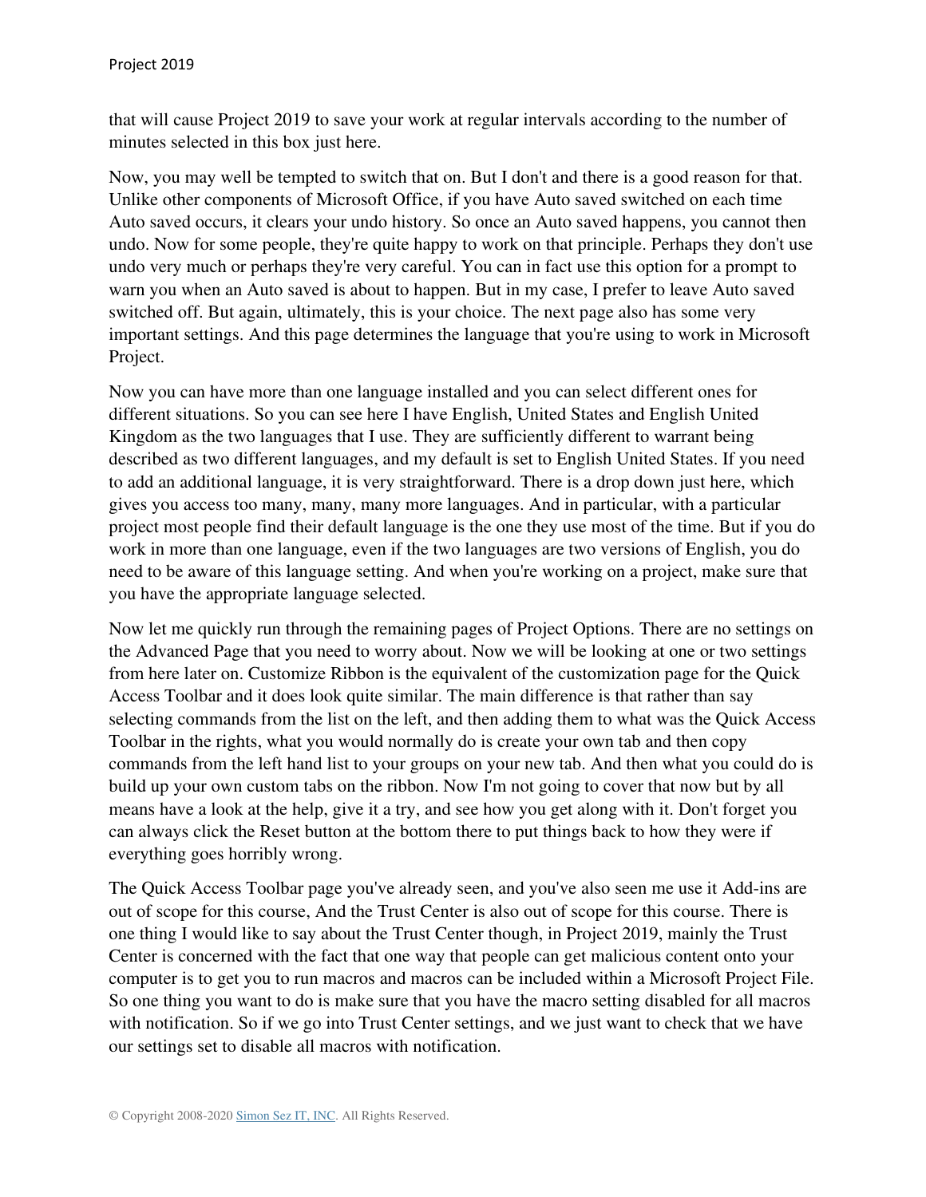that will cause Project 2019 to save your work at regular intervals according to the number of minutes selected in this box just here.

Now, you may well be tempted to switch that on. But I don't and there is a good reason for that. Unlike other components of Microsoft Office, if you have Auto saved switched on each time Auto saved occurs, it clears your undo history. So once an Auto saved happens, you cannot then undo. Now for some people, they're quite happy to work on that principle. Perhaps they don't use undo very much or perhaps they're very careful. You can in fact use this option for a prompt to warn you when an Auto saved is about to happen. But in my case, I prefer to leave Auto saved switched off. But again, ultimately, this is your choice. The next page also has some very important settings. And this page determines the language that you're using to work in Microsoft Project.

Now you can have more than one language installed and you can select different ones for different situations. So you can see here I have English, United States and English United Kingdom as the two languages that I use. They are sufficiently different to warrant being described as two different languages, and my default is set to English United States. If you need to add an additional language, it is very straightforward. There is a drop down just here, which gives you access too many, many, many more languages. And in particular, with a particular project most people find their default language is the one they use most of the time. But if you do work in more than one language, even if the two languages are two versions of English, you do need to be aware of this language setting. And when you're working on a project, make sure that you have the appropriate language selected.

Now let me quickly run through the remaining pages of Project Options. There are no settings on the Advanced Page that you need to worry about. Now we will be looking at one or two settings from here later on. Customize Ribbon is the equivalent of the customization page for the Quick Access Toolbar and it does look quite similar. The main difference is that rather than say selecting commands from the list on the left, and then adding them to what was the Quick Access Toolbar in the rights, what you would normally do is create your own tab and then copy commands from the left hand list to your groups on your new tab. And then what you could do is build up your own custom tabs on the ribbon. Now I'm not going to cover that now but by all means have a look at the help, give it a try, and see how you get along with it. Don't forget you can always click the Reset button at the bottom there to put things back to how they were if everything goes horribly wrong.

The Quick Access Toolbar page you've already seen, and you've also seen me use it Add-ins are out of scope for this course, And the Trust Center is also out of scope for this course. There is one thing I would like to say about the Trust Center though, in Project 2019, mainly the Trust Center is concerned with the fact that one way that people can get malicious content onto your computer is to get you to run macros and macros can be included within a Microsoft Project File. So one thing you want to do is make sure that you have the macro setting disabled for all macros with notification. So if we go into Trust Center settings, and we just want to check that we have our settings set to disable all macros with notification.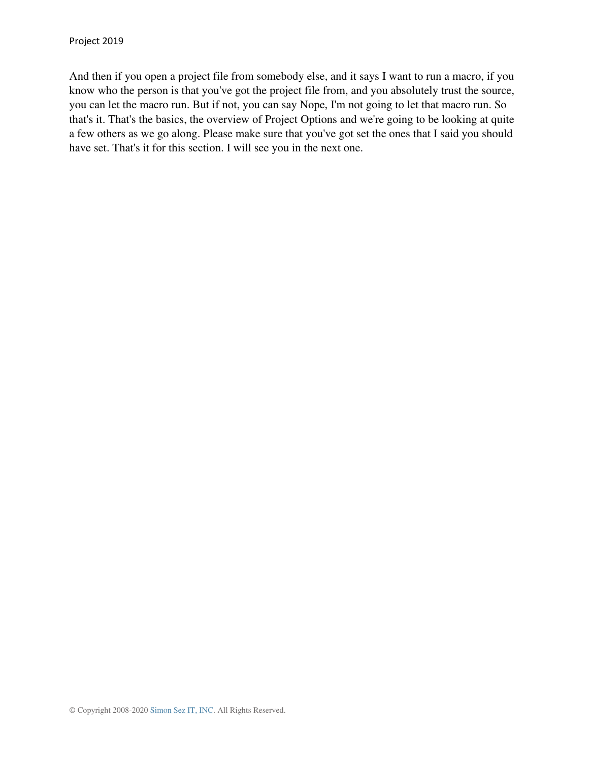And then if you open a project file from somebody else, and it says I want to run a macro, if you know who the person is that you've got the project file from, and you absolutely trust the source, you can let the macro run. But if not, you can say Nope, I'm not going to let that macro run. So that's it. That's the basics, the overview of Project Options and we're going to be looking at quite a few others as we go along. Please make sure that you've got set the ones that I said you should have set. That's it for this section. I will see you in the next one.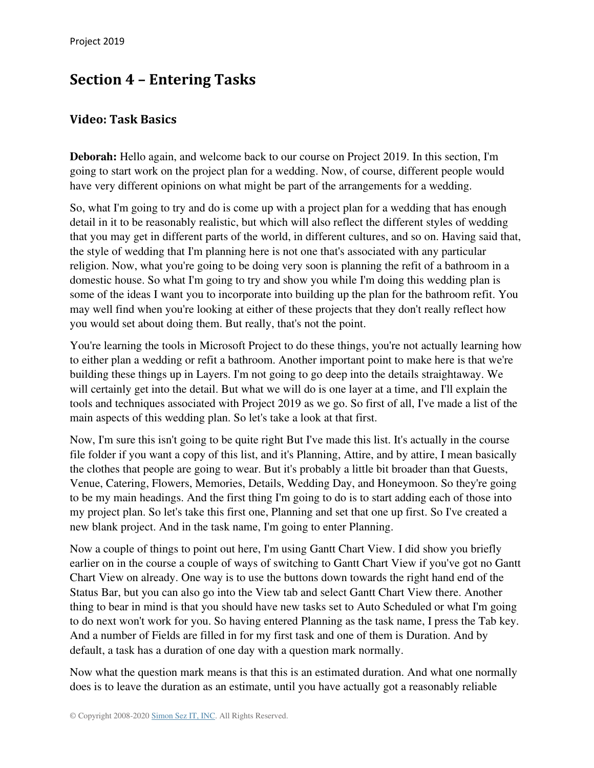# Section 4 – Entering Tasks

## Video: Task Basics

**Deborah:** Hello again, and welcome back to our course on Project 2019. In this section, I'm going to start work on the project plan for a wedding. Now, of course, different people would have very different opinions on what might be part of the arrangements for a wedding.

So, what I'm going to try and do is come up with a project plan for a wedding that has enough detail in it to be reasonably realistic, but which will also reflect the different styles of wedding that you may get in different parts of the world, in different cultures, and so on. Having said that, the style of wedding that I'm planning here is not one that's associated with any particular religion. Now, what you're going to be doing very soon is planning the refit of a bathroom in a domestic house. So what I'm going to try and show you while I'm doing this wedding plan is some of the ideas I want you to incorporate into building up the plan for the bathroom refit. You may well find when you're looking at either of these projects that they don't really reflect how you would set about doing them. But really, that's not the point.

You're learning the tools in Microsoft Project to do these things, you're not actually learning how to either plan a wedding or refit a bathroom. Another important point to make here is that we're building these things up in Layers. I'm not going to go deep into the details straightaway. We will certainly get into the detail. But what we will do is one layer at a time, and I'll explain the tools and techniques associated with Project 2019 as we go. So first of all, I've made a list of the main aspects of this wedding plan. So let's take a look at that first.

Now, I'm sure this isn't going to be quite right But I've made this list. It's actually in the course file folder if you want a copy of this list, and it's Planning, Attire, and by attire, I mean basically the clothes that people are going to wear. But it's probably a little bit broader than that Guests, Venue, Catering, Flowers, Memories, Details, Wedding Day, and Honeymoon. So they're going to be my main headings. And the first thing I'm going to do is to start adding each of those into my project plan. So let's take this first one, Planning and set that one up first. So I've created a new blank project. And in the task name, I'm going to enter Planning.

Now a couple of things to point out here, I'm using Gantt Chart View. I did show you briefly earlier on in the course a couple of ways of switching to Gantt Chart View if you've got no Gantt Chart View on already. One way is to use the buttons down towards the right hand end of the Status Bar, but you can also go into the View tab and select Gantt Chart View there. Another thing to bear in mind is that you should have new tasks set to Auto Scheduled or what I'm going to do next won't work for you. So having entered Planning as the task name, I press the Tab key. And a number of Fields are filled in for my first task and one of them is Duration. And by default, a task has a duration of one day with a question mark normally.

Now what the question mark means is that this is an estimated duration. And what one normally does is to leave the duration as an estimate, until you have actually got a reasonably reliable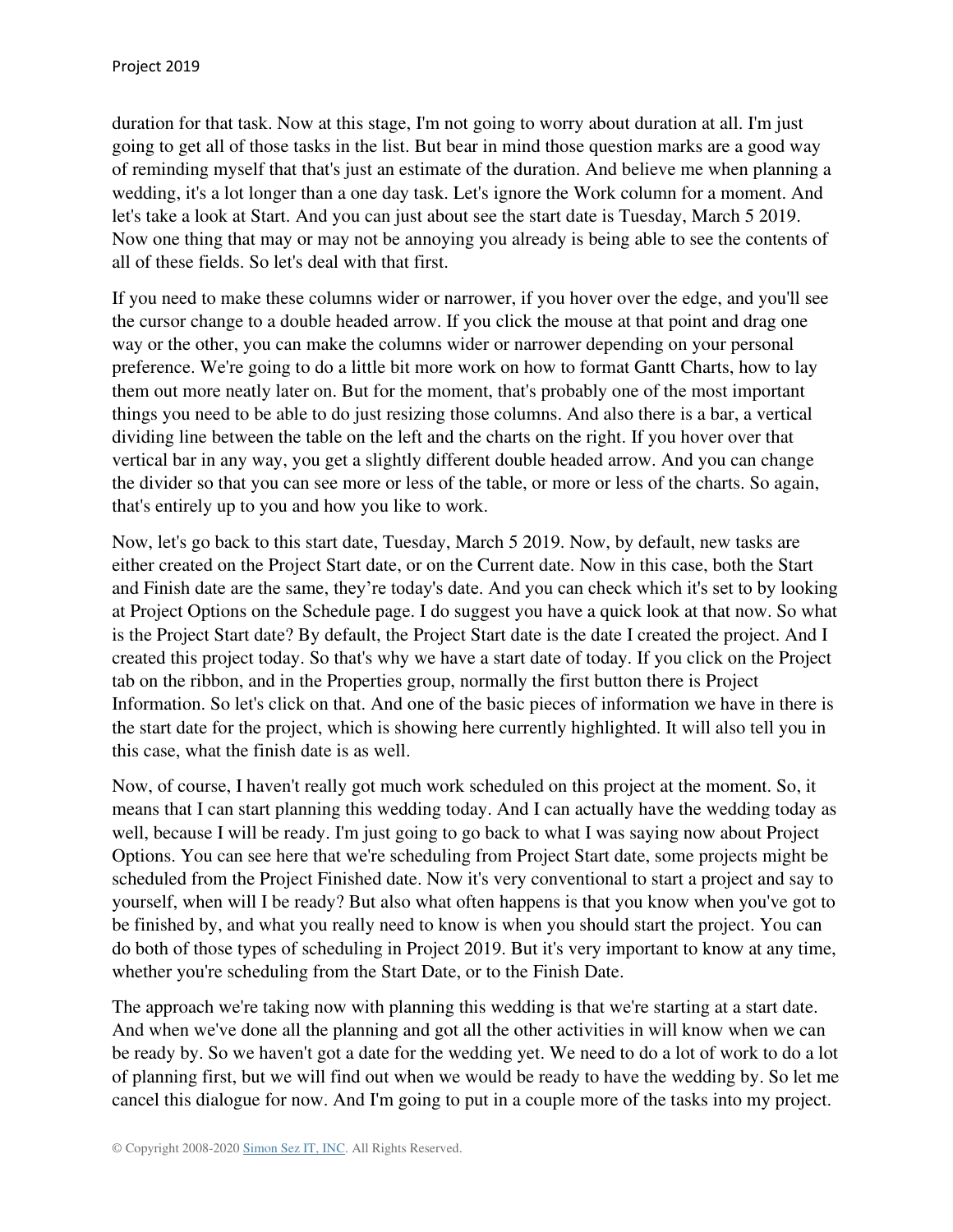duration for that task. Now at this stage, I'm not going to worry about duration at all. I'm just going to get all of those tasks in the list. But bear in mind those question marks are a good way of reminding myself that that's just an estimate of the duration. And believe me when planning a wedding, it's a lot longer than a one day task. Let's ignore the Work column for a moment. And let's take a look at Start. And you can just about see the start date is Tuesday, March 5 2019. Now one thing that may or may not be annoying you already is being able to see the contents of all of these fields. So let's deal with that first.

If you need to make these columns wider or narrower, if you hover over the edge, and you'll see the cursor change to a double headed arrow. If you click the mouse at that point and drag one way or the other, you can make the columns wider or narrower depending on your personal preference. We're going to do a little bit more work on how to format Gantt Charts, how to lay them out more neatly later on. But for the moment, that's probably one of the most important things you need to be able to do just resizing those columns. And also there is a bar, a vertical dividing line between the table on the left and the charts on the right. If you hover over that vertical bar in any way, you get a slightly different double headed arrow. And you can change the divider so that you can see more or less of the table, or more or less of the charts. So again, that's entirely up to you and how you like to work.

Now, let's go back to this start date, Tuesday, March 5 2019. Now, by default, new tasks are either created on the Project Start date, or on the Current date. Now in this case, both the Start and Finish date are the same, they're today's date. And you can check which it's set to by looking at Project Options on the Schedule page. I do suggest you have a quick look at that now. So what is the Project Start date? By default, the Project Start date is the date I created the project. And I created this project today. So that's why we have a start date of today. If you click on the Project tab on the ribbon, and in the Properties group, normally the first button there is Project Information. So let's click on that. And one of the basic pieces of information we have in there is the start date for the project, which is showing here currently highlighted. It will also tell you in this case, what the finish date is as well.

Now, of course, I haven't really got much work scheduled on this project at the moment. So, it means that I can start planning this wedding today. And I can actually have the wedding today as well, because I will be ready. I'm just going to go back to what I was saying now about Project Options. You can see here that we're scheduling from Project Start date, some projects might be scheduled from the Project Finished date. Now it's very conventional to start a project and say to yourself, when will I be ready? But also what often happens is that you know when you've got to be finished by, and what you really need to know is when you should start the project. You can do both of those types of scheduling in Project 2019. But it's very important to know at any time, whether you're scheduling from the Start Date, or to the Finish Date.

The approach we're taking now with planning this wedding is that we're starting at a start date. And when we've done all the planning and got all the other activities in will know when we can be ready by. So we haven't got a date for the wedding yet. We need to do a lot of work to do a lot of planning first, but we will find out when we would be ready to have the wedding by. So let me cancel this dialogue for now. And I'm going to put in a couple more of the tasks into my project.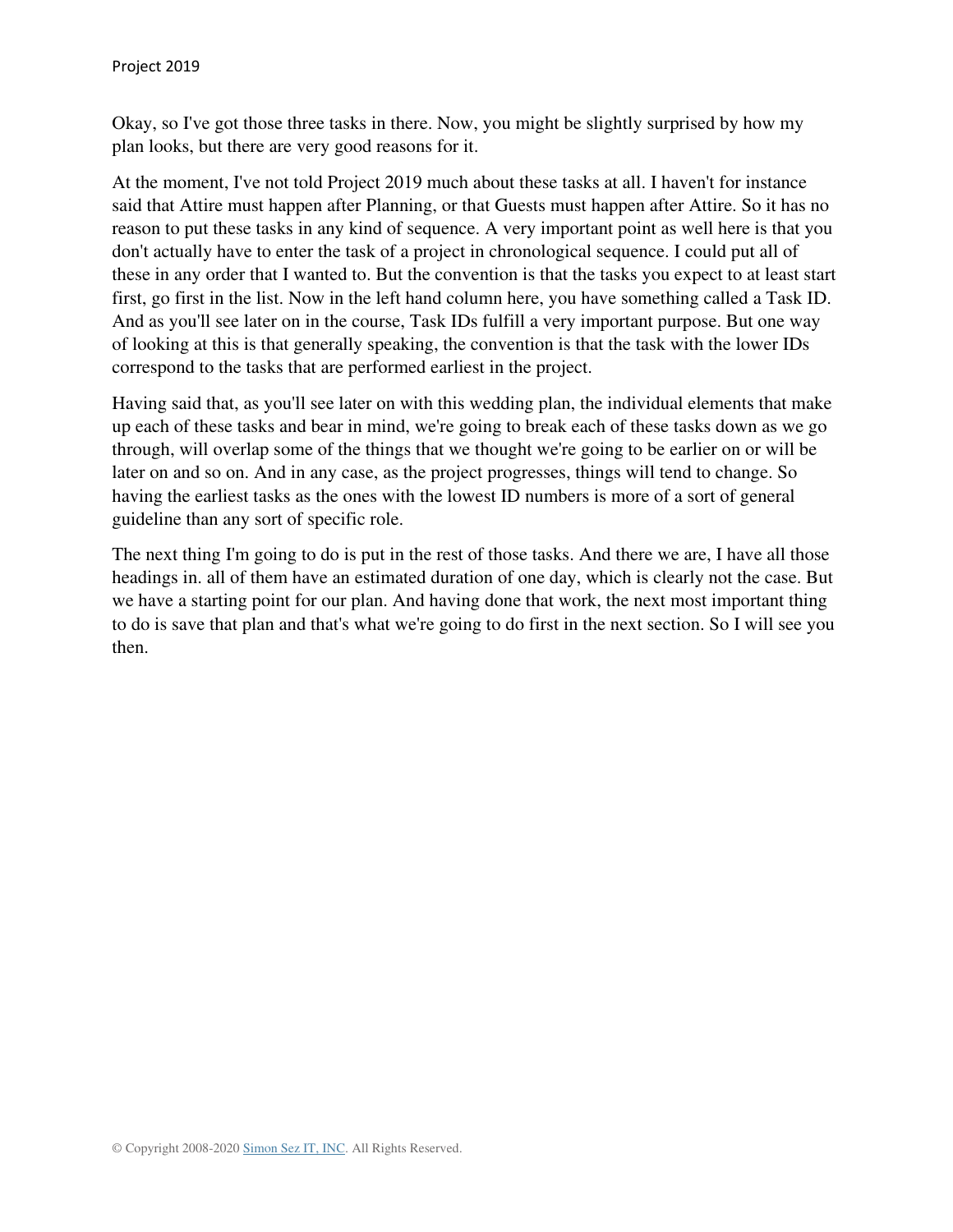Okay, so I've got those three tasks in there. Now, you might be slightly surprised by how my plan looks, but there are very good reasons for it.

At the moment, I've not told Project 2019 much about these tasks at all. I haven't for instance said that Attire must happen after Planning, or that Guests must happen after Attire. So it has no reason to put these tasks in any kind of sequence. A very important point as well here is that you don't actually have to enter the task of a project in chronological sequence. I could put all of these in any order that I wanted to. But the convention is that the tasks you expect to at least start first, go first in the list. Now in the left hand column here, you have something called a Task ID. And as you'll see later on in the course, Task IDs fulfill a very important purpose. But one way of looking at this is that generally speaking, the convention is that the task with the lower IDs correspond to the tasks that are performed earliest in the project.

Having said that, as you'll see later on with this wedding plan, the individual elements that make up each of these tasks and bear in mind, we're going to break each of these tasks down as we go through, will overlap some of the things that we thought we're going to be earlier on or will be later on and so on. And in any case, as the project progresses, things will tend to change. So having the earliest tasks as the ones with the lowest ID numbers is more of a sort of general guideline than any sort of specific role.

The next thing I'm going to do is put in the rest of those tasks. And there we are, I have all those headings in. all of them have an estimated duration of one day, which is clearly not the case. But we have a starting point for our plan. And having done that work, the next most important thing to do is save that plan and that's what we're going to do first in the next section. So I will see you then.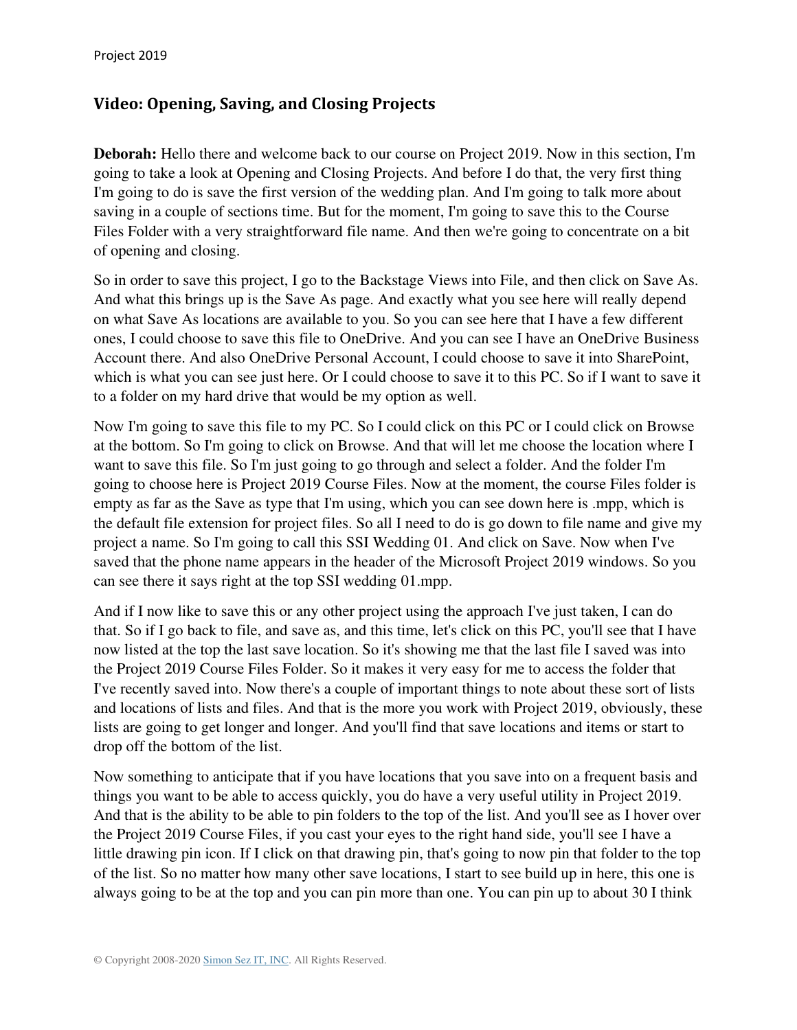## Video: Opening, Saving, and Closing Projects

**Deborah:** Hello there and welcome back to our course on Project 2019. Now in this section, I'm going to take a look at Opening and Closing Projects. And before I do that, the very first thing I'm going to do is save the first version of the wedding plan. And I'm going to talk more about saving in a couple of sections time. But for the moment, I'm going to save this to the Course Files Folder with a very straightforward file name. And then we're going to concentrate on a bit of opening and closing.

So in order to save this project, I go to the Backstage Views into File, and then click on Save As. And what this brings up is the Save As page. And exactly what you see here will really depend on what Save As locations are available to you. So you can see here that I have a few different ones, I could choose to save this file to OneDrive. And you can see I have an OneDrive Business Account there. And also OneDrive Personal Account, I could choose to save it into SharePoint, which is what you can see just here. Or I could choose to save it to this PC. So if I want to save it to a folder on my hard drive that would be my option as well.

Now I'm going to save this file to my PC. So I could click on this PC or I could click on Browse at the bottom. So I'm going to click on Browse. And that will let me choose the location where I want to save this file. So I'm just going to go through and select a folder. And the folder I'm going to choose here is Project 2019 Course Files. Now at the moment, the course Files folder is empty as far as the Save as type that I'm using, which you can see down here is .mpp, which is the default file extension for project files. So all I need to do is go down to file name and give my project a name. So I'm going to call this SSI Wedding 01. And click on Save. Now when I've saved that the phone name appears in the header of the Microsoft Project 2019 windows. So you can see there it says right at the top SSI wedding 01.mpp.

And if I now like to save this or any other project using the approach I've just taken, I can do that. So if I go back to file, and save as, and this time, let's click on this PC, you'll see that I have now listed at the top the last save location. So it's showing me that the last file I saved was into the Project 2019 Course Files Folder. So it makes it very easy for me to access the folder that I've recently saved into. Now there's a couple of important things to note about these sort of lists and locations of lists and files. And that is the more you work with Project 2019, obviously, these lists are going to get longer and longer. And you'll find that save locations and items or start to drop off the bottom of the list.

Now something to anticipate that if you have locations that you save into on a frequent basis and things you want to be able to access quickly, you do have a very useful utility in Project 2019. And that is the ability to be able to pin folders to the top of the list. And you'll see as I hover over the Project 2019 Course Files, if you cast your eyes to the right hand side, you'll see I have a little drawing pin icon. If I click on that drawing pin, that's going to now pin that folder to the top of the list. So no matter how many other save locations, I start to see build up in here, this one is always going to be at the top and you can pin more than one. You can pin up to about 30 I think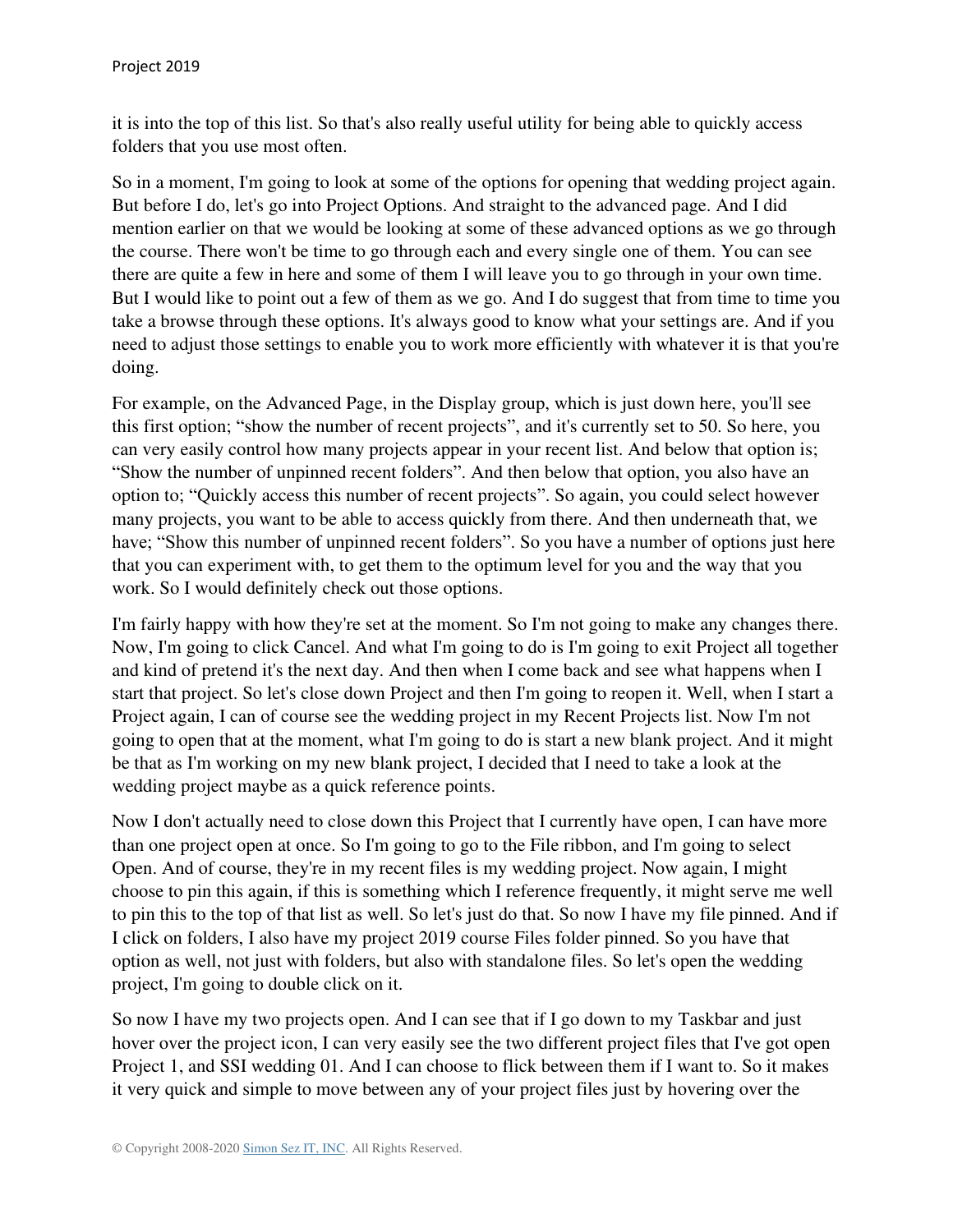it is into the top of this list. So that's also really useful utility for being able to quickly access folders that you use most often.

So in a moment, I'm going to look at some of the options for opening that wedding project again. But before I do, let's go into Project Options. And straight to the advanced page. And I did mention earlier on that we would be looking at some of these advanced options as we go through the course. There won't be time to go through each and every single one of them. You can see there are quite a few in here and some of them I will leave you to go through in your own time. But I would like to point out a few of them as we go. And I do suggest that from time to time you take a browse through these options. It's always good to know what your settings are. And if you need to adjust those settings to enable you to work more efficiently with whatever it is that you're doing.

For example, on the Advanced Page, in the Display group, which is just down here, you'll see this first option; "show the number of recent projects", and it's currently set to 50. So here, you can very easily control how many projects appear in your recent list. And below that option is; "Show the number of unpinned recent folders". And then below that option, you also have an option to; "Quickly access this number of recent projects". So again, you could select however many projects, you want to be able to access quickly from there. And then underneath that, we have; "Show this number of unpinned recent folders". So you have a number of options just here that you can experiment with, to get them to the optimum level for you and the way that you work. So I would definitely check out those options.

I'm fairly happy with how they're set at the moment. So I'm not going to make any changes there. Now, I'm going to click Cancel. And what I'm going to do is I'm going to exit Project all together and kind of pretend it's the next day. And then when I come back and see what happens when I start that project. So let's close down Project and then I'm going to reopen it. Well, when I start a Project again, I can of course see the wedding project in my Recent Projects list. Now I'm not going to open that at the moment, what I'm going to do is start a new blank project. And it might be that as I'm working on my new blank project, I decided that I need to take a look at the wedding project maybe as a quick reference points.

Now I don't actually need to close down this Project that I currently have open, I can have more than one project open at once. So I'm going to go to the File ribbon, and I'm going to select Open. And of course, they're in my recent files is my wedding project. Now again, I might choose to pin this again, if this is something which I reference frequently, it might serve me well to pin this to the top of that list as well. So let's just do that. So now I have my file pinned. And if I click on folders, I also have my project 2019 course Files folder pinned. So you have that option as well, not just with folders, but also with standalone files. So let's open the wedding project, I'm going to double click on it.

So now I have my two projects open. And I can see that if I go down to my Taskbar and just hover over the project icon, I can very easily see the two different project files that I've got open Project 1, and SSI wedding 01. And I can choose to flick between them if I want to. So it makes it very quick and simple to move between any of your project files just by hovering over the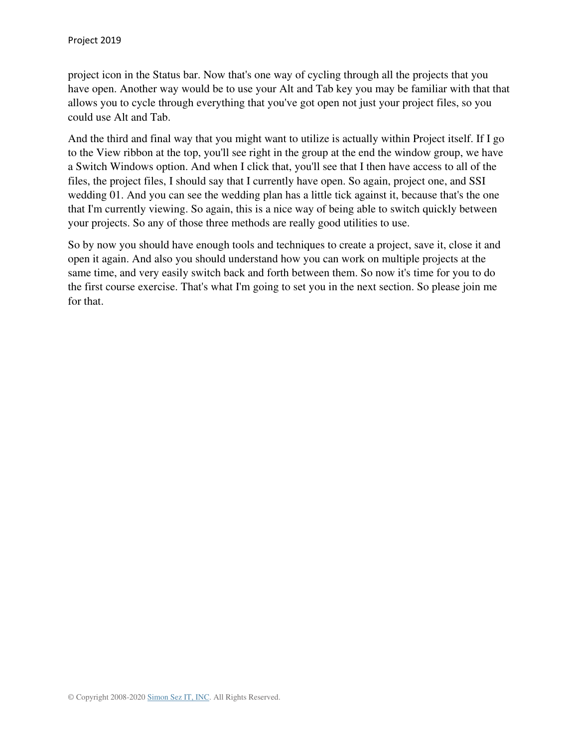project icon in the Status bar. Now that's one way of cycling through all the projects that you have open. Another way would be to use your Alt and Tab key you may be familiar with that that allows you to cycle through everything that you've got open not just your project files, so you could use Alt and Tab.

And the third and final way that you might want to utilize is actually within Project itself. If I go to the View ribbon at the top, you'll see right in the group at the end the window group, we have a Switch Windows option. And when I click that, you'll see that I then have access to all of the files, the project files, I should say that I currently have open. So again, project one, and SSI wedding 01. And you can see the wedding plan has a little tick against it, because that's the one that I'm currently viewing. So again, this is a nice way of being able to switch quickly between your projects. So any of those three methods are really good utilities to use.

So by now you should have enough tools and techniques to create a project, save it, close it and open it again. And also you should understand how you can work on multiple projects at the same time, and very easily switch back and forth between them. So now it's time for you to do the first course exercise. That's what I'm going to set you in the next section. So please join me for that.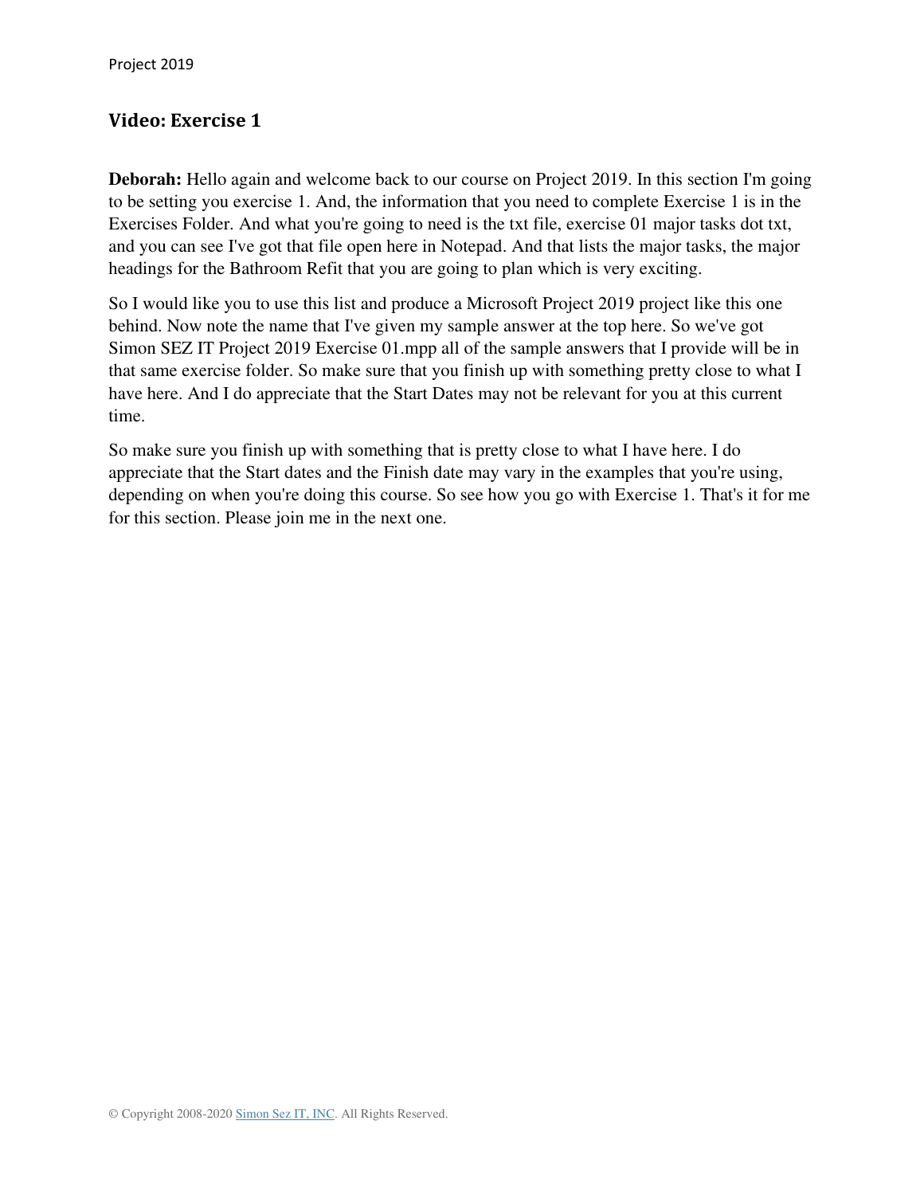## Video: Exercise 1

**Deborah:** Hello again and welcome back to our course on Project 2019. In this section I'm going to be setting you exercise 1. And, the information that you need to complete Exercise 1 is in the Exercises Folder. And what you're going to need is the txt file, exercise 01 major tasks dot txt, and you can see I've got that file open here in Notepad. And that lists the major tasks, the major headings for the Bathroom Refit that you are going to plan which is very exciting.

So I would like you to use this list and produce a Microsoft Project 2019 project like this one behind. Now note the name that I've given my sample answer at the top here. So we've got Simon SEZ IT Project 2019 Exercise 01.mpp all of the sample answers that I provide will be in that same exercise folder. So make sure that you finish up with something pretty close to what I have here. And I do appreciate that the Start Dates may not be relevant for you at this current time.

So make sure you finish up with something that is pretty close to what I have here. I do appreciate that the Start dates and the Finish date may vary in the examples that you're using, depending on when you're doing this course. So see how you go with Exercise 1. That's it for me for this section. Please join me in the next one.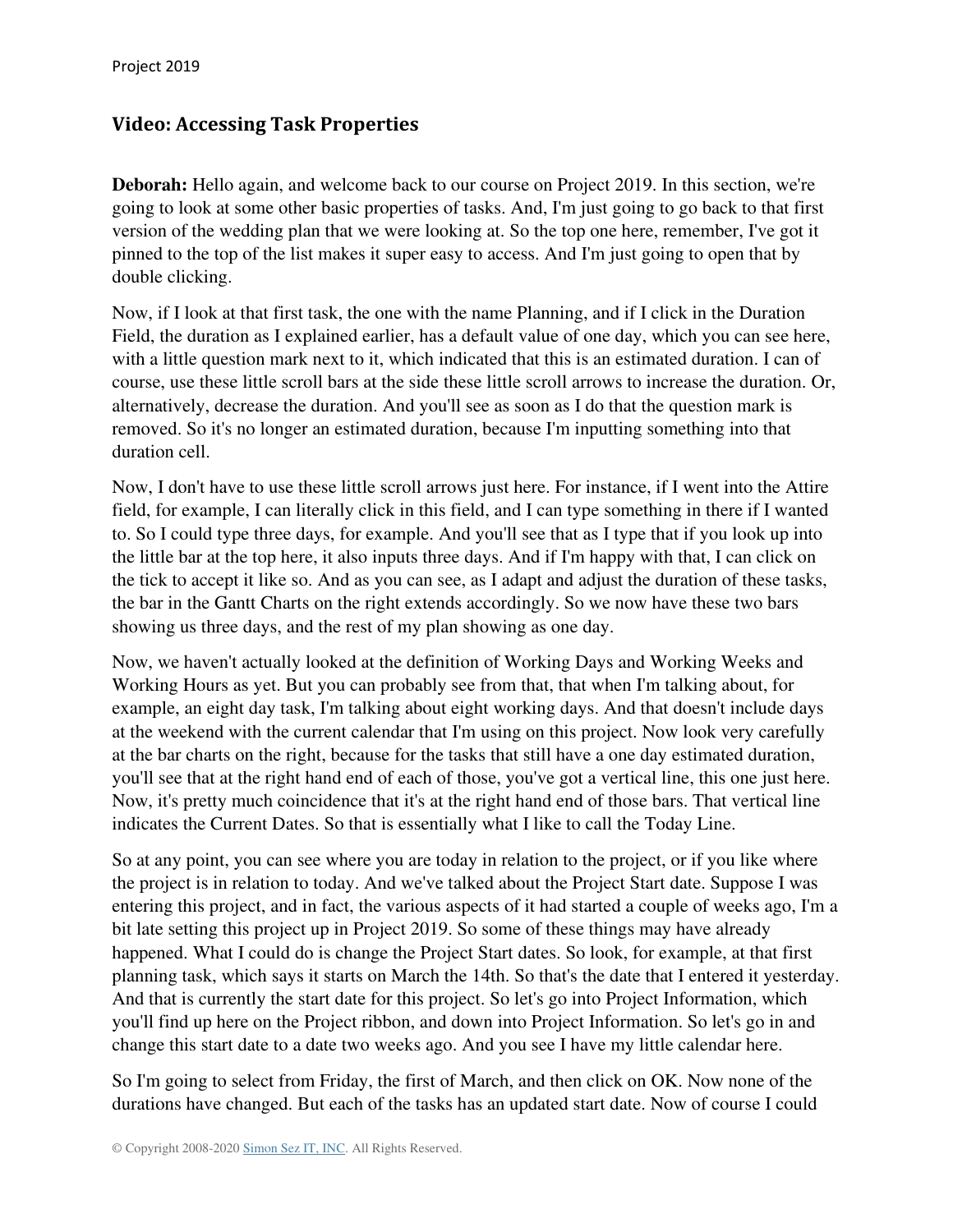## Video: Accessing Task Properties

**Deborah:** Hello again, and welcome back to our course on Project 2019. In this section, we're going to look at some other basic properties of tasks. And, I'm just going to go back to that first version of the wedding plan that we were looking at. So the top one here, remember, I've got it pinned to the top of the list makes it super easy to access. And I'm just going to open that by double clicking.

Now, if I look at that first task, the one with the name Planning, and if I click in the Duration Field, the duration as I explained earlier, has a default value of one day, which you can see here, with a little question mark next to it, which indicated that this is an estimated duration. I can of course, use these little scroll bars at the side these little scroll arrows to increase the duration. Or, alternatively, decrease the duration. And you'll see as soon as I do that the question mark is removed. So it's no longer an estimated duration, because I'm inputting something into that duration cell.

Now, I don't have to use these little scroll arrows just here. For instance, if I went into the Attire field, for example, I can literally click in this field, and I can type something in there if I wanted to. So I could type three days, for example. And you'll see that as I type that if you look up into the little bar at the top here, it also inputs three days. And if I'm happy with that, I can click on the tick to accept it like so. And as you can see, as I adapt and adjust the duration of these tasks, the bar in the Gantt Charts on the right extends accordingly. So we now have these two bars showing us three days, and the rest of my plan showing as one day.

Now, we haven't actually looked at the definition of Working Days and Working Weeks and Working Hours as yet. But you can probably see from that, that when I'm talking about, for example, an eight day task, I'm talking about eight working days. And that doesn't include days at the weekend with the current calendar that I'm using on this project. Now look very carefully at the bar charts on the right, because for the tasks that still have a one day estimated duration, you'll see that at the right hand end of each of those, you've got a vertical line, this one just here. Now, it's pretty much coincidence that it's at the right hand end of those bars. That vertical line indicates the Current Dates. So that is essentially what I like to call the Today Line.

So at any point, you can see where you are today in relation to the project, or if you like where the project is in relation to today. And we've talked about the Project Start date. Suppose I was entering this project, and in fact, the various aspects of it had started a couple of weeks ago, I'm a bit late setting this project up in Project 2019. So some of these things may have already happened. What I could do is change the Project Start dates. So look, for example, at that first planning task, which says it starts on March the 14th. So that's the date that I entered it yesterday. And that is currently the start date for this project. So let's go into Project Information, which you'll find up here on the Project ribbon, and down into Project Information. So let's go in and change this start date to a date two weeks ago. And you see I have my little calendar here.

So I'm going to select from Friday, the first of March, and then click on OK. Now none of the durations have changed. But each of the tasks has an updated start date. Now of course I could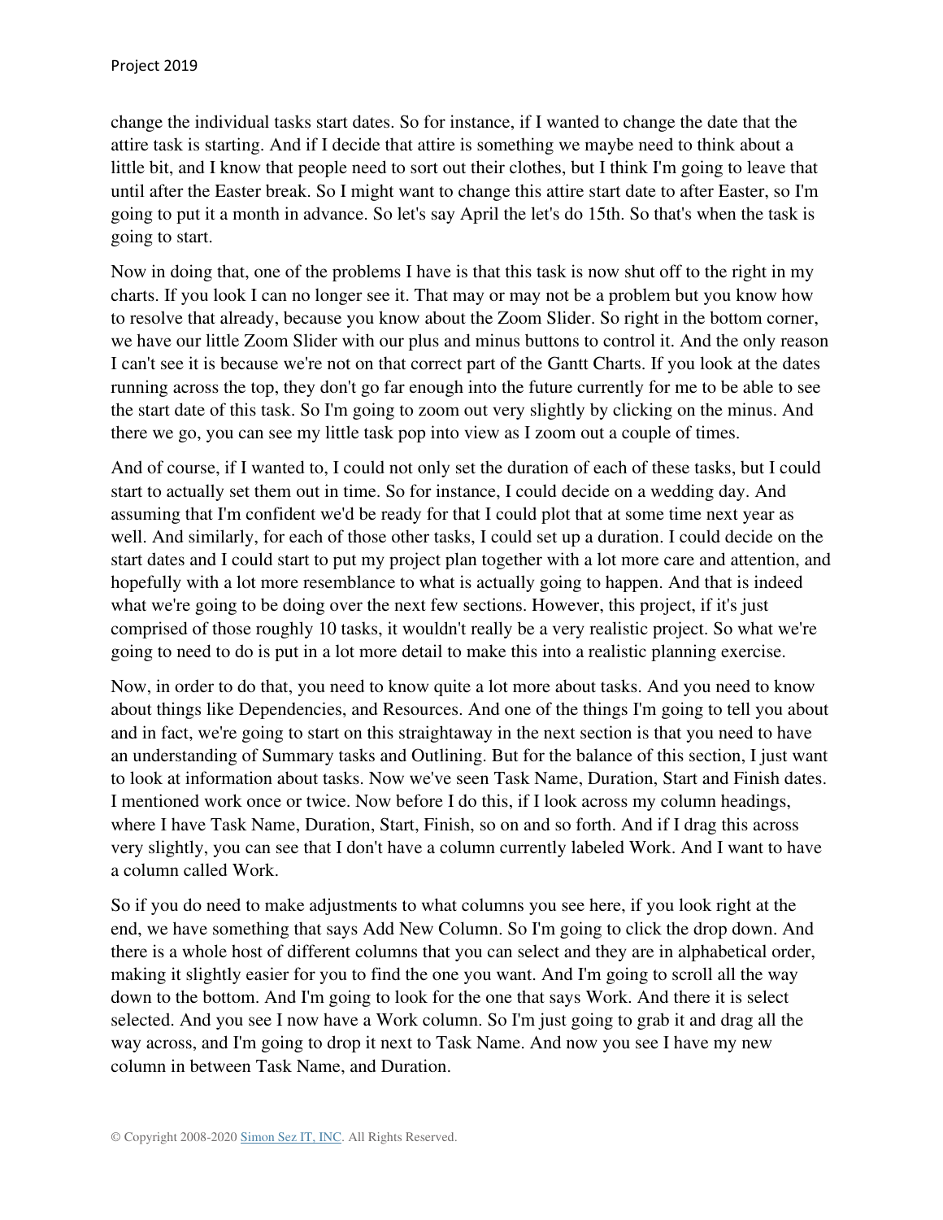change the individual tasks start dates. So for instance, if I wanted to change the date that the attire task is starting. And if I decide that attire is something we maybe need to think about a little bit, and I know that people need to sort out their clothes, but I think I'm going to leave that until after the Easter break. So I might want to change this attire start date to after Easter, so I'm going to put it a month in advance. So let's say April the let's do 15th. So that's when the task is going to start.

Now in doing that, one of the problems I have is that this task is now shut off to the right in my charts. If you look I can no longer see it. That may or may not be a problem but you know how to resolve that already, because you know about the Zoom Slider. So right in the bottom corner, we have our little Zoom Slider with our plus and minus buttons to control it. And the only reason I can't see it is because we're not on that correct part of the Gantt Charts. If you look at the dates running across the top, they don't go far enough into the future currently for me to be able to see the start date of this task. So I'm going to zoom out very slightly by clicking on the minus. And there we go, you can see my little task pop into view as I zoom out a couple of times.

And of course, if I wanted to, I could not only set the duration of each of these tasks, but I could start to actually set them out in time. So for instance, I could decide on a wedding day. And assuming that I'm confident we'd be ready for that I could plot that at some time next year as well. And similarly, for each of those other tasks, I could set up a duration. I could decide on the start dates and I could start to put my project plan together with a lot more care and attention, and hopefully with a lot more resemblance to what is actually going to happen. And that is indeed what we're going to be doing over the next few sections. However, this project, if it's just comprised of those roughly 10 tasks, it wouldn't really be a very realistic project. So what we're going to need to do is put in a lot more detail to make this into a realistic planning exercise.

Now, in order to do that, you need to know quite a lot more about tasks. And you need to know about things like Dependencies, and Resources. And one of the things I'm going to tell you about and in fact, we're going to start on this straightaway in the next section is that you need to have an understanding of Summary tasks and Outlining. But for the balance of this section, I just want to look at information about tasks. Now we've seen Task Name, Duration, Start and Finish dates. I mentioned work once or twice. Now before I do this, if I look across my column headings, where I have Task Name, Duration, Start, Finish, so on and so forth. And if I drag this across very slightly, you can see that I don't have a column currently labeled Work. And I want to have a column called Work.

So if you do need to make adjustments to what columns you see here, if you look right at the end, we have something that says Add New Column. So I'm going to click the drop down. And there is a whole host of different columns that you can select and they are in alphabetical order, making it slightly easier for you to find the one you want. And I'm going to scroll all the way down to the bottom. And I'm going to look for the one that says Work. And there it is select selected. And you see I now have a Work column. So I'm just going to grab it and drag all the way across, and I'm going to drop it next to Task Name. And now you see I have my new column in between Task Name, and Duration.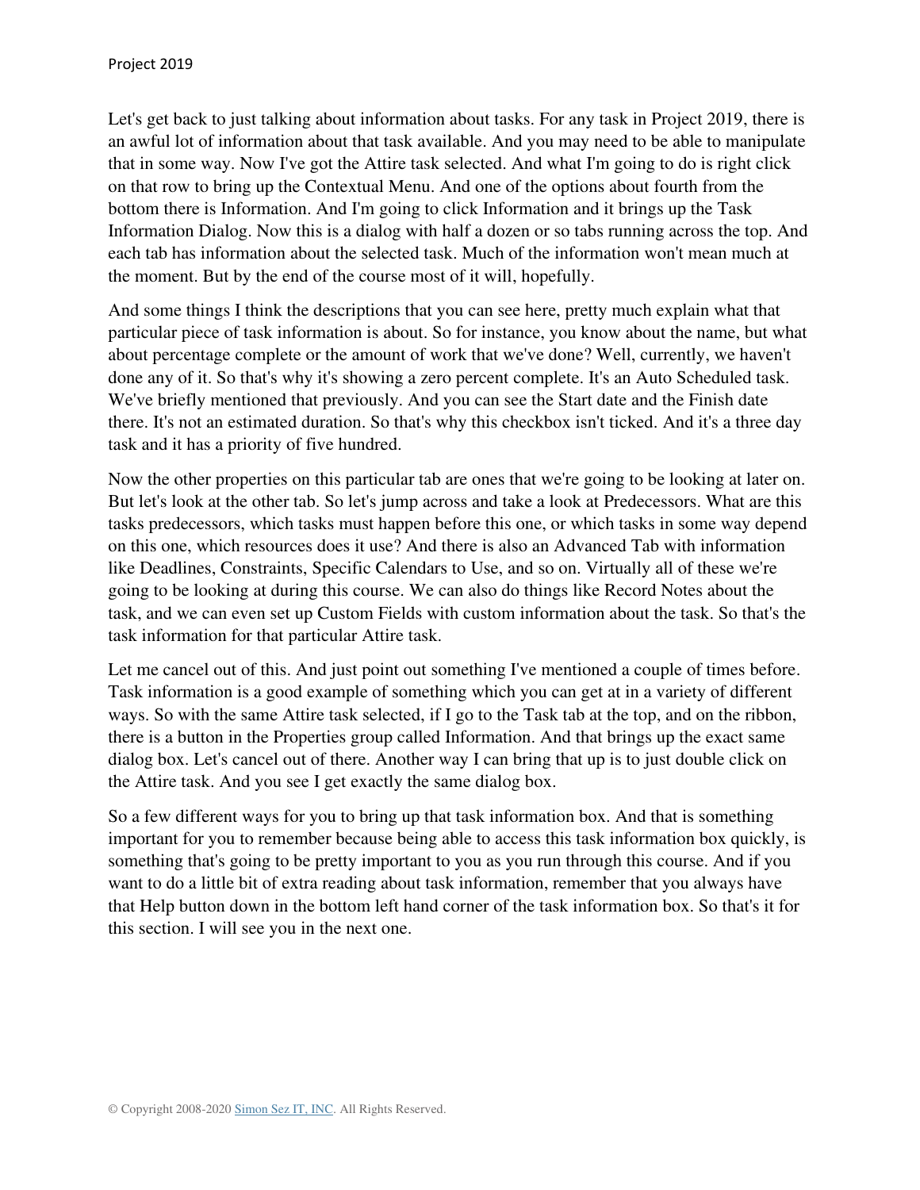Let's get back to just talking about information about tasks. For any task in Project 2019, there is an awful lot of information about that task available. And you may need to be able to manipulate that in some way. Now I've got the Attire task selected. And what I'm going to do is right click on that row to bring up the Contextual Menu. And one of the options about fourth from the bottom there is Information. And I'm going to click Information and it brings up the Task Information Dialog. Now this is a dialog with half a dozen or so tabs running across the top. And each tab has information about the selected task. Much of the information won't mean much at the moment. But by the end of the course most of it will, hopefully.

And some things I think the descriptions that you can see here, pretty much explain what that particular piece of task information is about. So for instance, you know about the name, but what about percentage complete or the amount of work that we've done? Well, currently, we haven't done any of it. So that's why it's showing a zero percent complete. It's an Auto Scheduled task. We've briefly mentioned that previously. And you can see the Start date and the Finish date there. It's not an estimated duration. So that's why this checkbox isn't ticked. And it's a three day task and it has a priority of five hundred.

Now the other properties on this particular tab are ones that we're going to be looking at later on. But let's look at the other tab. So let's jump across and take a look at Predecessors. What are this tasks predecessors, which tasks must happen before this one, or which tasks in some way depend on this one, which resources does it use? And there is also an Advanced Tab with information like Deadlines, Constraints, Specific Calendars to Use, and so on. Virtually all of these we're going to be looking at during this course. We can also do things like Record Notes about the task, and we can even set up Custom Fields with custom information about the task. So that's the task information for that particular Attire task.

Let me cancel out of this. And just point out something I've mentioned a couple of times before. Task information is a good example of something which you can get at in a variety of different ways. So with the same Attire task selected, if I go to the Task tab at the top, and on the ribbon, there is a button in the Properties group called Information. And that brings up the exact same dialog box. Let's cancel out of there. Another way I can bring that up is to just double click on the Attire task. And you see I get exactly the same dialog box.

So a few different ways for you to bring up that task information box. And that is something important for you to remember because being able to access this task information box quickly, is something that's going to be pretty important to you as you run through this course. And if you want to do a little bit of extra reading about task information, remember that you always have that Help button down in the bottom left hand corner of the task information box. So that's it for this section. I will see you in the next one.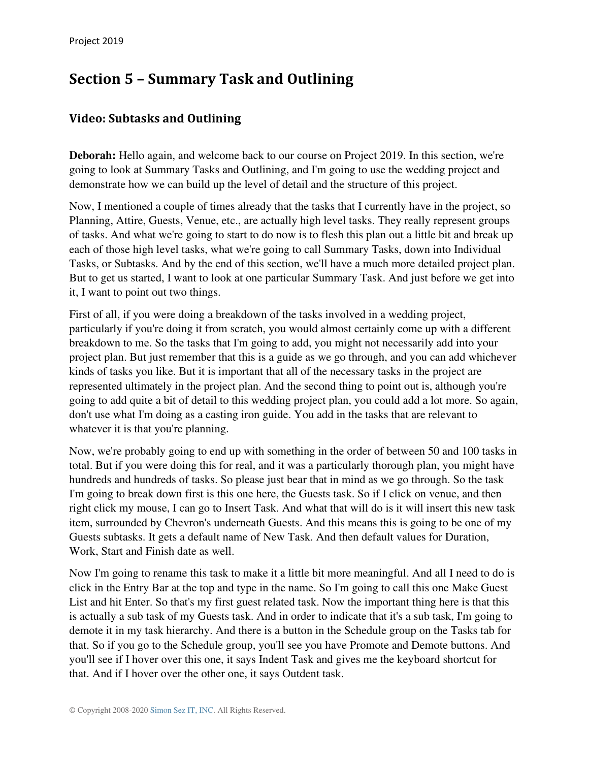# Section 5 – Summary Task and Outlining

## Video: Subtasks and Outlining

**Deborah:** Hello again, and welcome back to our course on Project 2019. In this section, we're going to look at Summary Tasks and Outlining, and I'm going to use the wedding project and demonstrate how we can build up the level of detail and the structure of this project.

Now, I mentioned a couple of times already that the tasks that I currently have in the project, so Planning, Attire, Guests, Venue, etc., are actually high level tasks. They really represent groups of tasks. And what we're going to start to do now is to flesh this plan out a little bit and break up each of those high level tasks, what we're going to call Summary Tasks, down into Individual Tasks, or Subtasks. And by the end of this section, we'll have a much more detailed project plan. But to get us started, I want to look at one particular Summary Task. And just before we get into it, I want to point out two things.

First of all, if you were doing a breakdown of the tasks involved in a wedding project, particularly if you're doing it from scratch, you would almost certainly come up with a different breakdown to me. So the tasks that I'm going to add, you might not necessarily add into your project plan. But just remember that this is a guide as we go through, and you can add whichever kinds of tasks you like. But it is important that all of the necessary tasks in the project are represented ultimately in the project plan. And the second thing to point out is, although you're going to add quite a bit of detail to this wedding project plan, you could add a lot more. So again, don't use what I'm doing as a casting iron guide. You add in the tasks that are relevant to whatever it is that you're planning.

Now, we're probably going to end up with something in the order of between 50 and 100 tasks in total. But if you were doing this for real, and it was a particularly thorough plan, you might have hundreds and hundreds of tasks. So please just bear that in mind as we go through. So the task I'm going to break down first is this one here, the Guests task. So if I click on venue, and then right click my mouse, I can go to Insert Task. And what that will do is it will insert this new task item, surrounded by Chevron's underneath Guests. And this means this is going to be one of my Guests subtasks. It gets a default name of New Task. And then default values for Duration, Work, Start and Finish date as well.

Now I'm going to rename this task to make it a little bit more meaningful. And all I need to do is click in the Entry Bar at the top and type in the name. So I'm going to call this one Make Guest List and hit Enter. So that's my first guest related task. Now the important thing here is that this is actually a sub task of my Guests task. And in order to indicate that it's a sub task, I'm going to demote it in my task hierarchy. And there is a button in the Schedule group on the Tasks tab for that. So if you go to the Schedule group, you'll see you have Promote and Demote buttons. And you'll see if I hover over this one, it says Indent Task and gives me the keyboard shortcut for that. And if I hover over the other one, it says Outdent task.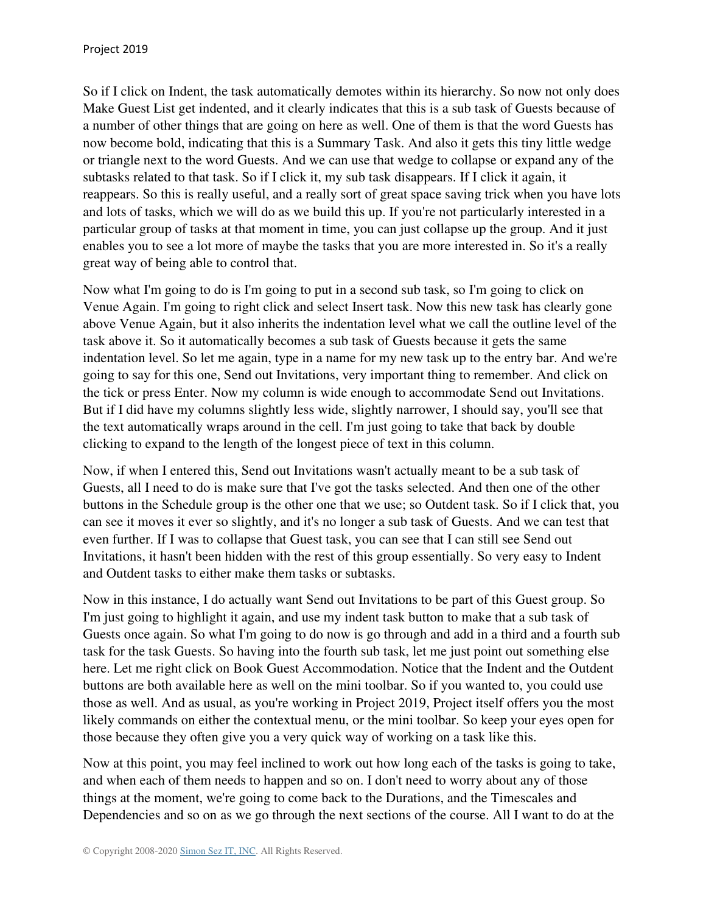So if I click on Indent, the task automatically demotes within its hierarchy. So now not only does Make Guest List get indented, and it clearly indicates that this is a sub task of Guests because of a number of other things that are going on here as well. One of them is that the word Guests has now become bold, indicating that this is a Summary Task. And also it gets this tiny little wedge or triangle next to the word Guests. And we can use that wedge to collapse or expand any of the subtasks related to that task. So if I click it, my sub task disappears. If I click it again, it reappears. So this is really useful, and a really sort of great space saving trick when you have lots and lots of tasks, which we will do as we build this up. If you're not particularly interested in a particular group of tasks at that moment in time, you can just collapse up the group. And it just enables you to see a lot more of maybe the tasks that you are more interested in. So it's a really great way of being able to control that.

Now what I'm going to do is I'm going to put in a second sub task, so I'm going to click on Venue Again. I'm going to right click and select Insert task. Now this new task has clearly gone above Venue Again, but it also inherits the indentation level what we call the outline level of the task above it. So it automatically becomes a sub task of Guests because it gets the same indentation level. So let me again, type in a name for my new task up to the entry bar. And we're going to say for this one, Send out Invitations, very important thing to remember. And click on the tick or press Enter. Now my column is wide enough to accommodate Send out Invitations. But if I did have my columns slightly less wide, slightly narrower, I should say, you'll see that the text automatically wraps around in the cell. I'm just going to take that back by double clicking to expand to the length of the longest piece of text in this column.

Now, if when I entered this, Send out Invitations wasn't actually meant to be a sub task of Guests, all I need to do is make sure that I've got the tasks selected. And then one of the other buttons in the Schedule group is the other one that we use; so Outdent task. So if I click that, you can see it moves it ever so slightly, and it's no longer a sub task of Guests. And we can test that even further. If I was to collapse that Guest task, you can see that I can still see Send out Invitations, it hasn't been hidden with the rest of this group essentially. So very easy to Indent and Outdent tasks to either make them tasks or subtasks.

Now in this instance, I do actually want Send out Invitations to be part of this Guest group. So I'm just going to highlight it again, and use my indent task button to make that a sub task of Guests once again. So what I'm going to do now is go through and add in a third and a fourth sub task for the task Guests. So having into the fourth sub task, let me just point out something else here. Let me right click on Book Guest Accommodation. Notice that the Indent and the Outdent buttons are both available here as well on the mini toolbar. So if you wanted to, you could use those as well. And as usual, as you're working in Project 2019, Project itself offers you the most likely commands on either the contextual menu, or the mini toolbar. So keep your eyes open for those because they often give you a very quick way of working on a task like this.

Now at this point, you may feel inclined to work out how long each of the tasks is going to take, and when each of them needs to happen and so on. I don't need to worry about any of those things at the moment, we're going to come back to the Durations, and the Timescales and Dependencies and so on as we go through the next sections of the course. All I want to do at the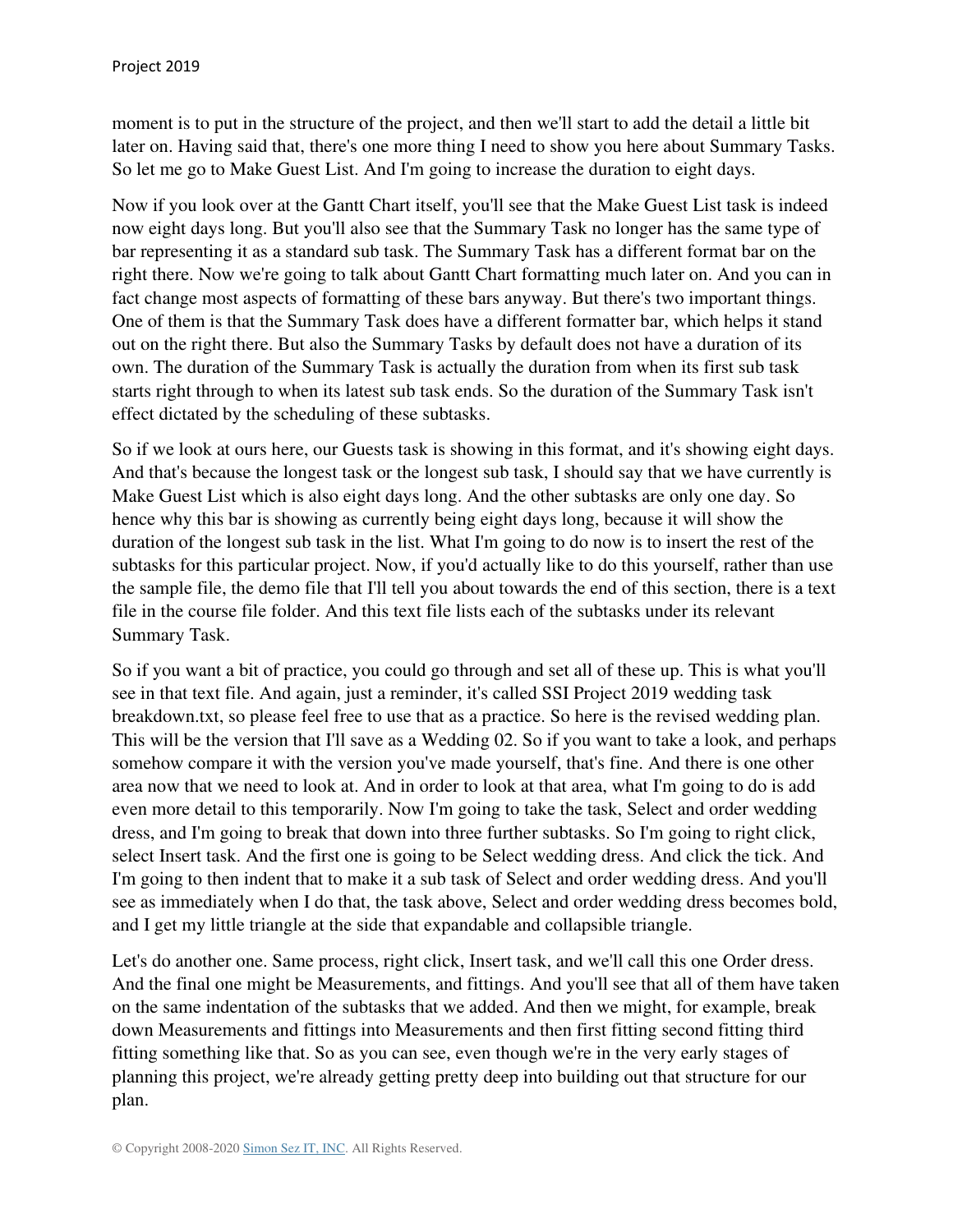moment is to put in the structure of the project, and then we'll start to add the detail a little bit later on. Having said that, there's one more thing I need to show you here about Summary Tasks. So let me go to Make Guest List. And I'm going to increase the duration to eight days.

Now if you look over at the Gantt Chart itself, you'll see that the Make Guest List task is indeed now eight days long. But you'll also see that the Summary Task no longer has the same type of bar representing it as a standard sub task. The Summary Task has a different format bar on the right there. Now we're going to talk about Gantt Chart formatting much later on. And you can in fact change most aspects of formatting of these bars anyway. But there's two important things. One of them is that the Summary Task does have a different formatter bar, which helps it stand out on the right there. But also the Summary Tasks by default does not have a duration of its own. The duration of the Summary Task is actually the duration from when its first sub task starts right through to when its latest sub task ends. So the duration of the Summary Task isn't effect dictated by the scheduling of these subtasks.

So if we look at ours here, our Guests task is showing in this format, and it's showing eight days. And that's because the longest task or the longest sub task, I should say that we have currently is Make Guest List which is also eight days long. And the other subtasks are only one day. So hence why this bar is showing as currently being eight days long, because it will show the duration of the longest sub task in the list. What I'm going to do now is to insert the rest of the subtasks for this particular project. Now, if you'd actually like to do this yourself, rather than use the sample file, the demo file that I'll tell you about towards the end of this section, there is a text file in the course file folder. And this text file lists each of the subtasks under its relevant Summary Task.

So if you want a bit of practice, you could go through and set all of these up. This is what you'll see in that text file. And again, just a reminder, it's called SSI Project 2019 wedding task breakdown.txt, so please feel free to use that as a practice. So here is the revised wedding plan. This will be the version that I'll save as a Wedding 02. So if you want to take a look, and perhaps somehow compare it with the version you've made yourself, that's fine. And there is one other area now that we need to look at. And in order to look at that area, what I'm going to do is add even more detail to this temporarily. Now I'm going to take the task, Select and order wedding dress, and I'm going to break that down into three further subtasks. So I'm going to right click, select Insert task. And the first one is going to be Select wedding dress. And click the tick. And I'm going to then indent that to make it a sub task of Select and order wedding dress. And you'll see as immediately when I do that, the task above, Select and order wedding dress becomes bold, and I get my little triangle at the side that expandable and collapsible triangle.

Let's do another one. Same process, right click, Insert task, and we'll call this one Order dress. And the final one might be Measurements, and fittings. And you'll see that all of them have taken on the same indentation of the subtasks that we added. And then we might, for example, break down Measurements and fittings into Measurements and then first fitting second fitting third fitting something like that. So as you can see, even though we're in the very early stages of planning this project, we're already getting pretty deep into building out that structure for our plan.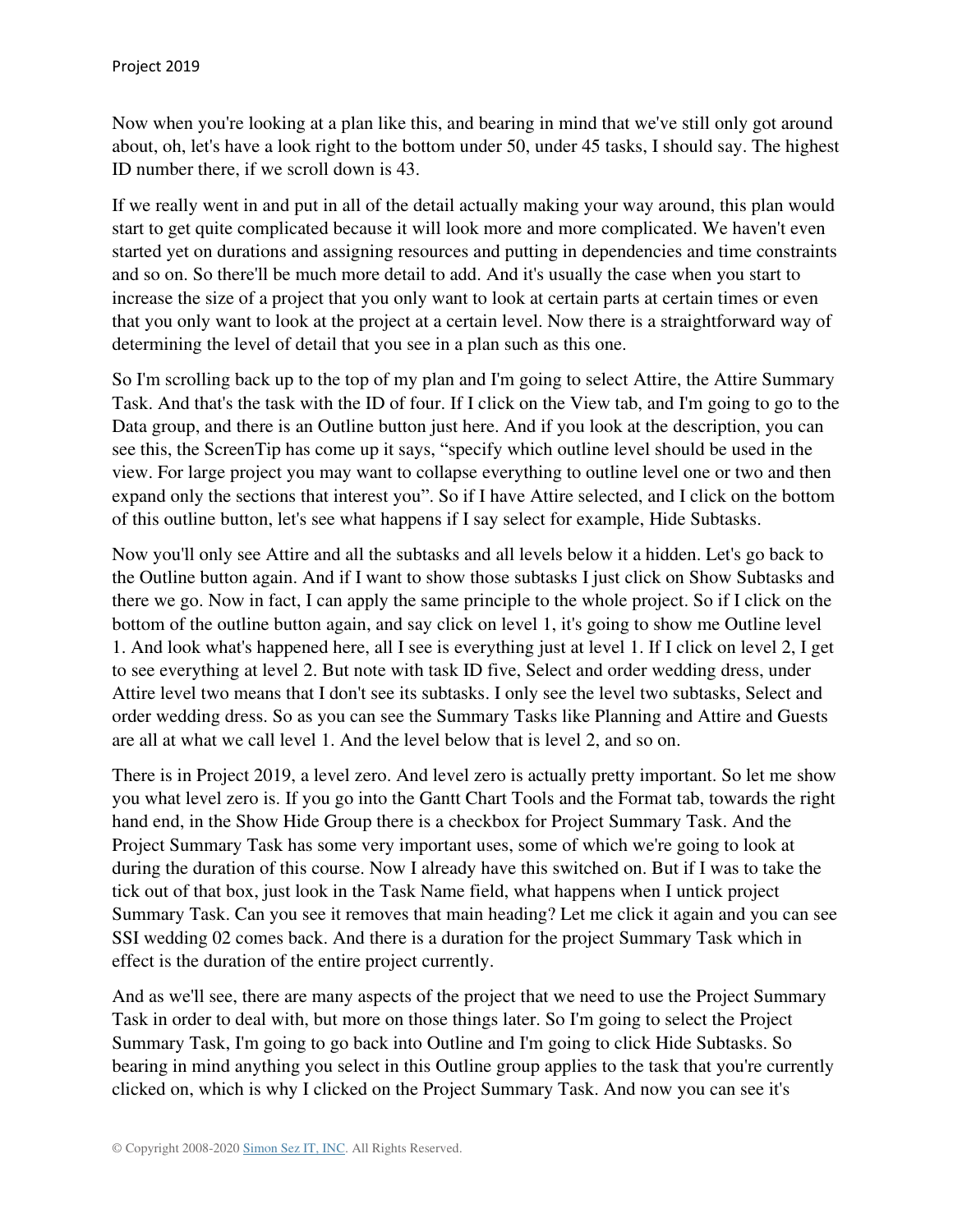Now when you're looking at a plan like this, and bearing in mind that we've still only got around about, oh, let's have a look right to the bottom under 50, under 45 tasks, I should say. The highest ID number there, if we scroll down is 43.

If we really went in and put in all of the detail actually making your way around, this plan would start to get quite complicated because it will look more and more complicated. We haven't even started yet on durations and assigning resources and putting in dependencies and time constraints and so on. So there'll be much more detail to add. And it's usually the case when you start to increase the size of a project that you only want to look at certain parts at certain times or even that you only want to look at the project at a certain level. Now there is a straightforward way of determining the level of detail that you see in a plan such as this one.

So I'm scrolling back up to the top of my plan and I'm going to select Attire, the Attire Summary Task. And that's the task with the ID of four. If I click on the View tab, and I'm going to go to the Data group, and there is an Outline button just here. And if you look at the description, you can see this, the ScreenTip has come up it says, "specify which outline level should be used in the view. For large project you may want to collapse everything to outline level one or two and then expand only the sections that interest you". So if I have Attire selected, and I click on the bottom of this outline button, let's see what happens if I say select for example, Hide Subtasks.

Now you'll only see Attire and all the subtasks and all levels below it a hidden. Let's go back to the Outline button again. And if I want to show those subtasks I just click on Show Subtasks and there we go. Now in fact, I can apply the same principle to the whole project. So if I click on the bottom of the outline button again, and say click on level 1, it's going to show me Outline level 1. And look what's happened here, all I see is everything just at level 1. If I click on level 2, I get to see everything at level 2. But note with task ID five, Select and order wedding dress, under Attire level two means that I don't see its subtasks. I only see the level two subtasks, Select and order wedding dress. So as you can see the Summary Tasks like Planning and Attire and Guests are all at what we call level 1. And the level below that is level 2, and so on.

There is in Project 2019, a level zero. And level zero is actually pretty important. So let me show you what level zero is. If you go into the Gantt Chart Tools and the Format tab, towards the right hand end, in the Show Hide Group there is a checkbox for Project Summary Task. And the Project Summary Task has some very important uses, some of which we're going to look at during the duration of this course. Now I already have this switched on. But if I was to take the tick out of that box, just look in the Task Name field, what happens when I untick project Summary Task. Can you see it removes that main heading? Let me click it again and you can see SSI wedding 02 comes back. And there is a duration for the project Summary Task which in effect is the duration of the entire project currently.

And as we'll see, there are many aspects of the project that we need to use the Project Summary Task in order to deal with, but more on those things later. So I'm going to select the Project Summary Task, I'm going to go back into Outline and I'm going to click Hide Subtasks. So bearing in mind anything you select in this Outline group applies to the task that you're currently clicked on, which is why I clicked on the Project Summary Task. And now you can see it's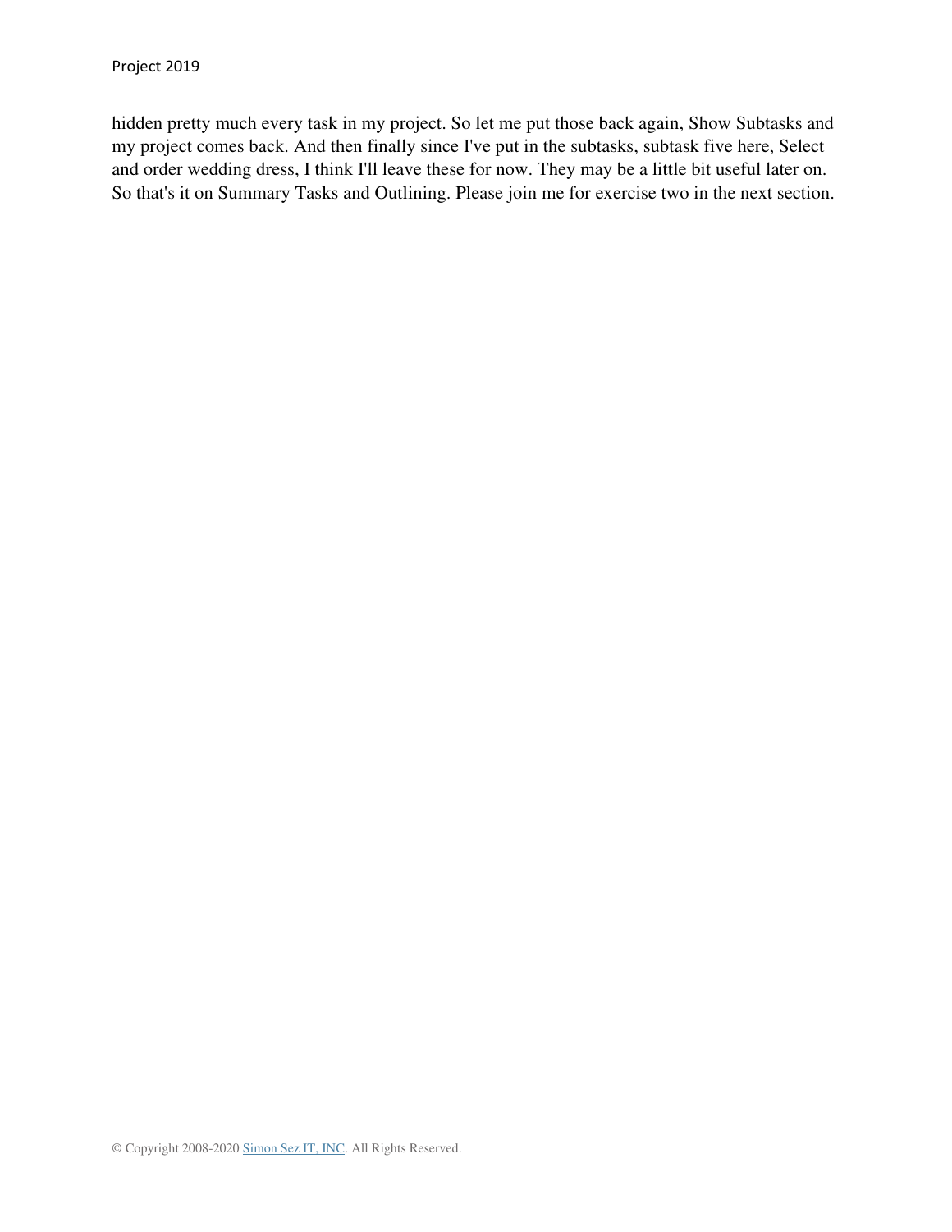hidden pretty much every task in my project. So let me put those back again, Show Subtasks and my project comes back. And then finally since I've put in the subtasks, subtask five here, Select and order wedding dress, I think I'll leave these for now. They may be a little bit useful later on. So that's it on Summary Tasks and Outlining. Please join me for exercise two in the next section.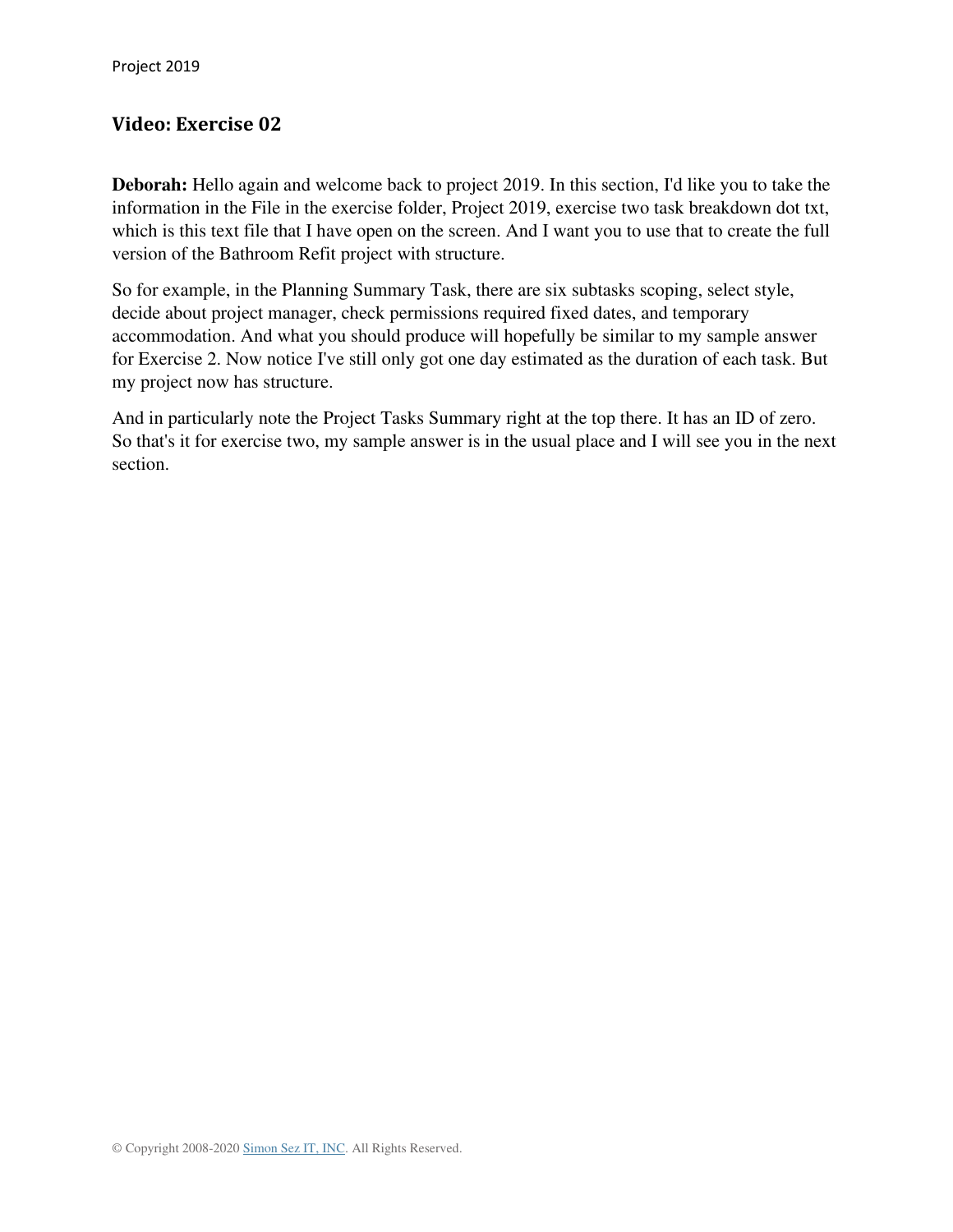## Video: Exercise 02

**Deborah:** Hello again and welcome back to project 2019. In this section, I'd like you to take the information in the File in the exercise folder, Project 2019, exercise two task breakdown dot txt, which is this text file that I have open on the screen. And I want you to use that to create the full version of the Bathroom Refit project with structure.

So for example, in the Planning Summary Task, there are six subtasks scoping, select style, decide about project manager, check permissions required fixed dates, and temporary accommodation. And what you should produce will hopefully be similar to my sample answer for Exercise 2. Now notice I've still only got one day estimated as the duration of each task. But my project now has structure.

And in particularly note the Project Tasks Summary right at the top there. It has an ID of zero. So that's it for exercise two, my sample answer is in the usual place and I will see you in the next section.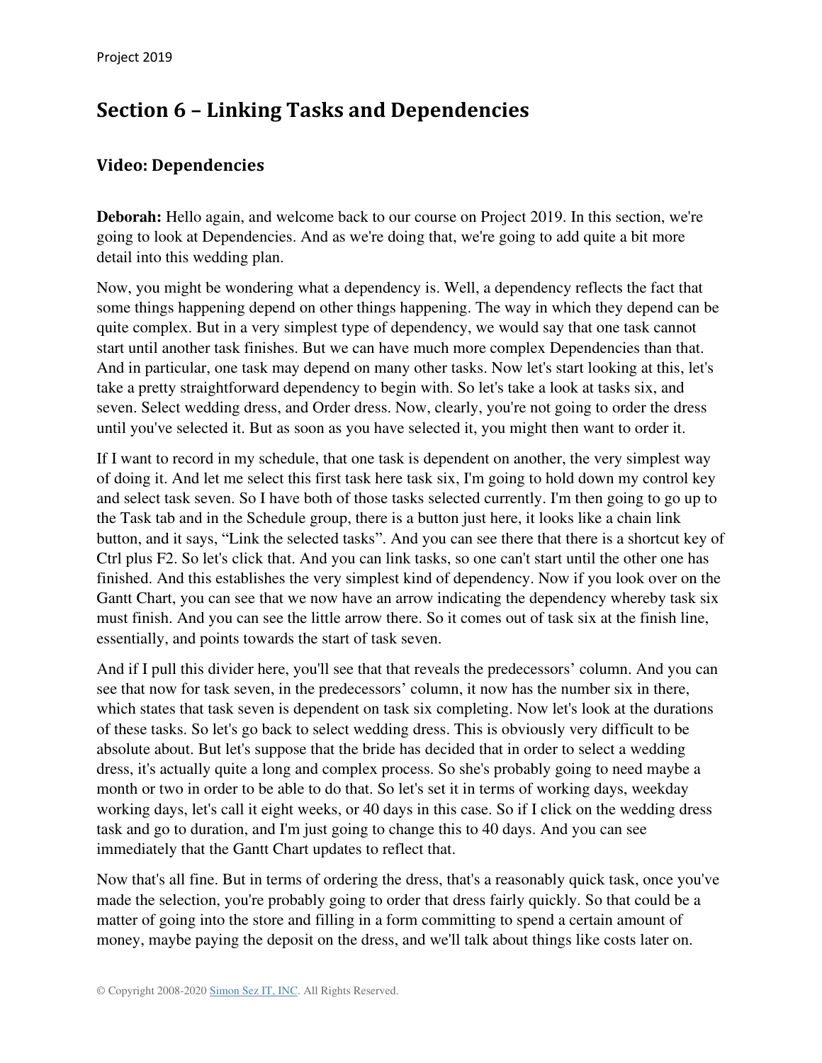# Section 6 – Linking Tasks and Dependencies

## Video: Dependencies

**Deborah:** Hello again, and welcome back to our course on Project 2019. In this section, we're going to look at Dependencies. And as we're doing that, we're going to add quite a bit more detail into this wedding plan.

Now, you might be wondering what a dependency is. Well, a dependency reflects the fact that some things happening depend on other things happening. The way in which they depend can be quite complex. But in a very simplest type of dependency, we would say that one task cannot start until another task finishes. But we can have much more complex Dependencies than that. And in particular, one task may depend on many other tasks. Now let's start looking at this, let's take a pretty straightforward dependency to begin with. So let's take a look at tasks six, and seven. Select wedding dress, and Order dress. Now, clearly, you're not going to order the dress until you've selected it. But as soon as you have selected it, you might then want to order it.

If I want to record in my schedule, that one task is dependent on another, the very simplest way of doing it. And let me select this first task here task six, I'm going to hold down my control key and select task seven. So I have both of those tasks selected currently. I'm then going to go up to the Task tab and in the Schedule group, there is a button just here, it looks like a chain link button, and it says, "Link the selected tasks". And you can see there that there is a shortcut key of Ctrl plus F2. So let's click that. And you can link tasks, so one can't start until the other one has finished. And this establishes the very simplest kind of dependency. Now if you look over on the Gantt Chart, you can see that we now have an arrow indicating the dependency whereby task six must finish. And you can see the little arrow there. So it comes out of task six at the finish line, essentially, and points towards the start of task seven.

And if I pull this divider here, you'll see that that reveals the predecessors' column. And you can see that now for task seven, in the predecessors' column, it now has the number six in there, which states that task seven is dependent on task six completing. Now let's look at the durations of these tasks. So let's go back to select wedding dress. This is obviously very difficult to be absolute about. But let's suppose that the bride has decided that in order to select a wedding dress, it's actually quite a long and complex process. So she's probably going to need maybe a month or two in order to be able to do that. So let's set it in terms of working days, weekday working days, let's call it eight weeks, or 40 days in this case. So if I click on the wedding dress task and go to duration, and I'm just going to change this to 40 days. And you can see immediately that the Gantt Chart updates to reflect that.

Now that's all fine. But in terms of ordering the dress, that's a reasonably quick task, once you've made the selection, you're probably going to order that dress fairly quickly. So that could be a matter of going into the store and filling in a form committing to spend a certain amount of money, maybe paying the deposit on the dress, and we'll talk about things like costs later on.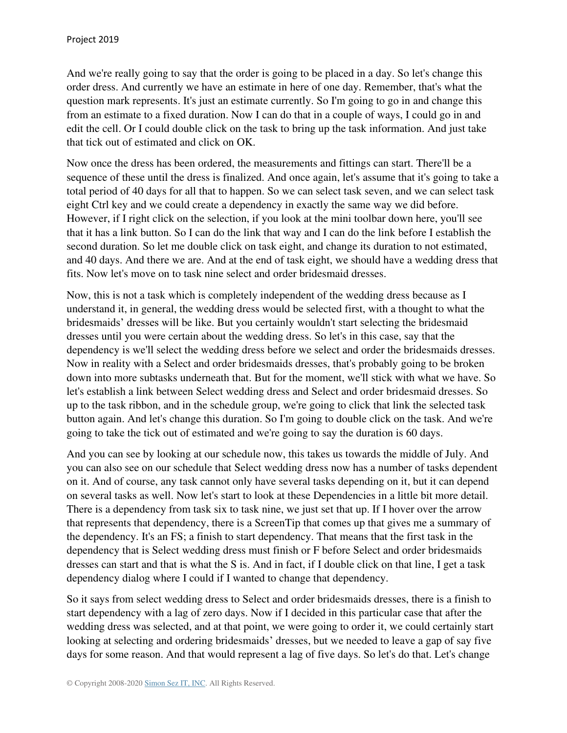And we're really going to say that the order is going to be placed in a day. So let's change this order dress. And currently we have an estimate in here of one day. Remember, that's what the question mark represents. It's just an estimate currently. So I'm going to go in and change this from an estimate to a fixed duration. Now I can do that in a couple of ways, I could go in and edit the cell. Or I could double click on the task to bring up the task information. And just take that tick out of estimated and click on OK.

Now once the dress has been ordered, the measurements and fittings can start. There'll be a sequence of these until the dress is finalized. And once again, let's assume that it's going to take a total period of 40 days for all that to happen. So we can select task seven, and we can select task eight Ctrl key and we could create a dependency in exactly the same way we did before. However, if I right click on the selection, if you look at the mini toolbar down here, you'll see that it has a link button. So I can do the link that way and I can do the link before I establish the second duration. So let me double click on task eight, and change its duration to not estimated, and 40 days. And there we are. And at the end of task eight, we should have a wedding dress that fits. Now let's move on to task nine select and order bridesmaid dresses.

Now, this is not a task which is completely independent of the wedding dress because as I understand it, in general, the wedding dress would be selected first, with a thought to what the bridesmaids' dresses will be like. But you certainly wouldn't start selecting the bridesmaid dresses until you were certain about the wedding dress. So let's in this case, say that the dependency is we'll select the wedding dress before we select and order the bridesmaids dresses. Now in reality with a Select and order bridesmaids dresses, that's probably going to be broken down into more subtasks underneath that. But for the moment, we'll stick with what we have. So let's establish a link between Select wedding dress and Select and order bridesmaid dresses. So up to the task ribbon, and in the schedule group, we're going to click that link the selected task button again. And let's change this duration. So I'm going to double click on the task. And we're going to take the tick out of estimated and we're going to say the duration is 60 days.

And you can see by looking at our schedule now, this takes us towards the middle of July. And you can also see on our schedule that Select wedding dress now has a number of tasks dependent on it. And of course, any task cannot only have several tasks depending on it, but it can depend on several tasks as well. Now let's start to look at these Dependencies in a little bit more detail. There is a dependency from task six to task nine, we just set that up. If I hover over the arrow that represents that dependency, there is a ScreenTip that comes up that gives me a summary of the dependency. It's an FS; a finish to start dependency. That means that the first task in the dependency that is Select wedding dress must finish or F before Select and order bridesmaids dresses can start and that is what the S is. And in fact, if I double click on that line, I get a task dependency dialog where I could if I wanted to change that dependency.

So it says from select wedding dress to Select and order bridesmaids dresses, there is a finish to start dependency with a lag of zero days. Now if I decided in this particular case that after the wedding dress was selected, and at that point, we were going to order it, we could certainly start looking at selecting and ordering bridesmaids' dresses, but we needed to leave a gap of say five days for some reason. And that would represent a lag of five days. So let's do that. Let's change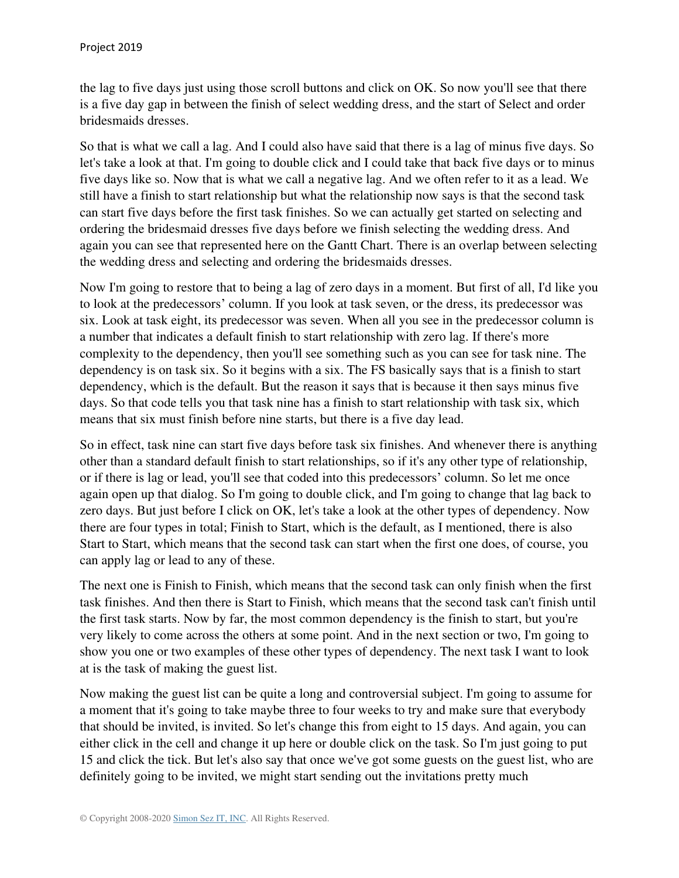the lag to five days just using those scroll buttons and click on OK. So now you'll see that there is a five day gap in between the finish of select wedding dress, and the start of Select and order bridesmaids dresses.

So that is what we call a lag. And I could also have said that there is a lag of minus five days. So let's take a look at that. I'm going to double click and I could take that back five days or to minus five days like so. Now that is what we call a negative lag. And we often refer to it as a lead. We still have a finish to start relationship but what the relationship now says is that the second task can start five days before the first task finishes. So we can actually get started on selecting and ordering the bridesmaid dresses five days before we finish selecting the wedding dress. And again you can see that represented here on the Gantt Chart. There is an overlap between selecting the wedding dress and selecting and ordering the bridesmaids dresses.

Now I'm going to restore that to being a lag of zero days in a moment. But first of all, I'd like you to look at the predecessors' column. If you look at task seven, or the dress, its predecessor was six. Look at task eight, its predecessor was seven. When all you see in the predecessor column is a number that indicates a default finish to start relationship with zero lag. If there's more complexity to the dependency, then you'll see something such as you can see for task nine. The dependency is on task six. So it begins with a six. The FS basically says that is a finish to start dependency, which is the default. But the reason it says that is because it then says minus five days. So that code tells you that task nine has a finish to start relationship with task six, which means that six must finish before nine starts, but there is a five day lead.

So in effect, task nine can start five days before task six finishes. And whenever there is anything other than a standard default finish to start relationships, so if it's any other type of relationship, or if there is lag or lead, you'll see that coded into this predecessors' column. So let me once again open up that dialog. So I'm going to double click, and I'm going to change that lag back to zero days. But just before I click on OK, let's take a look at the other types of dependency. Now there are four types in total; Finish to Start, which is the default, as I mentioned, there is also Start to Start, which means that the second task can start when the first one does, of course, you can apply lag or lead to any of these.

The next one is Finish to Finish, which means that the second task can only finish when the first task finishes. And then there is Start to Finish, which means that the second task can't finish until the first task starts. Now by far, the most common dependency is the finish to start, but you're very likely to come across the others at some point. And in the next section or two, I'm going to show you one or two examples of these other types of dependency. The next task I want to look at is the task of making the guest list.

Now making the guest list can be quite a long and controversial subject. I'm going to assume for a moment that it's going to take maybe three to four weeks to try and make sure that everybody that should be invited, is invited. So let's change this from eight to 15 days. And again, you can either click in the cell and change it up here or double click on the task. So I'm just going to put 15 and click the tick. But let's also say that once we've got some guests on the guest list, who are definitely going to be invited, we might start sending out the invitations pretty much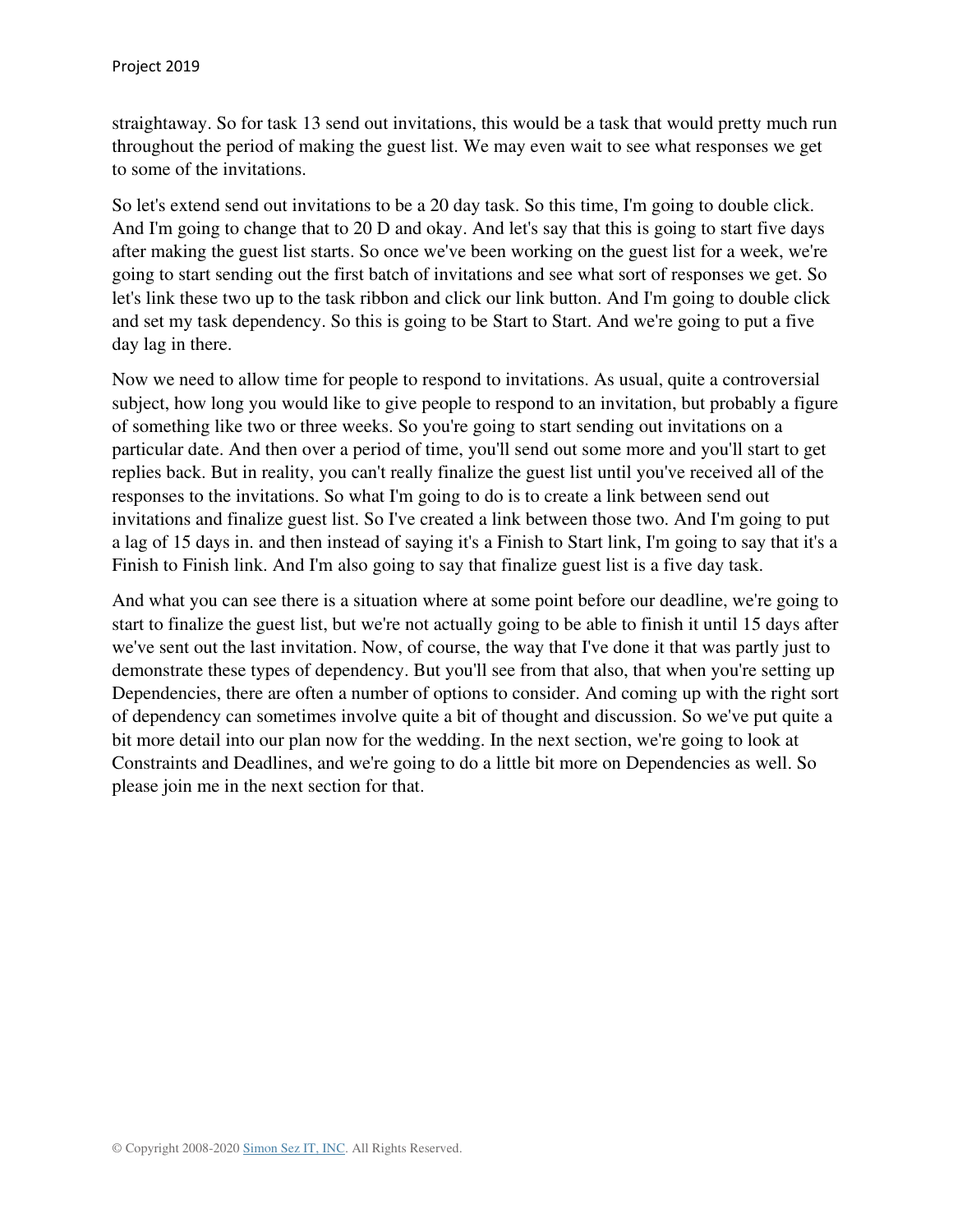straightaway. So for task 13 send out invitations, this would be a task that would pretty much run throughout the period of making the guest list. We may even wait to see what responses we get to some of the invitations.

So let's extend send out invitations to be a 20 day task. So this time, I'm going to double click. And I'm going to change that to 20 D and okay. And let's say that this is going to start five days after making the guest list starts. So once we've been working on the guest list for a week, we're going to start sending out the first batch of invitations and see what sort of responses we get. So let's link these two up to the task ribbon and click our link button. And I'm going to double click and set my task dependency. So this is going to be Start to Start. And we're going to put a five day lag in there.

Now we need to allow time for people to respond to invitations. As usual, quite a controversial subject, how long you would like to give people to respond to an invitation, but probably a figure of something like two or three weeks. So you're going to start sending out invitations on a particular date. And then over a period of time, you'll send out some more and you'll start to get replies back. But in reality, you can't really finalize the guest list until you've received all of the responses to the invitations. So what I'm going to do is to create a link between send out invitations and finalize guest list. So I've created a link between those two. And I'm going to put a lag of 15 days in. and then instead of saying it's a Finish to Start link, I'm going to say that it's a Finish to Finish link. And I'm also going to say that finalize guest list is a five day task.

And what you can see there is a situation where at some point before our deadline, we're going to start to finalize the guest list, but we're not actually going to be able to finish it until 15 days after we've sent out the last invitation. Now, of course, the way that I've done it that was partly just to demonstrate these types of dependency. But you'll see from that also, that when you're setting up Dependencies, there are often a number of options to consider. And coming up with the right sort of dependency can sometimes involve quite a bit of thought and discussion. So we've put quite a bit more detail into our plan now for the wedding. In the next section, we're going to look at Constraints and Deadlines, and we're going to do a little bit more on Dependencies as well. So please join me in the next section for that.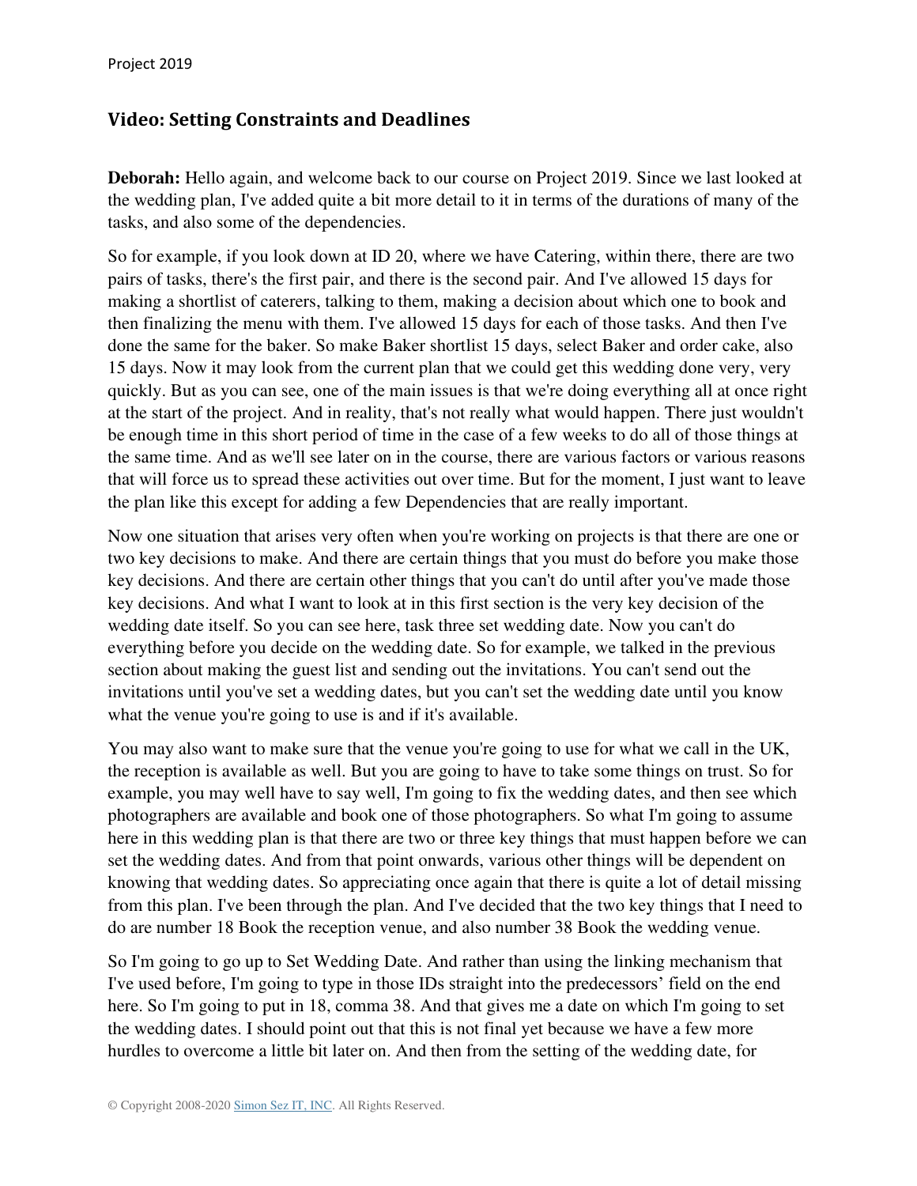## Video: Setting Constraints and Deadlines

**Deborah:** Hello again, and welcome back to our course on Project 2019. Since we last looked at the wedding plan, I've added quite a bit more detail to it in terms of the durations of many of the tasks, and also some of the dependencies.

So for example, if you look down at ID 20, where we have Catering, within there, there are two pairs of tasks, there's the first pair, and there is the second pair. And I've allowed 15 days for making a shortlist of caterers, talking to them, making a decision about which one to book and then finalizing the menu with them. I've allowed 15 days for each of those tasks. And then I've done the same for the baker. So make Baker shortlist 15 days, select Baker and order cake, also 15 days. Now it may look from the current plan that we could get this wedding done very, very quickly. But as you can see, one of the main issues is that we're doing everything all at once right at the start of the project. And in reality, that's not really what would happen. There just wouldn't be enough time in this short period of time in the case of a few weeks to do all of those things at the same time. And as we'll see later on in the course, there are various factors or various reasons that will force us to spread these activities out over time. But for the moment, I just want to leave the plan like this except for adding a few Dependencies that are really important.

Now one situation that arises very often when you're working on projects is that there are one or two key decisions to make. And there are certain things that you must do before you make those key decisions. And there are certain other things that you can't do until after you've made those key decisions. And what I want to look at in this first section is the very key decision of the wedding date itself. So you can see here, task three set wedding date. Now you can't do everything before you decide on the wedding date. So for example, we talked in the previous section about making the guest list and sending out the invitations. You can't send out the invitations until you've set a wedding dates, but you can't set the wedding date until you know what the venue you're going to use is and if it's available.

You may also want to make sure that the venue you're going to use for what we call in the UK, the reception is available as well. But you are going to have to take some things on trust. So for example, you may well have to say well, I'm going to fix the wedding dates, and then see which photographers are available and book one of those photographers. So what I'm going to assume here in this wedding plan is that there are two or three key things that must happen before we can set the wedding dates. And from that point onwards, various other things will be dependent on knowing that wedding dates. So appreciating once again that there is quite a lot of detail missing from this plan. I've been through the plan. And I've decided that the two key things that I need to do are number 18 Book the reception venue, and also number 38 Book the wedding venue.

So I'm going to go up to Set Wedding Date. And rather than using the linking mechanism that I've used before, I'm going to type in those IDs straight into the predecessors' field on the end here. So I'm going to put in 18, comma 38. And that gives me a date on which I'm going to set the wedding dates. I should point out that this is not final yet because we have a few more hurdles to overcome a little bit later on. And then from the setting of the wedding date, for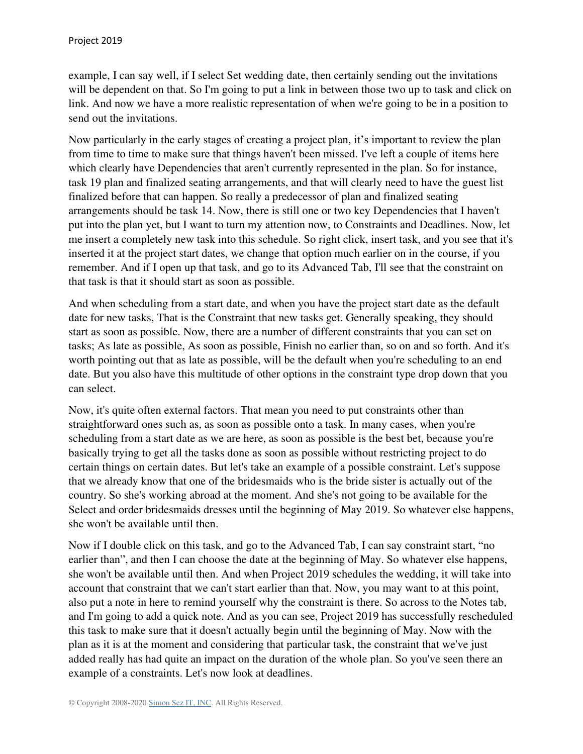example, I can say well, if I select Set wedding date, then certainly sending out the invitations will be dependent on that. So I'm going to put a link in between those two up to task and click on link. And now we have a more realistic representation of when we're going to be in a position to send out the invitations.

Now particularly in the early stages of creating a project plan, it's important to review the plan from time to time to make sure that things haven't been missed. I've left a couple of items here which clearly have Dependencies that aren't currently represented in the plan. So for instance, task 19 plan and finalized seating arrangements, and that will clearly need to have the guest list finalized before that can happen. So really a predecessor of plan and finalized seating arrangements should be task 14. Now, there is still one or two key Dependencies that I haven't put into the plan yet, but I want to turn my attention now, to Constraints and Deadlines. Now, let me insert a completely new task into this schedule. So right click, insert task, and you see that it's inserted it at the project start dates, we change that option much earlier on in the course, if you remember. And if I open up that task, and go to its Advanced Tab, I'll see that the constraint on that task is that it should start as soon as possible.

And when scheduling from a start date, and when you have the project start date as the default date for new tasks, That is the Constraint that new tasks get. Generally speaking, they should start as soon as possible. Now, there are a number of different constraints that you can set on tasks; As late as possible, As soon as possible, Finish no earlier than, so on and so forth. And it's worth pointing out that as late as possible, will be the default when you're scheduling to an end date. But you also have this multitude of other options in the constraint type drop down that you can select.

Now, it's quite often external factors. That mean you need to put constraints other than straightforward ones such as, as soon as possible onto a task. In many cases, when you're scheduling from a start date as we are here, as soon as possible is the best bet, because you're basically trying to get all the tasks done as soon as possible without restricting project to do certain things on certain dates. But let's take an example of a possible constraint. Let's suppose that we already know that one of the bridesmaids who is the bride sister is actually out of the country. So she's working abroad at the moment. And she's not going to be available for the Select and order bridesmaids dresses until the beginning of May 2019. So whatever else happens, she won't be available until then.

Now if I double click on this task, and go to the Advanced Tab, I can say constraint start, "no earlier than", and then I can choose the date at the beginning of May. So whatever else happens, she won't be available until then. And when Project 2019 schedules the wedding, it will take into account that constraint that we can't start earlier than that. Now, you may want to at this point, also put a note in here to remind yourself why the constraint is there. So across to the Notes tab, and I'm going to add a quick note. And as you can see, Project 2019 has successfully rescheduled this task to make sure that it doesn't actually begin until the beginning of May. Now with the plan as it is at the moment and considering that particular task, the constraint that we've just added really has had quite an impact on the duration of the whole plan. So you've seen there an example of a constraints. Let's now look at deadlines.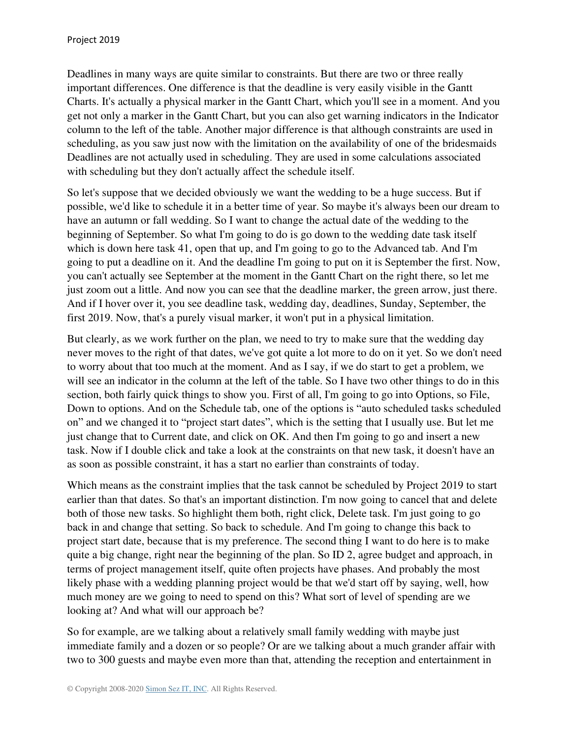Deadlines in many ways are quite similar to constraints. But there are two or three really important differences. One difference is that the deadline is very easily visible in the Gantt Charts. It's actually a physical marker in the Gantt Chart, which you'll see in a moment. And you get not only a marker in the Gantt Chart, but you can also get warning indicators in the Indicator column to the left of the table. Another major difference is that although constraints are used in scheduling, as you saw just now with the limitation on the availability of one of the bridesmaids Deadlines are not actually used in scheduling. They are used in some calculations associated with scheduling but they don't actually affect the schedule itself.

So let's suppose that we decided obviously we want the wedding to be a huge success. But if possible, we'd like to schedule it in a better time of year. So maybe it's always been our dream to have an autumn or fall wedding. So I want to change the actual date of the wedding to the beginning of September. So what I'm going to do is go down to the wedding date task itself which is down here task 41, open that up, and I'm going to go to the Advanced tab. And I'm going to put a deadline on it. And the deadline I'm going to put on it is September the first. Now, you can't actually see September at the moment in the Gantt Chart on the right there, so let me just zoom out a little. And now you can see that the deadline marker, the green arrow, just there. And if I hover over it, you see deadline task, wedding day, deadlines, Sunday, September, the first 2019. Now, that's a purely visual marker, it won't put in a physical limitation.

But clearly, as we work further on the plan, we need to try to make sure that the wedding day never moves to the right of that dates, we've got quite a lot more to do on it yet. So we don't need to worry about that too much at the moment. And as I say, if we do start to get a problem, we will see an indicator in the column at the left of the table. So I have two other things to do in this section, both fairly quick things to show you. First of all, I'm going to go into Options, so File, Down to options. And on the Schedule tab, one of the options is “auto scheduled tasks scheduled on” and we changed it to “project start dates”, which is the setting that I usually use. But let me just change that to Current date, and click on OK. And then I'm going to go and insert a new task. Now if I double click and take a look at the constraints on that new task, it doesn't have an as soon as possible constraint, it has a start no earlier than constraints of today.

Which means as the constraint implies that the task cannot be scheduled by Project 2019 to start earlier than that dates. So that's an important distinction. I'm now going to cancel that and delete both of those new tasks. So highlight them both, right click, Delete task. I'm just going to go back in and change that setting. So back to schedule. And I'm going to change this back to project start date, because that is my preference. The second thing I want to do here is to make quite a big change, right near the beginning of the plan. So ID 2, agree budget and approach, in terms of project management itself, quite often projects have phases. And probably the most likely phase with a wedding planning project would be that we'd start off by saying, well, how much money are we going to need to spend on this? What sort of level of spending are we looking at? And what will our approach be?

So for example, are we talking about a relatively small family wedding with maybe just immediate family and a dozen or so people? Or are we talking about a much grander affair with two to 300 guests and maybe even more than that, attending the reception and entertainment in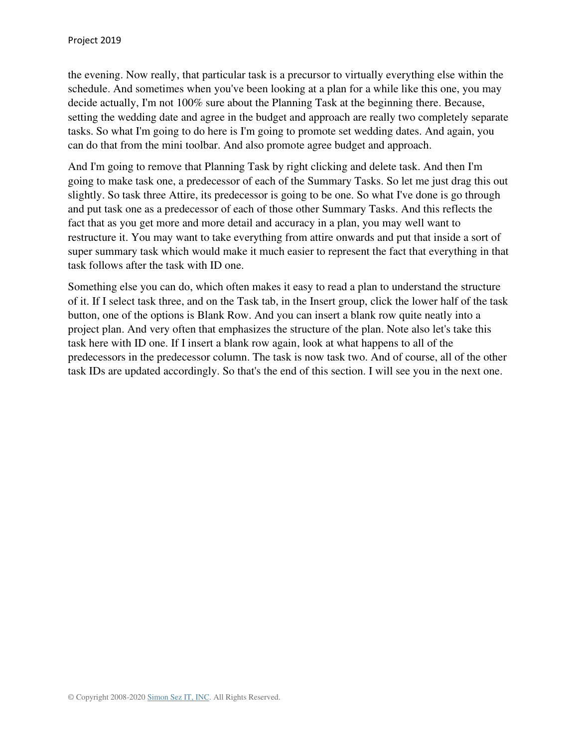the evening. Now really, that particular task is a precursor to virtually everything else within the schedule. And sometimes when you've been looking at a plan for a while like this one, you may decide actually, I'm not 100% sure about the Planning Task at the beginning there. Because, setting the wedding date and agree in the budget and approach are really two completely separate tasks. So what I'm going to do here is I'm going to promote set wedding dates. And again, you can do that from the mini toolbar. And also promote agree budget and approach.

And I'm going to remove that Planning Task by right clicking and delete task. And then I'm going to make task one, a predecessor of each of the Summary Tasks. So let me just drag this out slightly. So task three Attire, its predecessor is going to be one. So what I've done is go through and put task one as a predecessor of each of those other Summary Tasks. And this reflects the fact that as you get more and more detail and accuracy in a plan, you may well want to restructure it. You may want to take everything from attire onwards and put that inside a sort of super summary task which would make it much easier to represent the fact that everything in that task follows after the task with ID one.

Something else you can do, which often makes it easy to read a plan to understand the structure of it. If I select task three, and on the Task tab, in the Insert group, click the lower half of the task button, one of the options is Blank Row. And you can insert a blank row quite neatly into a project plan. And very often that emphasizes the structure of the plan. Note also let's take this task here with ID one. If I insert a blank row again, look at what happens to all of the predecessors in the predecessor column. The task is now task two. And of course, all of the other task IDs are updated accordingly. So that's the end of this section. I will see you in the next one.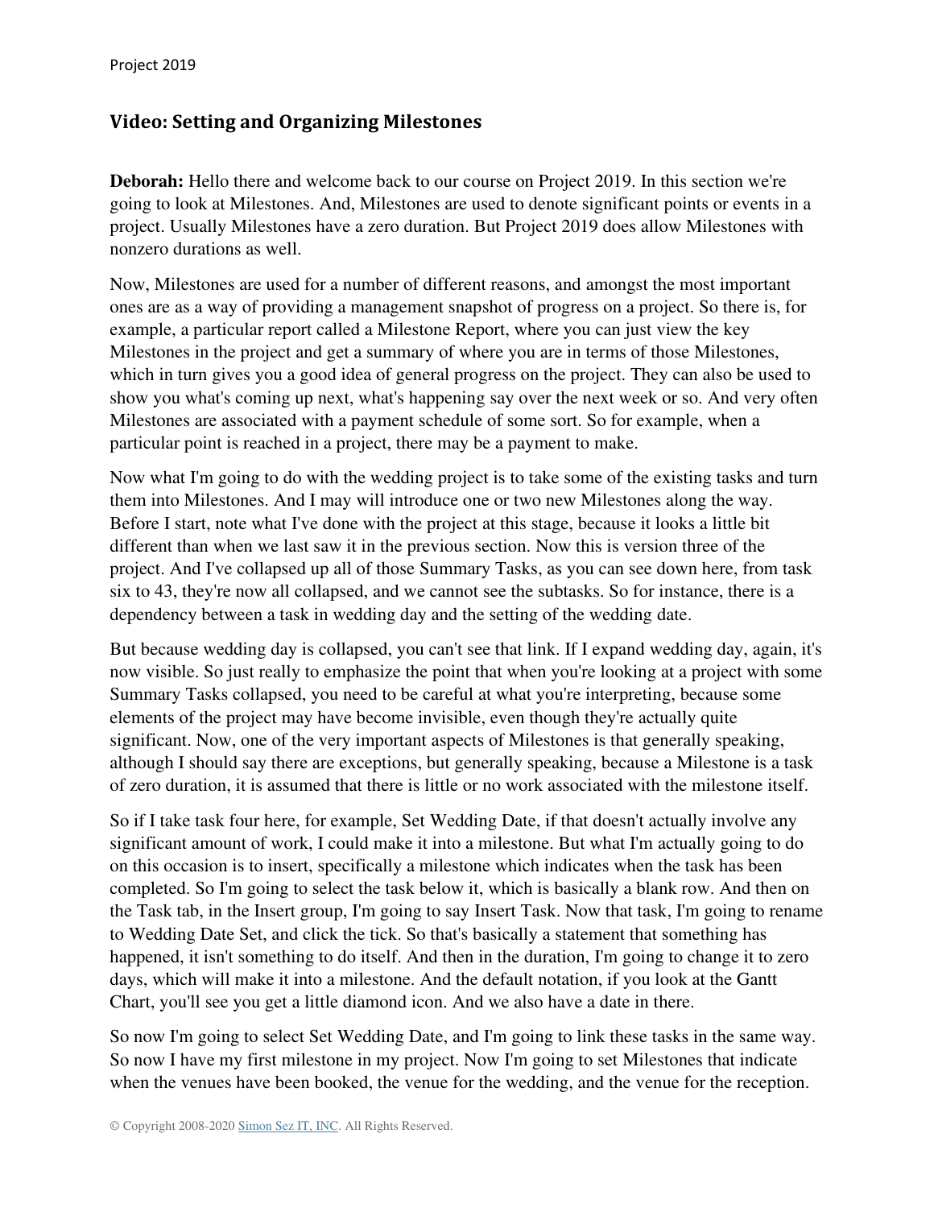## Video: Setting and Organizing Milestones

**Deborah:** Hello there and welcome back to our course on Project 2019. In this section we're going to look at Milestones. And, Milestones are used to denote significant points or events in a project. Usually Milestones have a zero duration. But Project 2019 does allow Milestones with nonzero durations as well.

Now, Milestones are used for a number of different reasons, and amongst the most important ones are as a way of providing a management snapshot of progress on a project. So there is, for example, a particular report called a Milestone Report, where you can just view the key Milestones in the project and get a summary of where you are in terms of those Milestones, which in turn gives you a good idea of general progress on the project. They can also be used to show you what's coming up next, what's happening say over the next week or so. And very often Milestones are associated with a payment schedule of some sort. So for example, when a particular point is reached in a project, there may be a payment to make.

Now what I'm going to do with the wedding project is to take some of the existing tasks and turn them into Milestones. And I may will introduce one or two new Milestones along the way. Before I start, note what I've done with the project at this stage, because it looks a little bit different than when we last saw it in the previous section. Now this is version three of the project. And I've collapsed up all of those Summary Tasks, as you can see down here, from task six to 43, they're now all collapsed, and we cannot see the subtasks. So for instance, there is a dependency between a task in wedding day and the setting of the wedding date.

But because wedding day is collapsed, you can't see that link. If I expand wedding day, again, it's now visible. So just really to emphasize the point that when you're looking at a project with some Summary Tasks collapsed, you need to be careful at what you're interpreting, because some elements of the project may have become invisible, even though they're actually quite significant. Now, one of the very important aspects of Milestones is that generally speaking, although I should say there are exceptions, but generally speaking, because a Milestone is a task of zero duration, it is assumed that there is little or no work associated with the milestone itself.

So if I take task four here, for example, Set Wedding Date, if that doesn't actually involve any significant amount of work, I could make it into a milestone. But what I'm actually going to do on this occasion is to insert, specifically a milestone which indicates when the task has been completed. So I'm going to select the task below it, which is basically a blank row. And then on the Task tab, in the Insert group, I'm going to say Insert Task. Now that task, I'm going to rename to Wedding Date Set, and click the tick. So that's basically a statement that something has happened, it isn't something to do itself. And then in the duration, I'm going to change it to zero days, which will make it into a milestone. And the default notation, if you look at the Gantt Chart, you'll see you get a little diamond icon. And we also have a date in there.

So now I'm going to select Set Wedding Date, and I'm going to link these tasks in the same way. So now I have my first milestone in my project. Now I'm going to set Milestones that indicate when the venues have been booked, the venue for the wedding, and the venue for the reception.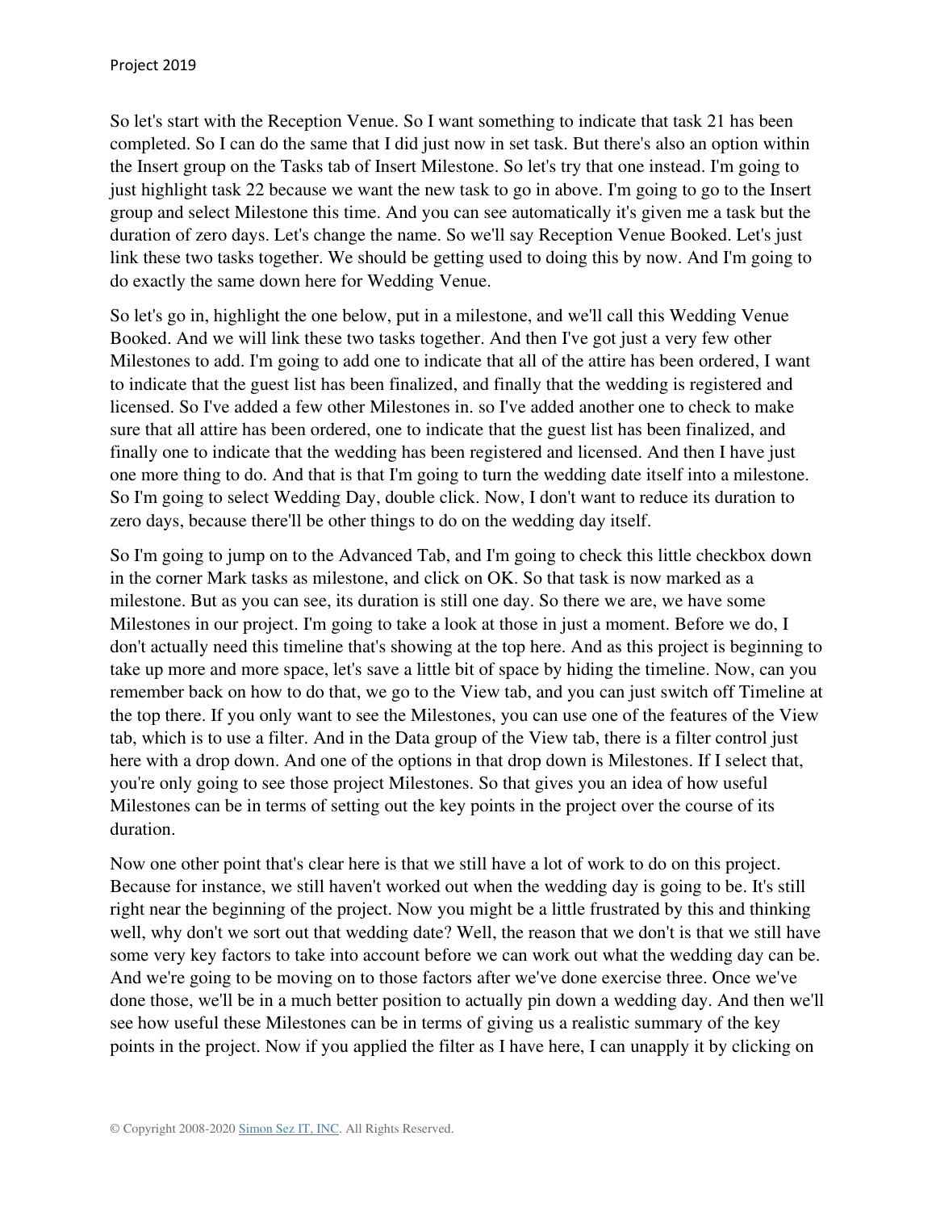So let's start with the Reception Venue. So I want something to indicate that task 21 has been completed. So I can do the same that I did just now in set task. But there's also an option within the Insert group on the Tasks tab of Insert Milestone. So let's try that one instead. I'm going to just highlight task 22 because we want the new task to go in above. I'm going to go to the Insert group and select Milestone this time. And you can see automatically it's given me a task but the duration of zero days. Let's change the name. So we'll say Reception Venue Booked. Let's just link these two tasks together. We should be getting used to doing this by now. And I'm going to do exactly the same down here for Wedding Venue.

So let's go in, highlight the one below, put in a milestone, and we'll call this Wedding Venue Booked. And we will link these two tasks together. And then I've got just a very few other Milestones to add. I'm going to add one to indicate that all of the attire has been ordered, I want to indicate that the guest list has been finalized, and finally that the wedding is registered and licensed. So I've added a few other Milestones in. so I've added another one to check to make sure that all attire has been ordered, one to indicate that the guest list has been finalized, and finally one to indicate that the wedding has been registered and licensed. And then I have just one more thing to do. And that is that I'm going to turn the wedding date itself into a milestone. So I'm going to select Wedding Day, double click. Now, I don't want to reduce its duration to zero days, because there'll be other things to do on the wedding day itself.

So I'm going to jump on to the Advanced Tab, and I'm going to check this little checkbox down in the corner Mark tasks as milestone, and click on OK. So that task is now marked as a milestone. But as you can see, its duration is still one day. So there we are, we have some Milestones in our project. I'm going to take a look at those in just a moment. Before we do, I don't actually need this timeline that's showing at the top here. And as this project is beginning to take up more and more space, let's save a little bit of space by hiding the timeline. Now, can you remember back on how to do that, we go to the View tab, and you can just switch off Timeline at the top there. If you only want to see the Milestones, you can use one of the features of the View tab, which is to use a filter. And in the Data group of the View tab, there is a filter control just here with a drop down. And one of the options in that drop down is Milestones. If I select that, you're only going to see those project Milestones. So that gives you an idea of how useful Milestones can be in terms of setting out the key points in the project over the course of its duration.

Now one other point that's clear here is that we still have a lot of work to do on this project. Because for instance, we still haven't worked out when the wedding day is going to be. It's still right near the beginning of the project. Now you might be a little frustrated by this and thinking well, why don't we sort out that wedding date? Well, the reason that we don't is that we still have some very key factors to take into account before we can work out what the wedding day can be. And we're going to be moving on to those factors after we've done exercise three. Once we've done those, we'll be in a much better position to actually pin down a wedding day. And then we'll see how useful these Milestones can be in terms of giving us a realistic summary of the key points in the project. Now if you applied the filter as I have here, I can unapply it by clicking on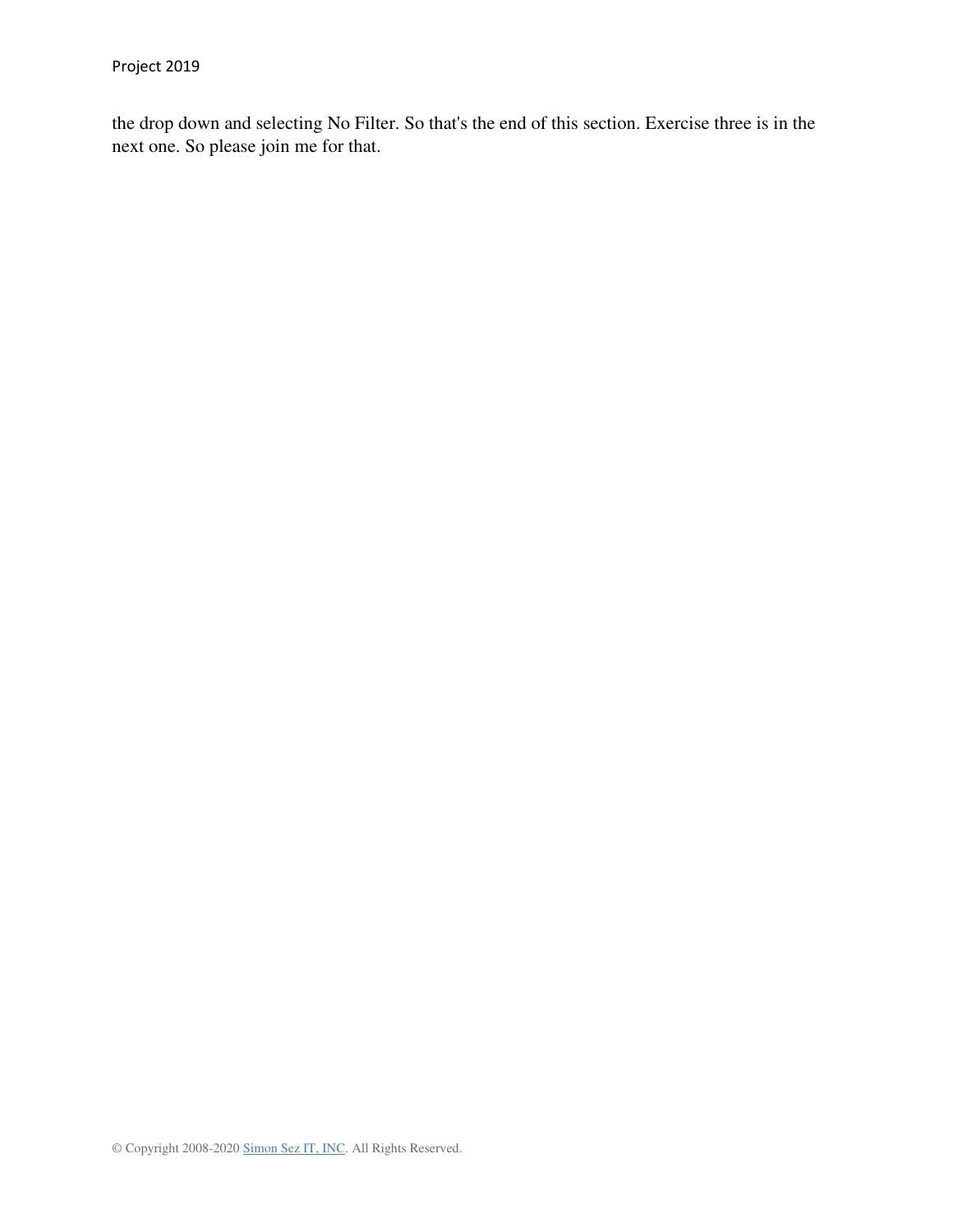the drop down and selecting No Filter. So that's the end of this section. Exercise three is in the next one. So please join me for that.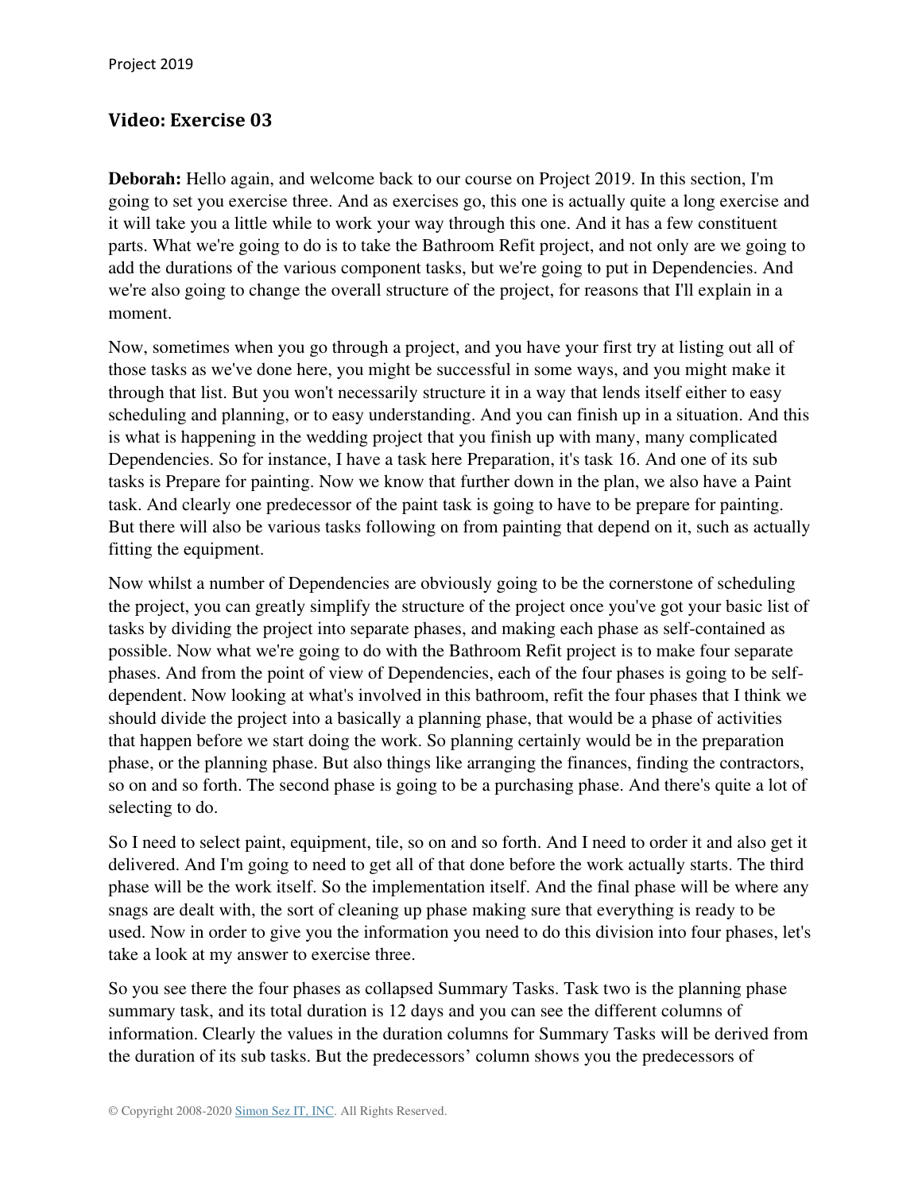## Video: Exercise 03

**Deborah:** Hello again, and welcome back to our course on Project 2019. In this section, I'm going to set you exercise three. And as exercises go, this one is actually quite a long exercise and it will take you a little while to work your way through this one. And it has a few constituent parts. What we're going to do is to take the Bathroom Refit project, and not only are we going to add the durations of the various component tasks, but we're going to put in Dependencies. And we're also going to change the overall structure of the project, for reasons that I'll explain in a moment.

Now, sometimes when you go through a project, and you have your first try at listing out all of those tasks as we've done here, you might be successful in some ways, and you might make it through that list. But you won't necessarily structure it in a way that lends itself either to easy scheduling and planning, or to easy understanding. And you can finish up in a situation. And this is what is happening in the wedding project that you finish up with many, many complicated Dependencies. So for instance, I have a task here Preparation, it's task 16. And one of its sub tasks is Prepare for painting. Now we know that further down in the plan, we also have a Paint task. And clearly one predecessor of the paint task is going to have to be prepare for painting. But there will also be various tasks following on from painting that depend on it, such as actually fitting the equipment.

Now whilst a number of Dependencies are obviously going to be the cornerstone of scheduling the project, you can greatly simplify the structure of the project once you've got your basic list of tasks by dividing the project into separate phases, and making each phase as self-contained as possible. Now what we're going to do with the Bathroom Refit project is to make four separate phases. And from the point of view of Dependencies, each of the four phases is going to be self-dependent. Now looking at what's involved in this bathroom, refit the four phases that I think we should divide the project into a basically a planning phase, that would be a phase of activities that happen before we start doing the work. So planning certainly would be in the preparation phase, or the planning phase. But also things like arranging the finances, finding the contractors, so on and so forth. The second phase is going to be a purchasing phase. And there's quite a lot of selecting to do.

So I need to select paint, equipment, tile, so on and so forth. And I need to order it and also get it delivered. And I'm going to need to get all of that done before the work actually starts. The third phase will be the work itself. So the implementation itself. And the final phase will be where any snags are dealt with, the sort of cleaning up phase making sure that everything is ready to be used. Now in order to give you the information you need to do this division into four phases, let's take a look at my answer to exercise three.

So you see there the four phases as collapsed Summary Tasks. Task two is the planning phase summary task, and its total duration is 12 days and you can see the different columns of information. Clearly the values in the duration columns for Summary Tasks will be derived from the duration of its sub tasks. But the predecessors' column shows you the predecessors of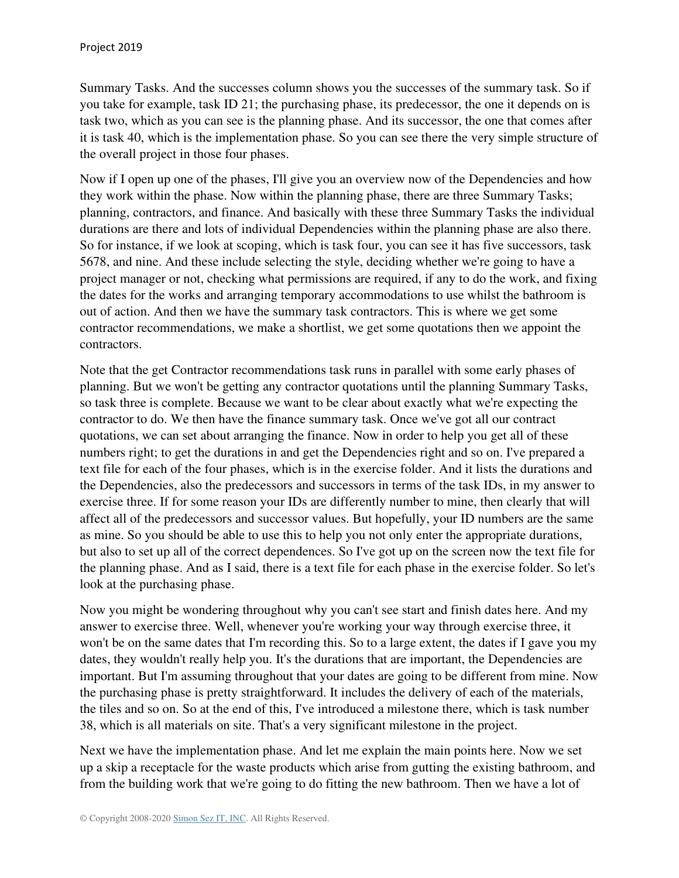Summary Tasks. And the successes column shows you the successes of the summary task. So if you take for example, task ID 21; the purchasing phase, its predecessor, the one it depends on is task two, which as you can see is the planning phase. And its successor, the one that comes after it is task 40, which is the implementation phase. So you can see there the very simple structure of the overall project in those four phases.

Now if I open up one of the phases, I'll give you an overview now of the Dependencies and how they work within the phase. Now within the planning phase, there are three Summary Tasks; planning, contractors, and finance. And basically with these three Summary Tasks the individual durations are there and lots of individual Dependencies within the planning phase are also there. So for instance, if we look at scoping, which is task four, you can see it has five successors, task 5678, and nine. And these include selecting the style, deciding whether we're going to have a project manager or not, checking what permissions are required, if any to do the work, and fixing the dates for the works and arranging temporary accommodations to use whilst the bathroom is out of action. And then we have the summary task contractors. This is where we get some contractor recommendations, we make a shortlist, we get some quotations then we appoint the contractors.

Note that the get Contractor recommendations task runs in parallel with some early phases of planning. But we won't be getting any contractor quotations until the planning Summary Tasks, so task three is complete. Because we want to be clear about exactly what we're expecting the contractor to do. We then have the finance summary task. Once we've got all our contract quotations, we can set about arranging the finance. Now in order to help you get all of these numbers right; to get the durations in and get the Dependencies right and so on. I've prepared a text file for each of the four phases, which is in the exercise folder. And it lists the durations and the Dependencies, also the predecessors and successors in terms of the task IDs, in my answer to exercise three. If for some reason your IDs are differently number to mine, then clearly that will affect all of the predecessors and successor values. But hopefully, your ID numbers are the same as mine. So you should be able to use this to help you not only enter the appropriate durations, but also to set up all of the correct dependences. So I've got up on the screen now the text file for the planning phase. And as I said, there is a text file for each phase in the exercise folder. So let's look at the purchasing phase.

Now you might be wondering throughout why you can't see start and finish dates here. And my answer to exercise three. Well, whenever you're working your way through exercise three, it won't be on the same dates that I'm recording this. So to a large extent, the dates if I gave you my dates, they wouldn't really help you. It's the durations that are important, the Dependencies are important. But I'm assuming throughout that your dates are going to be different from mine. Now the purchasing phase is pretty straightforward. It includes the delivery of each of the materials, the tiles and so on. So at the end of this, I've introduced a milestone there, which is task number 38, which is all materials on site. That's a very significant milestone in the project.

Next we have the implementation phase. And let me explain the main points here. Now we set up a skip a receptacle for the waste products which arise from gutting the existing bathroom, and from the building work that we're going to do fitting the new bathroom. Then we have a lot of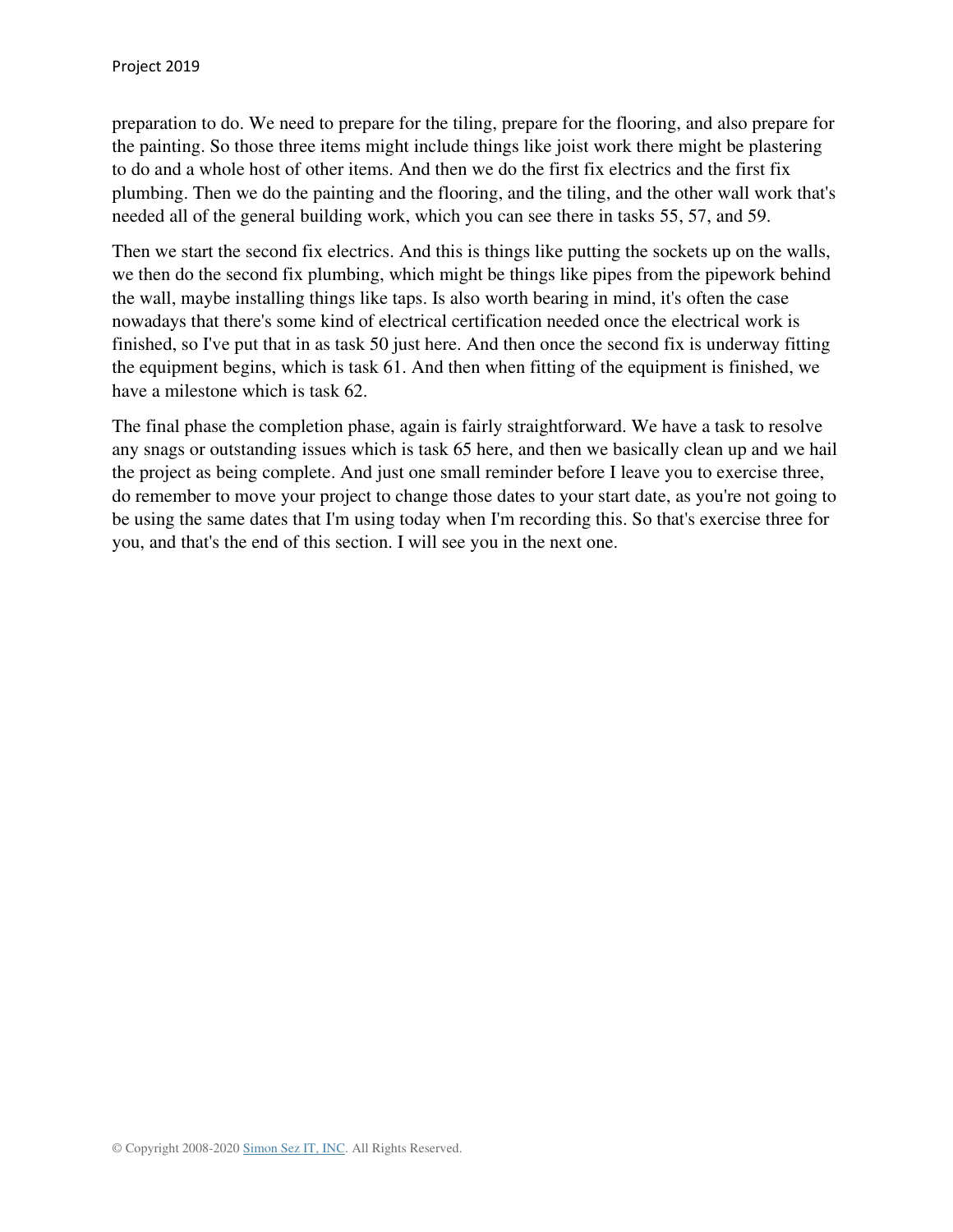preparation to do. We need to prepare for the tiling, prepare for the flooring, and also prepare for the painting. So those three items might include things like joist work there might be plastering to do and a whole host of other items. And then we do the first fix electrics and the first fix plumbing. Then we do the painting and the flooring, and the tiling, and the other wall work that's needed all of the general building work, which you can see there in tasks 55, 57, and 59.

Then we start the second fix electrics. And this is things like putting the sockets up on the walls, we then do the second fix plumbing, which might be things like pipes from the pipework behind the wall, maybe installing things like taps. Is also worth bearing in mind, it's often the case nowadays that there's some kind of electrical certification needed once the electrical work is finished, so I've put that in as task 50 just here. And then once the second fix is underway fitting the equipment begins, which is task 61. And then when fitting of the equipment is finished, we have a milestone which is task 62.

The final phase the completion phase, again is fairly straightforward. We have a task to resolve any snags or outstanding issues which is task 65 here, and then we basically clean up and we hail the project as being complete. And just one small reminder before I leave you to exercise three, do remember to move your project to change those dates to your start date, as you're not going to be using the same dates that I'm using today when I'm recording this. So that's exercise three for you, and that's the end of this section. I will see you in the next one.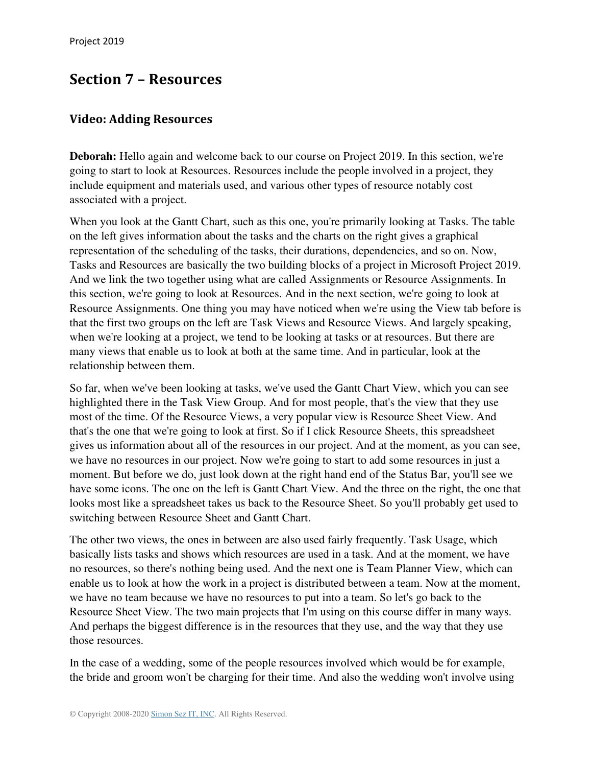## Section 7 – Resources

### Video: Adding Resources

**Deborah:** Hello again and welcome back to our course on Project 2019. In this section, we're going to start to look at Resources. Resources include the people involved in a project, they include equipment and materials used, and various other types of resource notably cost associated with a project.

When you look at the Gantt Chart, such as this one, you're primarily looking at Tasks. The table on the left gives information about the tasks and the charts on the right gives a graphical representation of the scheduling of the tasks, their durations, dependencies, and so on. Now, Tasks and Resources are basically the two building blocks of a project in Microsoft Project 2019. And we link the two together using what are called Assignments or Resource Assignments. In this section, we're going to look at Resources. And in the next section, we're going to look at Resource Assignments. One thing you may have noticed when we're using the View tab before is that the first two groups on the left are Task Views and Resource Views. And largely speaking, when we're looking at a project, we tend to be looking at tasks or at resources. But there are many views that enable us to look at both at the same time. And in particular, look at the relationship between them.

So far, when we've been looking at tasks, we've used the Gantt Chart View, which you can see highlighted there in the Task View Group. And for most people, that's the view that they use most of the time. Of the Resource Views, a very popular view is Resource Sheet View. And that's the one that we're going to look at first. So if I click Resource Sheets, this spreadsheet gives us information about all of the resources in our project. And at the moment, as you can see, we have no resources in our project. Now we're going to start to add some resources in just a moment. But before we do, just look down at the right hand end of the Status Bar, you'll see we have some icons. The one on the left is Gantt Chart View. And the three on the right, the one that looks most like a spreadsheet takes us back to the Resource Sheet. So you'll probably get used to switching between Resource Sheet and Gantt Chart.

The other two views, the ones in between are also used fairly frequently. Task Usage, which basically lists tasks and shows which resources are used in a task. And at the moment, we have no resources, so there's nothing being used. And the next one is Team Planner View, which can enable us to look at how the work in a project is distributed between a team. Now at the moment, we have no team because we have no resources to put into a team. So let's go back to the Resource Sheet View. The two main projects that I'm using on this course differ in many ways. And perhaps the biggest difference is in the resources that they use, and the way that they use those resources.

In the case of a wedding, some of the people resources involved which would be for example, the bride and groom won't be charging for their time. And also the wedding won't involve using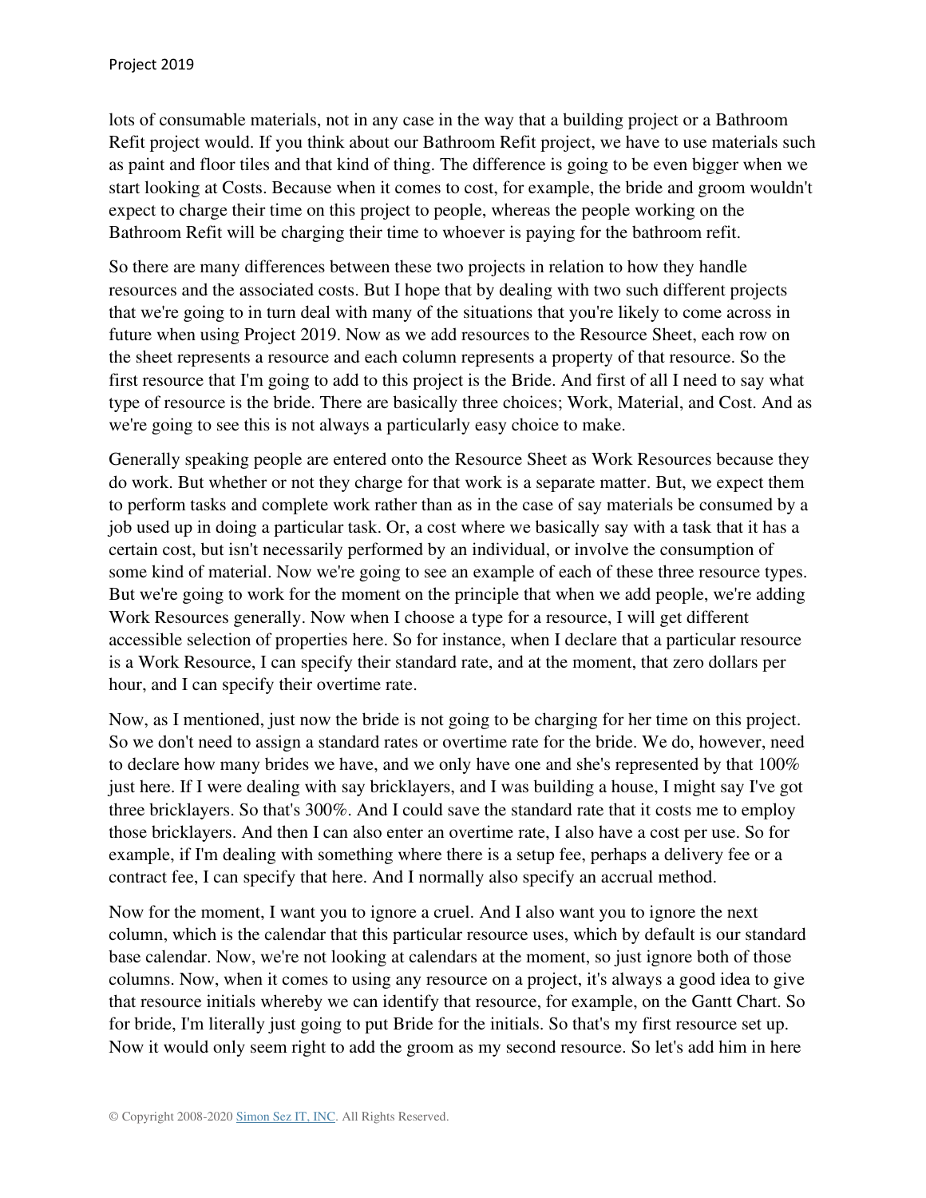lots of consumable materials, not in any case in the way that a building project or a Bathroom Refit project would. If you think about our Bathroom Refit project, we have to use materials such as paint and floor tiles and that kind of thing. The difference is going to be even bigger when we start looking at Costs. Because when it comes to cost, for example, the bride and groom wouldn't expect to charge their time on this project to people, whereas the people working on the Bathroom Refit will be charging their time to whoever is paying for the bathroom refit.

So there are many differences between these two projects in relation to how they handle resources and the associated costs. But I hope that by dealing with two such different projects that we're going to in turn deal with many of the situations that you're likely to come across in future when using Project 2019. Now as we add resources to the Resource Sheet, each row on the sheet represents a resource and each column represents a property of that resource. So the first resource that I'm going to add to this project is the Bride. And first of all I need to say what type of resource is the bride. There are basically three choices; Work, Material, and Cost. And as we're going to see this is not always a particularly easy choice to make.

Generally speaking people are entered onto the Resource Sheet as Work Resources because they do work. But whether or not they charge for that work is a separate matter. But, we expect them to perform tasks and complete work rather than as in the case of say materials be consumed by a job used up in doing a particular task. Or, a cost where we basically say with a task that it has a certain cost, but isn't necessarily performed by an individual, or involve the consumption of some kind of material. Now we're going to see an example of each of these three resource types. But we're going to work for the moment on the principle that when we add people, we're adding Work Resources generally. Now when I choose a type for a resource, I will get different accessible selection of properties here. So for instance, when I declare that a particular resource is a Work Resource, I can specify their standard rate, and at the moment, that zero dollars per hour, and I can specify their overtime rate.

Now, as I mentioned, just now the bride is not going to be charging for her time on this project. So we don't need to assign a standard rates or overtime rate for the bride. We do, however, need to declare how many brides we have, and we only have one and she's represented by that 100% just here. If I were dealing with say bricklayers, and I was building a house, I might say I've got three bricklayers. So that's 300%. And I could save the standard rate that it costs me to employ those bricklayers. And then I can also enter an overtime rate, I also have a cost per use. So for example, if I'm dealing with something where there is a setup fee, perhaps a delivery fee or a contract fee, I can specify that here. And I normally also specify an accrual method.

Now for the moment, I want you to ignore a cruel. And I also want you to ignore the next column, which is the calendar that this particular resource uses, which by default is our standard base calendar. Now, we're not looking at calendars at the moment, so just ignore both of those columns. Now, when it comes to using any resource on a project, it's always a good idea to give that resource initials whereby we can identify that resource, for example, on the Gantt Chart. So for bride, I'm literally just going to put Bride for the initials. So that's my first resource set up. Now it would only seem right to add the groom as my second resource. So let's add him in here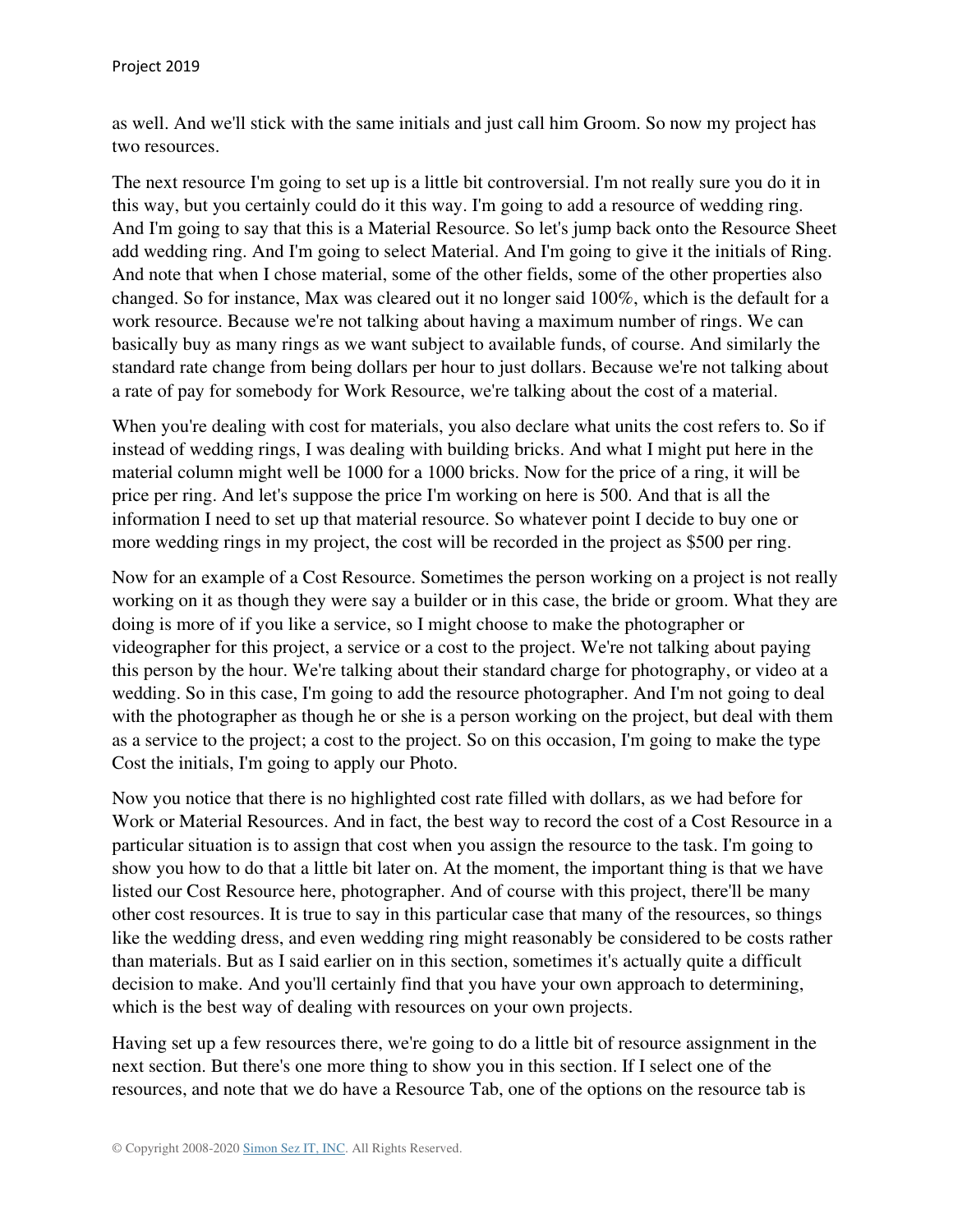as well. And we'll stick with the same initials and just call him Groom. So now my project has two resources.

The next resource I'm going to set up is a little bit controversial. I'm not really sure you do it in this way, but you certainly could do it this way. I'm going to add a resource of wedding ring. And I'm going to say that this is a Material Resource. So let's jump back onto the Resource Sheet add wedding ring. And I'm going to select Material. And I'm going to give it the initials of Ring. And note that when I chose material, some of the other fields, some of the other properties also changed. So for instance, Max was cleared out it no longer said 100%, which is the default for a work resource. Because we're not talking about having a maximum number of rings. We can basically buy as many rings as we want subject to available funds, of course. And similarly the standard rate change from being dollars per hour to just dollars. Because we're not talking about a rate of pay for somebody for Work Resource, we're talking about the cost of a material.

When you're dealing with cost for materials, you also declare what units the cost refers to. So if instead of wedding rings, I was dealing with building bricks. And what I might put here in the material column might well be 1000 for a 1000 bricks. Now for the price of a ring, it will be price per ring. And let's suppose the price I'm working on here is 500. And that is all the information I need to set up that material resource. So whatever point I decide to buy one or more wedding rings in my project, the cost will be recorded in the project as $500 per ring.

Now for an example of a Cost Resource. Sometimes the person working on a project is not really working on it as though they were say a builder or in this case, the bride or groom. What they are doing is more of if you like a service, so I might choose to make the photographer or videographer for this project, a service or a cost to the project. We're not talking about paying this person by the hour. We're talking about their standard charge for photography, or video at a wedding. So in this case, I'm going to add the resource photographer. And I'm not going to deal with the photographer as though he or she is a person working on the project, but deal with them as a service to the project; a cost to the project. So on this occasion, I'm going to make the type Cost the initials, I'm going to apply our Photo.

Now you notice that there is no highlighted cost rate filled with dollars, as we had before for Work or Material Resources. And in fact, the best way to record the cost of a Cost Resource in a particular situation is to assign that cost when you assign the resource to the task. I'm going to show you how to do that a little bit later on. At the moment, the important thing is that we have listed our Cost Resource here, photographer. And of course with this project, there'll be many other cost resources. It is true to say in this particular case that many of the resources, so things like the wedding dress, and even wedding ring might reasonably be considered to be costs rather than materials. But as I said earlier on in this section, sometimes it's actually quite a difficult decision to make. And you'll certainly find that you have your own approach to determining, which is the best way of dealing with resources on your own projects.

Having set up a few resources there, we're going to do a little bit of resource assignment in the next section. But there's one more thing to show you in this section. If I select one of the resources, and note that we do have a Resource Tab, one of the options on the resource tab is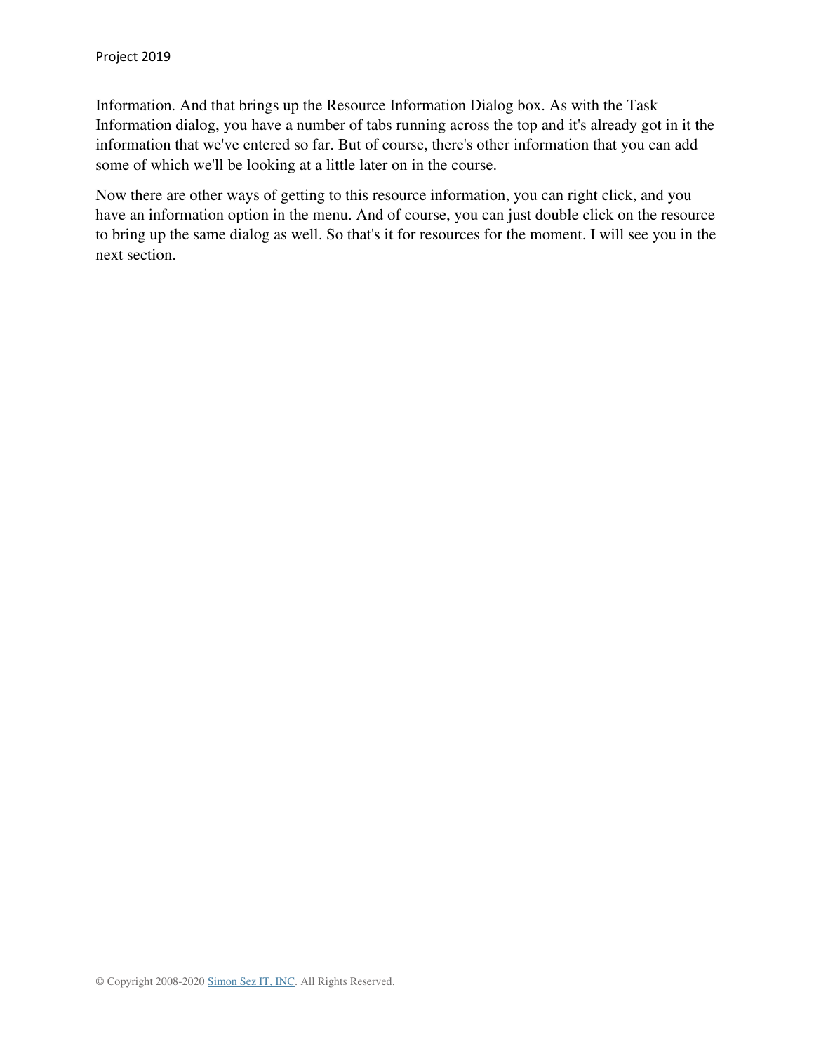Information. And that brings up the Resource Information Dialog box. As with the Task Information dialog, you have a number of tabs running across the top and it's already got in it the information that we've entered so far. But of course, there's other information that you can add some of which we'll be looking at a little later on in the course.

Now there are other ways of getting to this resource information, you can right click, and you have an information option in the menu. And of course, you can just double click on the resource to bring up the same dialog as well. So that's it for resources for the moment. I will see you in the next section.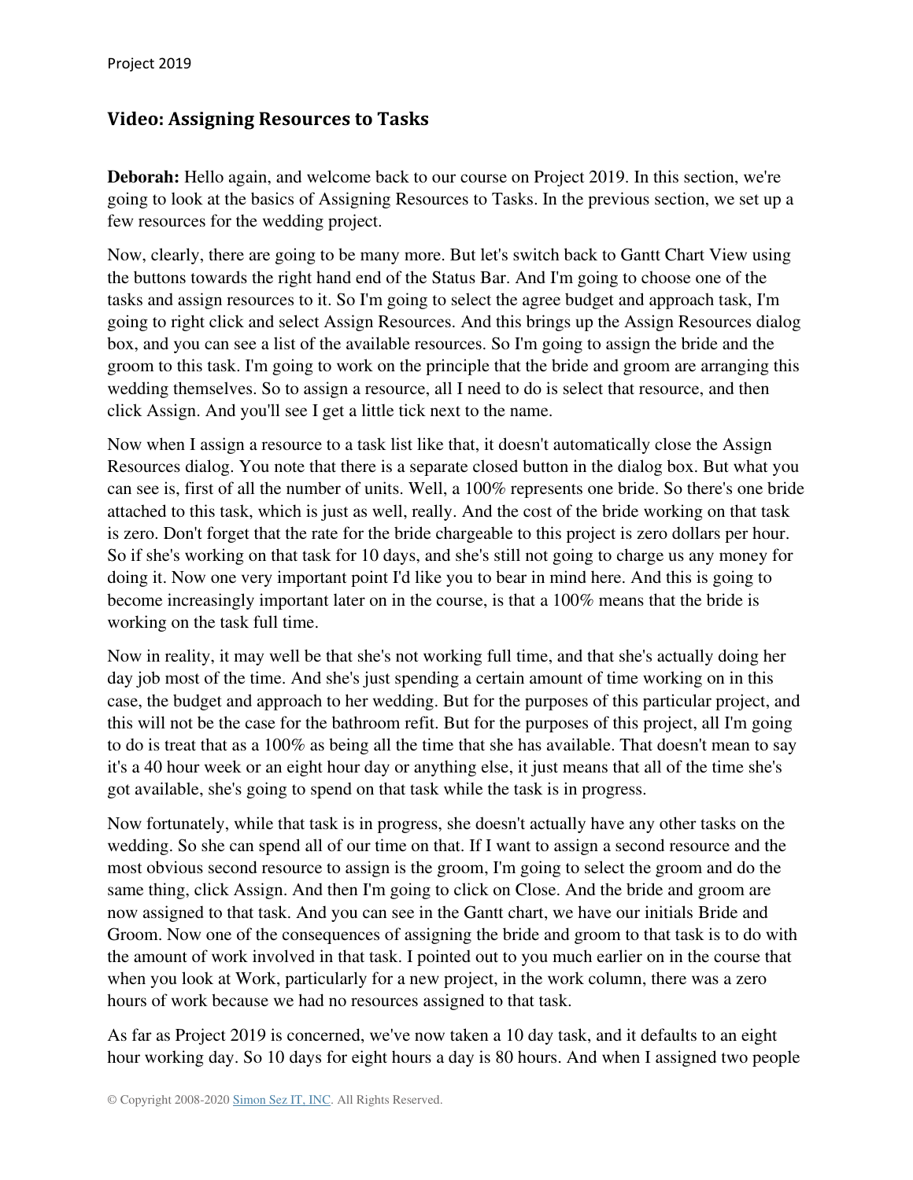## Video: Assigning Resources to Tasks

**Deborah:** Hello again, and welcome back to our course on Project 2019. In this section, we're going to look at the basics of Assigning Resources to Tasks. In the previous section, we set up a few resources for the wedding project.

Now, clearly, there are going to be many more. But let's switch back to Gantt Chart View using the buttons towards the right hand end of the Status Bar. And I'm going to choose one of the tasks and assign resources to it. So I'm going to select the agree budget and approach task, I'm going to right click and select Assign Resources. And this brings up the Assign Resources dialog box, and you can see a list of the available resources. So I'm going to assign the bride and the groom to this task. I'm going to work on the principle that the bride and groom are arranging this wedding themselves. So to assign a resource, all I need to do is select that resource, and then click Assign. And you'll see I get a little tick next to the name.

Now when I assign a resource to a task list like that, it doesn't automatically close the Assign Resources dialog. You note that there is a separate closed button in the dialog box. But what you can see is, first of all the number of units. Well, a 100% represents one bride. So there's one bride attached to this task, which is just as well, really. And the cost of the bride working on that task is zero. Don't forget that the rate for the bride chargeable to this project is zero dollars per hour. So if she's working on that task for 10 days, and she's still not going to charge us any money for doing it. Now one very important point I'd like you to bear in mind here. And this is going to become increasingly important later on in the course, is that a 100% means that the bride is working on the task full time.

Now in reality, it may well be that she's not working full time, and that she's actually doing her day job most of the time. And she's just spending a certain amount of time working on in this case, the budget and approach to her wedding. But for the purposes of this particular project, and this will not be the case for the bathroom refit. But for the purposes of this project, all I'm going to do is treat that as a 100% as being all the time that she has available. That doesn't mean to say it's a 40 hour week or an eight hour day or anything else, it just means that all of the time she's got available, she's going to spend on that task while the task is in progress.

Now fortunately, while that task is in progress, she doesn't actually have any other tasks on the wedding. So she can spend all of our time on that. If I want to assign a second resource and the most obvious second resource to assign is the groom, I'm going to select the groom and do the same thing, click Assign. And then I'm going to click on Close. And the bride and groom are now assigned to that task. And you can see in the Gantt chart, we have our initials Bride and Groom. Now one of the consequences of assigning the bride and groom to that task is to do with the amount of work involved in that task. I pointed out to you much earlier on in the course that when you look at Work, particularly for a new project, in the work column, there was a zero hours of work because we had no resources assigned to that task.

As far as Project 2019 is concerned, we've now taken a 10 day task, and it defaults to an eight hour working day. So 10 days for eight hours a day is 80 hours. And when I assigned two people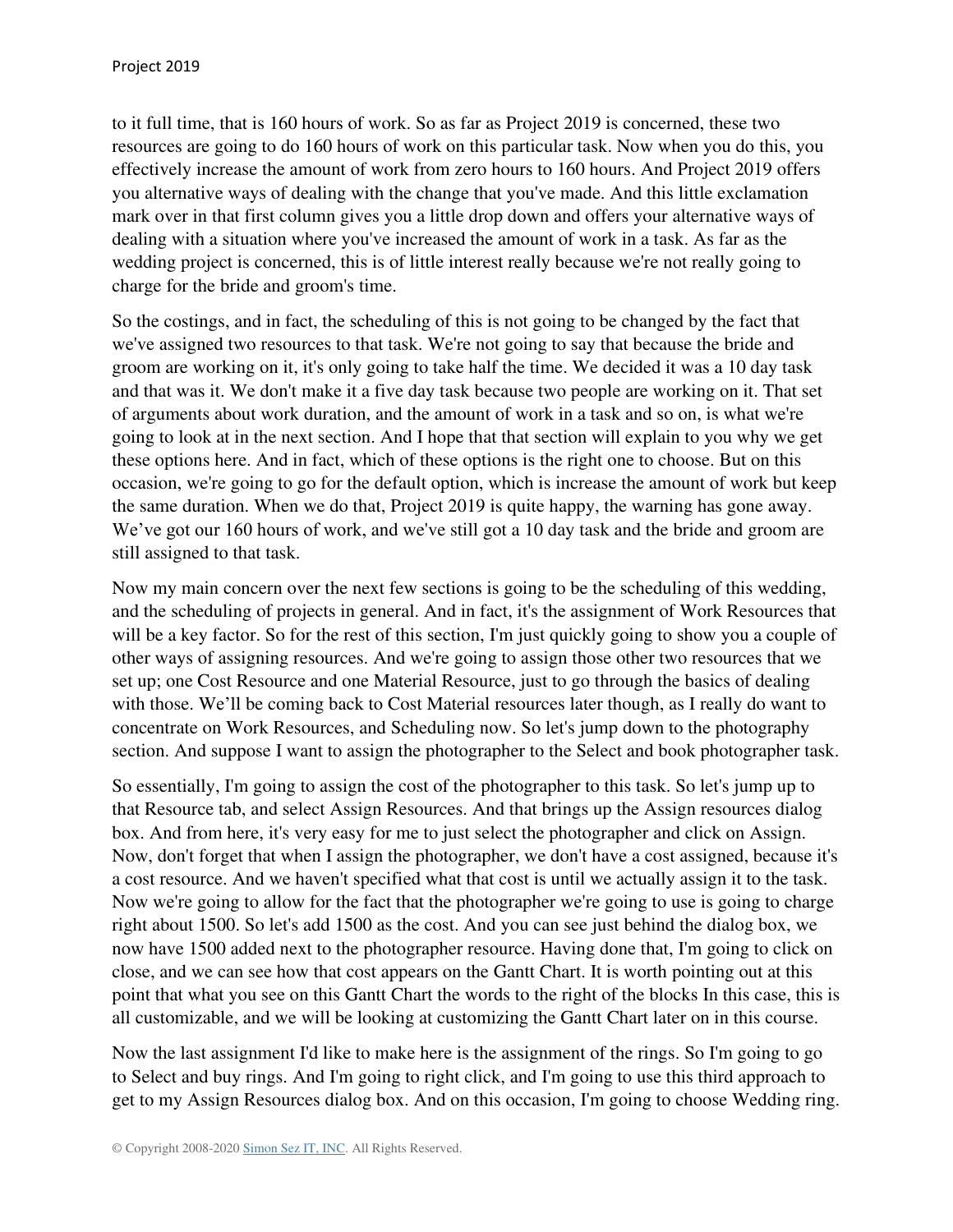to it full time, that is 160 hours of work. So as far as Project 2019 is concerned, these two resources are going to do 160 hours of work on this particular task. Now when you do this, you effectively increase the amount of work from zero hours to 160 hours. And Project 2019 offers you alternative ways of dealing with the change that you've made. And this little exclamation mark over in that first column gives you a little drop down and offers your alternative ways of dealing with a situation where you've increased the amount of work in a task. As far as the wedding project is concerned, this is of little interest really because we're not really going to charge for the bride and groom's time.

So the costings, and in fact, the scheduling of this is not going to be changed by the fact that we've assigned two resources to that task. We're not going to say that because the bride and groom are working on it, it's only going to take half the time. We decided it was a 10 day task and that was it. We don't make it a five day task because two people are working on it. That set of arguments about work duration, and the amount of work in a task and so on, is what we're going to look at in the next section. And I hope that that section will explain to you why we get these options here. And in fact, which of these options is the right one to choose. But on this occasion, we're going to go for the default option, which is increase the amount of work but keep the same duration. When we do that, Project 2019 is quite happy, the warning has gone away. We've got our 160 hours of work, and we've still got a 10 day task and the bride and groom are still assigned to that task.

Now my main concern over the next few sections is going to be the scheduling of this wedding, and the scheduling of projects in general. And in fact, it's the assignment of Work Resources that will be a key factor. So for the rest of this section, I'm just quickly going to show you a couple of other ways of assigning resources. And we're going to assign those other two resources that we set up; one Cost Resource and one Material Resource, just to go through the basics of dealing with those. We'll be coming back to Cost Material resources later though, as I really do want to concentrate on Work Resources, and Scheduling now. So let's jump down to the photography section. And suppose I want to assign the photographer to the Select and book photographer task.

So essentially, I'm going to assign the cost of the photographer to this task. So let's jump up to that Resource tab, and select Assign Resources. And that brings up the Assign resources dialog box. And from here, it's very easy for me to just select the photographer and click on Assign. Now, don't forget that when I assign the photographer, we don't have a cost assigned, because it's a cost resource. And we haven't specified what that cost is until we actually assign it to the task. Now we're going to allow for the fact that the photographer we're going to use is going to charge right about 1500. So let's add 1500 as the cost. And you can see just behind the dialog box, we now have 1500 added next to the photographer resource. Having done that, I'm going to click on close, and we can see how that cost appears on the Gantt Chart. It is worth pointing out at this point that what you see on this Gantt Chart the words to the right of the blocks In this case, this is all customizable, and we will be looking at customizing the Gantt Chart later on in this course.

Now the last assignment I'd like to make here is the assignment of the rings. So I'm going to go to Select and buy rings. And I'm going to right click, and I'm going to use this third approach to get to my Assign Resources dialog box. And on this occasion, I'm going to choose Wedding ring.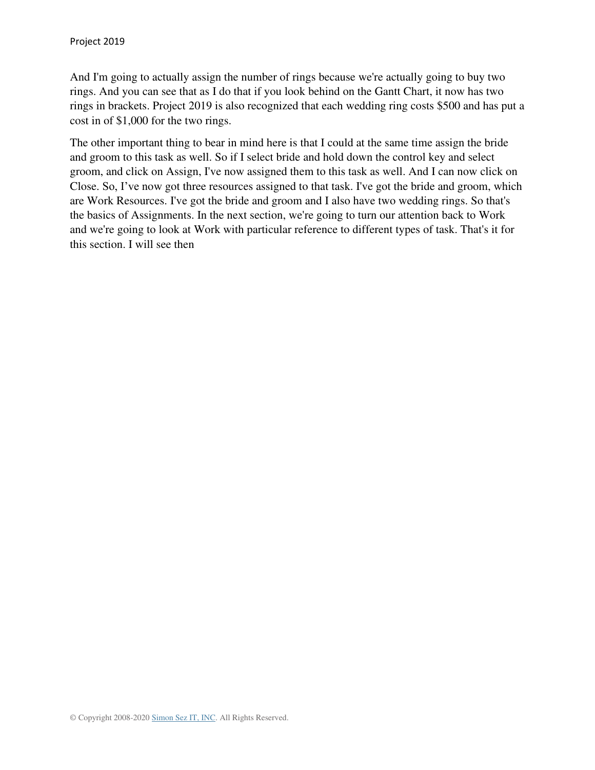And I'm going to actually assign the number of rings because we're actually going to buy two rings. And you can see that as I do that if you look behind on the Gantt Chart, it now has two rings in brackets. Project 2019 is also recognized that each wedding ring costs $500 and has put a cost in of $1,000 for the two rings.

The other important thing to bear in mind here is that I could at the same time assign the bride and groom to this task as well. So if I select bride and hold down the control key and select groom, and click on Assign, I've now assigned them to this task as well. And I can now click on Close. So, I've now got three resources assigned to that task. I've got the bride and groom, which are Work Resources. I've got the bride and groom and I also have two wedding rings. So that's the basics of Assignments. In the next section, we're going to turn our attention back to Work and we're going to look at Work with particular reference to different types of task. That's it for this section. I will see then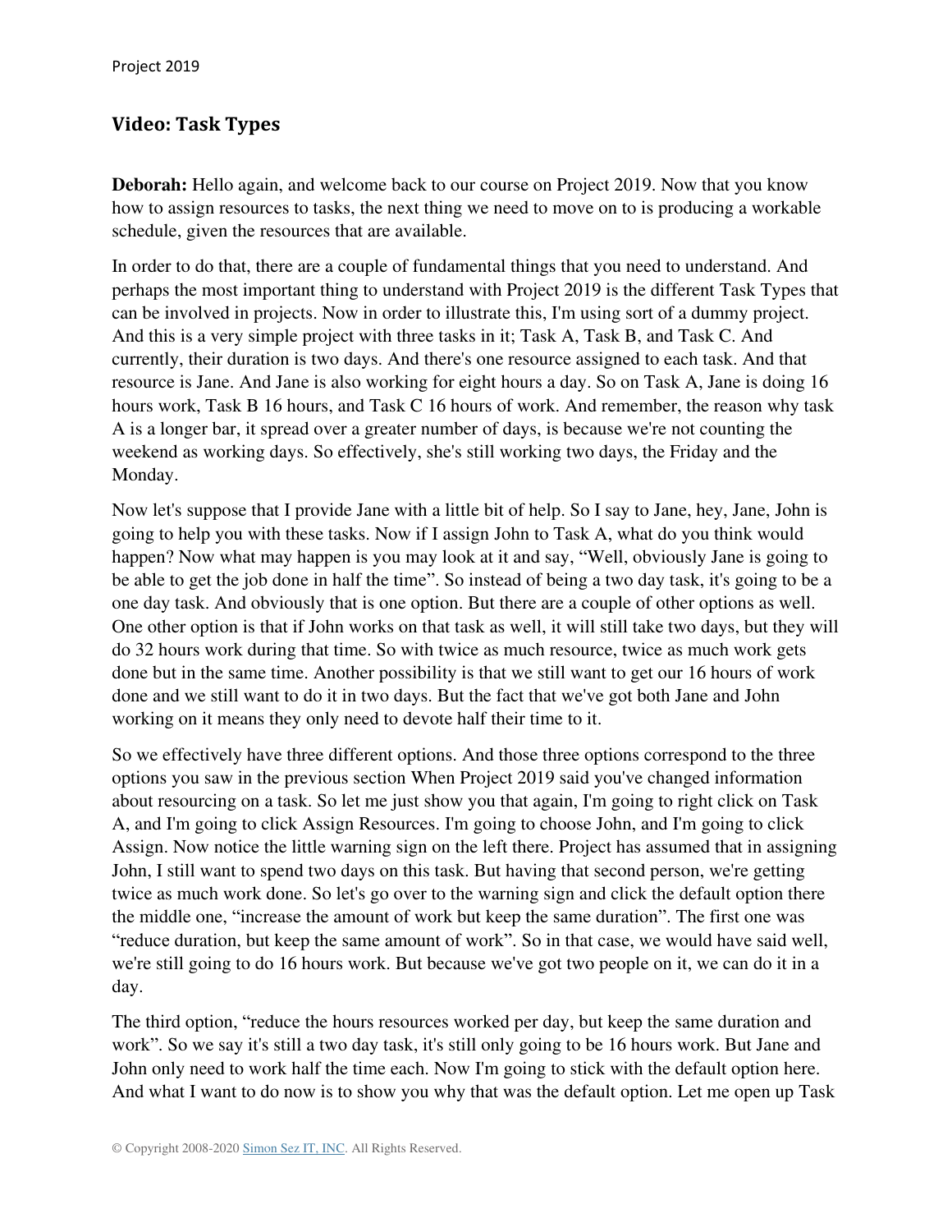## Video: Task Types

**Deborah:** Hello again, and welcome back to our course on Project 2019. Now that you know how to assign resources to tasks, the next thing we need to move on to is producing a workable schedule, given the resources that are available.

In order to do that, there are a couple of fundamental things that you need to understand. And perhaps the most important thing to understand with Project 2019 is the different Task Types that can be involved in projects. Now in order to illustrate this, I'm using sort of a dummy project. And this is a very simple project with three tasks in it; Task A, Task B, and Task C. And currently, their duration is two days. And there's one resource assigned to each task. And that resource is Jane. And Jane is also working for eight hours a day. So on Task A, Jane is doing 16 hours work, Task B 16 hours, and Task C 16 hours of work. And remember, the reason why task A is a longer bar, it spread over a greater number of days, is because we're not counting the weekend as working days. So effectively, she's still working two days, the Friday and the Monday.

Now let's suppose that I provide Jane with a little bit of help. So I say to Jane, hey, Jane, John is going to help you with these tasks. Now if I assign John to Task A, what do you think would happen? Now what may happen is you may look at it and say, "Well, obviously Jane is going to be able to get the job done in half the time". So instead of being a two day task, it's going to be a one day task. And obviously that is one option. But there are a couple of other options as well. One other option is that if John works on that task as well, it will still take two days, but they will do 32 hours work during that time. So with twice as much resource, twice as much work gets done but in the same time. Another possibility is that we still want to get our 16 hours of work done and we still want to do it in two days. But the fact that we've got both Jane and John working on it means they only need to devote half their time to it.

So we effectively have three different options. And those three options correspond to the three options you saw in the previous section When Project 2019 said you've changed information about resourcing on a task. So let me just show you that again, I'm going to right click on Task A, and I'm going to click Assign Resources. I'm going to choose John, and I'm going to click Assign. Now notice the little warning sign on the left there. Project has assumed that in assigning John, I still want to spend two days on this task. But having that second person, we're getting twice as much work done. So let's go over to the warning sign and click the default option there the middle one, "increase the amount of work but keep the same duration". The first one was "reduce duration, but keep the same amount of work". So in that case, we would have said well, we're still going to do 16 hours work. But because we've got two people on it, we can do it in a day.

The third option, "reduce the hours resources worked per day, but keep the same duration and work". So we say it's still a two day task, it's still only going to be 16 hours work. But Jane and John only need to work half the time each. Now I'm going to stick with the default option here. And what I want to do now is to show you why that was the default option. Let me open up Task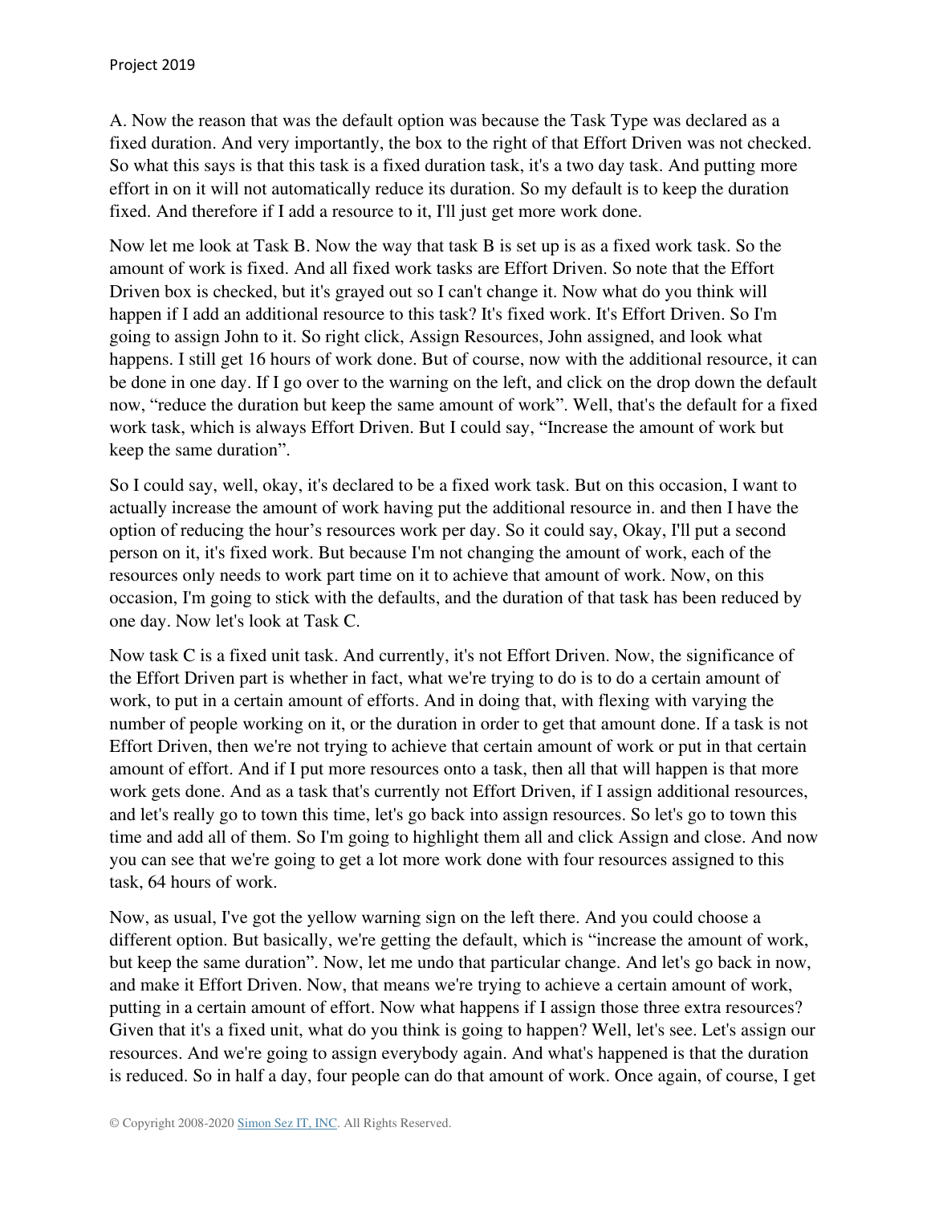A. Now the reason that was the default option was because the Task Type was declared as a fixed duration. And very importantly, the box to the right of that Effort Driven was not checked. So what this says is that this task is a fixed duration task, it's a two day task. And putting more effort in on it will not automatically reduce its duration. So my default is to keep the duration fixed. And therefore if I add a resource to it, I'll just get more work done.

Now let me look at Task B. Now the way that task B is set up is as a fixed work task. So the amount of work is fixed. And all fixed work tasks are Effort Driven. So note that the Effort Driven box is checked, but it's grayed out so I can't change it. Now what do you think will happen if I add an additional resource to this task? It's fixed work. It's Effort Driven. So I'm going to assign John to it. So right click, Assign Resources, John assigned, and look what happens. I still get 16 hours of work done. But of course, now with the additional resource, it can be done in one day. If I go over to the warning on the left, and click on the drop down the default now, "reduce the duration but keep the same amount of work". Well, that's the default for a fixed work task, which is always Effort Driven. But I could say, "Increase the amount of work but keep the same duration".

So I could say, well, okay, it's declared to be a fixed work task. But on this occasion, I want to actually increase the amount of work having put the additional resource in. and then I have the option of reducing the hour's resources work per day. So it could say, Okay, I'll put a second person on it, it's fixed work. But because I'm not changing the amount of work, each of the resources only needs to work part time on it to achieve that amount of work. Now, on this occasion, I'm going to stick with the defaults, and the duration of that task has been reduced by one day. Now let's look at Task C.

Now task C is a fixed unit task. And currently, it's not Effort Driven. Now, the significance of the Effort Driven part is whether in fact, what we're trying to do is to do a certain amount of work, to put in a certain amount of efforts. And in doing that, with flexing with varying the number of people working on it, or the duration in order to get that amount done. If a task is not Effort Driven, then we're not trying to achieve that certain amount of work or put in that certain amount of effort. And if I put more resources onto a task, then all that will happen is that more work gets done. And as a task that's currently not Effort Driven, if I assign additional resources, and let's really go to town this time, let's go back into assign resources. So let's go to town this time and add all of them. So I'm going to highlight them all and click Assign and close. And now you can see that we're going to get a lot more work done with four resources assigned to this task, 64 hours of work.

Now, as usual, I've got the yellow warning sign on the left there. And you could choose a different option. But basically, we're getting the default, which is "increase the amount of work, but keep the same duration". Now, let me undo that particular change. And let's go back in now, and make it Effort Driven. Now, that means we're trying to achieve a certain amount of work, putting in a certain amount of effort. Now what happens if I assign those three extra resources? Given that it's a fixed unit, what do you think is going to happen? Well, let's see. Let's assign our resources. And we're going to assign everybody again. And what's happened is that the duration is reduced. So in half a day, four people can do that amount of work. Once again, of course, I get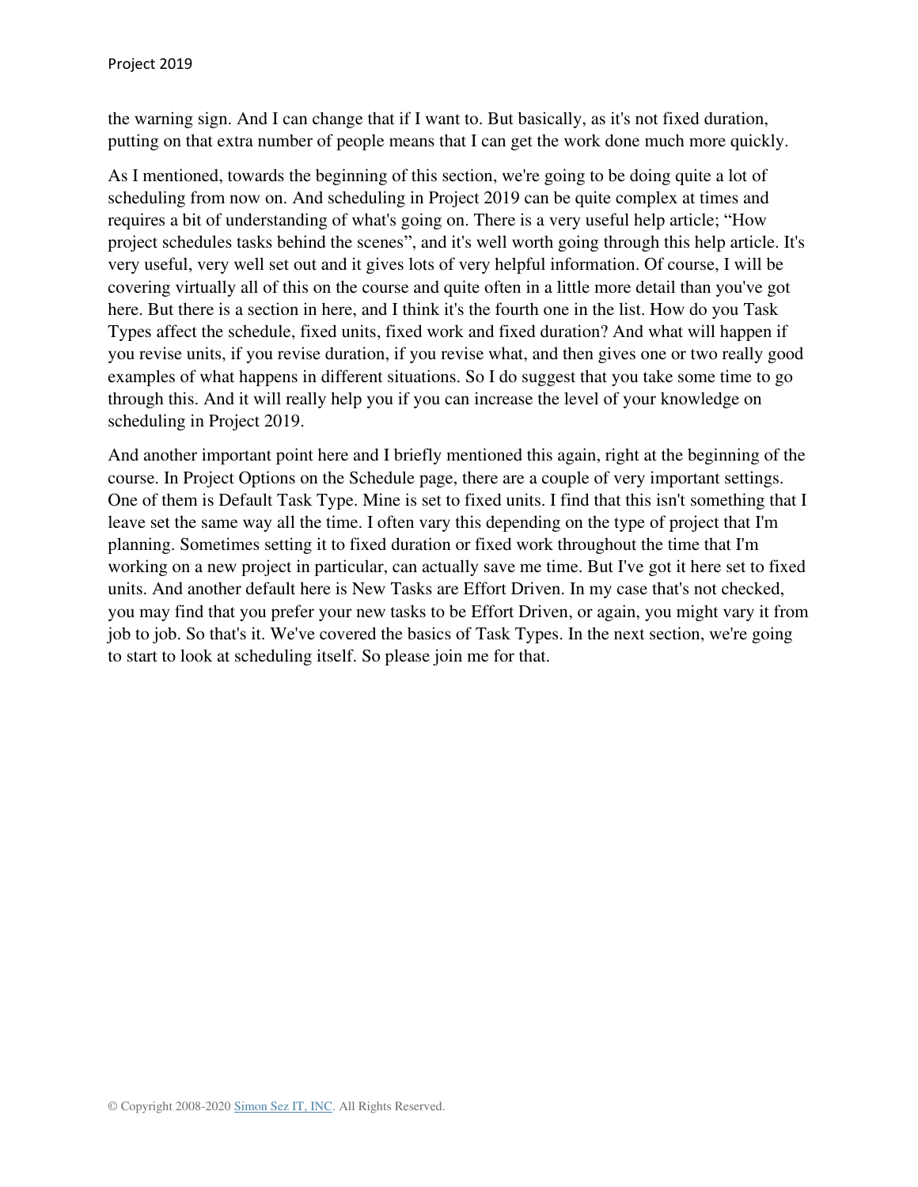the warning sign. And I can change that if I want to. But basically, as it's not fixed duration, putting on that extra number of people means that I can get the work done much more quickly.

As I mentioned, towards the beginning of this section, we're going to be doing quite a lot of scheduling from now on. And scheduling in Project 2019 can be quite complex at times and requires a bit of understanding of what's going on. There is a very useful help article; "How project schedules tasks behind the scenes", and it's well worth going through this help article. It's very useful, very well set out and it gives lots of very helpful information. Of course, I will be covering virtually all of this on the course and quite often in a little more detail than you've got here. But there is a section in here, and I think it's the fourth one in the list. How do you Task Types affect the schedule, fixed units, fixed work and fixed duration? And what will happen if you revise units, if you revise duration, if you revise what, and then gives one or two really good examples of what happens in different situations. So I do suggest that you take some time to go through this. And it will really help you if you can increase the level of your knowledge on scheduling in Project 2019.

And another important point here and I briefly mentioned this again, right at the beginning of the course. In Project Options on the Schedule page, there are a couple of very important settings. One of them is Default Task Type. Mine is set to fixed units. I find that this isn't something that I leave set the same way all the time. I often vary this depending on the type of project that I'm planning. Sometimes setting it to fixed duration or fixed work throughout the time that I'm working on a new project in particular, can actually save me time. But I've got it here set to fixed units. And another default here is New Tasks are Effort Driven. In my case that's not checked, you may find that you prefer your new tasks to be Effort Driven, or again, you might vary it from job to job. So that's it. We've covered the basics of Task Types. In the next section, we're going to start to look at scheduling itself. So please join me for that.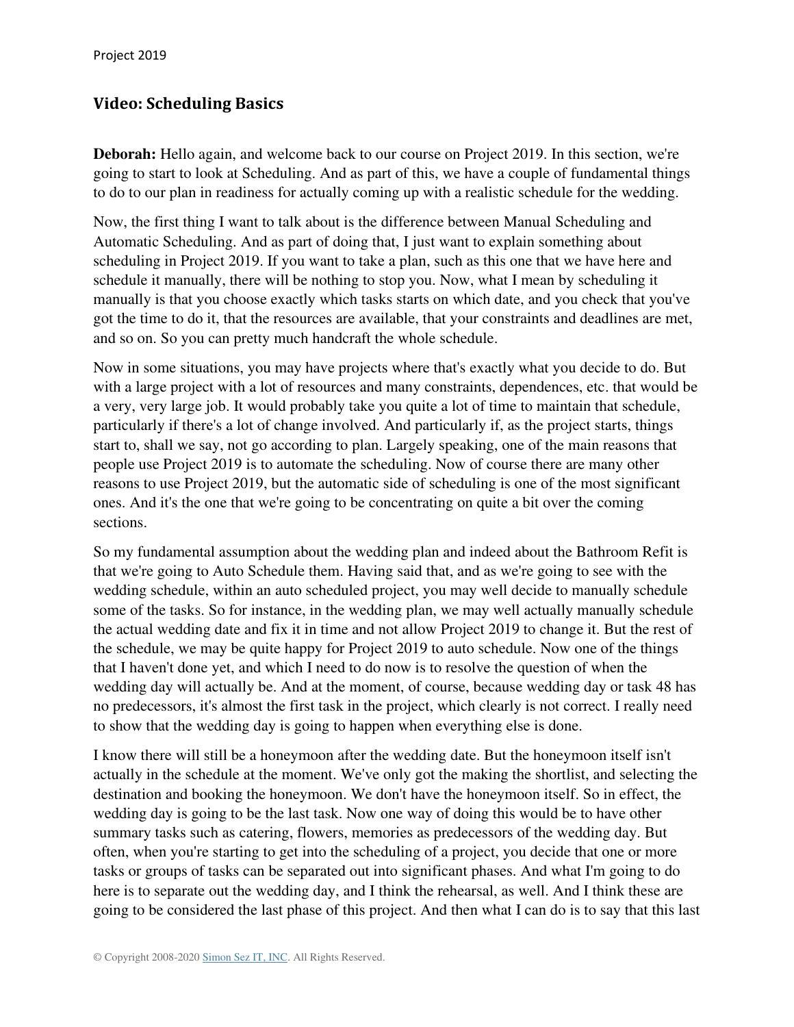## Video: Scheduling Basics

**Deborah:** Hello again, and welcome back to our course on Project 2019. In this section, we're going to start to look at Scheduling. And as part of this, we have a couple of fundamental things to do to our plan in readiness for actually coming up with a realistic schedule for the wedding.

Now, the first thing I want to talk about is the difference between Manual Scheduling and Automatic Scheduling. And as part of doing that, I just want to explain something about scheduling in Project 2019. If you want to take a plan, such as this one that we have here and schedule it manually, there will be nothing to stop you. Now, what I mean by scheduling it manually is that you choose exactly which tasks starts on which date, and you check that you've got the time to do it, that the resources are available, that your constraints and deadlines are met, and so on. So you can pretty much handcraft the whole schedule.

Now in some situations, you may have projects where that's exactly what you decide to do. But with a large project with a lot of resources and many constraints, dependences, etc. that would be a very, very large job. It would probably take you quite a lot of time to maintain that schedule, particularly if there's a lot of change involved. And particularly if, as the project starts, things start to, shall we say, not go according to plan. Largely speaking, one of the main reasons that people use Project 2019 is to automate the scheduling. Now of course there are many other reasons to use Project 2019, but the automatic side of scheduling is one of the most significant ones. And it's the one that we're going to be concentrating on quite a bit over the coming sections.

So my fundamental assumption about the wedding plan and indeed about the Bathroom Refit is that we're going to Auto Schedule them. Having said that, and as we're going to see with the wedding schedule, within an auto scheduled project, you may well decide to manually schedule some of the tasks. So for instance, in the wedding plan, we may well actually manually schedule the actual wedding date and fix it in time and not allow Project 2019 to change it. But the rest of the schedule, we may be quite happy for Project 2019 to auto schedule. Now one of the things that I haven't done yet, and which I need to do now is to resolve the question of when the wedding day will actually be. And at the moment, of course, because wedding day or task 48 has no predecessors, it's almost the first task in the project, which clearly is not correct. I really need to show that the wedding day is going to happen when everything else is done.

I know there will still be a honeymoon after the wedding date. But the honeymoon itself isn't actually in the schedule at the moment. We've only got the making the shortlist, and selecting the destination and booking the honeymoon. We don't have the honeymoon itself. So in effect, the wedding day is going to be the last task. Now one way of doing this would be to have other summary tasks such as catering, flowers, memories as predecessors of the wedding day. But often, when you're starting to get into the scheduling of a project, you decide that one or more tasks or groups of tasks can be separated out into significant phases. And what I'm going to do here is to separate out the wedding day, and I think the rehearsal, as well. And I think these are going to be considered the last phase of this project. And then what I can do is to say that this last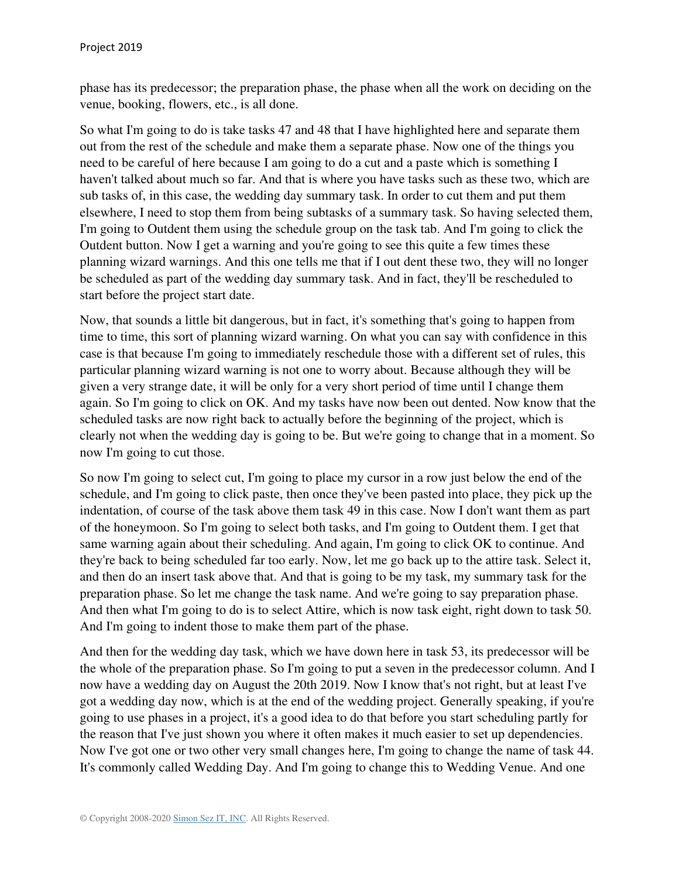phase has its predecessor; the preparation phase, the phase when all the work on deciding on the venue, booking, flowers, etc., is all done.

So what I'm going to do is take tasks 47 and 48 that I have highlighted here and separate them out from the rest of the schedule and make them a separate phase. Now one of the things you need to be careful of here because I am going to do a cut and a paste which is something I haven't talked about much so far. And that is where you have tasks such as these two, which are sub tasks of, in this case, the wedding day summary task. In order to cut them and put them elsewhere, I need to stop them from being subtasks of a summary task. So having selected them, I'm going to Outdent them using the schedule group on the task tab. And I'm going to click the Outdent button. Now I get a warning and you're going to see this quite a few times these planning wizard warnings. And this one tells me that if I out dent these two, they will no longer be scheduled as part of the wedding day summary task. And in fact, they'll be rescheduled to start before the project start date.

Now, that sounds a little bit dangerous, but in fact, it's something that's going to happen from time to time, this sort of planning wizard warning. On what you can say with confidence in this case is that because I'm going to immediately reschedule those with a different set of rules, this particular planning wizard warning is not one to worry about. Because although they will be given a very strange date, it will be only for a very short period of time until I change them again. So I'm going to click on OK. And my tasks have now been out dented. Now know that the scheduled tasks are now right back to actually before the beginning of the project, which is clearly not when the wedding day is going to be. But we're going to change that in a moment. So now I'm going to cut those.

So now I'm going to select cut, I'm going to place my cursor in a row just below the end of the schedule, and I'm going to click paste, then once they've been pasted into place, they pick up the indentation, of course of the task above them task 49 in this case. Now I don't want them as part of the honeymoon. So I'm going to select both tasks, and I'm going to Outdent them. I get that same warning again about their scheduling. And again, I'm going to click OK to continue. And they're back to being scheduled far too early. Now, let me go back up to the attire task. Select it, and then do an insert task above that. And that is going to be my task, my summary task for the preparation phase. So let me change the task name. And we're going to say preparation phase. And then what I'm going to do is to select Attire, which is now task eight, right down to task 50. And I'm going to indent those to make them part of the phase.

And then for the wedding day task, which we have down here in task 53, its predecessor will be the whole of the preparation phase. So I'm going to put a seven in the predecessor column. And I now have a wedding day on August the 20th 2019. Now I know that's not right, but at least I've got a wedding day now, which is at the end of the wedding project. Generally speaking, if you're going to use phases in a project, it's a good idea to do that before you start scheduling partly for the reason that I've just shown you where it often makes it much easier to set up dependencies. Now I've got one or two other very small changes here, I'm going to change the name of task 44. It's commonly called Wedding Day. And I'm going to change this to Wedding Venue. And one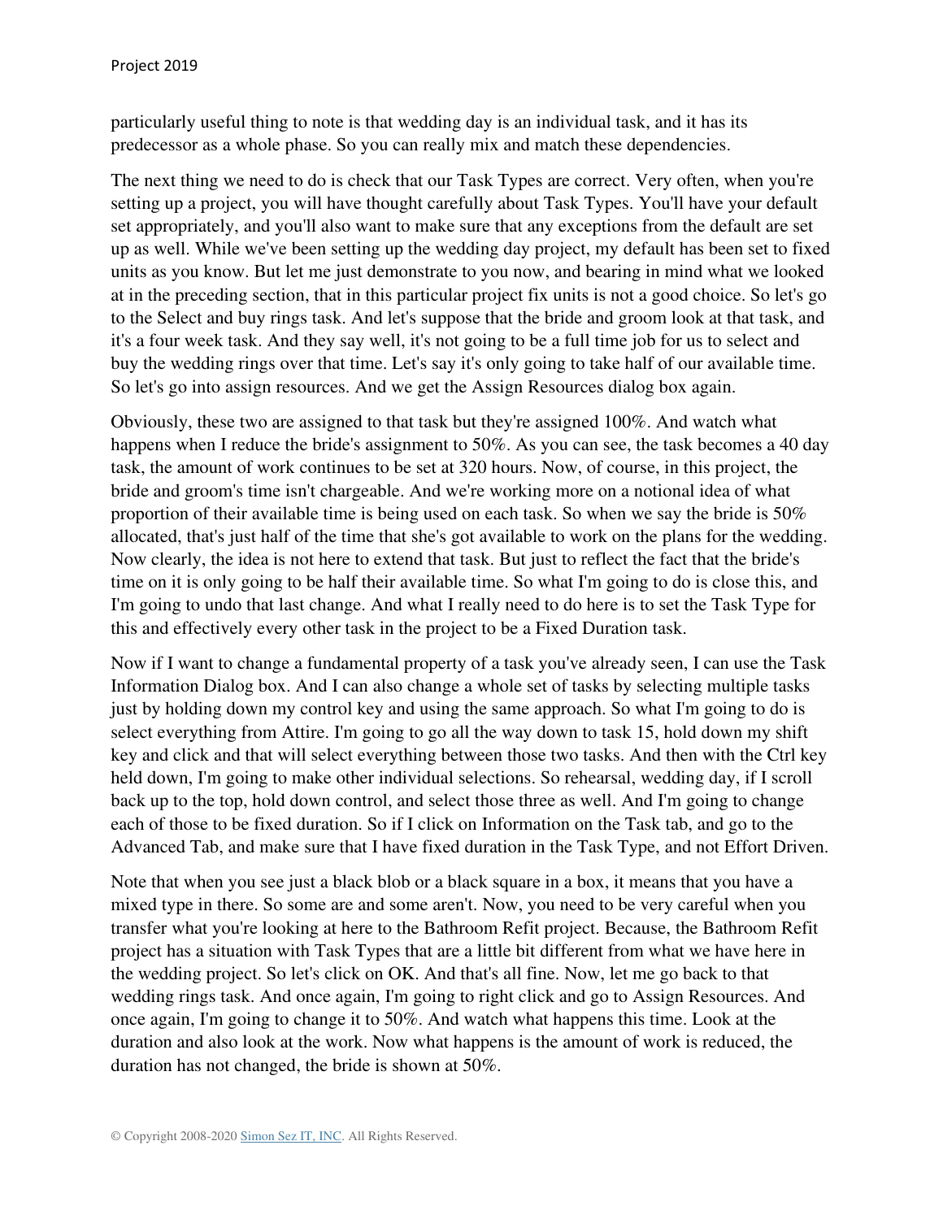particularly useful thing to note is that wedding day is an individual task, and it has its predecessor as a whole phase. So you can really mix and match these dependencies.

The next thing we need to do is check that our Task Types are correct. Very often, when you're setting up a project, you will have thought carefully about Task Types. You'll have your default set appropriately, and you'll also want to make sure that any exceptions from the default are set up as well. While we've been setting up the wedding day project, my default has been set to fixed units as you know. But let me just demonstrate to you now, and bearing in mind what we looked at in the preceding section, that in this particular project fix units is not a good choice. So let's go to the Select and buy rings task. And let's suppose that the bride and groom look at that task, and it's a four week task. And they say well, it's not going to be a full time job for us to select and buy the wedding rings over that time. Let's say it's only going to take half of our available time. So let's go into assign resources. And we get the Assign Resources dialog box again.

Obviously, these two are assigned to that task but they're assigned 100%. And watch what happens when I reduce the bride's assignment to 50%. As you can see, the task becomes a 40 day task, the amount of work continues to be set at 320 hours. Now, of course, in this project, the bride and groom's time isn't chargeable. And we're working more on a notional idea of what proportion of their available time is being used on each task. So when we say the bride is 50% allocated, that's just half of the time that she's got available to work on the plans for the wedding. Now clearly, the idea is not here to extend that task. But just to reflect the fact that the bride's time on it is only going to be half their available time. So what I'm going to do is close this, and I'm going to undo that last change. And what I really need to do here is to set the Task Type for this and effectively every other task in the project to be a Fixed Duration task.

Now if I want to change a fundamental property of a task you've already seen, I can use the Task Information Dialog box. And I can also change a whole set of tasks by selecting multiple tasks just by holding down my control key and using the same approach. So what I'm going to do is select everything from Attire. I'm going to go all the way down to task 15, hold down my shift key and click and that will select everything between those two tasks. And then with the Ctrl key held down, I'm going to make other individual selections. So rehearsal, wedding day, if I scroll back up to the top, hold down control, and select those three as well. And I'm going to change each of those to be fixed duration. So if I click on Information on the Task tab, and go to the Advanced Tab, and make sure that I have fixed duration in the Task Type, and not Effort Driven.

Note that when you see just a black blob or a black square in a box, it means that you have a mixed type in there. So some are and some aren't. Now, you need to be very careful when you transfer what you're looking at here to the Bathroom Refit project. Because, the Bathroom Refit project has a situation with Task Types that are a little bit different from what we have here in the wedding project. So let's click on OK. And that's all fine. Now, let me go back to that wedding rings task. And once again, I'm going to right click and go to Assign Resources. And once again, I'm going to change it to 50%. And watch what happens this time. Look at the duration and also look at the work. Now what happens is the amount of work is reduced, the duration has not changed, the bride is shown at 50%.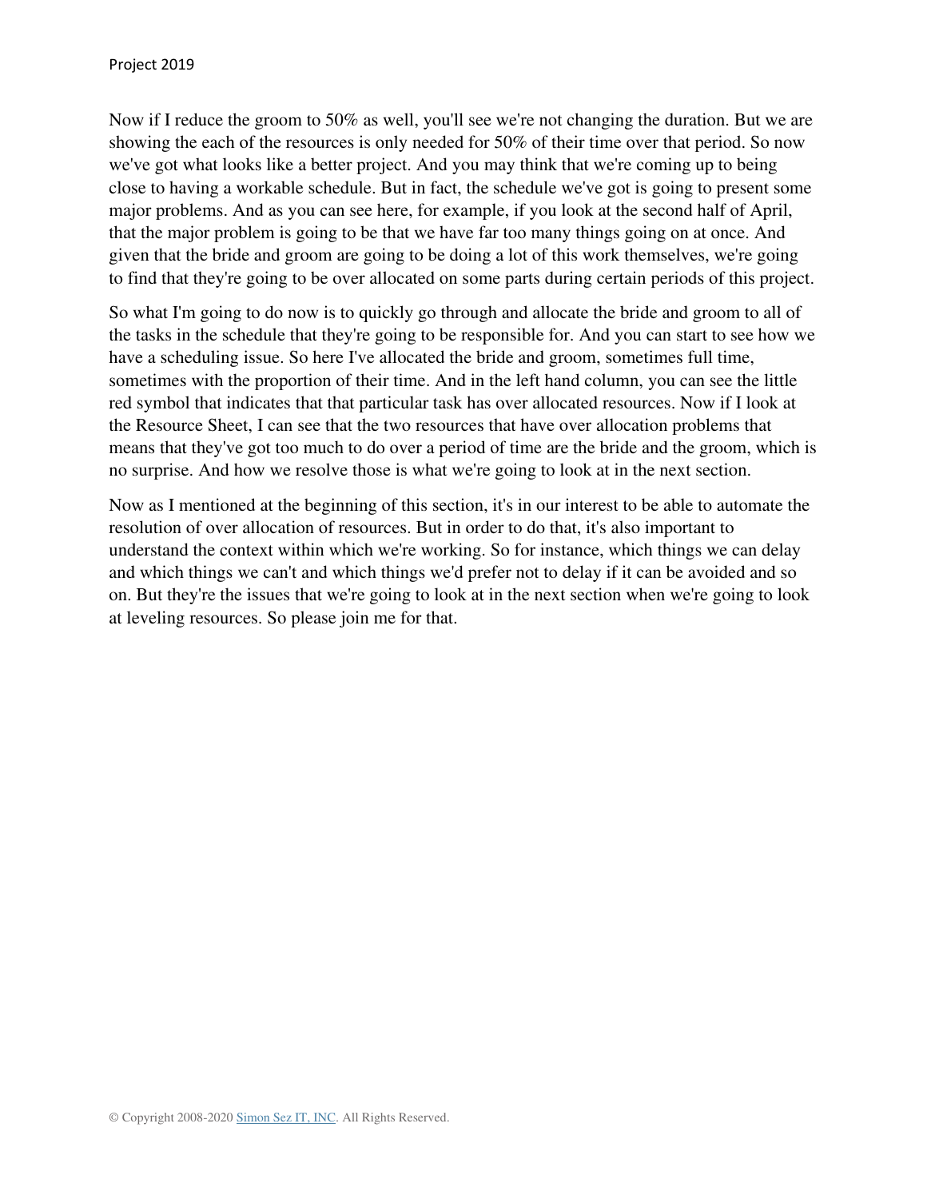Now if I reduce the groom to 50% as well, you'll see we're not changing the duration. But we are showing the each of the resources is only needed for 50% of their time over that period. So now we've got what looks like a better project. And you may think that we're coming up to being close to having a workable schedule. But in fact, the schedule we've got is going to present some major problems. And as you can see here, for example, if you look at the second half of April, that the major problem is going to be that we have far too many things going on at once. And given that the bride and groom are going to be doing a lot of this work themselves, we're going to find that they're going to be over allocated on some parts during certain periods of this project.

So what I'm going to do now is to quickly go through and allocate the bride and groom to all of the tasks in the schedule that they're going to be responsible for. And you can start to see how we have a scheduling issue. So here I've allocated the bride and groom, sometimes full time, sometimes with the proportion of their time. And in the left hand column, you can see the little red symbol that indicates that that particular task has over allocated resources. Now if I look at the Resource Sheet, I can see that the two resources that have over allocation problems that means that they've got too much to do over a period of time are the bride and the groom, which is no surprise. And how we resolve those is what we're going to look at in the next section.

Now as I mentioned at the beginning of this section, it's in our interest to be able to automate the resolution of over allocation of resources. But in order to do that, it's also important to understand the context within which we're working. So for instance, which things we can delay and which things we can't and which things we'd prefer not to delay if it can be avoided and so on. But they're the issues that we're going to look at in the next section when we're going to look at leveling resources. So please join me for that.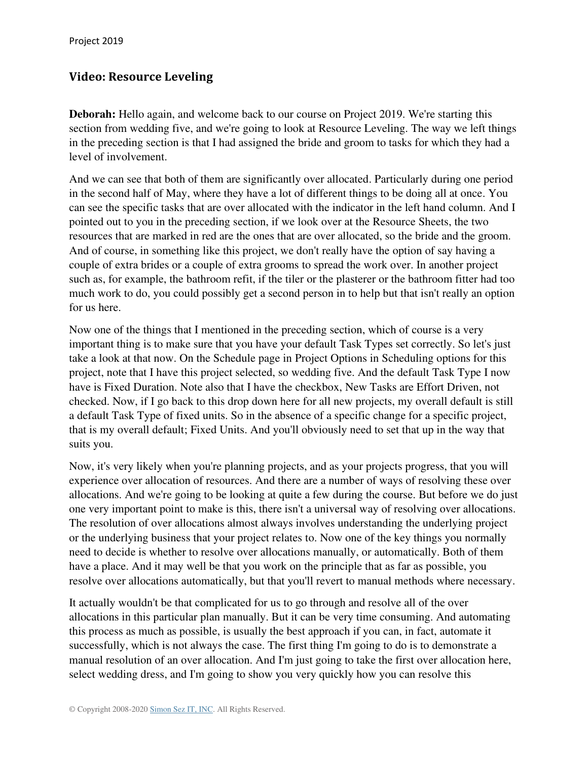## Video: Resource Leveling

**Deborah:** Hello again, and welcome back to our course on Project 2019. We're starting this section from wedding five, and we're going to look at Resource Leveling. The way we left things in the preceding section is that I had assigned the bride and groom to tasks for which they had a level of involvement.

And we can see that both of them are significantly over allocated. Particularly during one period in the second half of May, where they have a lot of different things to be doing all at once. You can see the specific tasks that are over allocated with the indicator in the left hand column. And I pointed out to you in the preceding section, if we look over at the Resource Sheets, the two resources that are marked in red are the ones that are over allocated, so the bride and the groom. And of course, in something like this project, we don't really have the option of say having a couple of extra brides or a couple of extra grooms to spread the work over. In another project such as, for example, the bathroom refit, if the tiler or the plasterer or the bathroom fitter had too much work to do, you could possibly get a second person in to help but that isn't really an option for us here.

Now one of the things that I mentioned in the preceding section, which of course is a very important thing is to make sure that you have your default Task Types set correctly. So let's just take a look at that now. On the Schedule page in Project Options in Scheduling options for this project, note that I have this project selected, so wedding five. And the default Task Type I now have is Fixed Duration. Note also that I have the checkbox, New Tasks are Effort Driven, not checked. Now, if I go back to this drop down here for all new projects, my overall default is still a default Task Type of fixed units. So in the absence of a specific change for a specific project, that is my overall default; Fixed Units. And you'll obviously need to set that up in the way that suits you.

Now, it's very likely when you're planning projects, and as your projects progress, that you will experience over allocation of resources. And there are a number of ways of resolving these over allocations. And we're going to be looking at quite a few during the course. But before we do just one very important point to make is this, there isn't a universal way of resolving over allocations. The resolution of over allocations almost always involves understanding the underlying project or the underlying business that your project relates to. Now one of the key things you normally need to decide is whether to resolve over allocations manually, or automatically. Both of them have a place. And it may well be that you work on the principle that as far as possible, you resolve over allocations automatically, but that you'll revert to manual methods where necessary.

It actually wouldn't be that complicated for us to go through and resolve all of the over allocations in this particular plan manually. But it can be very time consuming. And automating this process as much as possible, is usually the best approach if you can, in fact, automate it successfully, which is not always the case. The first thing I'm going to do is to demonstrate a manual resolution of an over allocation. And I'm just going to take the first over allocation here, select wedding dress, and I'm going to show you very quickly how you can resolve this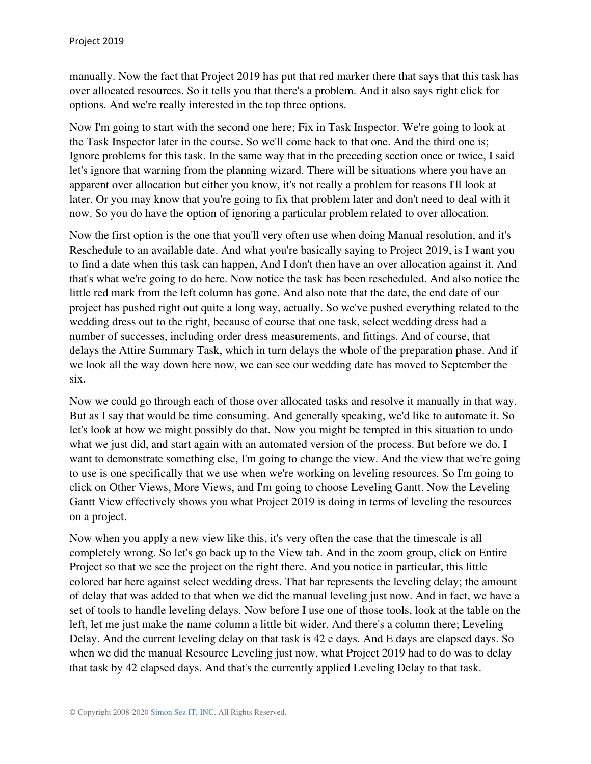manually. Now the fact that Project 2019 has put that red marker there that says that this task has over allocated resources. So it tells you that there's a problem. And it also says right click for options. And we're really interested in the top three options.

Now I'm going to start with the second one here; Fix in Task Inspector. We're going to look at the Task Inspector later in the course. So we'll come back to that one. And the third one is; Ignore problems for this task. In the same way that in the preceding section once or twice, I said let's ignore that warning from the planning wizard. There will be situations where you have an apparent over allocation but either you know, it's not really a problem for reasons I'll look at later. Or you may know that you're going to fix that problem later and don't need to deal with it now. So you do have the option of ignoring a particular problem related to over allocation.

Now the first option is the one that you'll very often use when doing Manual resolution, and it's Reschedule to an available date. And what you're basically saying to Project 2019, is I want you to find a date when this task can happen, And I don't then have an over allocation against it. And that's what we're going to do here. Now notice the task has been rescheduled. And also notice the little red mark from the left column has gone. And also note that the date, the end date of our project has pushed right out quite a long way, actually. So we've pushed everything related to the wedding dress out to the right, because of course that one task, select wedding dress had a number of successes, including order dress measurements, and fittings. And of course, that delays the Attire Summary Task, which in turn delays the whole of the preparation phase. And if we look all the way down here now, we can see our wedding date has moved to September the six.

Now we could go through each of those over allocated tasks and resolve it manually in that way. But as I say that would be time consuming. And generally speaking, we'd like to automate it. So let's look at how we might possibly do that. Now you might be tempted in this situation to undo what we just did, and start again with an automated version of the process. But before we do, I want to demonstrate something else, I'm going to change the view. And the view that we're going to use is one specifically that we use when we're working on leveling resources. So I'm going to click on Other Views, More Views, and I'm going to choose Leveling Gantt. Now the Leveling Gantt View effectively shows you what Project 2019 is doing in terms of leveling the resources on a project.

Now when you apply a new view like this, it's very often the case that the timescale is all completely wrong. So let's go back up to the View tab. And in the zoom group, click on Entire Project so that we see the project on the right there. And you notice in particular, this little colored bar here against select wedding dress. That bar represents the leveling delay; the amount of delay that was added to that when we did the manual leveling just now. And in fact, we have a set of tools to handle leveling delays. Now before I use one of those tools, look at the table on the left, let me just make the name column a little bit wider. And there's a column there; Leveling Delay. And the current leveling delay on that task is 42 e days. And E days are elapsed days. So when we did the manual Resource Leveling just now, what Project 2019 had to do was to delay that task by 42 elapsed days. And that's the currently applied Leveling Delay to that task.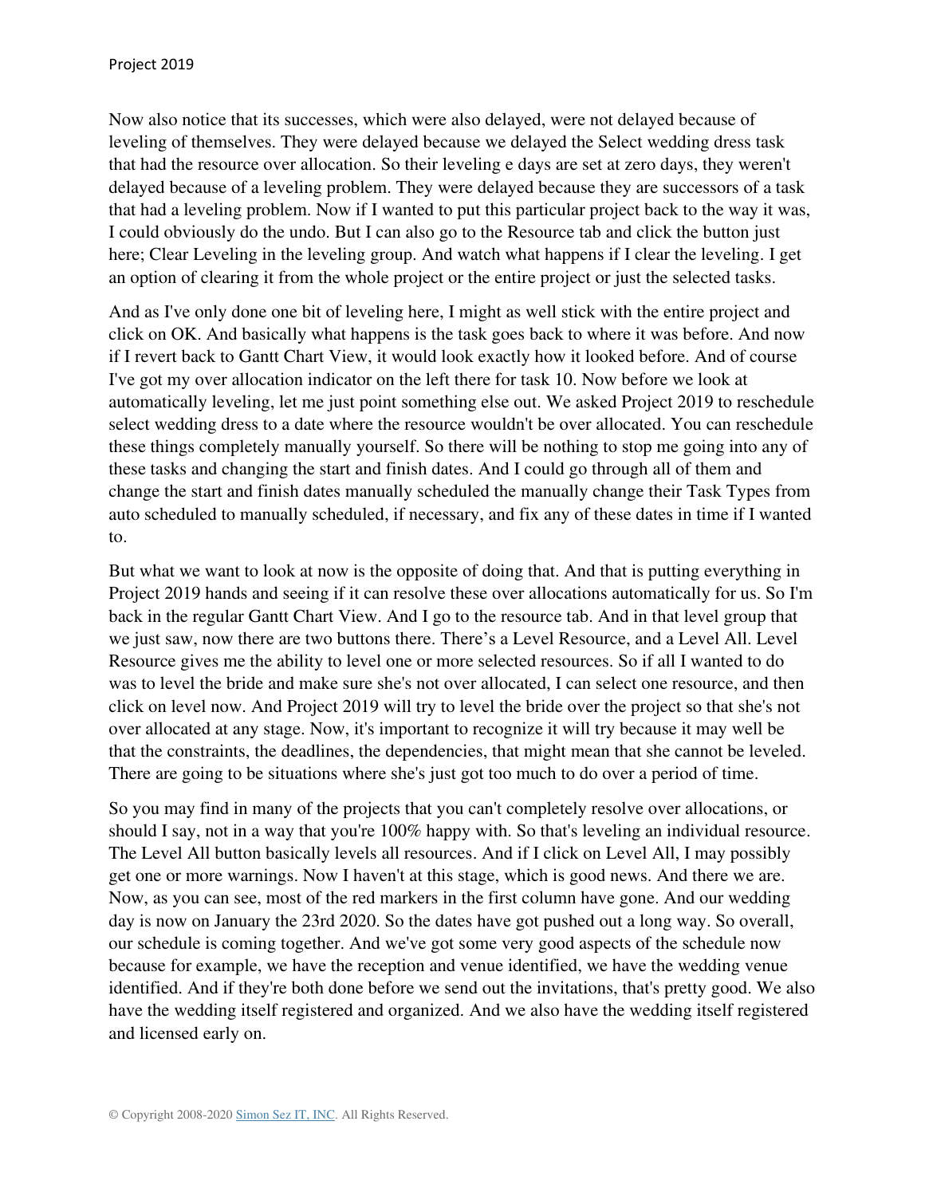Now also notice that its successes, which were also delayed, were not delayed because of leveling of themselves. They were delayed because we delayed the Select wedding dress task that had the resource over allocation. So their leveling e days are set at zero days, they weren't delayed because of a leveling problem. They were delayed because they are successors of a task that had a leveling problem. Now if I wanted to put this particular project back to the way it was, I could obviously do the undo. But I can also go to the Resource tab and click the button just here; Clear Leveling in the leveling group. And watch what happens if I clear the leveling. I get an option of clearing it from the whole project or the entire project or just the selected tasks.

And as I've only done one bit of leveling here, I might as well stick with the entire project and click on OK. And basically what happens is the task goes back to where it was before. And now if I revert back to Gantt Chart View, it would look exactly how it looked before. And of course I've got my over allocation indicator on the left there for task 10. Now before we look at automatically leveling, let me just point something else out. We asked Project 2019 to reschedule select wedding dress to a date where the resource wouldn't be over allocated. You can reschedule these things completely manually yourself. So there will be nothing to stop me going into any of these tasks and changing the start and finish dates. And I could go through all of them and change the start and finish dates manually scheduled the manually change their Task Types from auto scheduled to manually scheduled, if necessary, and fix any of these dates in time if I wanted to.

But what we want to look at now is the opposite of doing that. And that is putting everything in Project 2019 hands and seeing if it can resolve these over allocations automatically for us. So I'm back in the regular Gantt Chart View. And I go to the resource tab. And in that level group that we just saw, now there are two buttons there. There's a Level Resource, and a Level All. Level Resource gives me the ability to level one or more selected resources. So if all I wanted to do was to level the bride and make sure she's not over allocated, I can select one resource, and then click on level now. And Project 2019 will try to level the bride over the project so that she's not over allocated at any stage. Now, it's important to recognize it will try because it may well be that the constraints, the deadlines, the dependencies, that might mean that she cannot be leveled. There are going to be situations where she's just got too much to do over a period of time.

So you may find in many of the projects that you can't completely resolve over allocations, or should I say, not in a way that you're 100% happy with. So that's leveling an individual resource. The Level All button basically levels all resources. And if I click on Level All, I may possibly get one or more warnings. Now I haven't at this stage, which is good news. And there we are. Now, as you can see, most of the red markers in the first column have gone. And our wedding day is now on January the 23rd 2020. So the dates have got pushed out a long way. So overall, our schedule is coming together. And we've got some very good aspects of the schedule now because for example, we have the reception and venue identified, we have the wedding venue identified. And if they're both done before we send out the invitations, that's pretty good. We also have the wedding itself registered and organized. And we also have the wedding itself registered and licensed early on.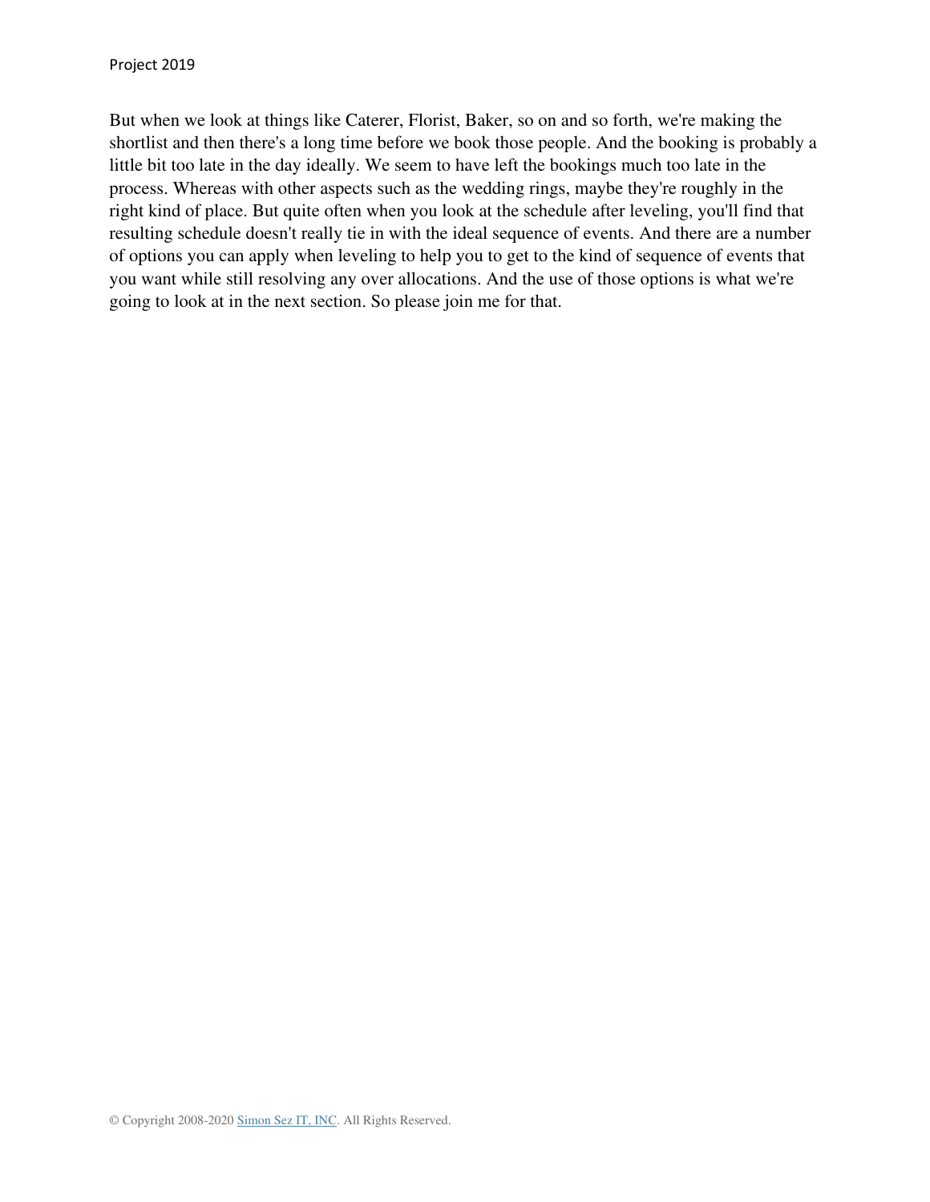But when we look at things like Caterer, Florist, Baker, so on and so forth, we're making the shortlist and then there's a long time before we book those people. And the booking is probably a little bit too late in the day ideally. We seem to have left the bookings much too late in the process. Whereas with other aspects such as the wedding rings, maybe they're roughly in the right kind of place. But quite often when you look at the schedule after leveling, you'll find that resulting schedule doesn't really tie in with the ideal sequence of events. And there are a number of options you can apply when leveling to help you to get to the kind of sequence of events that you want while still resolving any over allocations. And the use of those options is what we're going to look at in the next section. So please join me for that.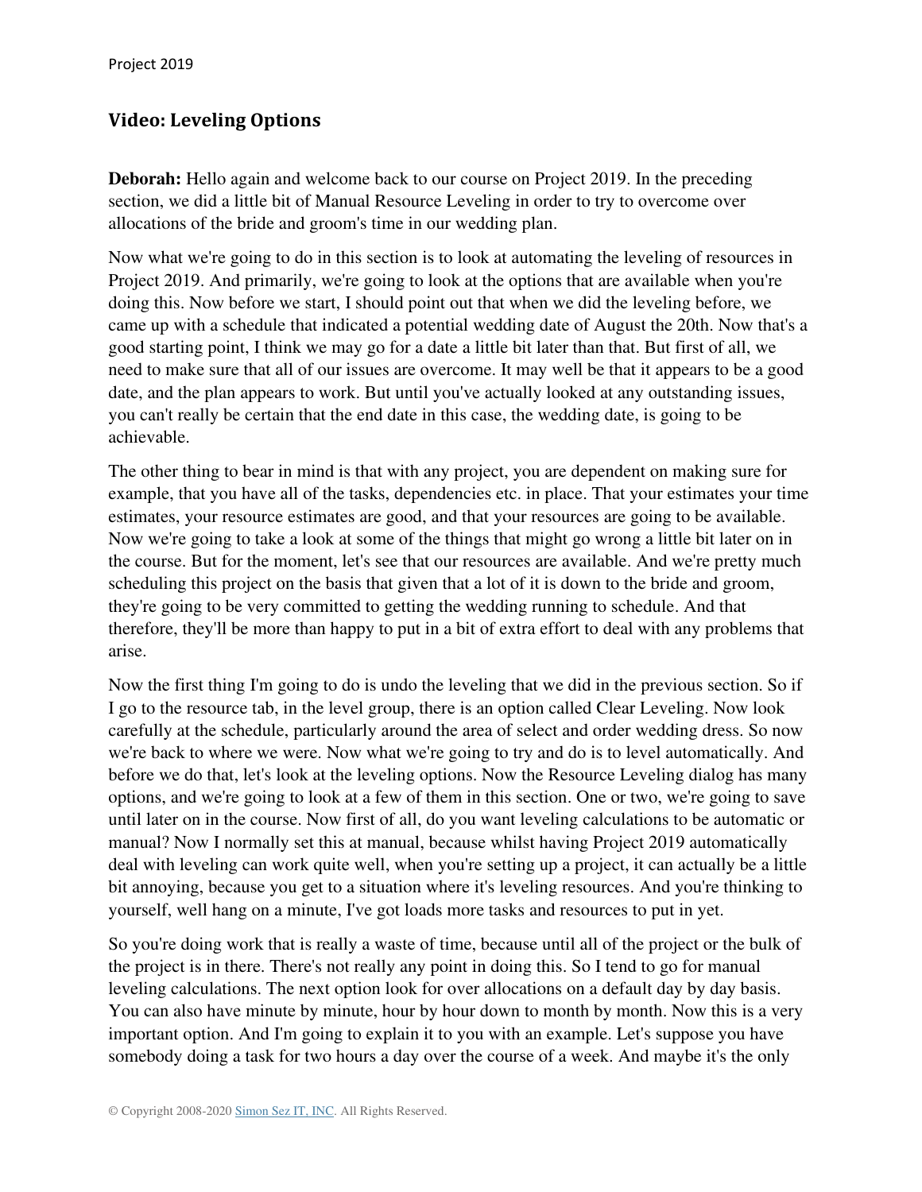## Video: Leveling Options

**Deborah:** Hello again and welcome back to our course on Project 2019. In the preceding section, we did a little bit of Manual Resource Leveling in order to try to overcome over allocations of the bride and groom's time in our wedding plan.

Now what we're going to do in this section is to look at automating the leveling of resources in Project 2019. And primarily, we're going to look at the options that are available when you're doing this. Now before we start, I should point out that when we did the leveling before, we came up with a schedule that indicated a potential wedding date of August the 20th. Now that's a good starting point, I think we may go for a date a little bit later than that. But first of all, we need to make sure that all of our issues are overcome. It may well be that it appears to be a good date, and the plan appears to work. But until you've actually looked at any outstanding issues, you can't really be certain that the end date in this case, the wedding date, is going to be achievable.

The other thing to bear in mind is that with any project, you are dependent on making sure for example, that you have all of the tasks, dependencies etc. in place. That your estimates your time estimates, your resource estimates are good, and that your resources are going to be available. Now we're going to take a look at some of the things that might go wrong a little bit later on in the course. But for the moment, let's see that our resources are available. And we're pretty much scheduling this project on the basis that given that a lot of it is down to the bride and groom, they're going to be very committed to getting the wedding running to schedule. And that therefore, they'll be more than happy to put in a bit of extra effort to deal with any problems that arise.

Now the first thing I'm going to do is undo the leveling that we did in the previous section. So if I go to the resource tab, in the level group, there is an option called Clear Leveling. Now look carefully at the schedule, particularly around the area of select and order wedding dress. So now we're back to where we were. Now what we're going to try and do is to level automatically. And before we do that, let's look at the leveling options. Now the Resource Leveling dialog has many options, and we're going to look at a few of them in this section. One or two, we're going to save until later on in the course. Now first of all, do you want leveling calculations to be automatic or manual? Now I normally set this at manual, because whilst having Project 2019 automatically deal with leveling can work quite well, when you're setting up a project, it can actually be a little bit annoying, because you get to a situation where it's leveling resources. And you're thinking to yourself, well hang on a minute, I've got loads more tasks and resources to put in yet.

So you're doing work that is really a waste of time, because until all of the project or the bulk of the project is in there. There's not really any point in doing this. So I tend to go for manual leveling calculations. The next option look for over allocations on a default day by day basis. You can also have minute by minute, hour by hour down to month by month. Now this is a very important option. And I'm going to explain it to you with an example. Let's suppose you have somebody doing a task for two hours a day over the course of a week. And maybe it's the only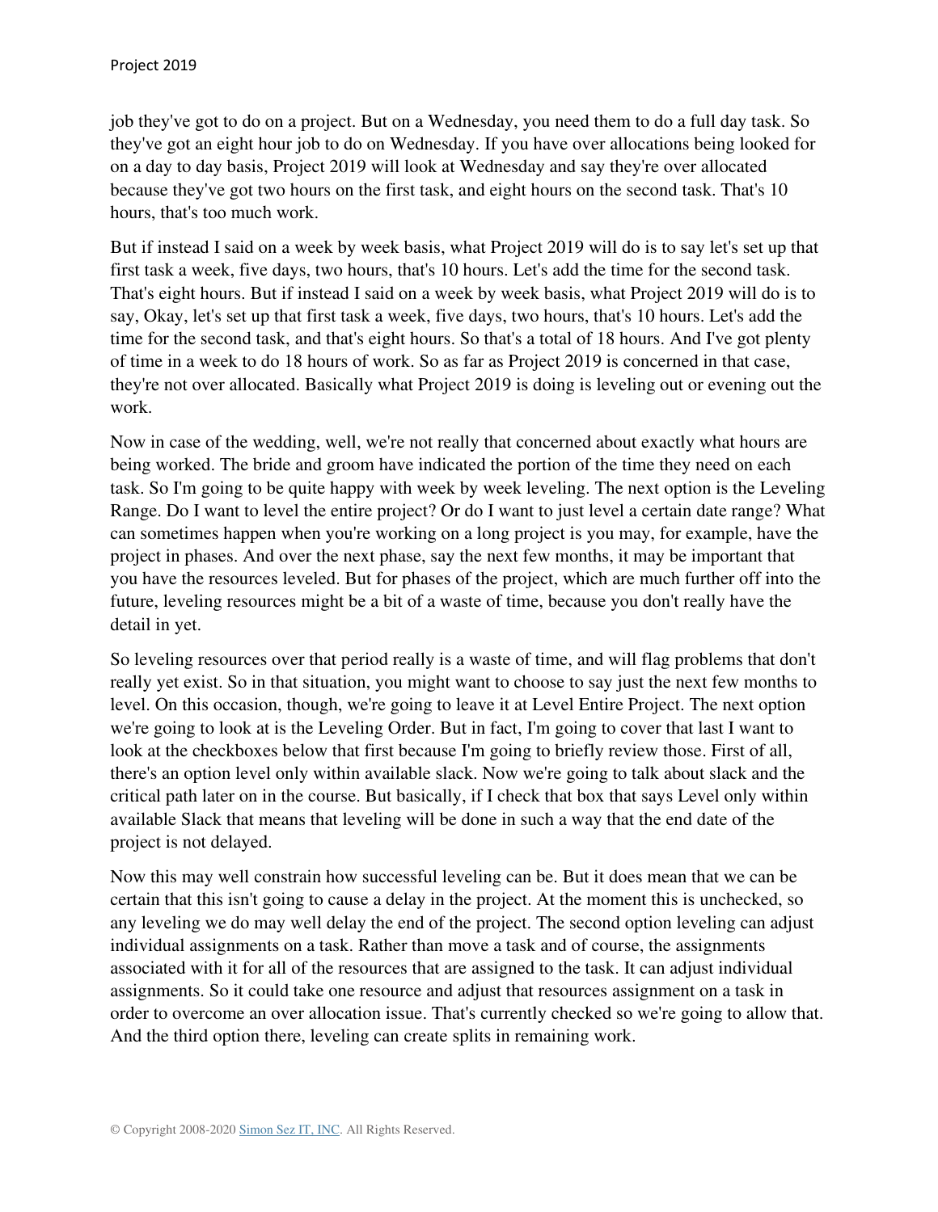job they've got to do on a project. But on a Wednesday, you need them to do a full day task. So they've got an eight hour job to do on Wednesday. If you have over allocations being looked for on a day to day basis, Project 2019 will look at Wednesday and say they're over allocated because they've got two hours on the first task, and eight hours on the second task. That's 10 hours, that's too much work.

But if instead I said on a week by week basis, what Project 2019 will do is to say let's set up that first task a week, five days, two hours, that's 10 hours. Let's add the time for the second task. That's eight hours. But if instead I said on a week by week basis, what Project 2019 will do is to say, Okay, let's set up that first task a week, five days, two hours, that's 10 hours. Let's add the time for the second task, and that's eight hours. So that's a total of 18 hours. And I've got plenty of time in a week to do 18 hours of work. So as far as Project 2019 is concerned in that case, they're not over allocated. Basically what Project 2019 is doing is leveling out or evening out the work.

Now in case of the wedding, well, we're not really that concerned about exactly what hours are being worked. The bride and groom have indicated the portion of the time they need on each task. So I'm going to be quite happy with week by week leveling. The next option is the Leveling Range. Do I want to level the entire project? Or do I want to just level a certain date range? What can sometimes happen when you're working on a long project is you may, for example, have the project in phases. And over the next phase, say the next few months, it may be important that you have the resources leveled. But for phases of the project, which are much further off into the future, leveling resources might be a bit of a waste of time, because you don't really have the detail in yet.

So leveling resources over that period really is a waste of time, and will flag problems that don't really yet exist. So in that situation, you might want to choose to say just the next few months to level. On this occasion, though, we're going to leave it at Level Entire Project. The next option we're going to look at is the Leveling Order. But in fact, I'm going to cover that last I want to look at the checkboxes below that first because I'm going to briefly review those. First of all, there's an option level only within available slack. Now we're going to talk about slack and the critical path later on in the course. But basically, if I check that box that says Level only within available Slack that means that leveling will be done in such a way that the end date of the project is not delayed.

Now this may well constrain how successful leveling can be. But it does mean that we can be certain that this isn't going to cause a delay in the project. At the moment this is unchecked, so any leveling we do may well delay the end of the project. The second option leveling can adjust individual assignments on a task. Rather than move a task and of course, the assignments associated with it for all of the resources that are assigned to the task. It can adjust individual assignments. So it could take one resource and adjust that resources assignment on a task in order to overcome an over allocation issue. That's currently checked so we're going to allow that. And the third option there, leveling can create splits in remaining work.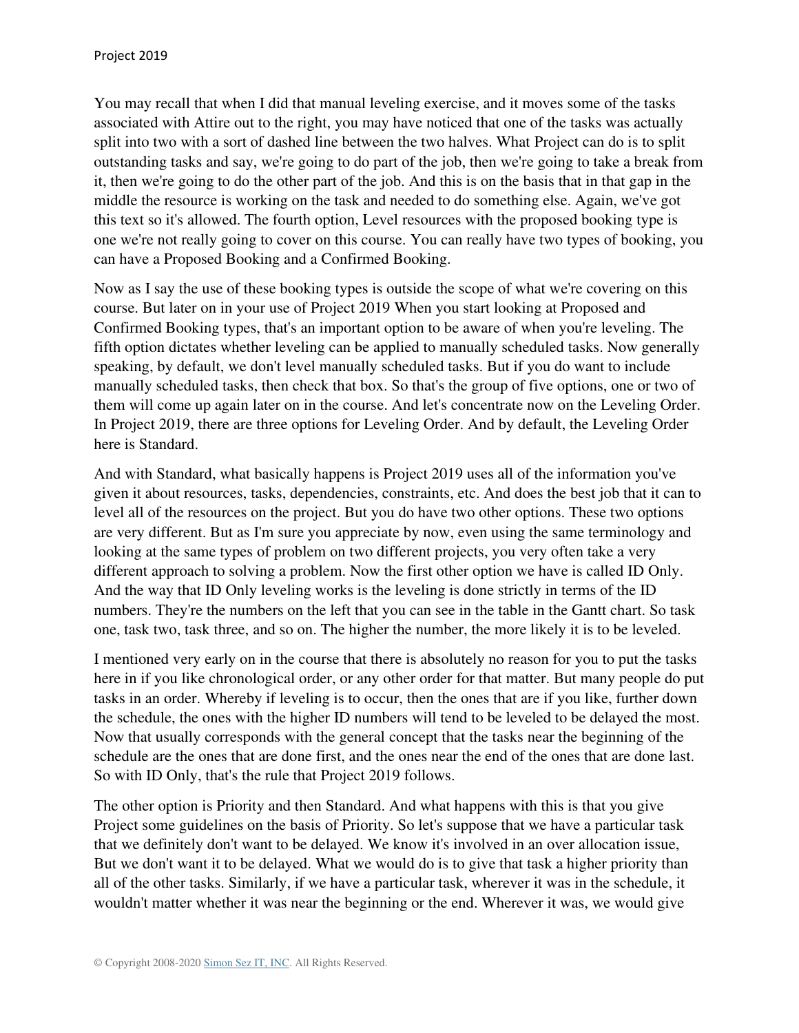You may recall that when I did that manual leveling exercise, and it moves some of the tasks associated with Attire out to the right, you may have noticed that one of the tasks was actually split into two with a sort of dashed line between the two halves. What Project can do is to split outstanding tasks and say, we're going to do part of the job, then we're going to take a break from it, then we're going to do the other part of the job. And this is on the basis that in that gap in the middle the resource is working on the task and needed to do something else. Again, we've got this text so it's allowed. The fourth option, Level resources with the proposed booking type is one we're not really going to cover on this course. You can really have two types of booking, you can have a Proposed Booking and a Confirmed Booking.

Now as I say the use of these booking types is outside the scope of what we're covering on this course. But later on in your use of Project 2019 When you start looking at Proposed and Confirmed Booking types, that's an important option to be aware of when you're leveling. The fifth option dictates whether leveling can be applied to manually scheduled tasks. Now generally speaking, by default, we don't level manually scheduled tasks. But if you do want to include manually scheduled tasks, then check that box. So that's the group of five options, one or two of them will come up again later on in the course. And let's concentrate now on the Leveling Order. In Project 2019, there are three options for Leveling Order. And by default, the Leveling Order here is Standard.

And with Standard, what basically happens is Project 2019 uses all of the information you've given it about resources, tasks, dependencies, constraints, etc. And does the best job that it can to level all of the resources on the project. But you do have two other options. These two options are very different. But as I'm sure you appreciate by now, even using the same terminology and looking at the same types of problem on two different projects, you very often take a very different approach to solving a problem. Now the first other option we have is called ID Only. And the way that ID Only leveling works is the leveling is done strictly in terms of the ID numbers. They're the numbers on the left that you can see in the table in the Gantt chart. So task one, task two, task three, and so on. The higher the number, the more likely it is to be leveled.

I mentioned very early on in the course that there is absolutely no reason for you to put the tasks here in if you like chronological order, or any other order for that matter. But many people do put tasks in an order. Whereby if leveling is to occur, then the ones that are if you like, further down the schedule, the ones with the higher ID numbers will tend to be leveled to be delayed the most. Now that usually corresponds with the general concept that the tasks near the beginning of the schedule are the ones that are done first, and the ones near the end of the ones that are done last. So with ID Only, that's the rule that Project 2019 follows.

The other option is Priority and then Standard. And what happens with this is that you give Project some guidelines on the basis of Priority. So let's suppose that we have a particular task that we definitely don't want to be delayed. We know it's involved in an over allocation issue, But we don't want it to be delayed. What we would do is to give that task a higher priority than all of the other tasks. Similarly, if we have a particular task, wherever it was in the schedule, it wouldn't matter whether it was near the beginning or the end. Wherever it was, we would give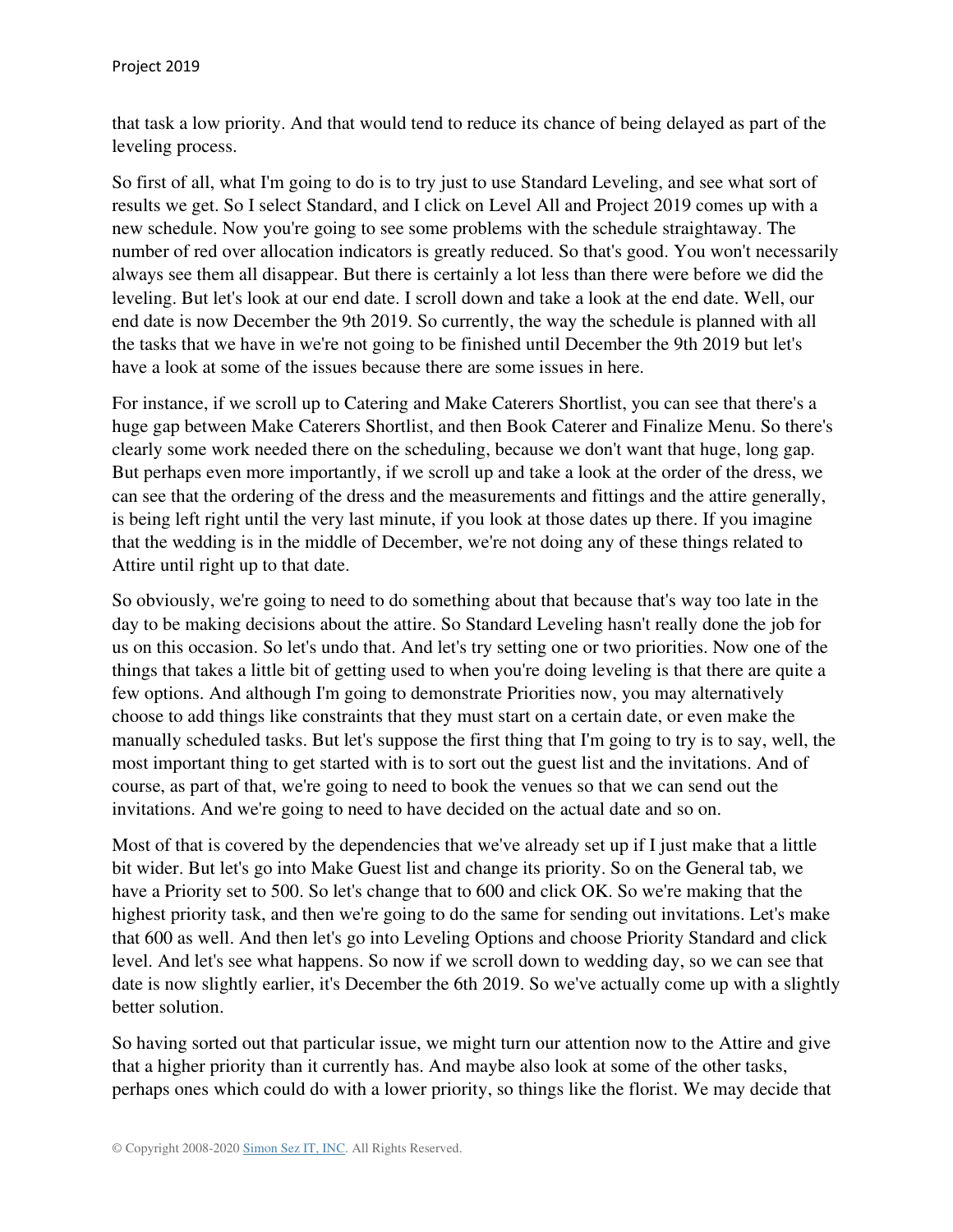that task a low priority. And that would tend to reduce its chance of being delayed as part of the leveling process.

So first of all, what I'm going to do is to try just to use Standard Leveling, and see what sort of results we get. So I select Standard, and I click on Level All and Project 2019 comes up with a new schedule. Now you're going to see some problems with the schedule straightaway. The number of red over allocation indicators is greatly reduced. So that's good. You won't necessarily always see them all disappear. But there is certainly a lot less than there were before we did the leveling. But let's look at our end date. I scroll down and take a look at the end date. Well, our end date is now December the 9th 2019. So currently, the way the schedule is planned with all the tasks that we have in we're not going to be finished until December the 9th 2019 but let's have a look at some of the issues because there are some issues in here.

For instance, if we scroll up to Catering and Make Caterers Shortlist, you can see that there's a huge gap between Make Caterers Shortlist, and then Book Caterer and Finalize Menu. So there's clearly some work needed there on the scheduling, because we don't want that huge, long gap. But perhaps even more importantly, if we scroll up and take a look at the order of the dress, we can see that the ordering of the dress and the measurements and fittings and the attire generally, is being left right until the very last minute, if you look at those dates up there. If you imagine that the wedding is in the middle of December, we're not doing any of these things related to Attire until right up to that date.

So obviously, we're going to need to do something about that because that's way too late in the day to be making decisions about the attire. So Standard Leveling hasn't really done the job for us on this occasion. So let's undo that. And let's try setting one or two priorities. Now one of the things that takes a little bit of getting used to when you're doing leveling is that there are quite a few options. And although I'm going to demonstrate Priorities now, you may alternatively choose to add things like constraints that they must start on a certain date, or even make the manually scheduled tasks. But let's suppose the first thing that I'm going to try is to say, well, the most important thing to get started with is to sort out the guest list and the invitations. And of course, as part of that, we're going to need to book the venues so that we can send out the invitations. And we're going to need to have decided on the actual date and so on.

Most of that is covered by the dependencies that we've already set up if I just make that a little bit wider. But let's go into Make Guest list and change its priority. So on the General tab, we have a Priority set to 500. So let's change that to 600 and click OK. So we're making that the highest priority task, and then we're going to do the same for sending out invitations. Let's make that 600 as well. And then let's go into Leveling Options and choose Priority Standard and click level. And let's see what happens. So now if we scroll down to wedding day, so we can see that date is now slightly earlier, it's December the 6th 2019. So we've actually come up with a slightly better solution.

So having sorted out that particular issue, we might turn our attention now to the Attire and give that a higher priority than it currently has. And maybe also look at some of the other tasks, perhaps ones which could do with a lower priority, so things like the florist. We may decide that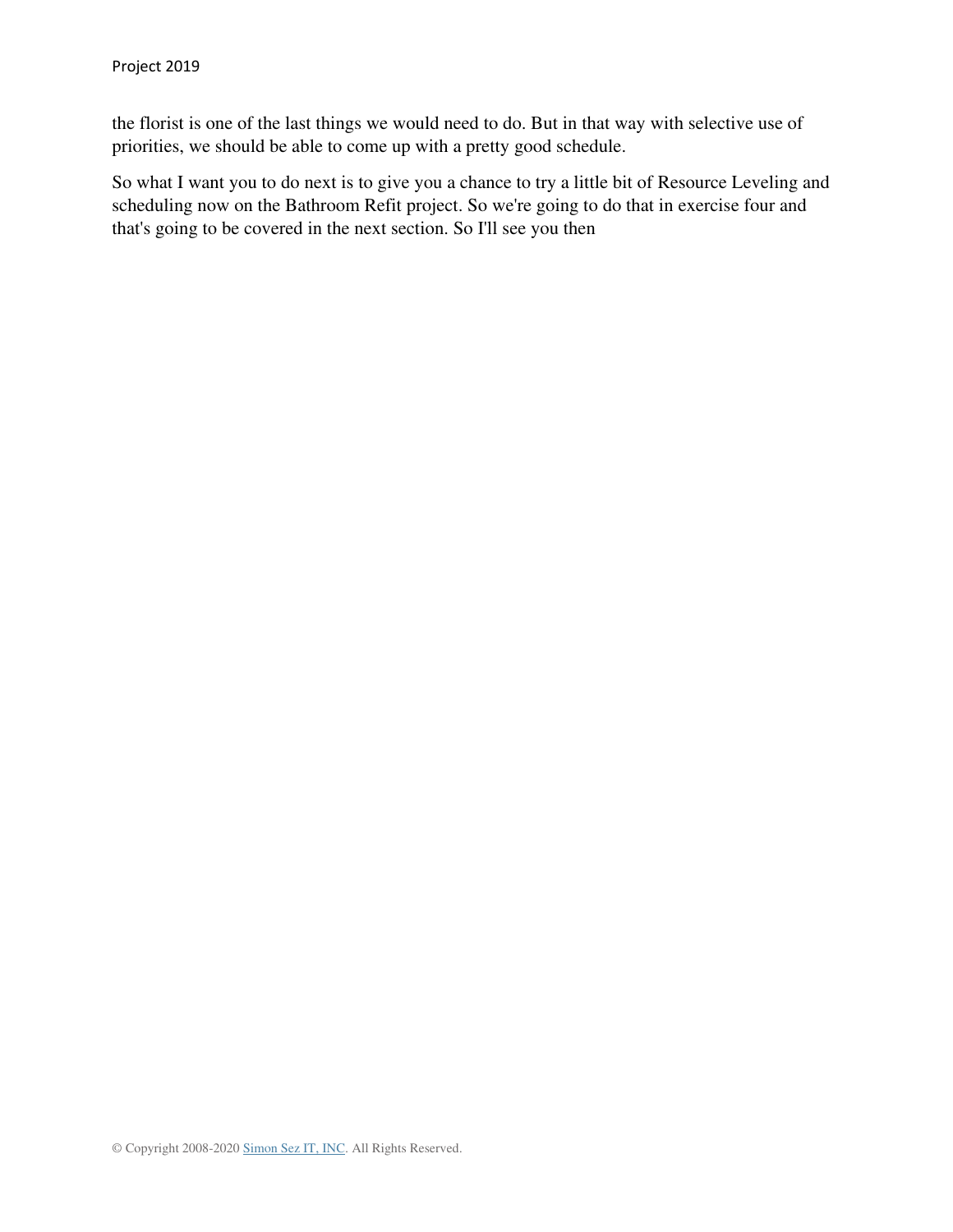the florist is one of the last things we would need to do. But in that way with selective use of priorities, we should be able to come up with a pretty good schedule.

So what I want you to do next is to give you a chance to try a little bit of Resource Leveling and scheduling now on the Bathroom Refit project. So we're going to do that in exercise four and that's going to be covered in the next section. So I'll see you then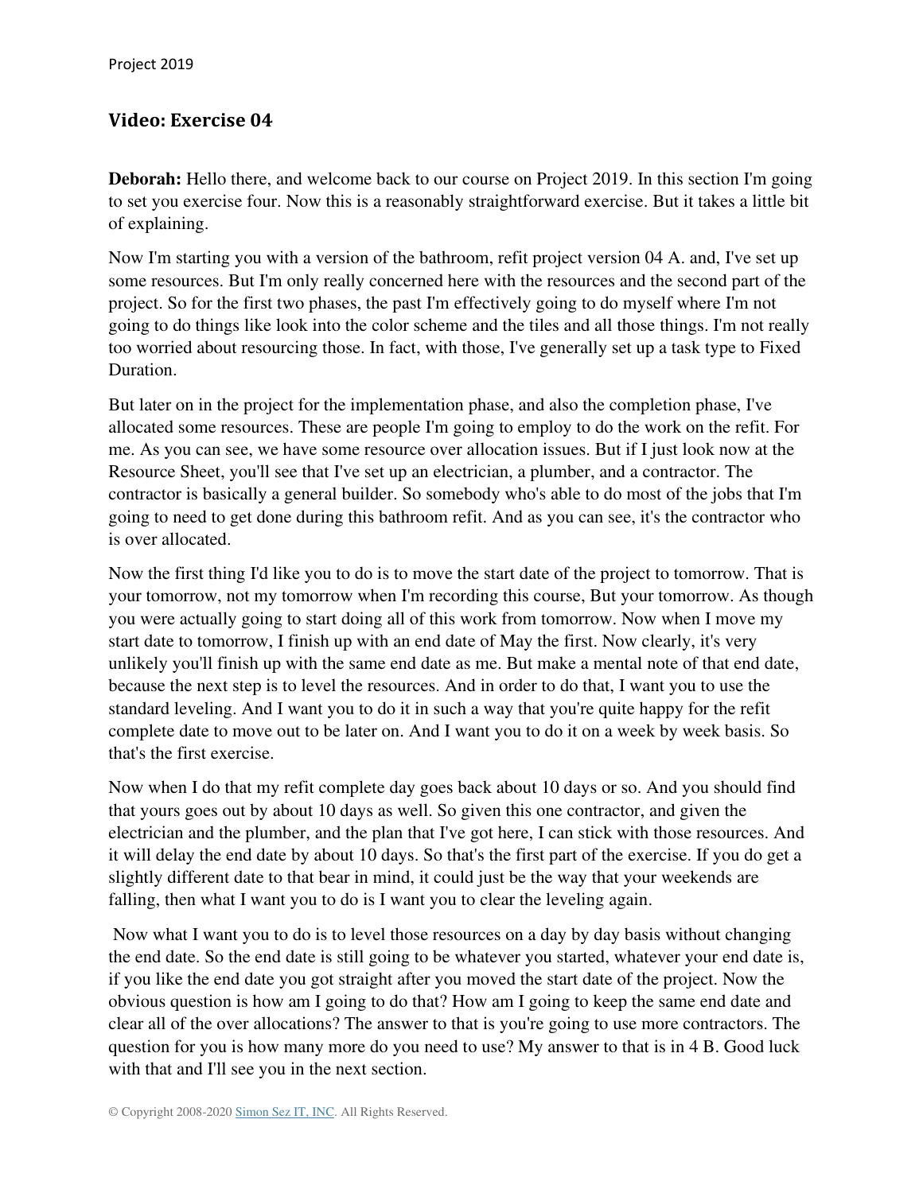## Video: Exercise 04

**Deborah:** Hello there, and welcome back to our course on Project 2019. In this section I'm going to set you exercise four. Now this is a reasonably straightforward exercise. But it takes a little bit of explaining.

Now I'm starting you with a version of the bathroom, refit project version 04 A. and, I've set up some resources. But I'm only really concerned here with the resources and the second part of the project. So for the first two phases, the past I'm effectively going to do myself where I'm not going to do things like look into the color scheme and the tiles and all those things. I'm not really too worried about resourcing those. In fact, with those, I've generally set up a task type to Fixed Duration.

But later on in the project for the implementation phase, and also the completion phase, I've allocated some resources. These are people I'm going to employ to do the work on the refit. For me. As you can see, we have some resource over allocation issues. But if I just look now at the Resource Sheet, you'll see that I've set up an electrician, a plumber, and a contractor. The contractor is basically a general builder. So somebody who's able to do most of the jobs that I'm going to need to get done during this bathroom refit. And as you can see, it's the contractor who is over allocated.

Now the first thing I'd like you to do is to move the start date of the project to tomorrow. That is your tomorrow, not my tomorrow when I'm recording this course, But your tomorrow. As though you were actually going to start doing all of this work from tomorrow. Now when I move my start date to tomorrow, I finish up with an end date of May the first. Now clearly, it's very unlikely you'll finish up with the same end date as me. But make a mental note of that end date, because the next step is to level the resources. And in order to do that, I want you to use the standard leveling. And I want you to do it in such a way that you're quite happy for the refit complete date to move out to be later on. And I want you to do it on a week by week basis. So that's the first exercise.

Now when I do that my refit complete day goes back about 10 days or so. And you should find that yours goes out by about 10 days as well. So given this one contractor, and given the electrician and the plumber, and the plan that I've got here, I can stick with those resources. And it will delay the end date by about 10 days. So that's the first part of the exercise. If you do get a slightly different date to that bear in mind, it could just be the way that your weekends are falling, then what I want you to do is I want you to clear the leveling again.

Now what I want you to do is to level those resources on a day by day basis without changing the end date. So the end date is still going to be whatever you started, whatever your end date is, if you like the end date you got straight after you moved the start date of the project. Now the obvious question is how am I going to do that? How am I going to keep the same end date and clear all of the over allocations? The answer to that is you're going to use more contractors. The question for you is how many more do you need to use? My answer to that is in 4 B. Good luck with that and I'll see you in the next section.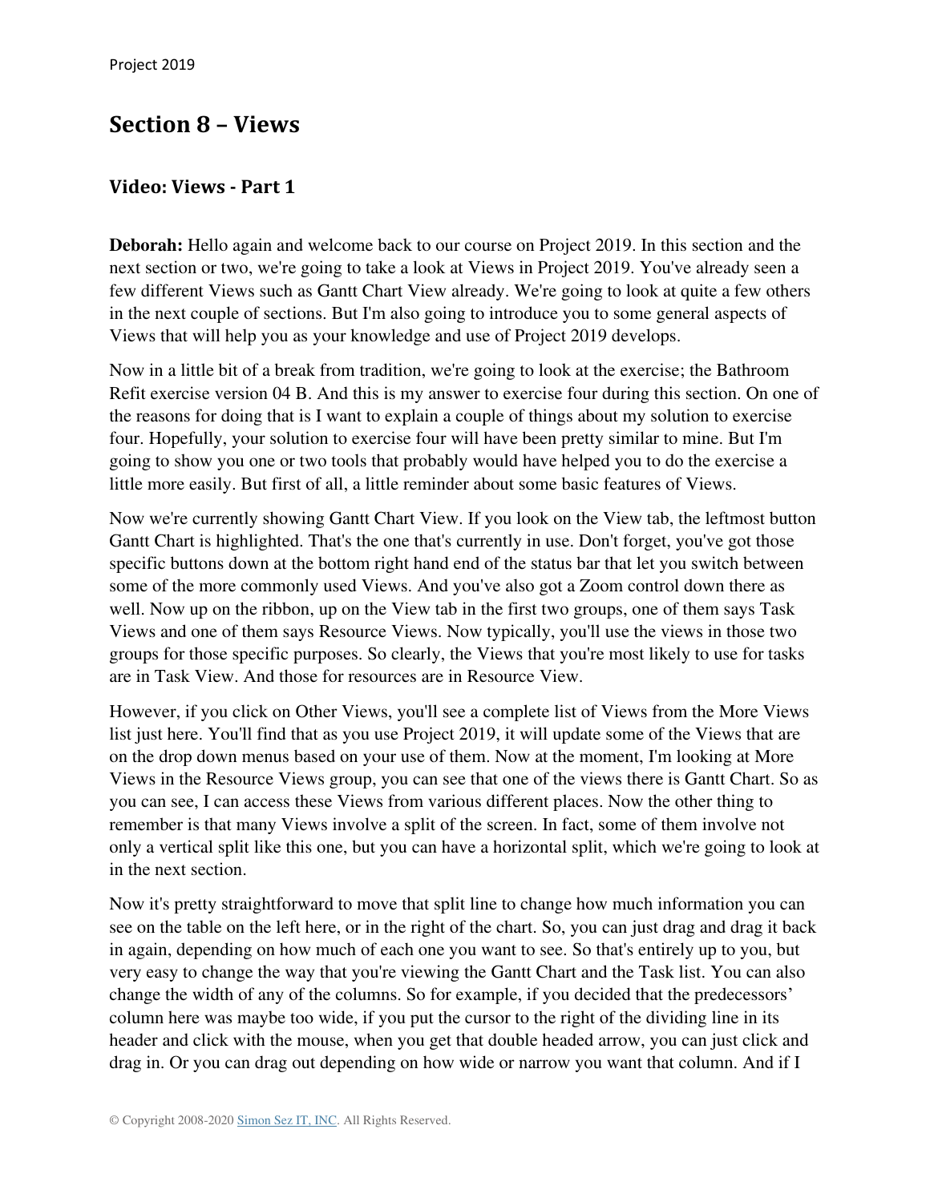# Section 8 – Views

## Video: Views - Part 1

**Deborah:** Hello again and welcome back to our course on Project 2019. In this section and the next section or two, we're going to take a look at Views in Project 2019. You've already seen a few different Views such as Gantt Chart View already. We're going to look at quite a few others in the next couple of sections. But I'm also going to introduce you to some general aspects of Views that will help you as your knowledge and use of Project 2019 develops.

Now in a little bit of a break from tradition, we're going to look at the exercise; the Bathroom Refit exercise version 04 B. And this is my answer to exercise four during this section. On one of the reasons for doing that is I want to explain a couple of things about my solution to exercise four. Hopefully, your solution to exercise four will have been pretty similar to mine. But I'm going to show you one or two tools that probably would have helped you to do the exercise a little more easily. But first of all, a little reminder about some basic features of Views.

Now we're currently showing Gantt Chart View. If you look on the View tab, the leftmost button Gantt Chart is highlighted. That's the one that's currently in use. Don't forget, you've got those specific buttons down at the bottom right hand end of the status bar that let you switch between some of the more commonly used Views. And you've also got a Zoom control down there as well. Now up on the ribbon, up on the View tab in the first two groups, one of them says Task Views and one of them says Resource Views. Now typically, you'll use the views in those two groups for those specific purposes. So clearly, the Views that you're most likely to use for tasks are in Task View. And those for resources are in Resource View.

However, if you click on Other Views, you'll see a complete list of Views from the More Views list just here. You'll find that as you use Project 2019, it will update some of the Views that are on the drop down menus based on your use of them. Now at the moment, I'm looking at More Views in the Resource Views group, you can see that one of the views there is Gantt Chart. So as you can see, I can access these Views from various different places. Now the other thing to remember is that many Views involve a split of the screen. In fact, some of them involve not only a vertical split like this one, but you can have a horizontal split, which we're going to look at in the next section.

Now it's pretty straightforward to move that split line to change how much information you can see on the table on the left here, or in the right of the chart. So, you can just drag and drag it back in again, depending on how much of each one you want to see. So that's entirely up to you, but very easy to change the way that you're viewing the Gantt Chart and the Task list. You can also change the width of any of the columns. So for example, if you decided that the predecessors' column here was maybe too wide, if you put the cursor to the right of the dividing line in its header and click with the mouse, when you get that double headed arrow, you can just click and drag in. Or you can drag out depending on how wide or narrow you want that column. And if I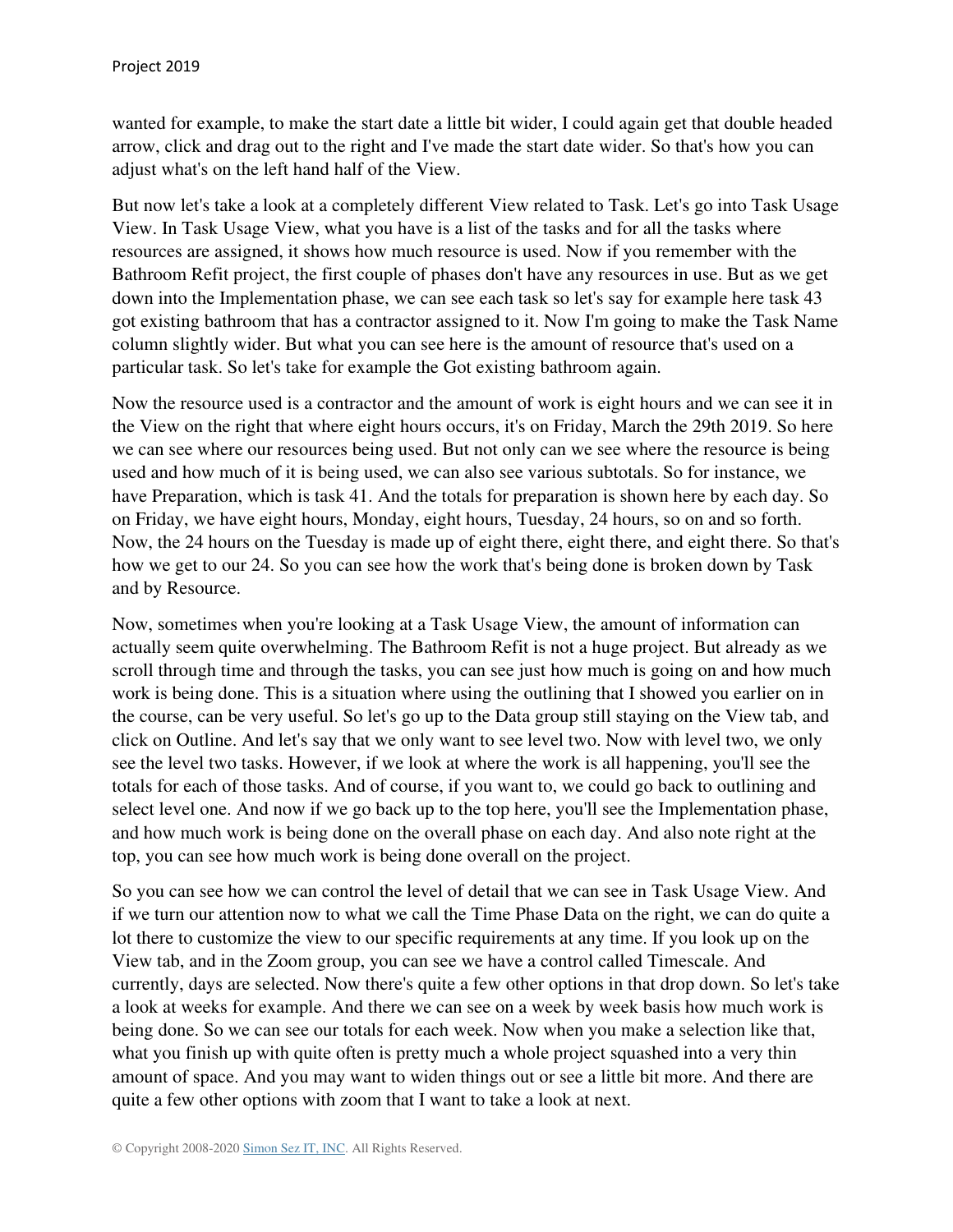wanted for example, to make the start date a little bit wider, I could again get that double headed arrow, click and drag out to the right and I've made the start date wider. So that's how you can adjust what's on the left hand half of the View.

But now let's take a look at a completely different View related to Task. Let's go into Task Usage View. In Task Usage View, what you have is a list of the tasks and for all the tasks where resources are assigned, it shows how much resource is used. Now if you remember with the Bathroom Refit project, the first couple of phases don't have any resources in use. But as we get down into the Implementation phase, we can see each task so let's say for example here task 43 got existing bathroom that has a contractor assigned to it. Now I'm going to make the Task Name column slightly wider. But what you can see here is the amount of resource that's used on a particular task. So let's take for example the Got existing bathroom again.

Now the resource used is a contractor and the amount of work is eight hours and we can see it in the View on the right that where eight hours occurs, it's on Friday, March the 29th 2019. So here we can see where our resources being used. But not only can we see where the resource is being used and how much of it is being used, we can also see various subtotals. So for instance, we have Preparation, which is task 41. And the totals for preparation is shown here by each day. So on Friday, we have eight hours, Monday, eight hours, Tuesday, 24 hours, so on and so forth. Now, the 24 hours on the Tuesday is made up of eight there, eight there, and eight there. So that's how we get to our 24. So you can see how the work that's being done is broken down by Task and by Resource.

Now, sometimes when you're looking at a Task Usage View, the amount of information can actually seem quite overwhelming. The Bathroom Refit is not a huge project. But already as we scroll through time and through the tasks, you can see just how much is going on and how much work is being done. This is a situation where using the outlining that I showed you earlier on in the course, can be very useful. So let's go up to the Data group still staying on the View tab, and click on Outline. And let's say that we only want to see level two. Now with level two, we only see the level two tasks. However, if we look at where the work is all happening, you'll see the totals for each of those tasks. And of course, if you want to, we could go back to outlining and select level one. And now if we go back up to the top here, you'll see the Implementation phase, and how much work is being done on the overall phase on each day. And also note right at the top, you can see how much work is being done overall on the project.

So you can see how we can control the level of detail that we can see in Task Usage View. And if we turn our attention now to what we call the Time Phase Data on the right, we can do quite a lot there to customize the view to our specific requirements at any time. If you look up on the View tab, and in the Zoom group, you can see we have a control called Timescale. And currently, days are selected. Now there's quite a few other options in that drop down. So let's take a look at weeks for example. And there we can see on a week by week basis how much work is being done. So we can see our totals for each week. Now when you make a selection like that, what you finish up with quite often is pretty much a whole project squashed into a very thin amount of space. And you may want to widen things out or see a little bit more. And there are quite a few other options with zoom that I want to take a look at next.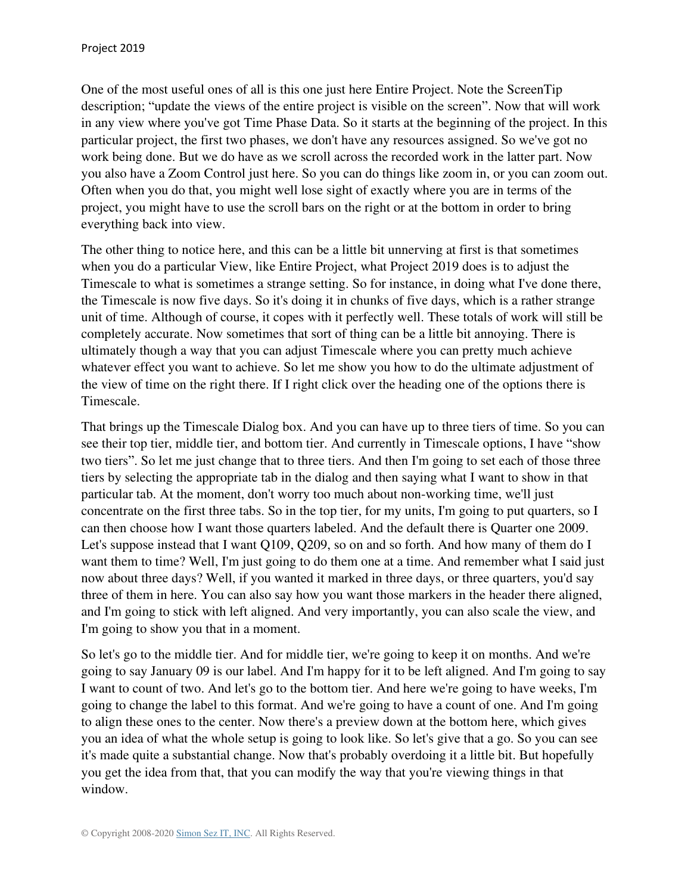One of the most useful ones of all is this one just here Entire Project. Note the ScreenTip description; “update the views of the entire project is visible on the screen”. Now that will work in any view where you've got Time Phase Data. So it starts at the beginning of the project. In this particular project, the first two phases, we don't have any resources assigned. So we've got no work being done. But we do have as we scroll across the recorded work in the latter part. Now you also have a Zoom Control just here. So you can do things like zoom in, or you can zoom out. Often when you do that, you might well lose sight of exactly where you are in terms of the project, you might have to use the scroll bars on the right or at the bottom in order to bring everything back into view.

The other thing to notice here, and this can be a little bit unnerving at first is that sometimes when you do a particular View, like Entire Project, what Project 2019 does is to adjust the Timescale to what is sometimes a strange setting. So for instance, in doing what I've done there, the Timescale is now five days. So it's doing it in chunks of five days, which is a rather strange unit of time. Although of course, it copes with it perfectly well. These totals of work will still be completely accurate. Now sometimes that sort of thing can be a little bit annoying. There is ultimately though a way that you can adjust Timescale where you can pretty much achieve whatever effect you want to achieve. So let me show you how to do the ultimate adjustment of the view of time on the right there. If I right click over the heading one of the options there is Timescale.

That brings up the Timescale Dialog box. And you can have up to three tiers of time. So you can see their top tier, middle tier, and bottom tier. And currently in Timescale options, I have “show two tiers”. So let me just change that to three tiers. And then I'm going to set each of those three tiers by selecting the appropriate tab in the dialog and then saying what I want to show in that particular tab. At the moment, don't worry too much about non-working time, we'll just concentrate on the first three tabs. So in the top tier, for my units, I'm going to put quarters, so I can then choose how I want those quarters labeled. And the default there is Quarter one 2009. Let's suppose instead that I want Q109, Q209, so on and so forth. And how many of them do I want them to time? Well, I'm just going to do them one at a time. And remember what I said just now about three days? Well, if you wanted it marked in three days, or three quarters, you'd say three of them in here. You can also say how you want those markers in the header there aligned, and I'm going to stick with left aligned. And very importantly, you can also scale the view, and I'm going to show you that in a moment.

So let's go to the middle tier. And for middle tier, we're going to keep it on months. And we're going to say January 09 is our label. And I'm happy for it to be left aligned. And I'm going to say I want to count of two. And let's go to the bottom tier. And here we're going to have weeks, I'm going to change the label to this format. And we're going to have a count of one. And I'm going to align these ones to the center. Now there's a preview down at the bottom here, which gives you an idea of what the whole setup is going to look like. So let's give that a go. So you can see it's made quite a substantial change. Now that's probably overdoing it a little bit. But hopefully you get the idea from that, that you can modify the way that you're viewing things in that window.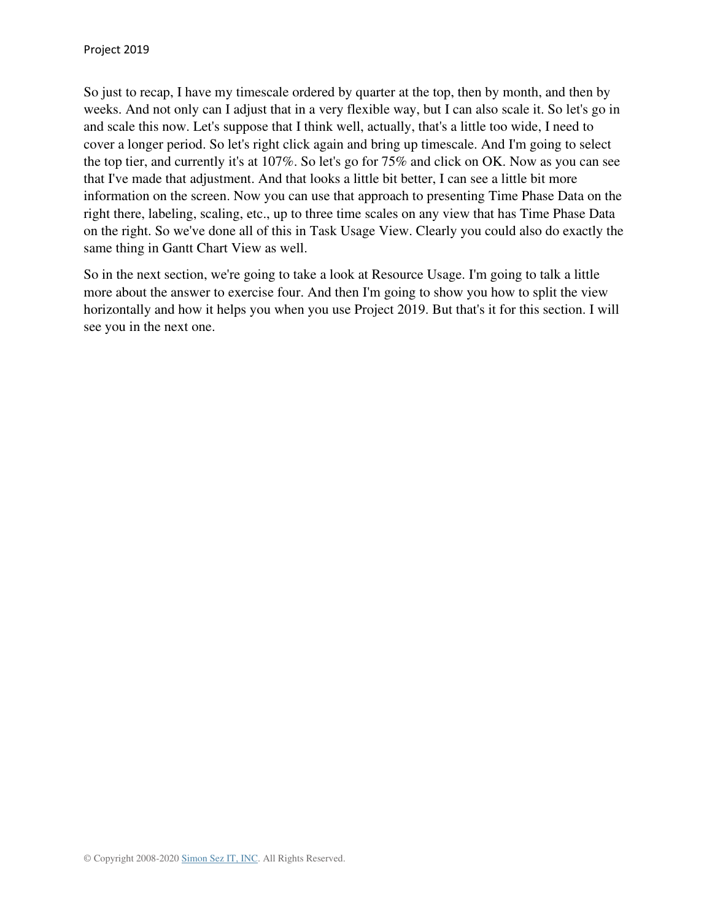So just to recap, I have my timescale ordered by quarter at the top, then by month, and then by weeks. And not only can I adjust that in a very flexible way, but I can also scale it. So let's go in and scale this now. Let's suppose that I think well, actually, that's a little too wide, I need to cover a longer period. So let's right click again and bring up timescale. And I'm going to select the top tier, and currently it's at 107%. So let's go for 75% and click on OK. Now as you can see that I've made that adjustment. And that looks a little bit better, I can see a little bit more information on the screen. Now you can use that approach to presenting Time Phase Data on the right there, labeling, scaling, etc., up to three time scales on any view that has Time Phase Data on the right. So we've done all of this in Task Usage View. Clearly you could also do exactly the same thing in Gantt Chart View as well.

So in the next section, we're going to take a look at Resource Usage. I'm going to talk a little more about the answer to exercise four. And then I'm going to show you how to split the view horizontally and how it helps you when you use Project 2019. But that's it for this section. I will see you in the next one.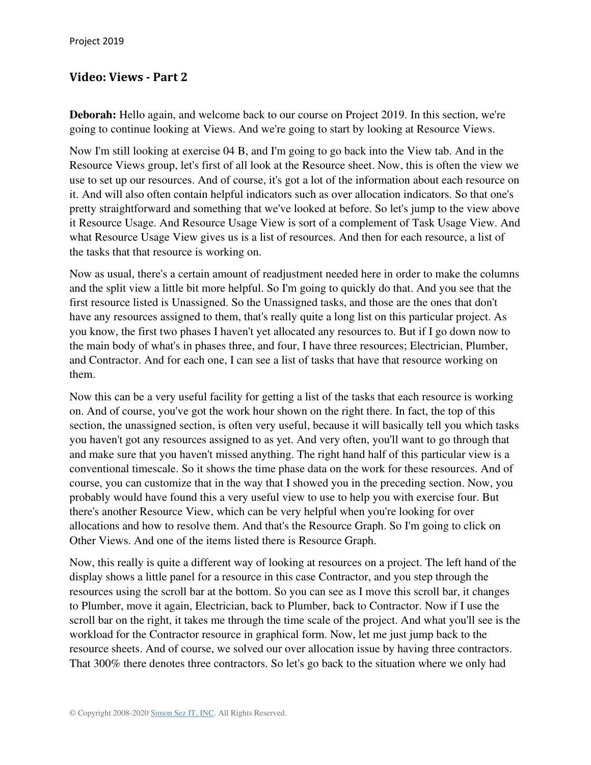## Video: Views - Part 2

**Deborah:** Hello again, and welcome back to our course on Project 2019. In this section, we're going to continue looking at Views. And we're going to start by looking at Resource Views.

Now I'm still looking at exercise 04 B, and I'm going to go back into the View tab. And in the Resource Views group, let's first of all look at the Resource sheet. Now, this is often the view we use to set up our resources. And of course, it's got a lot of the information about each resource on it. And will also often contain helpful indicators such as over allocation indicators. So that one's pretty straightforward and something that we've looked at before. So let's jump to the view above it Resource Usage. And Resource Usage View is sort of a complement of Task Usage View. And what Resource Usage View gives us is a list of resources. And then for each resource, a list of the tasks that that resource is working on.

Now as usual, there's a certain amount of readjustment needed here in order to make the columns and the split view a little bit more helpful. So I'm going to quickly do that. And you see that the first resource listed is Unassigned. So the Unassigned tasks, and those are the ones that don't have any resources assigned to them, that's really quite a long list on this particular project. As you know, the first two phases I haven't yet allocated any resources to. But if I go down now to the main body of what's in phases three, and four, I have three resources; Electrician, Plumber, and Contractor. And for each one, I can see a list of tasks that have that resource working on them.

Now this can be a very useful facility for getting a list of the tasks that each resource is working on. And of course, you've got the work hour shown on the right there. In fact, the top of this section, the unassigned section, is often very useful, because it will basically tell you which tasks you haven't got any resources assigned to as yet. And very often, you'll want to go through that and make sure that you haven't missed anything. The right hand half of this particular view is a conventional timescale. So it shows the time phase data on the work for these resources. And of course, you can customize that in the way that I showed you in the preceding section. Now, you probably would have found this a very useful view to use to help you with exercise four. But there's another Resource View, which can be very helpful when you're looking for over allocations and how to resolve them. And that's the Resource Graph. So I'm going to click on Other Views. And one of the items listed there is Resource Graph.

Now, this really is quite a different way of looking at resources on a project. The left hand of the display shows a little panel for a resource in this case Contractor, and you step through the resources using the scroll bar at the bottom. So you can see as I move this scroll bar, it changes to Plumber, move it again, Electrician, back to Plumber, back to Contractor. Now if I use the scroll bar on the right, it takes me through the time scale of the project. And what you'll see is the workload for the Contractor resource in graphical form. Now, let me just jump back to the resource sheets. And of course, we solved our over allocation issue by having three contractors. That 300% there denotes three contractors. So let's go back to the situation where we only had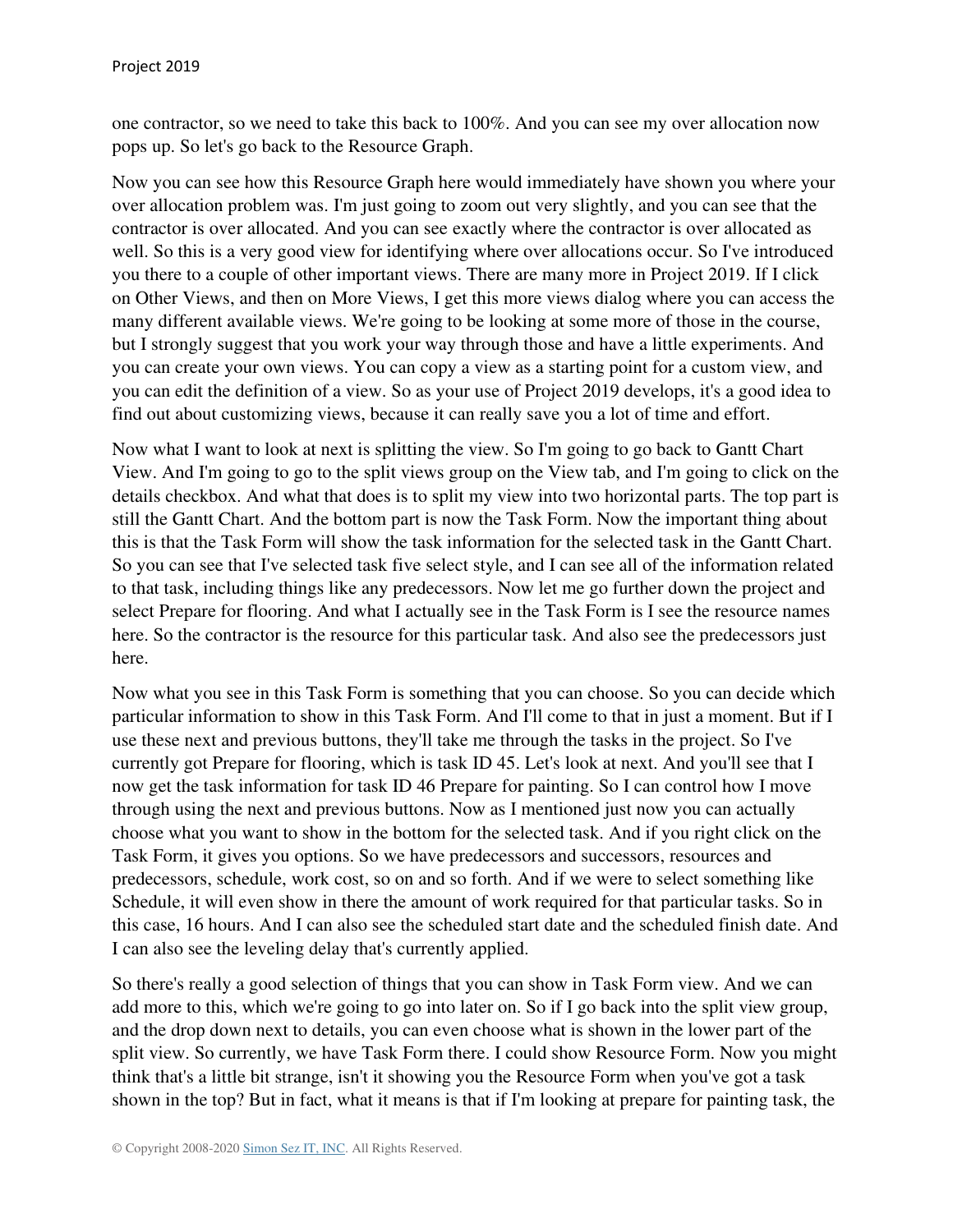one contractor, so we need to take this back to 100%. And you can see my over allocation now pops up. So let's go back to the Resource Graph.

Now you can see how this Resource Graph here would immediately have shown you where your over allocation problem was. I'm just going to zoom out very slightly, and you can see that the contractor is over allocated. And you can see exactly where the contractor is over allocated as well. So this is a very good view for identifying where over allocations occur. So I've introduced you there to a couple of other important views. There are many more in Project 2019. If I click on Other Views, and then on More Views, I get this more views dialog where you can access the many different available views. We're going to be looking at some more of those in the course, but I strongly suggest that you work your way through those and have a little experiments. And you can create your own views. You can copy a view as a starting point for a custom view, and you can edit the definition of a view. So as your use of Project 2019 develops, it's a good idea to find out about customizing views, because it can really save you a lot of time and effort.

Now what I want to look at next is splitting the view. So I'm going to go back to Gantt Chart View. And I'm going to go to the split views group on the View tab, and I'm going to click on the details checkbox. And what that does is to split my view into two horizontal parts. The top part is still the Gantt Chart. And the bottom part is now the Task Form. Now the important thing about this is that the Task Form will show the task information for the selected task in the Gantt Chart. So you can see that I've selected task five select style, and I can see all of the information related to that task, including things like any predecessors. Now let me go further down the project and select Prepare for flooring. And what I actually see in the Task Form is I see the resource names here. So the contractor is the resource for this particular task. And also see the predecessors just here.

Now what you see in this Task Form is something that you can choose. So you can decide which particular information to show in this Task Form. And I'll come to that in just a moment. But if I use these next and previous buttons, they'll take me through the tasks in the project. So I've currently got Prepare for flooring, which is task ID 45. Let's look at next. And you'll see that I now get the task information for task ID 46 Prepare for painting. So I can control how I move through using the next and previous buttons. Now as I mentioned just now you can actually choose what you want to show in the bottom for the selected task. And if you right click on the Task Form, it gives you options. So we have predecessors and successors, resources and predecessors, schedule, work cost, so on and so forth. And if we were to select something like Schedule, it will even show in there the amount of work required for that particular tasks. So in this case, 16 hours. And I can also see the scheduled start date and the scheduled finish date. And I can also see the leveling delay that's currently applied.

So there's really a good selection of things that you can show in Task Form view. And we can add more to this, which we're going to go into later on. So if I go back into the split view group, and the drop down next to details, you can even choose what is shown in the lower part of the split view. So currently, we have Task Form there. I could show Resource Form. Now you might think that's a little bit strange, isn't it showing you the Resource Form when you've got a task shown in the top? But in fact, what it means is that if I'm looking at prepare for painting task, the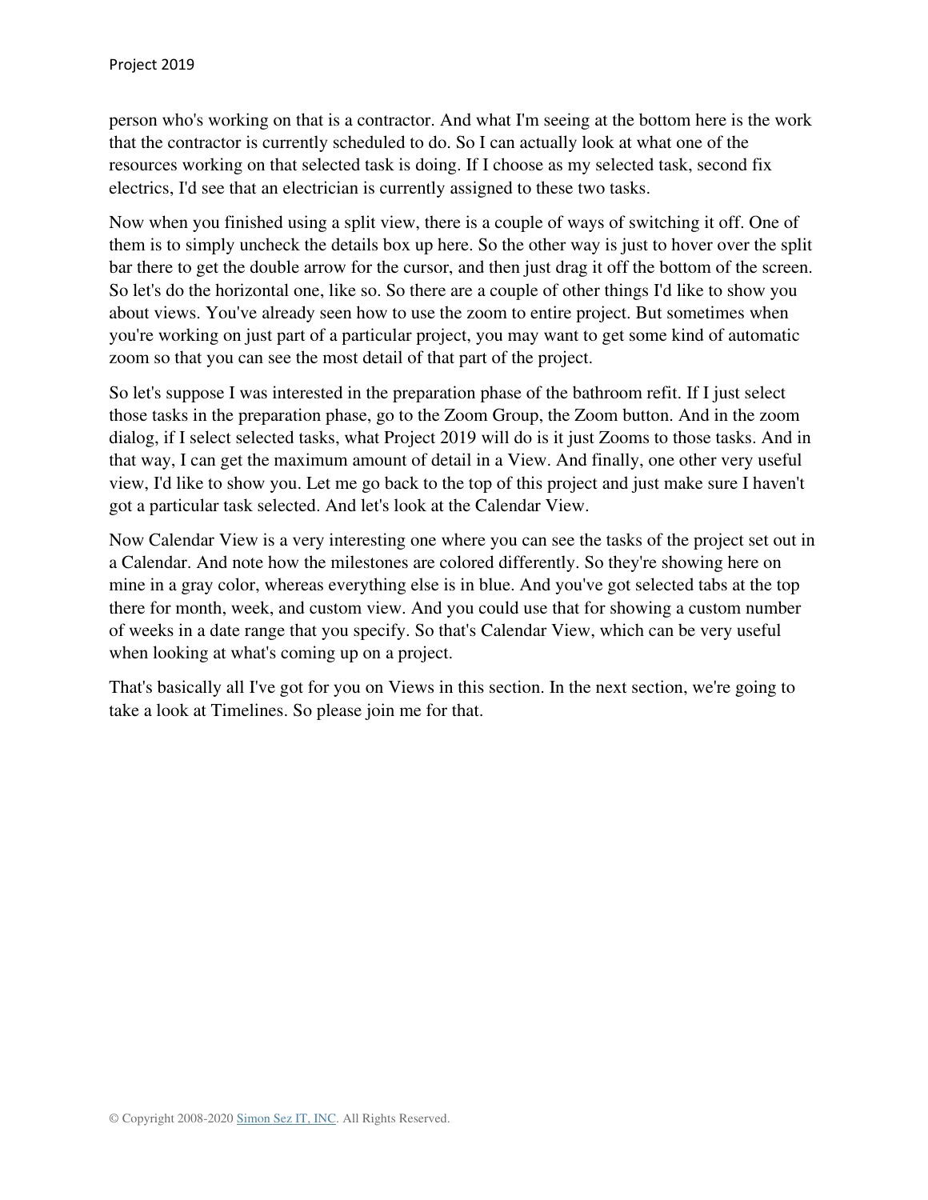person who's working on that is a contractor. And what I'm seeing at the bottom here is the work that the contractor is currently scheduled to do. So I can actually look at what one of the resources working on that selected task is doing. If I choose as my selected task, second fix electrics, I'd see that an electrician is currently assigned to these two tasks.

Now when you finished using a split view, there is a couple of ways of switching it off. One of them is to simply uncheck the details box up here. So the other way is just to hover over the split bar there to get the double arrow for the cursor, and then just drag it off the bottom of the screen. So let's do the horizontal one, like so. So there are a couple of other things I'd like to show you about views. You've already seen how to use the zoom to entire project. But sometimes when you're working on just part of a particular project, you may want to get some kind of automatic zoom so that you can see the most detail of that part of the project.

So let's suppose I was interested in the preparation phase of the bathroom refit. If I just select those tasks in the preparation phase, go to the Zoom Group, the Zoom button. And in the zoom dialog, if I select selected tasks, what Project 2019 will do is it just Zooms to those tasks. And in that way, I can get the maximum amount of detail in a View. And finally, one other very useful view, I'd like to show you. Let me go back to the top of this project and just make sure I haven't got a particular task selected. And let's look at the Calendar View.

Now Calendar View is a very interesting one where you can see the tasks of the project set out in a Calendar. And note how the milestones are colored differently. So they're showing here on mine in a gray color, whereas everything else is in blue. And you've got selected tabs at the top there for month, week, and custom view. And you could use that for showing a custom number of weeks in a date range that you specify. So that's Calendar View, which can be very useful when looking at what's coming up on a project.

That's basically all I've got for you on Views in this section. In the next section, we're going to take a look at Timelines. So please join me for that.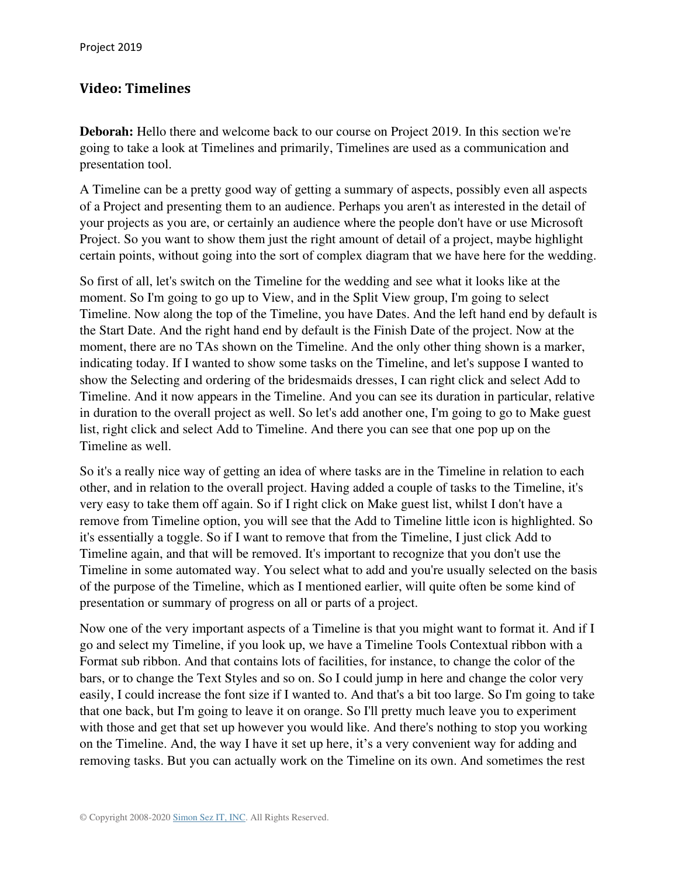## Video: Timelines

**Deborah:** Hello there and welcome back to our course on Project 2019. In this section we're going to take a look at Timelines and primarily, Timelines are used as a communication and presentation tool.

A Timeline can be a pretty good way of getting a summary of aspects, possibly even all aspects of a Project and presenting them to an audience. Perhaps you aren't as interested in the detail of your projects as you are, or certainly an audience where the people don't have or use Microsoft Project. So you want to show them just the right amount of detail of a project, maybe highlight certain points, without going into the sort of complex diagram that we have here for the wedding.

So first of all, let's switch on the Timeline for the wedding and see what it looks like at the moment. So I'm going to go up to View, and in the Split View group, I'm going to select Timeline. Now along the top of the Timeline, you have Dates. And the left hand end by default is the Start Date. And the right hand end by default is the Finish Date of the project. Now at the moment, there are no TAs shown on the Timeline. And the only other thing shown is a marker, indicating today. If I wanted to show some tasks on the Timeline, and let's suppose I wanted to show the Selecting and ordering of the bridesmaids dresses, I can right click and select Add to Timeline. And it now appears in the Timeline. And you can see its duration in particular, relative in duration to the overall project as well. So let's add another one, I'm going to go to Make guest list, right click and select Add to Timeline. And there you can see that one pop up on the Timeline as well.

So it's a really nice way of getting an idea of where tasks are in the Timeline in relation to each other, and in relation to the overall project. Having added a couple of tasks to the Timeline, it's very easy to take them off again. So if I right click on Make guest list, whilst I don't have a remove from Timeline option, you will see that the Add to Timeline little icon is highlighted. So it's essentially a toggle. So if I want to remove that from the Timeline, I just click Add to Timeline again, and that will be removed. It's important to recognize that you don't use the Timeline in some automated way. You select what to add and you're usually selected on the basis of the purpose of the Timeline, which as I mentioned earlier, will quite often be some kind of presentation or summary of progress on all or parts of a project.

Now one of the very important aspects of a Timeline is that you might want to format it. And if I go and select my Timeline, if you look up, we have a Timeline Tools Contextual ribbon with a Format sub ribbon. And that contains lots of facilities, for instance, to change the color of the bars, or to change the Text Styles and so on. So I could jump in here and change the color very easily, I could increase the font size if I wanted to. And that's a bit too large. So I'm going to take that one back, but I'm going to leave it on orange. So I'll pretty much leave you to experiment with those and get that set up however you would like. And there's nothing to stop you working on the Timeline. And, the way I have it set up here, it's a very convenient way for adding and removing tasks. But you can actually work on the Timeline on its own. And sometimes the rest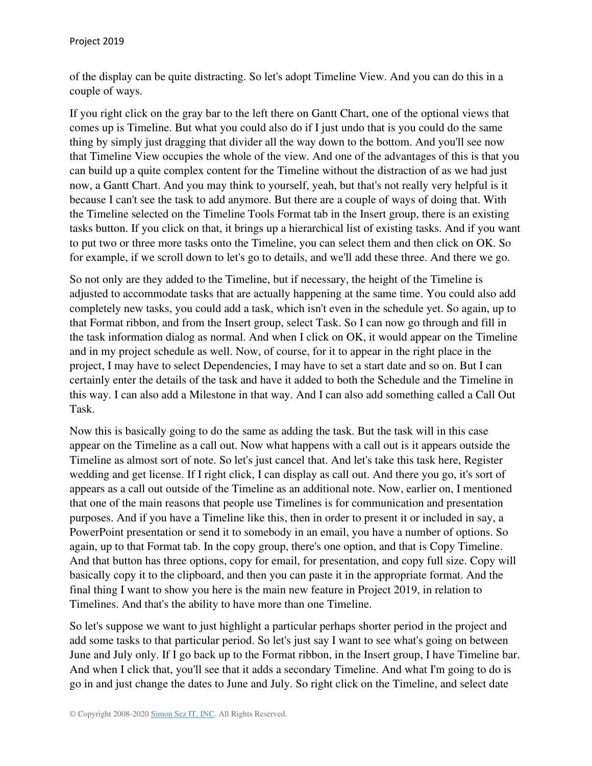of the display can be quite distracting. So let's adopt Timeline View. And you can do this in a couple of ways.

If you right click on the gray bar to the left there on Gantt Chart, one of the optional views that comes up is Timeline. But what you could also do if I just undo that is you could do the same thing by simply just dragging that divider all the way down to the bottom. And you'll see now that Timeline View occupies the whole of the view. And one of the advantages of this is that you can build up a quite complex content for the Timeline without the distraction of as we had just now, a Gantt Chart. And you may think to yourself, yeah, but that's not really very helpful is it because I can't see the task to add anymore. But there are a couple of ways of doing that. With the Timeline selected on the Timeline Tools Format tab in the Insert group, there is an existing tasks button. If you click on that, it brings up a hierarchical list of existing tasks. And if you want to put two or three more tasks onto the Timeline, you can select them and then click on OK. So for example, if we scroll down to let's go to details, and we'll add these three. And there we go.

So not only are they added to the Timeline, but if necessary, the height of the Timeline is adjusted to accommodate tasks that are actually happening at the same time. You could also add completely new tasks, you could add a task, which isn't even in the schedule yet. So again, up to that Format ribbon, and from the Insert group, select Task. So I can now go through and fill in the task information dialog as normal. And when I click on OK, it would appear on the Timeline and in my project schedule as well. Now, of course, for it to appear in the right place in the project, I may have to select Dependencies, I may have to set a start date and so on. But I can certainly enter the details of the task and have it added to both the Schedule and the Timeline in this way. I can also add a Milestone in that way. And I can also add something called a Call Out Task.

Now this is basically going to do the same as adding the task. But the task will in this case appear on the Timeline as a call out. Now what happens with a call out is it appears outside the Timeline as almost sort of note. So let's just cancel that. And let's take this task here, Register wedding and get license. If I right click, I can display as call out. And there you go, it's sort of appears as a call out outside of the Timeline as an additional note. Now, earlier on, I mentioned that one of the main reasons that people use Timelines is for communication and presentation purposes. And if you have a Timeline like this, then in order to present it or included in say, a PowerPoint presentation or send it to somebody in an email, you have a number of options. So again, up to that Format tab. In the copy group, there's one option, and that is Copy Timeline. And that button has three options, copy for email, for presentation, and copy full size. Copy will basically copy it to the clipboard, and then you can paste it in the appropriate format. And the final thing I want to show you here is the main new feature in Project 2019, in relation to Timelines. And that's the ability to have more than one Timeline.

So let's suppose we want to just highlight a particular perhaps shorter period in the project and add some tasks to that particular period. So let's just say I want to see what's going on between June and July only. If I go back up to the Format ribbon, in the Insert group, I have Timeline bar. And when I click that, you'll see that it adds a secondary Timeline. And what I'm going to do is go in and just change the dates to June and July. So right click on the Timeline, and select date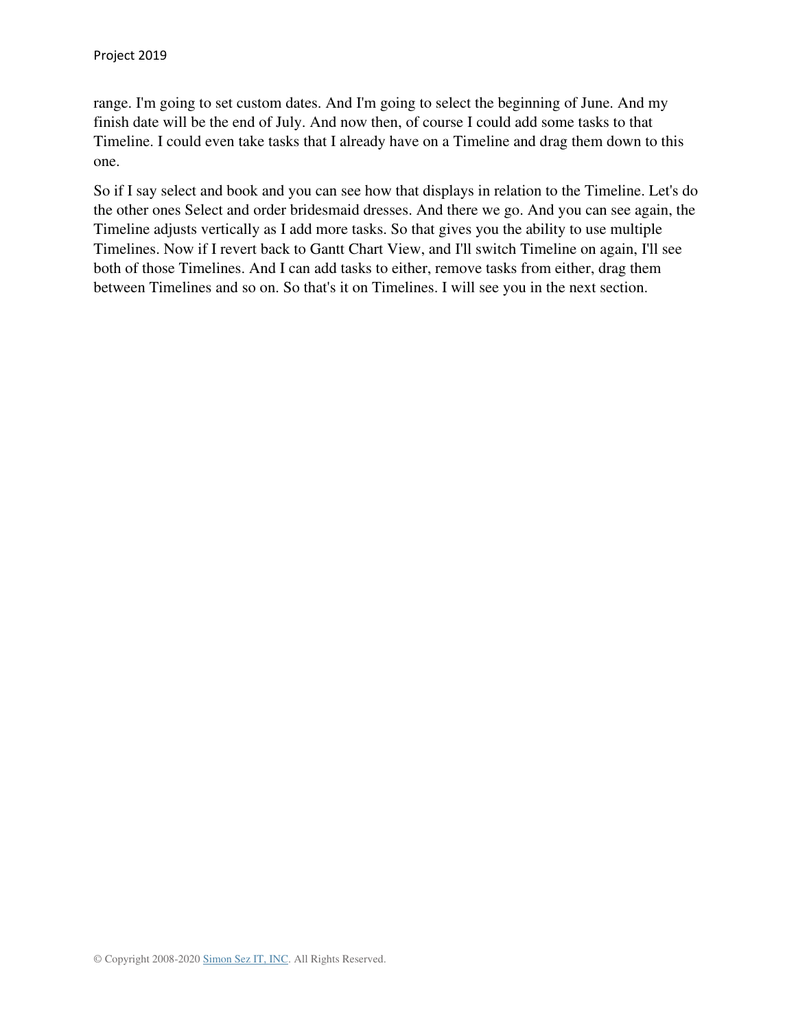range. I'm going to set custom dates. And I'm going to select the beginning of June. And my finish date will be the end of July. And now then, of course I could add some tasks to that Timeline. I could even take tasks that I already have on a Timeline and drag them down to this one.

So if I say select and book and you can see how that displays in relation to the Timeline. Let's do the other ones Select and order bridesmaid dresses. And there we go. And you can see again, the Timeline adjusts vertically as I add more tasks. So that gives you the ability to use multiple Timelines. Now if I revert back to Gantt Chart View, and I'll switch Timeline on again, I'll see both of those Timelines. And I can add tasks to either, remove tasks from either, drag them between Timelines and so on. So that's it on Timelines. I will see you in the next section.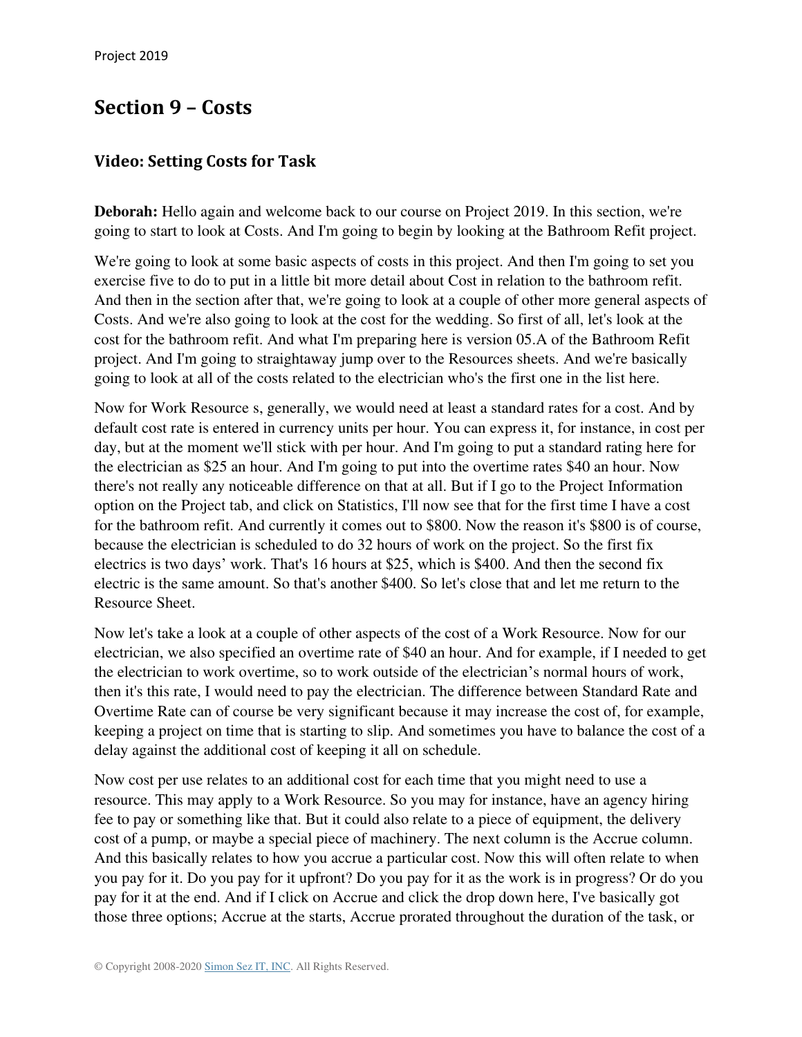# Section 9 – Costs

## Video: Setting Costs for Task

**Deborah:** Hello again and welcome back to our course on Project 2019. In this section, we're going to start to look at Costs. And I'm going to begin by looking at the Bathroom Refit project.

We're going to look at some basic aspects of costs in this project. And then I'm going to set you exercise five to do to put in a little bit more detail about Cost in relation to the bathroom refit. And then in the section after that, we're going to look at a couple of other more general aspects of Costs. And we're also going to look at the cost for the wedding. So first of all, let's look at the cost for the bathroom refit. And what I'm preparing here is version 05.A of the Bathroom Refit project. And I'm going to straightaway jump over to the Resources sheets. And we're basically going to look at all of the costs related to the electrician who's the first one in the list here.

Now for Work Resource s, generally, we would need at least a standard rates for a cost. And by default cost rate is entered in currency units per hour. You can express it, for instance, in cost per day, but at the moment we'll stick with per hour. And I'm going to put a standard rating here for the electrician as $25 an hour. And I'm going to put into the overtime rates $40 an hour. Now there's not really any noticeable difference on that at all. But if I go to the Project Information option on the Project tab, and click on Statistics, I'll now see that for the first time I have a cost for the bathroom refit. And currently it comes out to $800. Now the reason it's $800 is of course, because the electrician is scheduled to do 32 hours of work on the project. So the first fix electrics is two days' work. That's 16 hours at $25, which is $400. And then the second fix electric is the same amount. So that's another $400. So let's close that and let me return to the Resource Sheet.

Now let's take a look at a couple of other aspects of the cost of a Work Resource. Now for our electrician, we also specified an overtime rate of $40 an hour. And for example, if I needed to get the electrician to work overtime, so to work outside of the electrician's normal hours of work, then it's this rate, I would need to pay the electrician. The difference between Standard Rate and Overtime Rate can of course be very significant because it may increase the cost of, for example, keeping a project on time that is starting to slip. And sometimes you have to balance the cost of a delay against the additional cost of keeping it all on schedule.

Now cost per use relates to an additional cost for each time that you might need to use a resource. This may apply to a Work Resource. So you may for instance, have an agency hiring fee to pay or something like that. But it could also relate to a piece of equipment, the delivery cost of a pump, or maybe a special piece of machinery. The next column is the Accrue column. And this basically relates to how you accrue a particular cost. Now this will often relate to when you pay for it. Do you pay for it upfront? Do you pay for it as the work is in progress? Or do you pay for it at the end. And if I click on Accrue and click the drop down here, I've basically got those three options; Accrue at the starts, Accrue prorated throughout the duration of the task, or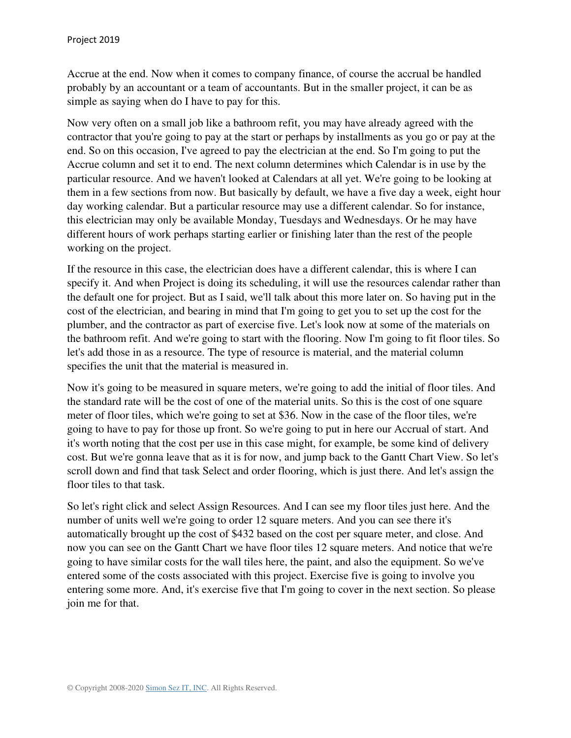Accrue at the end. Now when it comes to company finance, of course the accrual be handled probably by an accountant or a team of accountants. But in the smaller project, it can be as simple as saying when do I have to pay for this.

Now very often on a small job like a bathroom refit, you may have already agreed with the contractor that you're going to pay at the start or perhaps by installments as you go or pay at the end. So on this occasion, I've agreed to pay the electrician at the end. So I'm going to put the Accrue column and set it to end. The next column determines which Calendar is in use by the particular resource. And we haven't looked at Calendars at all yet. We're going to be looking at them in a few sections from now. But basically by default, we have a five day a week, eight hour day working calendar. But a particular resource may use a different calendar. So for instance, this electrician may only be available Monday, Tuesdays and Wednesdays. Or he may have different hours of work perhaps starting earlier or finishing later than the rest of the people working on the project.

If the resource in this case, the electrician does have a different calendar, this is where I can specify it. And when Project is doing its scheduling, it will use the resources calendar rather than the default one for project. But as I said, we'll talk about this more later on. So having put in the cost of the electrician, and bearing in mind that I'm going to get you to set up the cost for the plumber, and the contractor as part of exercise five. Let's look now at some of the materials on the bathroom refit. And we're going to start with the flooring. Now I'm going to fit floor tiles. So let's add those in as a resource. The type of resource is material, and the material column specifies the unit that the material is measured in.

Now it's going to be measured in square meters, we're going to add the initial of floor tiles. And the standard rate will be the cost of one of the material units. So this is the cost of one square meter of floor tiles, which we're going to set at $36. Now in the case of the floor tiles, we're going to have to pay for those up front. So we're going to put in here our Accrual of start. And it's worth noting that the cost per use in this case might, for example, be some kind of delivery cost. But we're gonna leave that as it is for now, and jump back to the Gantt Chart View. So let's scroll down and find that task Select and order flooring, which is just there. And let's assign the floor tiles to that task.

So let's right click and select Assign Resources. And I can see my floor tiles just here. And the number of units well we're going to order 12 square meters. And you can see there it's automatically brought up the cost of $432 based on the cost per square meter, and close. And now you can see on the Gantt Chart we have floor tiles 12 square meters. And notice that we're going to have similar costs for the wall tiles here, the paint, and also the equipment. So we've entered some of the costs associated with this project. Exercise five is going to involve you entering some more. And, it's exercise five that I'm going to cover in the next section. So please join me for that.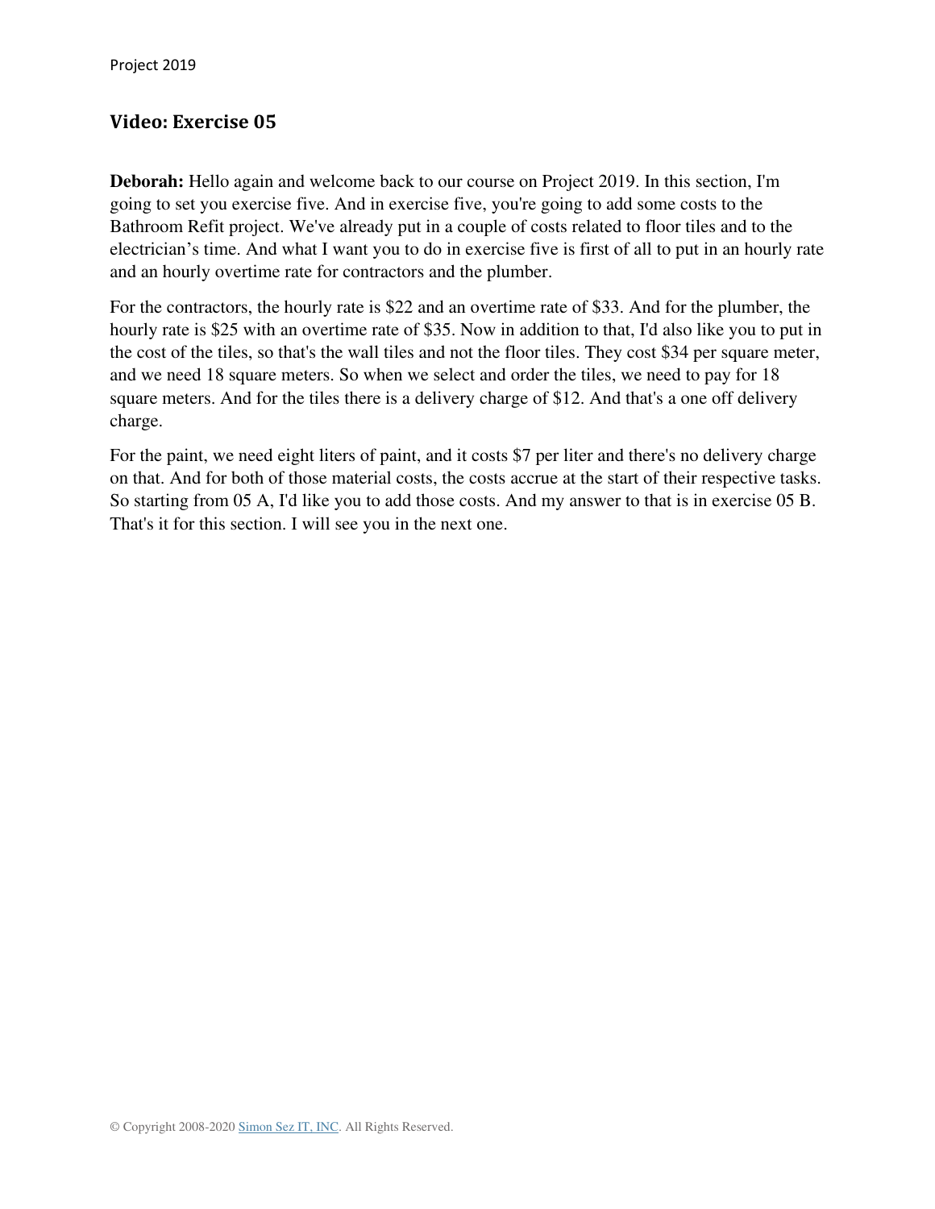## Video: Exercise 05

**Deborah:** Hello again and welcome back to our course on Project 2019. In this section, I'm going to set you exercise five. And in exercise five, you're going to add some costs to the Bathroom Refit project. We've already put in a couple of costs related to floor tiles and to the electrician's time. And what I want you to do in exercise five is first of all to put in an hourly rate and an hourly overtime rate for contractors and the plumber.

For the contractors, the hourly rate is $22 and an overtime rate of $33. And for the plumber, the hourly rate is $25 with an overtime rate of $35. Now in addition to that, I'd also like you to put in the cost of the tiles, so that's the wall tiles and not the floor tiles. They cost $34 per square meter, and we need 18 square meters. So when we select and order the tiles, we need to pay for 18 square meters. And for the tiles there is a delivery charge of $12. And that's a one off delivery charge.

For the paint, we need eight liters of paint, and it costs $7 per liter and there's no delivery charge on that. And for both of those material costs, the costs accrue at the start of their respective tasks. So starting from 05 A, I'd like you to add those costs. And my answer to that is in exercise 05 B. That's it for this section. I will see you in the next one.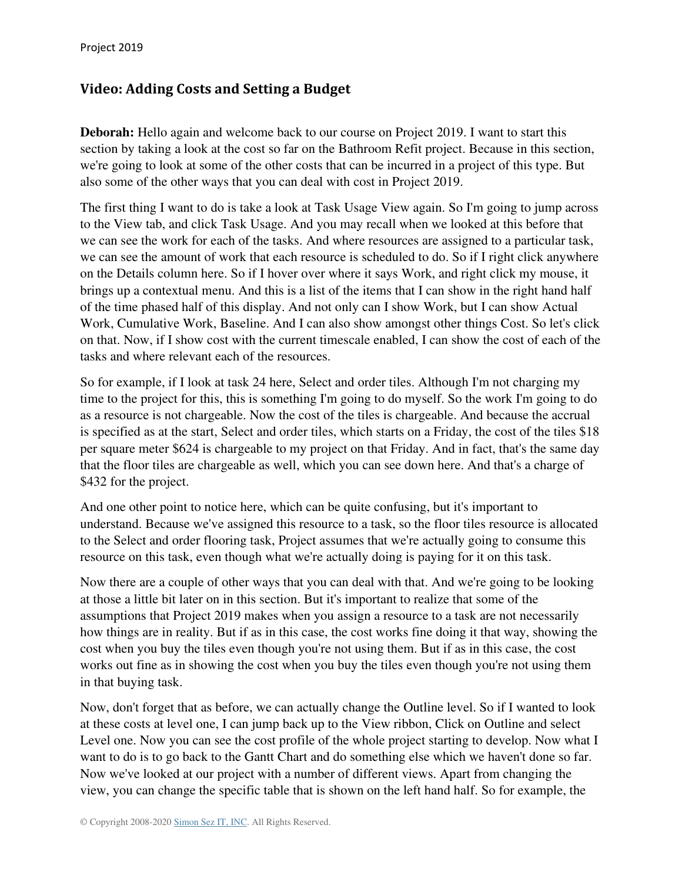## Video: Adding Costs and Setting a Budget

**Deborah:** Hello again and welcome back to our course on Project 2019. I want to start this section by taking a look at the cost so far on the Bathroom Refit project. Because in this section, we're going to look at some of the other costs that can be incurred in a project of this type. But also some of the other ways that you can deal with cost in Project 2019.

The first thing I want to do is take a look at Task Usage View again. So I'm going to jump across to the View tab, and click Task Usage. And you may recall when we looked at this before that we can see the work for each of the tasks. And where resources are assigned to a particular task, we can see the amount of work that each resource is scheduled to do. So if I right click anywhere on the Details column here. So if I hover over where it says Work, and right click my mouse, it brings up a contextual menu. And this is a list of the items that I can show in the right hand half of the time phased half of this display. And not only can I show Work, but I can show Actual Work, Cumulative Work, Baseline. And I can also show amongst other things Cost. So let's click on that. Now, if I show cost with the current timescale enabled, I can show the cost of each of the tasks and where relevant each of the resources.

So for example, if I look at task 24 here, Select and order tiles. Although I'm not charging my time to the project for this, this is something I'm going to do myself. So the work I'm going to do as a resource is not chargeable. Now the cost of the tiles is chargeable. And because the accrual is specified as at the start, Select and order tiles, which starts on a Friday, the cost of the tiles $18 per square meter $624 is chargeable to my project on that Friday. And in fact, that's the same day that the floor tiles are chargeable as well, which you can see down here. And that's a charge of $432 for the project.

And one other point to notice here, which can be quite confusing, but it's important to understand. Because we've assigned this resource to a task, so the floor tiles resource is allocated to the Select and order flooring task, Project assumes that we're actually going to consume this resource on this task, even though what we're actually doing is paying for it on this task.

Now there are a couple of other ways that you can deal with that. And we're going to be looking at those a little bit later on in this section. But it's important to realize that some of the assumptions that Project 2019 makes when you assign a resource to a task are not necessarily how things are in reality. But if as in this case, the cost works fine doing it that way, showing the cost when you buy the tiles even though you're not using them. But if as in this case, the cost works out fine as in showing the cost when you buy the tiles even though you're not using them in that buying task.

Now, don't forget that as before, we can actually change the Outline level. So if I wanted to look at these costs at level one, I can jump back up to the View ribbon, Click on Outline and select Level one. Now you can see the cost profile of the whole project starting to develop. Now what I want to do is to go back to the Gantt Chart and do something else which we haven't done so far. Now we've looked at our project with a number of different views. Apart from changing the view, you can change the specific table that is shown on the left hand half. So for example, the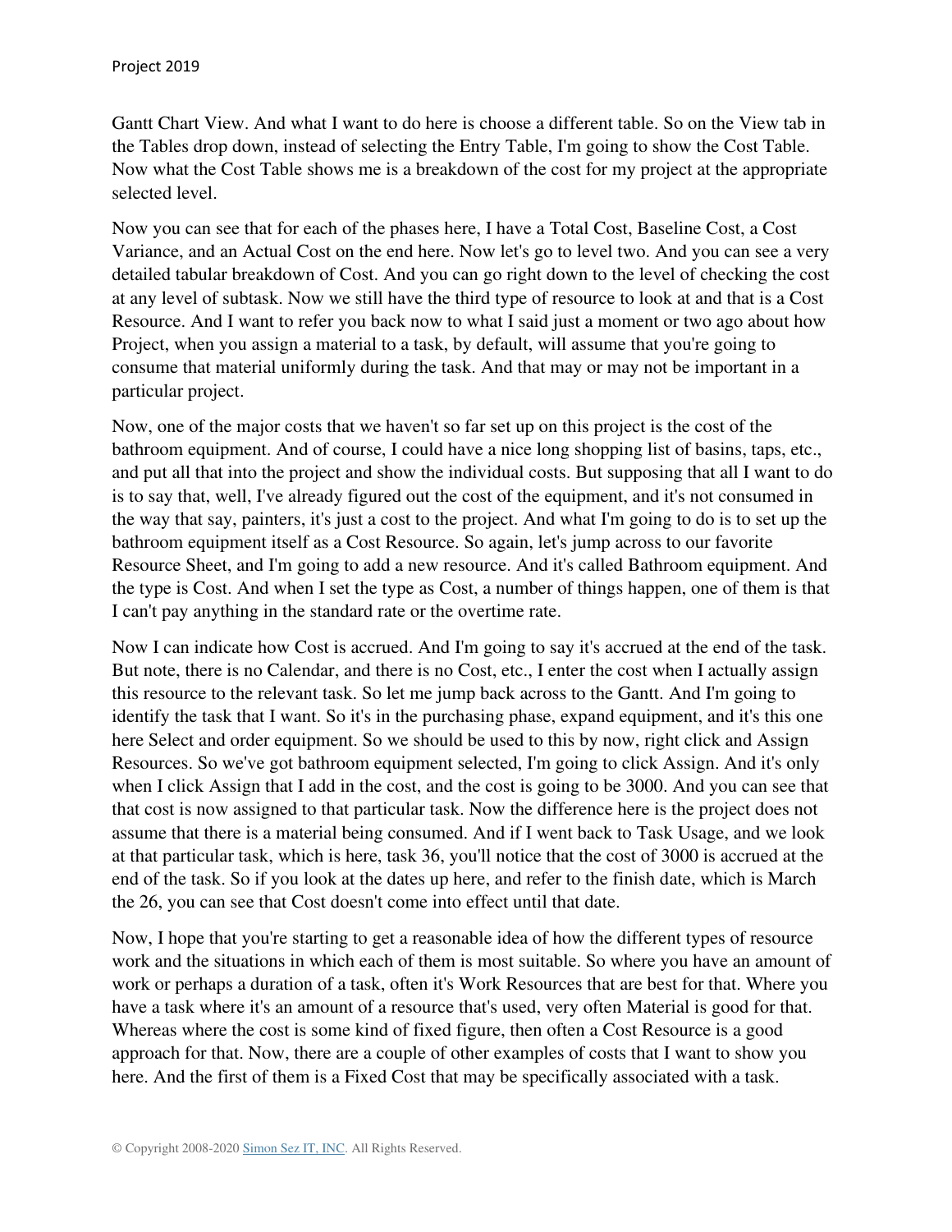Gantt Chart View. And what I want to do here is choose a different table. So on the View tab in the Tables drop down, instead of selecting the Entry Table, I'm going to show the Cost Table. Now what the Cost Table shows me is a breakdown of the cost for my project at the appropriate selected level.

Now you can see that for each of the phases here, I have a Total Cost, Baseline Cost, a Cost Variance, and an Actual Cost on the end here. Now let's go to level two. And you can see a very detailed tabular breakdown of Cost. And you can go right down to the level of checking the cost at any level of subtask. Now we still have the third type of resource to look at and that is a Cost Resource. And I want to refer you back now to what I said just a moment or two ago about how Project, when you assign a material to a task, by default, will assume that you're going to consume that material uniformly during the task. And that may or may not be important in a particular project.

Now, one of the major costs that we haven't so far set up on this project is the cost of the bathroom equipment. And of course, I could have a nice long shopping list of basins, taps, etc., and put all that into the project and show the individual costs. But supposing that all I want to do is to say that, well, I've already figured out the cost of the equipment, and it's not consumed in the way that say, painters, it's just a cost to the project. And what I'm going to do is to set up the bathroom equipment itself as a Cost Resource. So again, let's jump across to our favorite Resource Sheet, and I'm going to add a new resource. And it's called Bathroom equipment. And the type is Cost. And when I set the type as Cost, a number of things happen, one of them is that I can't pay anything in the standard rate or the overtime rate.

Now I can indicate how Cost is accrued. And I'm going to say it's accrued at the end of the task. But note, there is no Calendar, and there is no Cost, etc., I enter the cost when I actually assign this resource to the relevant task. So let me jump back across to the Gantt. And I'm going to identify the task that I want. So it's in the purchasing phase, expand equipment, and it's this one here Select and order equipment. So we should be used to this by now, right click and Assign Resources. So we've got bathroom equipment selected, I'm going to click Assign. And it's only when I click Assign that I add in the cost, and the cost is going to be 3000. And you can see that that cost is now assigned to that particular task. Now the difference here is the project does not assume that there is a material being consumed. And if I went back to Task Usage, and we look at that particular task, which is here, task 36, you'll notice that the cost of 3000 is accrued at the end of the task. So if you look at the dates up here, and refer to the finish date, which is March the 26, you can see that Cost doesn't come into effect until that date.

Now, I hope that you're starting to get a reasonable idea of how the different types of resource work and the situations in which each of them is most suitable. So where you have an amount of work or perhaps a duration of a task, often it's Work Resources that are best for that. Where you have a task where it's an amount of a resource that's used, very often Material is good for that. Whereas where the cost is some kind of fixed figure, then often a Cost Resource is a good approach for that. Now, there are a couple of other examples of costs that I want to show you here. And the first of them is a Fixed Cost that may be specifically associated with a task.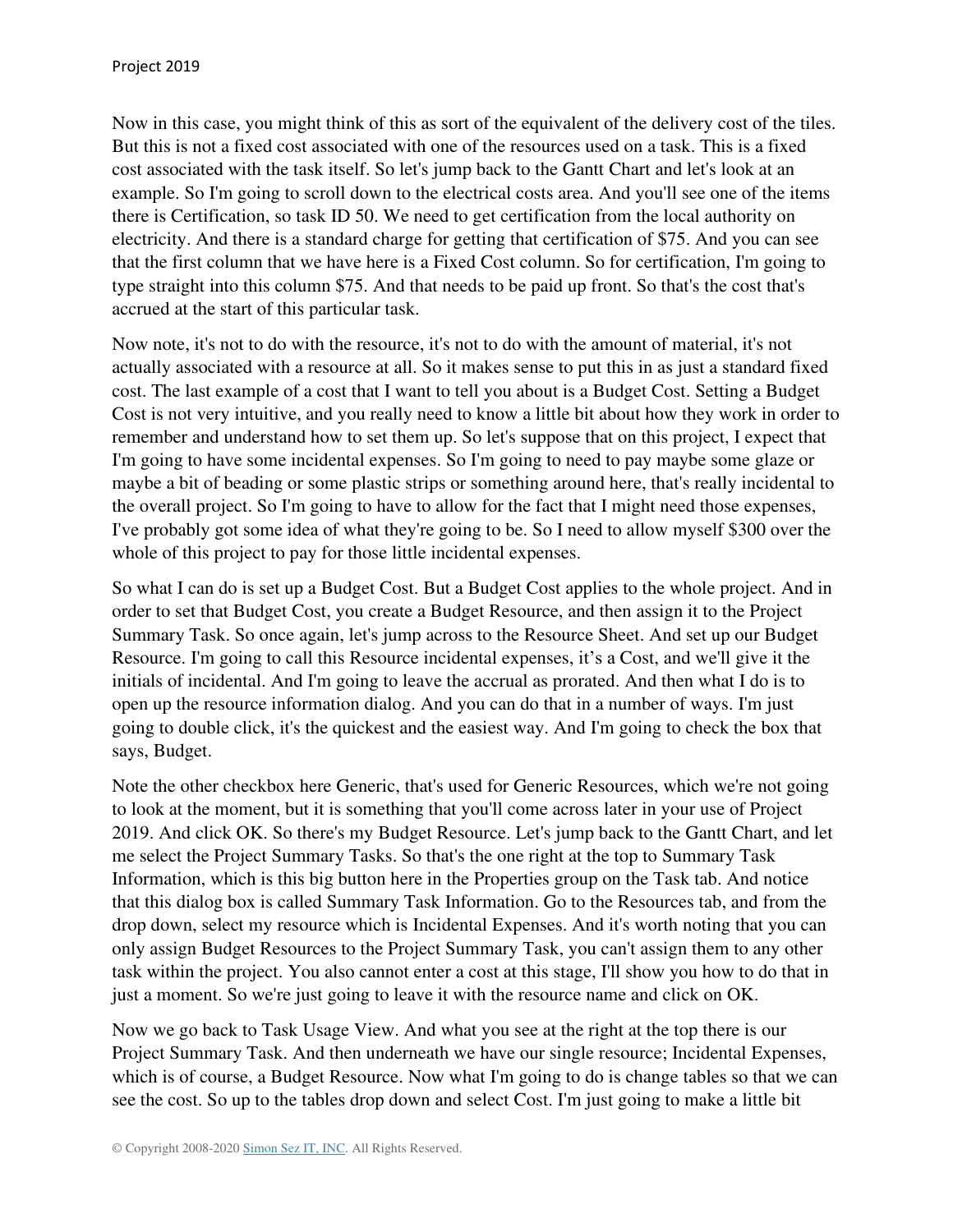Now in this case, you might think of this as sort of the equivalent of the delivery cost of the tiles. But this is not a fixed cost associated with one of the resources used on a task. This is a fixed cost associated with the task itself. So let's jump back to the Gantt Chart and let's look at an example. So I'm going to scroll down to the electrical costs area. And you'll see one of the items there is Certification, so task ID 50. We need to get certification from the local authority on electricity. And there is a standard charge for getting that certification of $75. And you can see that the first column that we have here is a Fixed Cost column. So for certification, I'm going to type straight into this column $75. And that needs to be paid up front. So that's the cost that's accrued at the start of this particular task.

Now note, it's not to do with the resource, it's not to do with the amount of material, it's not actually associated with a resource at all. So it makes sense to put this in as just a standard fixed cost. The last example of a cost that I want to tell you about is a Budget Cost. Setting a Budget Cost is not very intuitive, and you really need to know a little bit about how they work in order to remember and understand how to set them up. So let's suppose that on this project, I expect that I'm going to have some incidental expenses. So I'm going to need to pay maybe some glaze or maybe a bit of beading or some plastic strips or something around here, that's really incidental to the overall project. So I'm going to have to allow for the fact that I might need those expenses, I've probably got some idea of what they're going to be. So I need to allow myself $300 over the whole of this project to pay for those little incidental expenses.

So what I can do is set up a Budget Cost. But a Budget Cost applies to the whole project. And in order to set that Budget Cost, you create a Budget Resource, and then assign it to the Project Summary Task. So once again, let's jump across to the Resource Sheet. And set up our Budget Resource. I'm going to call this Resource incidental expenses, it's a Cost, and we'll give it the initials of incidental. And I'm going to leave the accrual as prorated. And then what I do is to open up the resource information dialog. And you can do that in a number of ways. I'm just going to double click, it's the quickest and the easiest way. And I'm going to check the box that says, Budget.

Note the other checkbox here Generic, that's used for Generic Resources, which we're not going to look at the moment, but it is something that you'll come across later in your use of Project 2019. And click OK. So there's my Budget Resource. Let's jump back to the Gantt Chart, and let me select the Project Summary Tasks. So that's the one right at the top to Summary Task Information, which is this big button here in the Properties group on the Task tab. And notice that this dialog box is called Summary Task Information. Go to the Resources tab, and from the drop down, select my resource which is Incidental Expenses. And it's worth noting that you can only assign Budget Resources to the Project Summary Task, you can't assign them to any other task within the project. You also cannot enter a cost at this stage, I'll show you how to do that in just a moment. So we're just going to leave it with the resource name and click on OK.

Now we go back to Task Usage View. And what you see at the right at the top there is our Project Summary Task. And then underneath we have our single resource; Incidental Expenses, which is of course, a Budget Resource. Now what I'm going to do is change tables so that we can see the cost. So up to the tables drop down and select Cost. I'm just going to make a little bit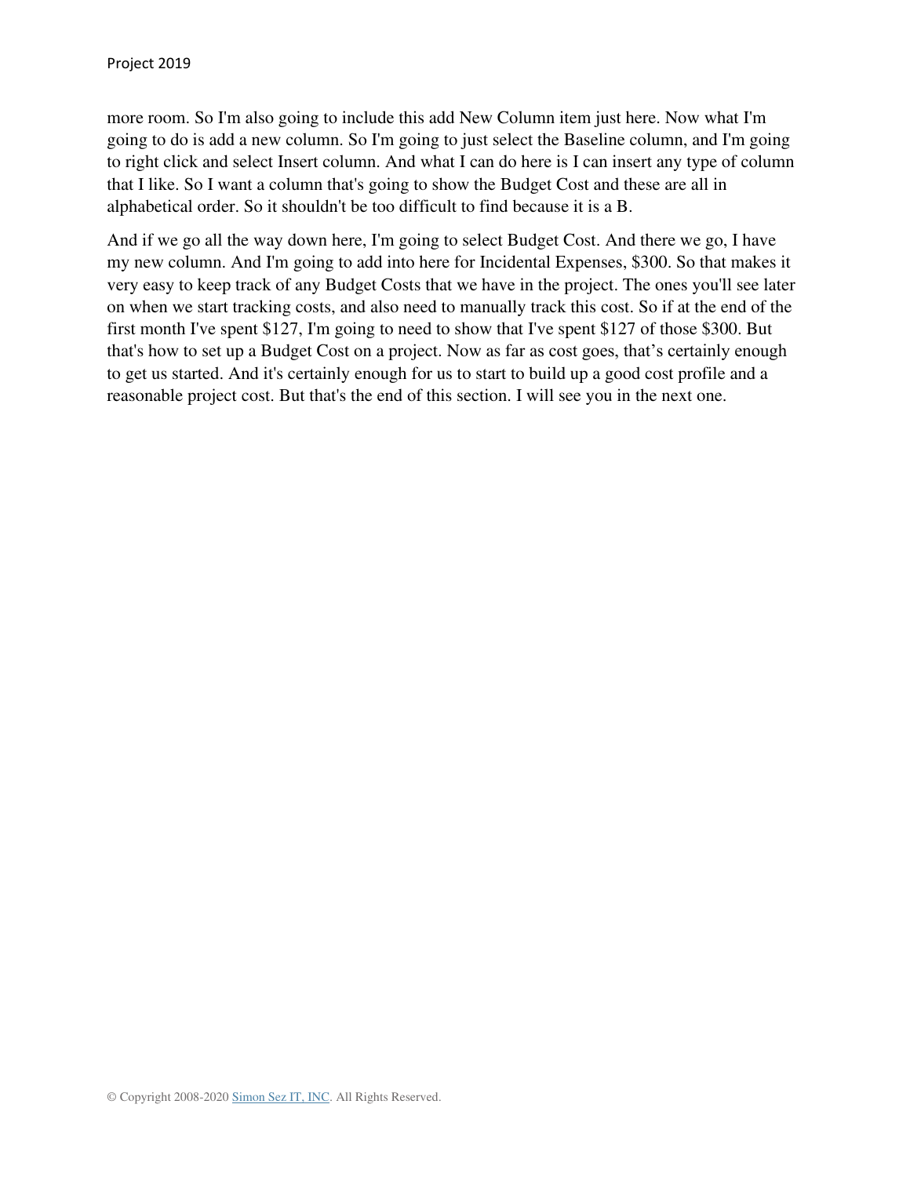more room. So I'm also going to include this add New Column item just here. Now what I'm going to do is add a new column. So I'm going to just select the Baseline column, and I'm going to right click and select Insert column. And what I can do here is I can insert any type of column that I like. So I want a column that's going to show the Budget Cost and these are all in alphabetical order. So it shouldn't be too difficult to find because it is a B.

And if we go all the way down here, I'm going to select Budget Cost. And there we go, I have my new column. And I'm going to add into here for Incidental Expenses, $300. So that makes it very easy to keep track of any Budget Costs that we have in the project. The ones you'll see later on when we start tracking costs, and also need to manually track this cost. So if at the end of the first month I've spent $127, I'm going to need to show that I've spent $127 of those $300. But that's how to set up a Budget Cost on a project. Now as far as cost goes, that's certainly enough to get us started. And it's certainly enough for us to start to build up a good cost profile and a reasonable project cost. But that's the end of this section. I will see you in the next one.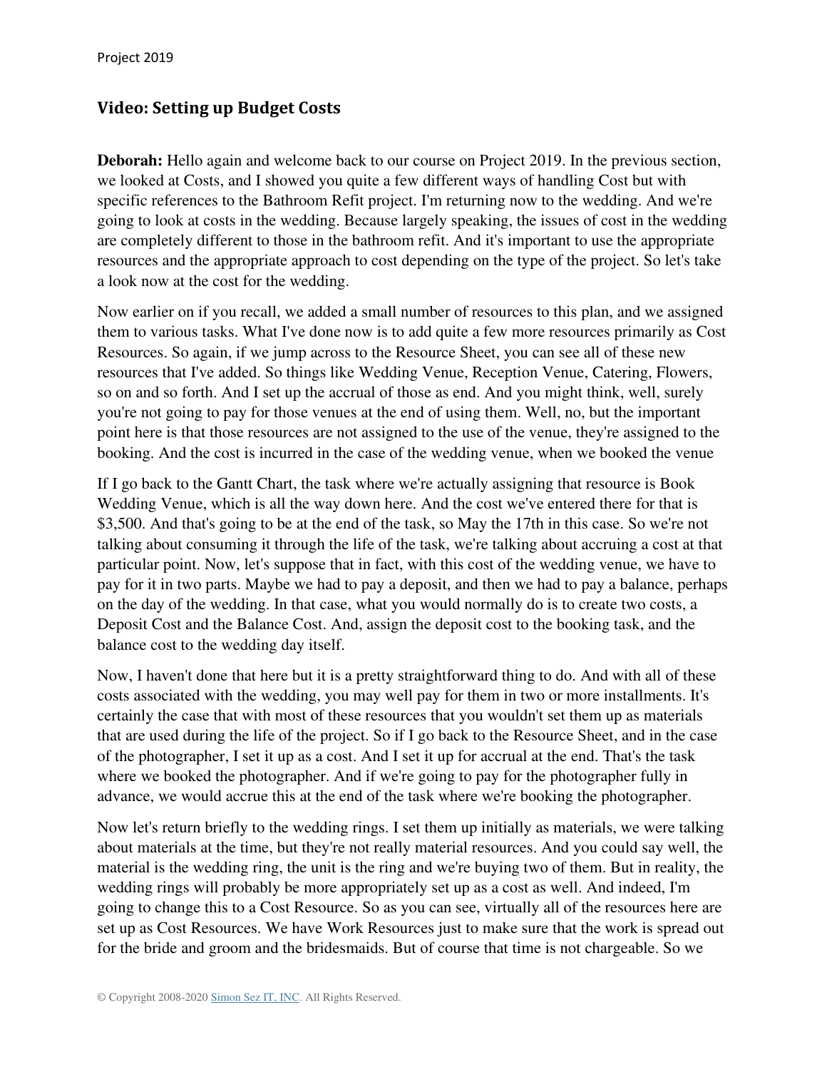## Video: Setting up Budget Costs

**Deborah:** Hello again and welcome back to our course on Project 2019. In the previous section, we looked at Costs, and I showed you quite a few different ways of handling Cost but with specific references to the Bathroom Refit project. I'm returning now to the wedding. And we're going to look at costs in the wedding. Because largely speaking, the issues of cost in the wedding are completely different to those in the bathroom refit. And it's important to use the appropriate resources and the appropriate approach to cost depending on the type of the project. So let's take a look now at the cost for the wedding.

Now earlier on if you recall, we added a small number of resources to this plan, and we assigned them to various tasks. What I've done now is to add quite a few more resources primarily as Cost Resources. So again, if we jump across to the Resource Sheet, you can see all of these new resources that I've added. So things like Wedding Venue, Reception Venue, Catering, Flowers, so on and so forth. And I set up the accrual of those as end. And you might think, well, surely you're not going to pay for those venues at the end of using them. Well, no, but the important point here is that those resources are not assigned to the use of the venue, they're assigned to the booking. And the cost is incurred in the case of the wedding venue, when we booked the venue

If I go back to the Gantt Chart, the task where we're actually assigning that resource is Book Wedding Venue, which is all the way down here. And the cost we've entered there for that is $3,500. And that's going to be at the end of the task, so May the 17th in this case. So we're not talking about consuming it through the life of the task, we're talking about accruing a cost at that particular point. Now, let's suppose that in fact, with this cost of the wedding venue, we have to pay for it in two parts. Maybe we had to pay a deposit, and then we had to pay a balance, perhaps on the day of the wedding. In that case, what you would normally do is to create two costs, a Deposit Cost and the Balance Cost. And, assign the deposit cost to the booking task, and the balance cost to the wedding day itself.

Now, I haven't done that here but it is a pretty straightforward thing to do. And with all of these costs associated with the wedding, you may well pay for them in two or more installments. It's certainly the case that with most of these resources that you wouldn't set them up as materials that are used during the life of the project. So if I go back to the Resource Sheet, and in the case of the photographer, I set it up as a cost. And I set it up for accrual at the end. That's the task where we booked the photographer. And if we're going to pay for the photographer fully in advance, we would accrue this at the end of the task where we're booking the photographer.

Now let's return briefly to the wedding rings. I set them up initially as materials, we were talking about materials at the time, but they're not really material resources. And you could say well, the material is the wedding ring, the unit is the ring and we're buying two of them. But in reality, the wedding rings will probably be more appropriately set up as a cost as well. And indeed, I'm going to change this to a Cost Resource. So as you can see, virtually all of the resources here are set up as Cost Resources. We have Work Resources just to make sure that the work is spread out for the bride and groom and the bridesmaids. But of course that time is not chargeable. So we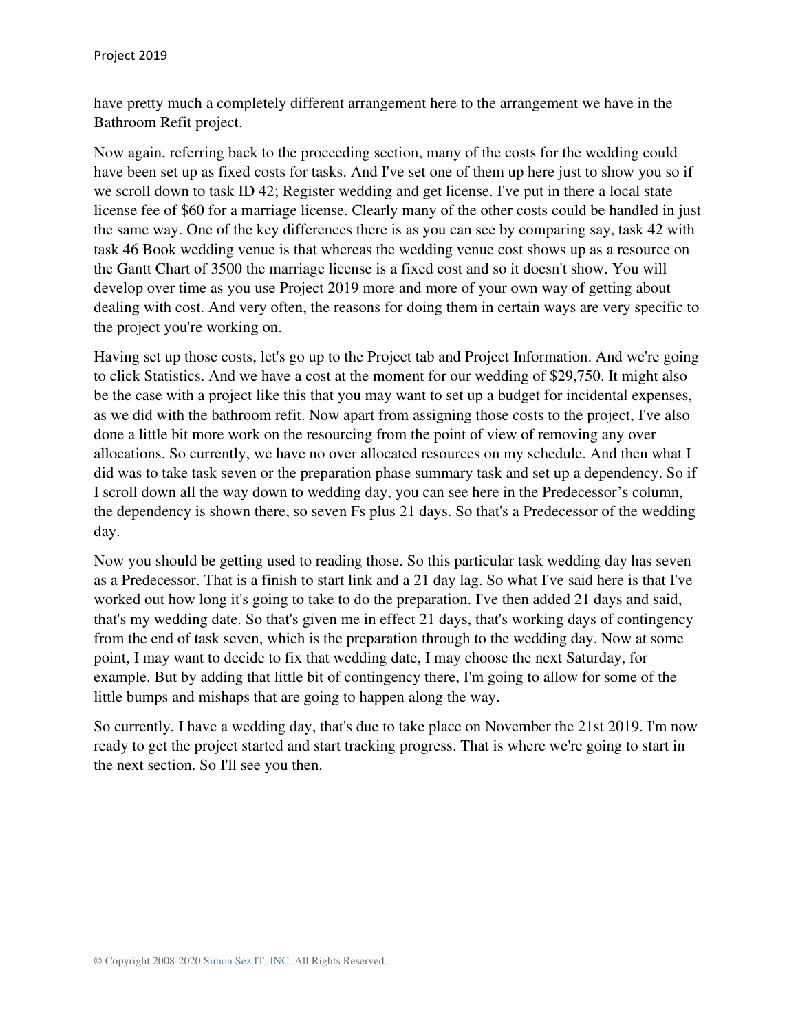have pretty much a completely different arrangement here to the arrangement we have in the Bathroom Refit project.

Now again, referring back to the proceeding section, many of the costs for the wedding could have been set up as fixed costs for tasks. And I've set one of them up here just to show you so if we scroll down to task ID 42; Register wedding and get license. I've put in there a local state license fee of $60 for a marriage license. Clearly many of the other costs could be handled in just the same way. One of the key differences there is as you can see by comparing say, task 42 with task 46 Book wedding venue is that whereas the wedding venue cost shows up as a resource on the Gantt Chart of 3500 the marriage license is a fixed cost and so it doesn't show. You will develop over time as you use Project 2019 more and more of your own way of getting about dealing with cost. And very often, the reasons for doing them in certain ways are very specific to the project you're working on.

Having set up those costs, let's go up to the Project tab and Project Information. And we're going to click Statistics. And we have a cost at the moment for our wedding of $29,750. It might also be the case with a project like this that you may want to set up a budget for incidental expenses, as we did with the bathroom refit. Now apart from assigning those costs to the project, I've also done a little bit more work on the resourcing from the point of view of removing any over allocations. So currently, we have no over allocated resources on my schedule. And then what I did was to take task seven or the preparation phase summary task and set up a dependency. So if I scroll down all the way down to wedding day, you can see here in the Predecessor's column, the dependency is shown there, so seven Fs plus 21 days. So that's a Predecessor of the wedding day.

Now you should be getting used to reading those. So this particular task wedding day has seven as a Predecessor. That is a finish to start link and a 21 day lag. So what I've said here is that I've worked out how long it's going to take to do the preparation. I've then added 21 days and said, that's my wedding date. So that's given me in effect 21 days, that's working days of contingency from the end of task seven, which is the preparation through to the wedding day. Now at some point, I may want to decide to fix that wedding date, I may choose the next Saturday, for example. But by adding that little bit of contingency there, I'm going to allow for some of the little bumps and mishaps that are going to happen along the way.

So currently, I have a wedding day, that's due to take place on November the 21st 2019. I'm now ready to get the project started and start tracking progress. That is where we're going to start in the next section. So I'll see you then.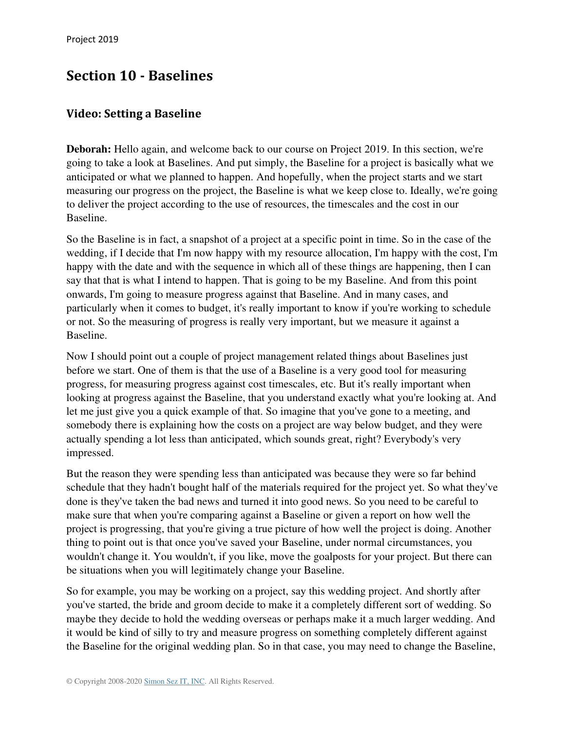# Section 10 - Baselines

## Video: Setting a Baseline

**Deborah:** Hello again, and welcome back to our course on Project 2019. In this section, we're going to take a look at Baselines. And put simply, the Baseline for a project is basically what we anticipated or what we planned to happen. And hopefully, when the project starts and we start measuring our progress on the project, the Baseline is what we keep close to. Ideally, we're going to deliver the project according to the use of resources, the timescales and the cost in our Baseline.

So the Baseline is in fact, a snapshot of a project at a specific point in time. So in the case of the wedding, if I decide that I'm now happy with my resource allocation, I'm happy with the cost, I'm happy with the date and with the sequence in which all of these things are happening, then I can say that that is what I intend to happen. That is going to be my Baseline. And from this point onwards, I'm going to measure progress against that Baseline. And in many cases, and particularly when it comes to budget, it's really important to know if you're working to schedule or not. So the measuring of progress is really very important, but we measure it against a Baseline.

Now I should point out a couple of project management related things about Baselines just before we start. One of them is that the use of a Baseline is a very good tool for measuring progress, for measuring progress against cost timescales, etc. But it's really important when looking at progress against the Baseline, that you understand exactly what you're looking at. And let me just give you a quick example of that. So imagine that you've gone to a meeting, and somebody there is explaining how the costs on a project are way below budget, and they were actually spending a lot less than anticipated, which sounds great, right? Everybody's very impressed.

But the reason they were spending less than anticipated was because they were so far behind schedule that they hadn't bought half of the materials required for the project yet. So what they've done is they've taken the bad news and turned it into good news. So you need to be careful to make sure that when you're comparing against a Baseline or given a report on how well the project is progressing, that you're giving a true picture of how well the project is doing. Another thing to point out is that once you've saved your Baseline, under normal circumstances, you wouldn't change it. You wouldn't, if you like, move the goalposts for your project. But there can be situations when you will legitimately change your Baseline.

So for example, you may be working on a project, say this wedding project. And shortly after you've started, the bride and groom decide to make it a completely different sort of wedding. So maybe they decide to hold the wedding overseas or perhaps make it a much larger wedding. And it would be kind of silly to try and measure progress on something completely different against the Baseline for the original wedding plan. So in that case, you may need to change the Baseline,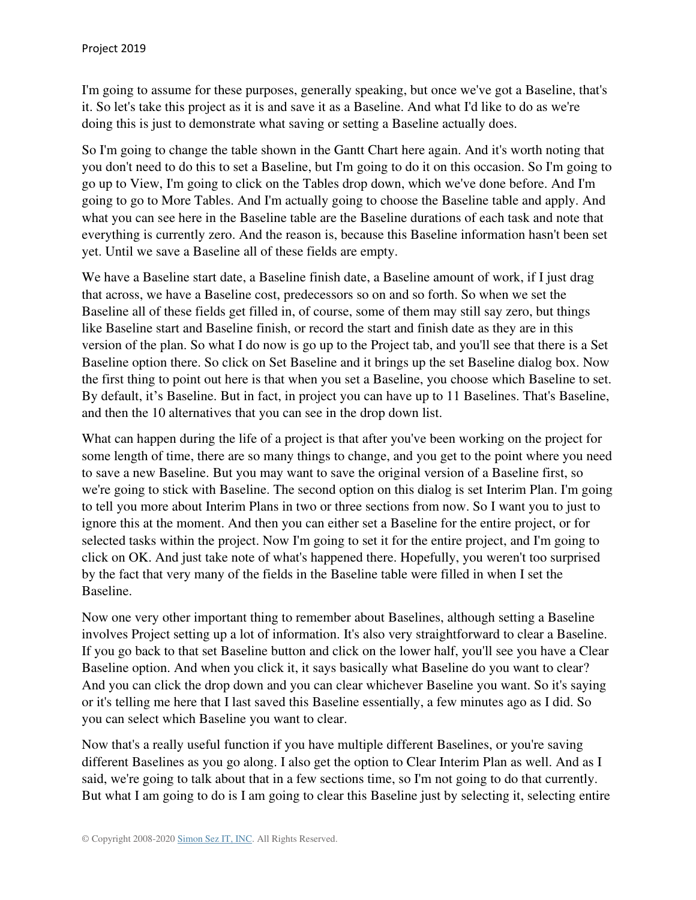I'm going to assume for these purposes, generally speaking, but once we've got a Baseline, that's it. So let's take this project as it is and save it as a Baseline. And what I'd like to do as we're doing this is just to demonstrate what saving or setting a Baseline actually does.

So I'm going to change the table shown in the Gantt Chart here again. And it's worth noting that you don't need to do this to set a Baseline, but I'm going to do it on this occasion. So I'm going to go up to View, I'm going to click on the Tables drop down, which we've done before. And I'm going to go to More Tables. And I'm actually going to choose the Baseline table and apply. And what you can see here in the Baseline table are the Baseline durations of each task and note that everything is currently zero. And the reason is, because this Baseline information hasn't been set yet. Until we save a Baseline all of these fields are empty.

We have a Baseline start date, a Baseline finish date, a Baseline amount of work, if I just drag that across, we have a Baseline cost, predecessors so on and so forth. So when we set the Baseline all of these fields get filled in, of course, some of them may still say zero, but things like Baseline start and Baseline finish, or record the start and finish date as they are in this version of the plan. So what I do now is go up to the Project tab, and you'll see that there is a Set Baseline option there. So click on Set Baseline and it brings up the set Baseline dialog box. Now the first thing to point out here is that when you set a Baseline, you choose which Baseline to set. By default, it's Baseline. But in fact, in project you can have up to 11 Baselines. That's Baseline, and then the 10 alternatives that you can see in the drop down list.

What can happen during the life of a project is that after you've been working on the project for some length of time, there are so many things to change, and you get to the point where you need to save a new Baseline. But you may want to save the original version of a Baseline first, so we're going to stick with Baseline. The second option on this dialog is set Interim Plan. I'm going to tell you more about Interim Plans in two or three sections from now. So I want you to just to ignore this at the moment. And then you can either set a Baseline for the entire project, or for selected tasks within the project. Now I'm going to set it for the entire project, and I'm going to click on OK. And just take note of what's happened there. Hopefully, you weren't too surprised by the fact that very many of the fields in the Baseline table were filled in when I set the Baseline.

Now one very other important thing to remember about Baselines, although setting a Baseline involves Project setting up a lot of information. It's also very straightforward to clear a Baseline. If you go back to that set Baseline button and click on the lower half, you'll see you have a Clear Baseline option. And when you click it, it says basically what Baseline do you want to clear? And you can click the drop down and you can clear whichever Baseline you want. So it's saying or it's telling me here that I last saved this Baseline essentially, a few minutes ago as I did. So you can select which Baseline you want to clear.

Now that's a really useful function if you have multiple different Baselines, or you're saving different Baselines as you go along. I also get the option to Clear Interim Plan as well. And as I said, we're going to talk about that in a few sections time, so I'm not going to do that currently. But what I am going to do is I am going to clear this Baseline just by selecting it, selecting entire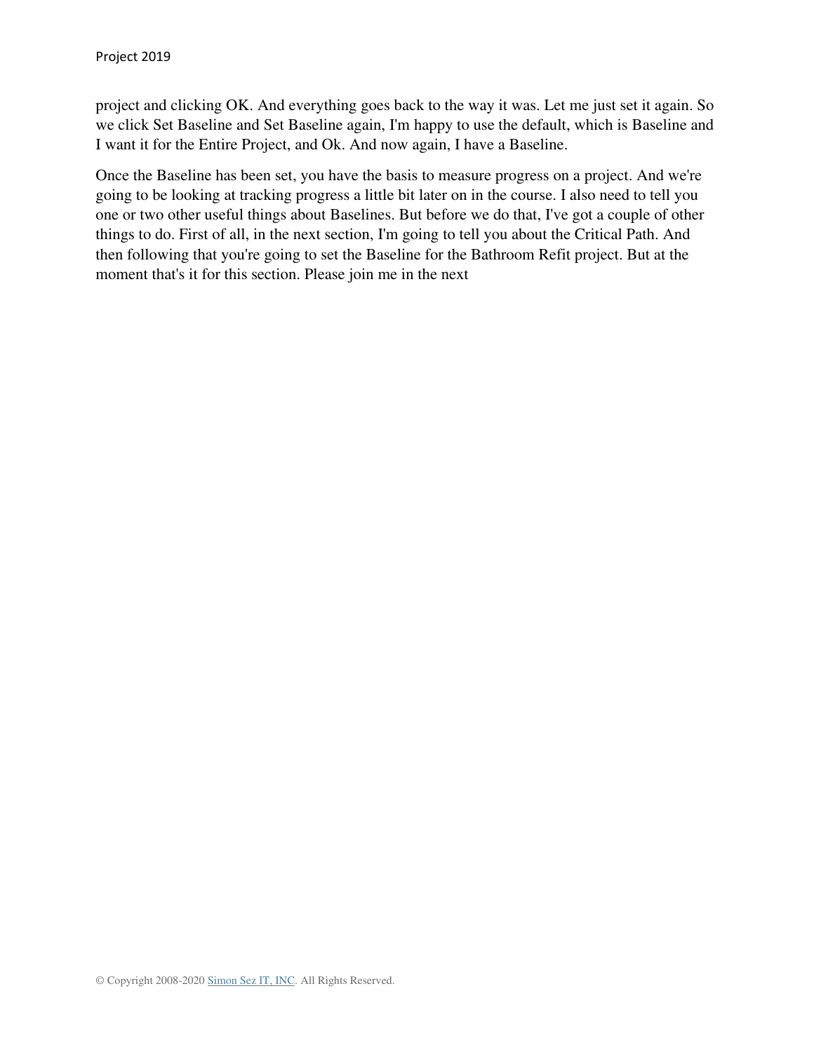project and clicking OK. And everything goes back to the way it was. Let me just set it again. So we click Set Baseline and Set Baseline again, I'm happy to use the default, which is Baseline and I want it for the Entire Project, and Ok. And now again, I have a Baseline.

Once the Baseline has been set, you have the basis to measure progress on a project. And we're going to be looking at tracking progress a little bit later on in the course. I also need to tell you one or two other useful things about Baselines. But before we do that, I've got a couple of other things to do. First of all, in the next section, I'm going to tell you about the Critical Path. And then following that you're going to set the Baseline for the Bathroom Refit project. But at the moment that's it for this section. Please join me in the next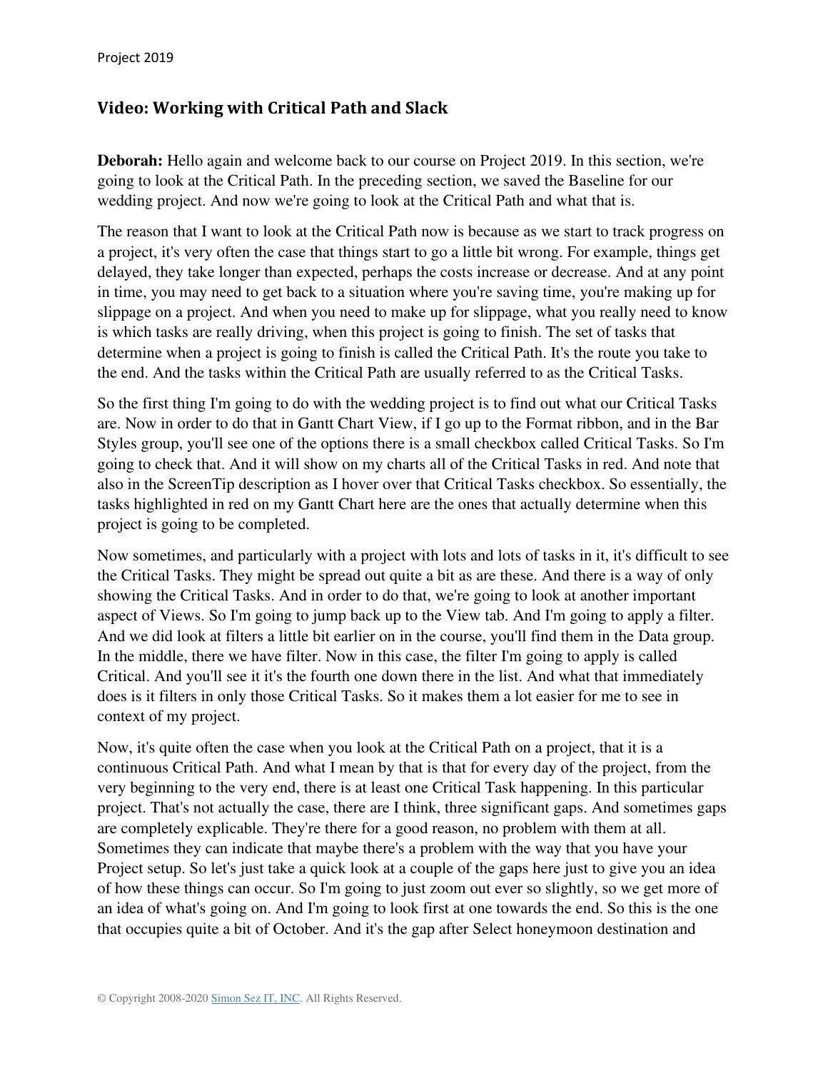## Video: Working with Critical Path and Slack

**Deborah:** Hello again and welcome back to our course on Project 2019. In this section, we're going to look at the Critical Path. In the preceding section, we saved the Baseline for our wedding project. And now we're going to look at the Critical Path and what that is.

The reason that I want to look at the Critical Path now is because as we start to track progress on a project, it's very often the case that things start to go a little bit wrong. For example, things get delayed, they take longer than expected, perhaps the costs increase or decrease. And at any point in time, you may need to get back to a situation where you're saving time, you're making up for slippage on a project. And when you need to make up for slippage, what you really need to know is which tasks are really driving, when this project is going to finish. The set of tasks that determine when a project is going to finish is called the Critical Path. It's the route you take to the end. And the tasks within the Critical Path are usually referred to as the Critical Tasks.

So the first thing I'm going to do with the wedding project is to find out what our Critical Tasks are. Now in order to do that in Gantt Chart View, if I go up to the Format ribbon, and in the Bar Styles group, you'll see one of the options there is a small checkbox called Critical Tasks. So I'm going to check that. And it will show on my charts all of the Critical Tasks in red. And note that also in the ScreenTip description as I hover over that Critical Tasks checkbox. So essentially, the tasks highlighted in red on my Gantt Chart here are the ones that actually determine when this project is going to be completed.

Now sometimes, and particularly with a project with lots and lots of tasks in it, it's difficult to see the Critical Tasks. They might be spread out quite a bit as are these. And there is a way of only showing the Critical Tasks. And in order to do that, we're going to look at another important aspect of Views. So I'm going to jump back up to the View tab. And I'm going to apply a filter. And we did look at filters a little bit earlier on in the course, you'll find them in the Data group. In the middle, there we have filter. Now in this case, the filter I'm going to apply is called Critical. And you'll see it it's the fourth one down there in the list. And what that immediately does is it filters in only those Critical Tasks. So it makes them a lot easier for me to see in context of my project.

Now, it's quite often the case when you look at the Critical Path on a project, that it is a continuous Critical Path. And what I mean by that is that for every day of the project, from the very beginning to the very end, there is at least one Critical Task happening. In this particular project. That's not actually the case, there are I think, three significant gaps. And sometimes gaps are completely explicable. They're there for a good reason, no problem with them at all. Sometimes they can indicate that maybe there's a problem with the way that you have your Project setup. So let's just take a quick look at a couple of the gaps here just to give you an idea of how these things can occur. So I'm going to just zoom out ever so slightly, so we get more of an idea of what's going on. And I'm going to look first at one towards the end. So this is the one that occupies quite a bit of October. And it's the gap after Select honeymoon destination and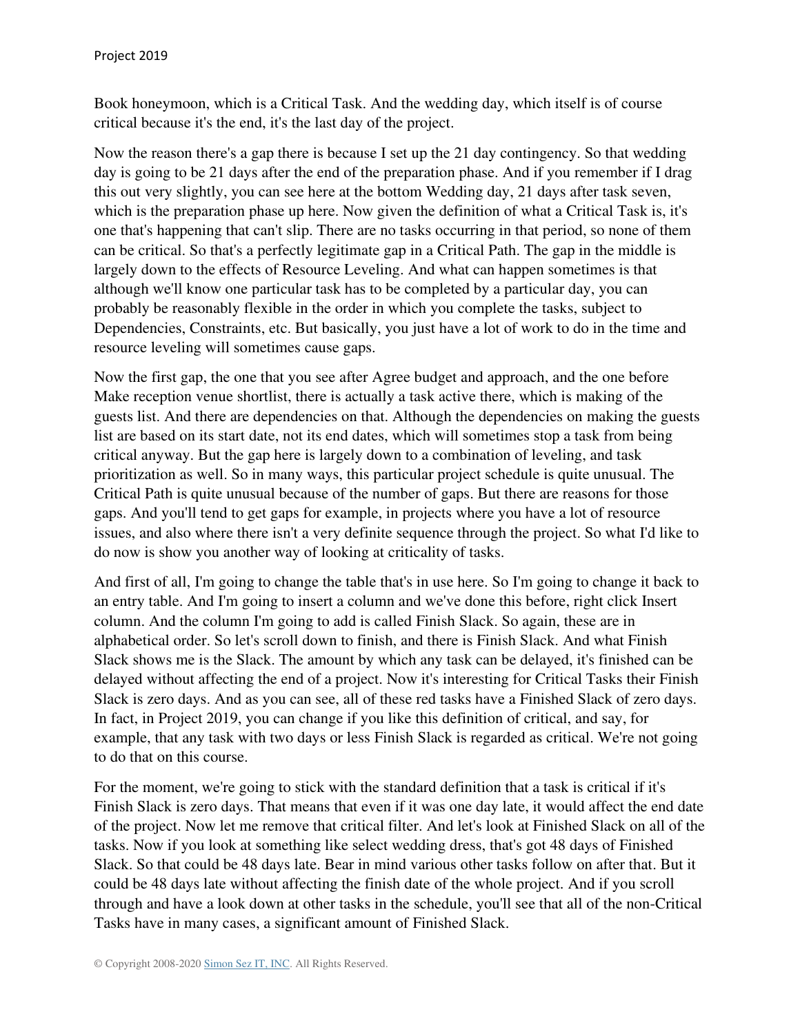Book honeymoon, which is a Critical Task. And the wedding day, which itself is of course critical because it's the end, it's the last day of the project.

Now the reason there's a gap there is because I set up the 21 day contingency. So that wedding day is going to be 21 days after the end of the preparation phase. And if you remember if I drag this out very slightly, you can see here at the bottom Wedding day, 21 days after task seven, which is the preparation phase up here. Now given the definition of what a Critical Task is, it's one that's happening that can't slip. There are no tasks occurring in that period, so none of them can be critical. So that's a perfectly legitimate gap in a Critical Path. The gap in the middle is largely down to the effects of Resource Leveling. And what can happen sometimes is that although we'll know one particular task has to be completed by a particular day, you can probably be reasonably flexible in the order in which you complete the tasks, subject to Dependencies, Constraints, etc. But basically, you just have a lot of work to do in the time and resource leveling will sometimes cause gaps.

Now the first gap, the one that you see after Agree budget and approach, and the one before Make reception venue shortlist, there is actually a task active there, which is making of the guests list. And there are dependencies on that. Although the dependencies on making the guests list are based on its start date, not its end dates, which will sometimes stop a task from being critical anyway. But the gap here is largely down to a combination of leveling, and task prioritization as well. So in many ways, this particular project schedule is quite unusual. The Critical Path is quite unusual because of the number of gaps. But there are reasons for those gaps. And you'll tend to get gaps for example, in projects where you have a lot of resource issues, and also where there isn't a very definite sequence through the project. So what I'd like to do now is show you another way of looking at criticality of tasks.

And first of all, I'm going to change the table that's in use here. So I'm going to change it back to an entry table. And I'm going to insert a column and we've done this before, right click Insert column. And the column I'm going to add is called Finish Slack. So again, these are in alphabetical order. So let's scroll down to finish, and there is Finish Slack. And what Finish Slack shows me is the Slack. The amount by which any task can be delayed, it's finished can be delayed without affecting the end of a project. Now it's interesting for Critical Tasks their Finish Slack is zero days. And as you can see, all of these red tasks have a Finished Slack of zero days. In fact, in Project 2019, you can change if you like this definition of critical, and say, for example, that any task with two days or less Finish Slack is regarded as critical. We're not going to do that on this course.

For the moment, we're going to stick with the standard definition that a task is critical if it's Finish Slack is zero days. That means that even if it was one day late, it would affect the end date of the project. Now let me remove that critical filter. And let's look at Finished Slack on all of the tasks. Now if you look at something like select wedding dress, that's got 48 days of Finished Slack. So that could be 48 days late. Bear in mind various other tasks follow on after that. But it could be 48 days late without affecting the finish date of the whole project. And if you scroll through and have a look down at other tasks in the schedule, you'll see that all of the non-Critical Tasks have in many cases, a significant amount of Finished Slack.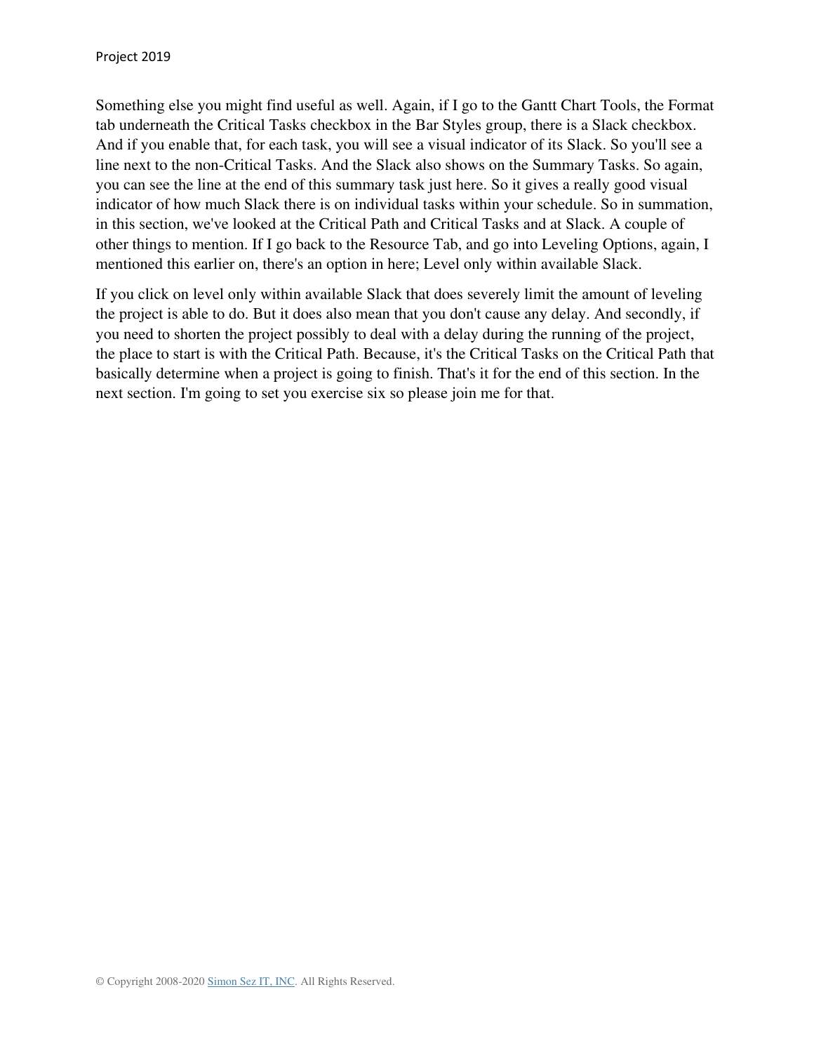Something else you might find useful as well. Again, if I go to the Gantt Chart Tools, the Format tab underneath the Critical Tasks checkbox in the Bar Styles group, there is a Slack checkbox. And if you enable that, for each task, you will see a visual indicator of its Slack. So you'll see a line next to the non-Critical Tasks. And the Slack also shows on the Summary Tasks. So again, you can see the line at the end of this summary task just here. So it gives a really good visual indicator of how much Slack there is on individual tasks within your schedule. So in summation, in this section, we've looked at the Critical Path and Critical Tasks and at Slack. A couple of other things to mention. If I go back to the Resource Tab, and go into Leveling Options, again, I mentioned this earlier on, there's an option in here; Level only within available Slack.

If you click on level only within available Slack that does severely limit the amount of leveling the project is able to do. But it does also mean that you don't cause any delay. And secondly, if you need to shorten the project possibly to deal with a delay during the running of the project, the place to start is with the Critical Path. Because, it's the Critical Tasks on the Critical Path that basically determine when a project is going to finish. That's it for the end of this section. In the next section. I'm going to set you exercise six so please join me for that.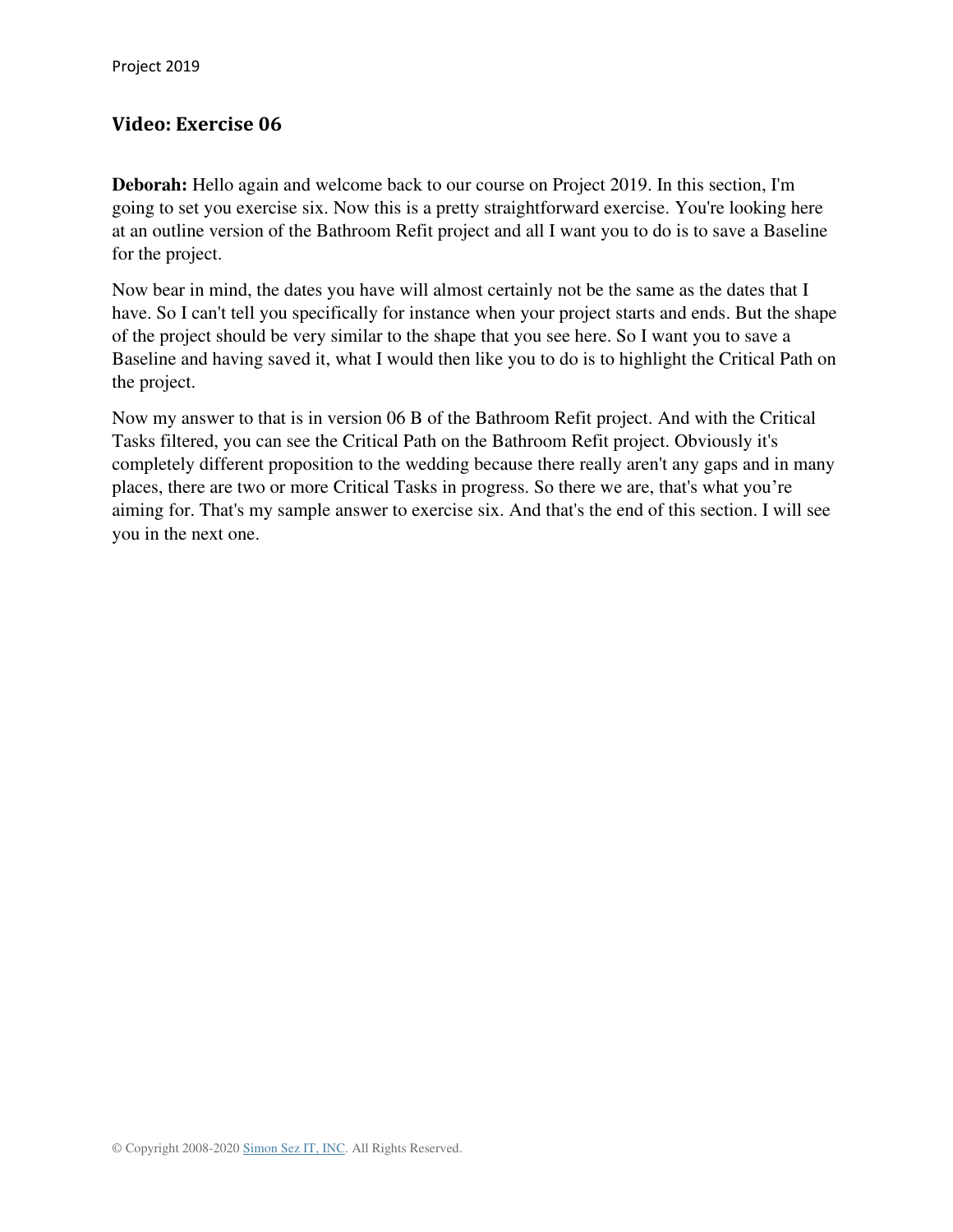## Video: Exercise 06

**Deborah:** Hello again and welcome back to our course on Project 2019. In this section, I'm going to set you exercise six. Now this is a pretty straightforward exercise. You're looking here at an outline version of the Bathroom Refit project and all I want you to do is to save a Baseline for the project.

Now bear in mind, the dates you have will almost certainly not be the same as the dates that I have. So I can't tell you specifically for instance when your project starts and ends. But the shape of the project should be very similar to the shape that you see here. So I want you to save a Baseline and having saved it, what I would then like you to do is to highlight the Critical Path on the project.

Now my answer to that is in version 06 B of the Bathroom Refit project. And with the Critical Tasks filtered, you can see the Critical Path on the Bathroom Refit project. Obviously it's completely different proposition to the wedding because there really aren't any gaps and in many places, there are two or more Critical Tasks in progress. So there we are, that's what you're aiming for. That's my sample answer to exercise six. And that's the end of this section. I will see you in the next one.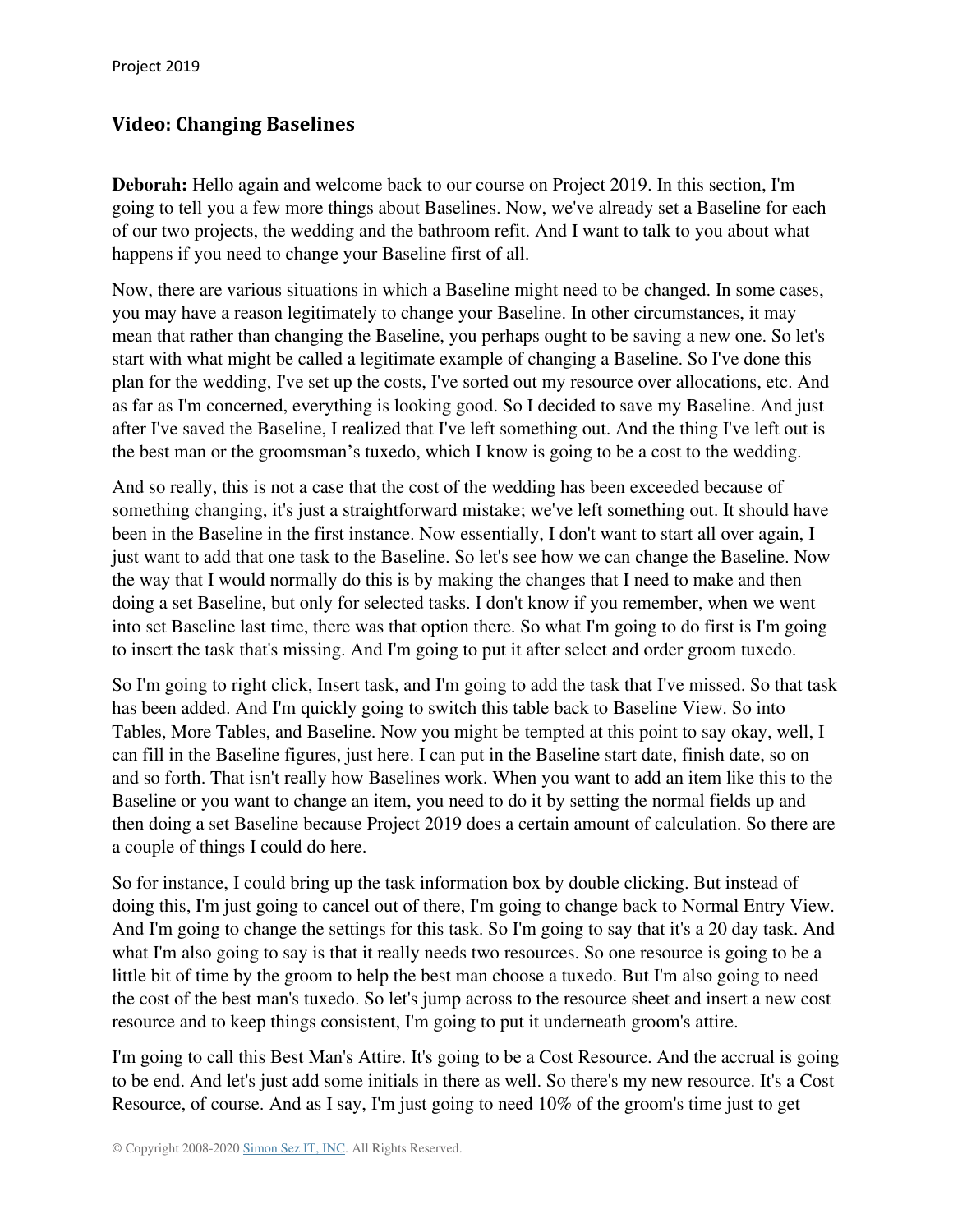## Video: Changing Baselines

**Deborah:** Hello again and welcome back to our course on Project 2019. In this section, I'm going to tell you a few more things about Baselines. Now, we've already set a Baseline for each of our two projects, the wedding and the bathroom refit. And I want to talk to you about what happens if you need to change your Baseline first of all.

Now, there are various situations in which a Baseline might need to be changed. In some cases, you may have a reason legitimately to change your Baseline. In other circumstances, it may mean that rather than changing the Baseline, you perhaps ought to be saving a new one. So let's start with what might be called a legitimate example of changing a Baseline. So I've done this plan for the wedding, I've set up the costs, I've sorted out my resource over allocations, etc. And as far as I'm concerned, everything is looking good. So I decided to save my Baseline. And just after I've saved the Baseline, I realized that I've left something out. And the thing I've left out is the best man or the groomsman's tuxedo, which I know is going to be a cost to the wedding.

And so really, this is not a case that the cost of the wedding has been exceeded because of something changing, it's just a straightforward mistake; we've left something out. It should have been in the Baseline in the first instance. Now essentially, I don't want to start all over again, I just want to add that one task to the Baseline. So let's see how we can change the Baseline. Now the way that I would normally do this is by making the changes that I need to make and then doing a set Baseline, but only for selected tasks. I don't know if you remember, when we went into set Baseline last time, there was that option there. So what I'm going to do first is I'm going to insert the task that's missing. And I'm going to put it after select and order groom tuxedo.

So I'm going to right click, Insert task, and I'm going to add the task that I've missed. So that task has been added. And I'm quickly going to switch this table back to Baseline View. So into Tables, More Tables, and Baseline. Now you might be tempted at this point to say okay, well, I can fill in the Baseline figures, just here. I can put in the Baseline start date, finish date, so on and so forth. That isn't really how Baselines work. When you want to add an item like this to the Baseline or you want to change an item, you need to do it by setting the normal fields up and then doing a set Baseline because Project 2019 does a certain amount of calculation. So there are a couple of things I could do here.

So for instance, I could bring up the task information box by double clicking. But instead of doing this, I'm just going to cancel out of there, I'm going to change back to Normal Entry View. And I'm going to change the settings for this task. So I'm going to say that it's a 20 day task. And what I'm also going to say is that it really needs two resources. So one resource is going to be a little bit of time by the groom to help the best man choose a tuxedo. But I'm also going to need the cost of the best man's tuxedo. So let's jump across to the resource sheet and insert a new cost resource and to keep things consistent, I'm going to put it underneath groom's attire.

I'm going to call this Best Man's Attire. It's going to be a Cost Resource. And the accrual is going to be end. And let's just add some initials in there as well. So there's my new resource. It's a Cost Resource, of course. And as I say, I'm just going to need 10% of the groom's time just to get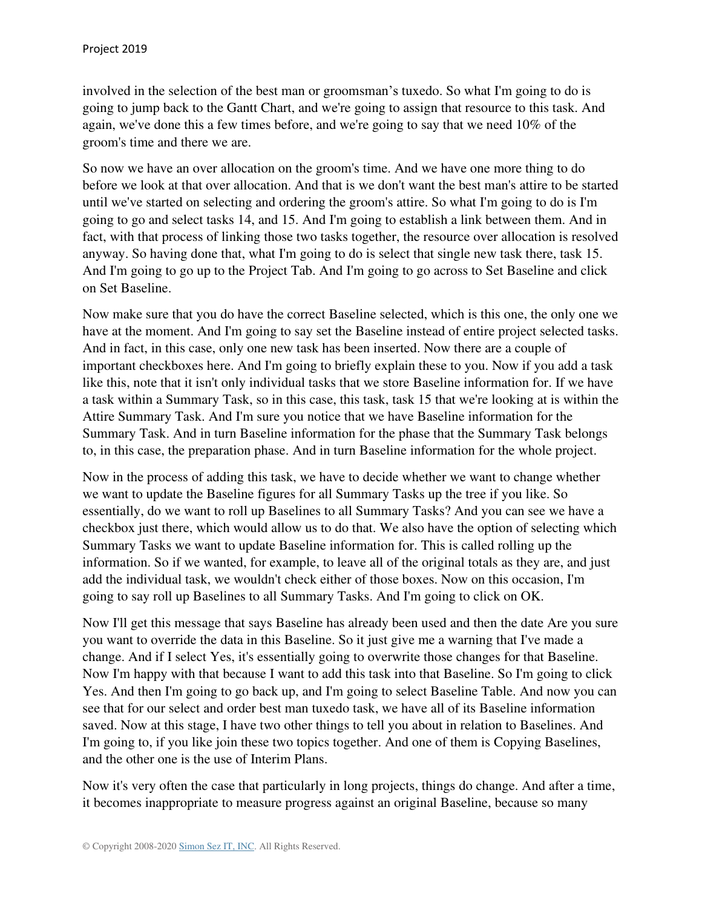involved in the selection of the best man or groomsman's tuxedo. So what I'm going to do is going to jump back to the Gantt Chart, and we're going to assign that resource to this task. And again, we've done this a few times before, and we're going to say that we need 10% of the groom's time and there we are.

So now we have an over allocation on the groom's time. And we have one more thing to do before we look at that over allocation. And that is we don't want the best man's attire to be started until we've started on selecting and ordering the groom's attire. So what I'm going to do is I'm going to go and select tasks 14, and 15. And I'm going to establish a link between them. And in fact, with that process of linking those two tasks together, the resource over allocation is resolved anyway. So having done that, what I'm going to do is select that single new task there, task 15. And I'm going to go up to the Project Tab. And I'm going to go across to Set Baseline and click on Set Baseline.

Now make sure that you do have the correct Baseline selected, which is this one, the only one we have at the moment. And I'm going to say set the Baseline instead of entire project selected tasks. And in fact, in this case, only one new task has been inserted. Now there are a couple of important checkboxes here. And I'm going to briefly explain these to you. Now if you add a task like this, note that it isn't only individual tasks that we store Baseline information for. If we have a task within a Summary Task, so in this case, this task, task 15 that we're looking at is within the Attire Summary Task. And I'm sure you notice that we have Baseline information for the Summary Task. And in turn Baseline information for the phase that the Summary Task belongs to, in this case, the preparation phase. And in turn Baseline information for the whole project.

Now in the process of adding this task, we have to decide whether we want to change whether we want to update the Baseline figures for all Summary Tasks up the tree if you like. So essentially, do we want to roll up Baselines to all Summary Tasks? And you can see we have a checkbox just there, which would allow us to do that. We also have the option of selecting which Summary Tasks we want to update Baseline information for. This is called rolling up the information. So if we wanted, for example, to leave all of the original totals as they are, and just add the individual task, we wouldn't check either of those boxes. Now on this occasion, I'm going to say roll up Baselines to all Summary Tasks. And I'm going to click on OK.

Now I'll get this message that says Baseline has already been used and then the date Are you sure you want to override the data in this Baseline. So it just give me a warning that I've made a change. And if I select Yes, it's essentially going to overwrite those changes for that Baseline. Now I'm happy with that because I want to add this task into that Baseline. So I'm going to click Yes. And then I'm going to go back up, and I'm going to select Baseline Table. And now you can see that for our select and order best man tuxedo task, we have all of its Baseline information saved. Now at this stage, I have two other things to tell you about in relation to Baselines. And I'm going to, if you like join these two topics together. And one of them is Copying Baselines, and the other one is the use of Interim Plans.

Now it's very often the case that particularly in long projects, things do change. And after a time, it becomes inappropriate to measure progress against an original Baseline, because so many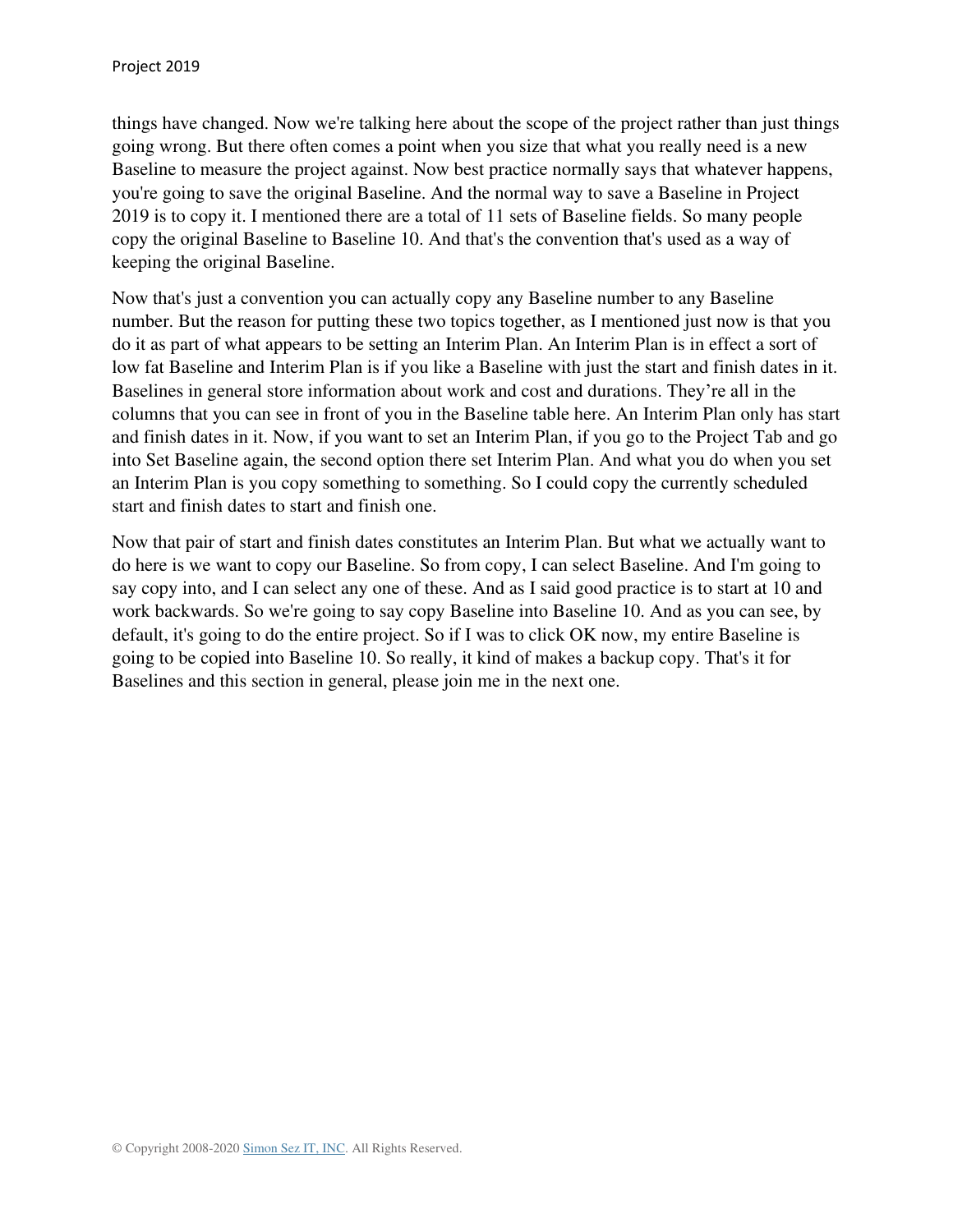things have changed. Now we're talking here about the scope of the project rather than just things going wrong. But there often comes a point when you size that what you really need is a new Baseline to measure the project against. Now best practice normally says that whatever happens, you're going to save the original Baseline. And the normal way to save a Baseline in Project 2019 is to copy it. I mentioned there are a total of 11 sets of Baseline fields. So many people copy the original Baseline to Baseline 10. And that's the convention that's used as a way of keeping the original Baseline.

Now that's just a convention you can actually copy any Baseline number to any Baseline number. But the reason for putting these two topics together, as I mentioned just now is that you do it as part of what appears to be setting an Interim Plan. An Interim Plan is in effect a sort of low fat Baseline and Interim Plan is if you like a Baseline with just the start and finish dates in it. Baselines in general store information about work and cost and durations. They're all in the columns that you can see in front of you in the Baseline table here. An Interim Plan only has start and finish dates in it. Now, if you want to set an Interim Plan, if you go to the Project Tab and go into Set Baseline again, the second option there set Interim Plan. And what you do when you set an Interim Plan is you copy something to something. So I could copy the currently scheduled start and finish dates to start and finish one.

Now that pair of start and finish dates constitutes an Interim Plan. But what we actually want to do here is we want to copy our Baseline. So from copy, I can select Baseline. And I'm going to say copy into, and I can select any one of these. And as I said good practice is to start at 10 and work backwards. So we're going to say copy Baseline into Baseline 10. And as you can see, by default, it's going to do the entire project. So if I was to click OK now, my entire Baseline is going to be copied into Baseline 10. So really, it kind of makes a backup copy. That's it for Baselines and this section in general, please join me in the next one.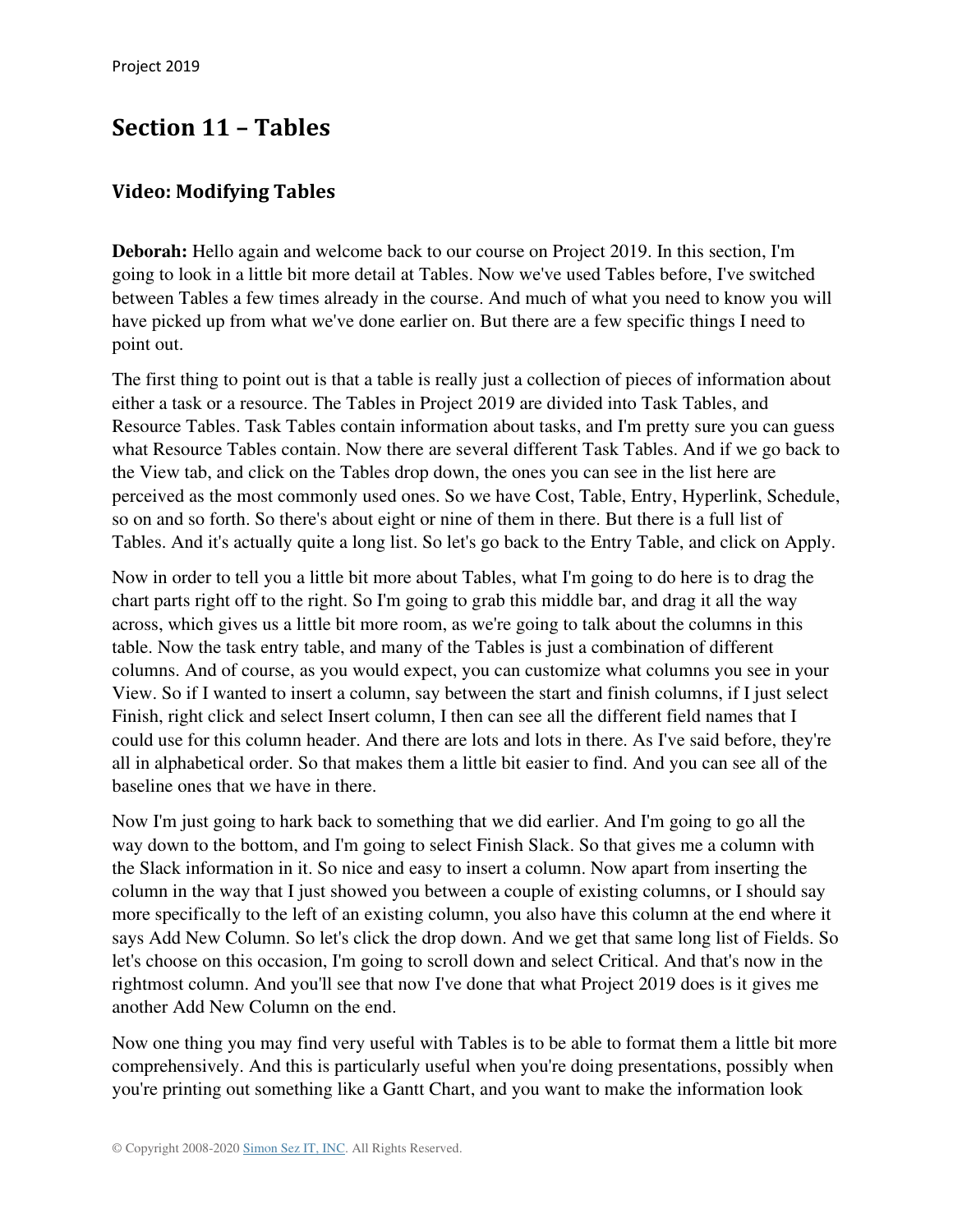# Section 11 – Tables

## Video: Modifying Tables

**Deborah:** Hello again and welcome back to our course on Project 2019. In this section, I'm going to look in a little bit more detail at Tables. Now we've used Tables before, I've switched between Tables a few times already in the course. And much of what you need to know you will have picked up from what we've done earlier on. But there are a few specific things I need to point out.

The first thing to point out is that a table is really just a collection of pieces of information about either a task or a resource. The Tables in Project 2019 are divided into Task Tables, and Resource Tables. Task Tables contain information about tasks, and I'm pretty sure you can guess what Resource Tables contain. Now there are several different Task Tables. And if we go back to the View tab, and click on the Tables drop down, the ones you can see in the list here are perceived as the most commonly used ones. So we have Cost, Table, Entry, Hyperlink, Schedule, so on and so forth. So there's about eight or nine of them in there. But there is a full list of Tables. And it's actually quite a long list. So let's go back to the Entry Table, and click on Apply.

Now in order to tell you a little bit more about Tables, what I'm going to do here is to drag the chart parts right off to the right. So I'm going to grab this middle bar, and drag it all the way across, which gives us a little bit more room, as we're going to talk about the columns in this table. Now the task entry table, and many of the Tables is just a combination of different columns. And of course, as you would expect, you can customize what columns you see in your View. So if I wanted to insert a column, say between the start and finish columns, if I just select Finish, right click and select Insert column, I then can see all the different field names that I could use for this column header. And there are lots and lots in there. As I've said before, they're all in alphabetical order. So that makes them a little bit easier to find. And you can see all of the baseline ones that we have in there.

Now I'm just going to hark back to something that we did earlier. And I'm going to go all the way down to the bottom, and I'm going to select Finish Slack. So that gives me a column with the Slack information in it. So nice and easy to insert a column. Now apart from inserting the column in the way that I just showed you between a couple of existing columns, or I should say more specifically to the left of an existing column, you also have this column at the end where it says Add New Column. So let's click the drop down. And we get that same long list of Fields. So let's choose on this occasion, I'm going to scroll down and select Critical. And that's now in the rightmost column. And you'll see that now I've done that what Project 2019 does is it gives me another Add New Column on the end.

Now one thing you may find very useful with Tables is to be able to format them a little bit more comprehensively. And this is particularly useful when you're doing presentations, possibly when you're printing out something like a Gantt Chart, and you want to make the information look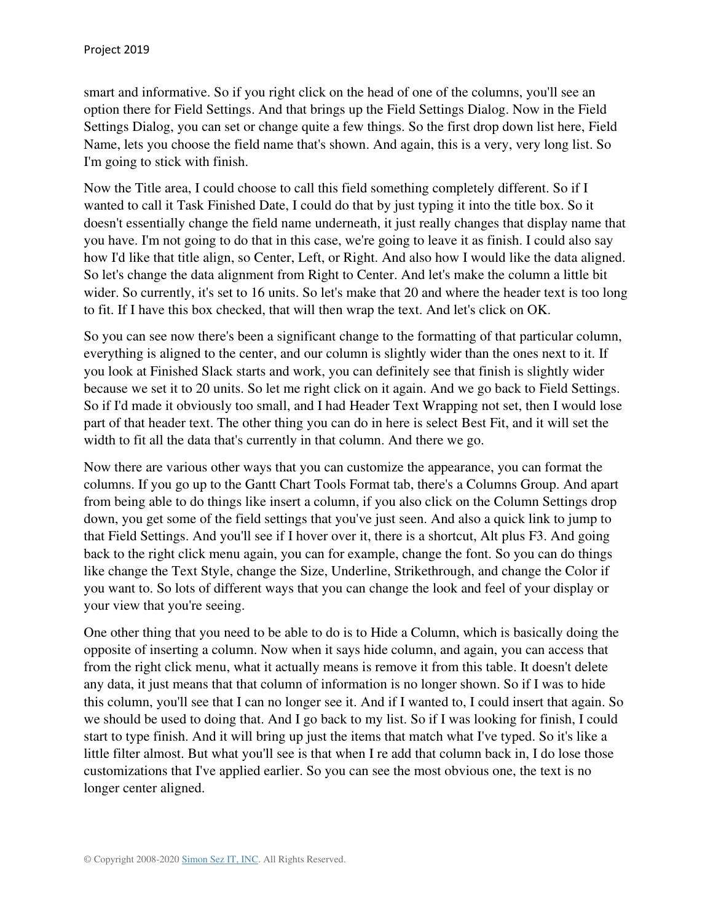smart and informative. So if you right click on the head of one of the columns, you'll see an option there for Field Settings. And that brings up the Field Settings Dialog. Now in the Field Settings Dialog, you can set or change quite a few things. So the first drop down list here, Field Name, lets you choose the field name that's shown. And again, this is a very, very long list. So I'm going to stick with finish.

Now the Title area, I could choose to call this field something completely different. So if I wanted to call it Task Finished Date, I could do that by just typing it into the title box. So it doesn't essentially change the field name underneath, it just really changes that display name that you have. I'm not going to do that in this case, we're going to leave it as finish. I could also say how I'd like that title align, so Center, Left, or Right. And also how I would like the data aligned. So let's change the data alignment from Right to Center. And let's make the column a little bit wider. So currently, it's set to 16 units. So let's make that 20 and where the header text is too long to fit. If I have this box checked, that will then wrap the text. And let's click on OK.

So you can see now there's been a significant change to the formatting of that particular column, everything is aligned to the center, and our column is slightly wider than the ones next to it. If you look at Finished Slack starts and work, you can definitely see that finish is slightly wider because we set it to 20 units. So let me right click on it again. And we go back to Field Settings. So if I'd made it obviously too small, and I had Header Text Wrapping not set, then I would lose part of that header text. The other thing you can do in here is select Best Fit, and it will set the width to fit all the data that's currently in that column. And there we go.

Now there are various other ways that you can customize the appearance, you can format the columns. If you go up to the Gantt Chart Tools Format tab, there's a Columns Group. And apart from being able to do things like insert a column, if you also click on the Column Settings drop down, you get some of the field settings that you've just seen. And also a quick link to jump to that Field Settings. And you'll see if I hover over it, there is a shortcut, Alt plus F3. And going back to the right click menu again, you can for example, change the font. So you can do things like change the Text Style, change the Size, Underline, Strikethrough, and change the Color if you want to. So lots of different ways that you can change the look and feel of your display or your view that you're seeing.

One other thing that you need to be able to do is to Hide a Column, which is basically doing the opposite of inserting a column. Now when it says hide column, and again, you can access that from the right click menu, what it actually means is remove it from this table. It doesn't delete any data, it just means that that column of information is no longer shown. So if I was to hide this column, you'll see that I can no longer see it. And if I wanted to, I could insert that again. So we should be used to doing that. And I go back to my list. So if I was looking for finish, I could start to type finish. And it will bring up just the items that match what I've typed. So it's like a little filter almost. But what you'll see is that when I re add that column back in, I do lose those customizations that I've applied earlier. So you can see the most obvious one, the text is no longer center aligned.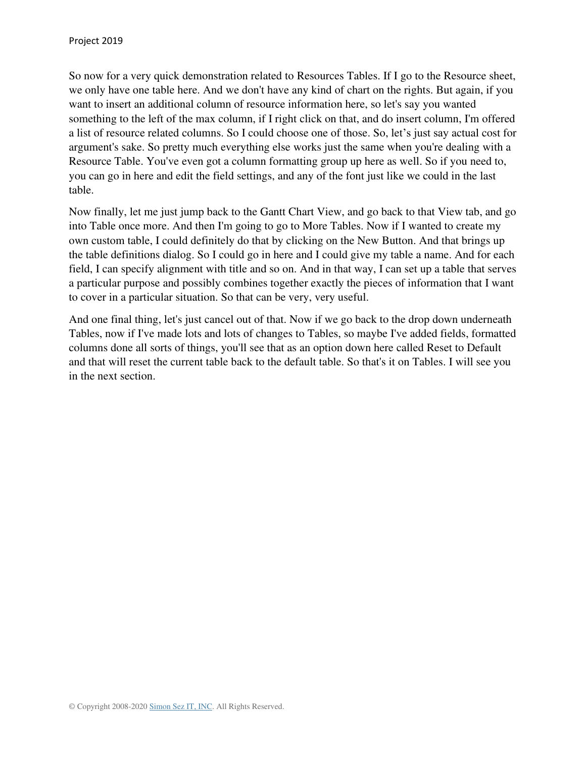So now for a very quick demonstration related to Resources Tables. If I go to the Resource sheet, we only have one table here. And we don't have any kind of chart on the rights. But again, if you want to insert an additional column of resource information here, so let's say you wanted something to the left of the max column, if I right click on that, and do insert column, I'm offered a list of resource related columns. So I could choose one of those. So, let's just say actual cost for argument's sake. So pretty much everything else works just the same when you're dealing with a Resource Table. You've even got a column formatting group up here as well. So if you need to, you can go in here and edit the field settings, and any of the font just like we could in the last table.

Now finally, let me just jump back to the Gantt Chart View, and go back to that View tab, and go into Table once more. And then I'm going to go to More Tables. Now if I wanted to create my own custom table, I could definitely do that by clicking on the New Button. And that brings up the table definitions dialog. So I could go in here and I could give my table a name. And for each field, I can specify alignment with title and so on. And in that way, I can set up a table that serves a particular purpose and possibly combines together exactly the pieces of information that I want to cover in a particular situation. So that can be very, very useful.

And one final thing, let's just cancel out of that. Now if we go back to the drop down underneath Tables, now if I've made lots and lots of changes to Tables, so maybe I've added fields, formatted columns done all sorts of things, you'll see that as an option down here called Reset to Default and that will reset the current table back to the default table. So that's it on Tables. I will see you in the next section.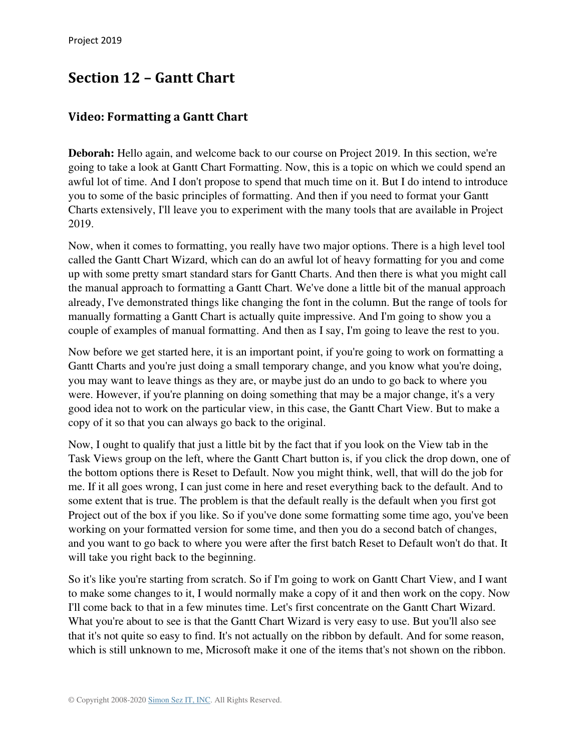## Section 12 – Gantt Chart

### Video: Formatting a Gantt Chart

**Deborah:** Hello again, and welcome back to our course on Project 2019. In this section, we're going to take a look at Gantt Chart Formatting. Now, this is a topic on which we could spend an awful lot of time. And I don't propose to spend that much time on it. But I do intend to introduce you to some of the basic principles of formatting. And then if you need to format your Gantt Charts extensively, I'll leave you to experiment with the many tools that are available in Project 2019.

Now, when it comes to formatting, you really have two major options. There is a high level tool called the Gantt Chart Wizard, which can do an awful lot of heavy formatting for you and come up with some pretty smart standard stars for Gantt Charts. And then there is what you might call the manual approach to formatting a Gantt Chart. We've done a little bit of the manual approach already, I've demonstrated things like changing the font in the column. But the range of tools for manually formatting a Gantt Chart is actually quite impressive. And I'm going to show you a couple of examples of manual formatting. And then as I say, I'm going to leave the rest to you.

Now before we get started here, it is an important point, if you're going to work on formatting a Gantt Charts and you're just doing a small temporary change, and you know what you're doing, you may want to leave things as they are, or maybe just do an undo to go back to where you were. However, if you're planning on doing something that may be a major change, it's a very good idea not to work on the particular view, in this case, the Gantt Chart View. But to make a copy of it so that you can always go back to the original.

Now, I ought to qualify that just a little bit by the fact that if you look on the View tab in the Task Views group on the left, where the Gantt Chart button is, if you click the drop down, one of the bottom options there is Reset to Default. Now you might think, well, that will do the job for me. If it all goes wrong, I can just come in here and reset everything back to the default. And to some extent that is true. The problem is that the default really is the default when you first got Project out of the box if you like. So if you've done some formatting some time ago, you've been working on your formatted version for some time, and then you do a second batch of changes, and you want to go back to where you were after the first batch Reset to Default won't do that. It will take you right back to the beginning.

So it's like you're starting from scratch. So if I'm going to work on Gantt Chart View, and I want to make some changes to it, I would normally make a copy of it and then work on the copy. Now I'll come back to that in a few minutes time. Let's first concentrate on the Gantt Chart Wizard. What you're about to see is that the Gantt Chart Wizard is very easy to use. But you'll also see that it's not quite so easy to find. It's not actually on the ribbon by default. And for some reason, which is still unknown to me, Microsoft make it one of the items that's not shown on the ribbon.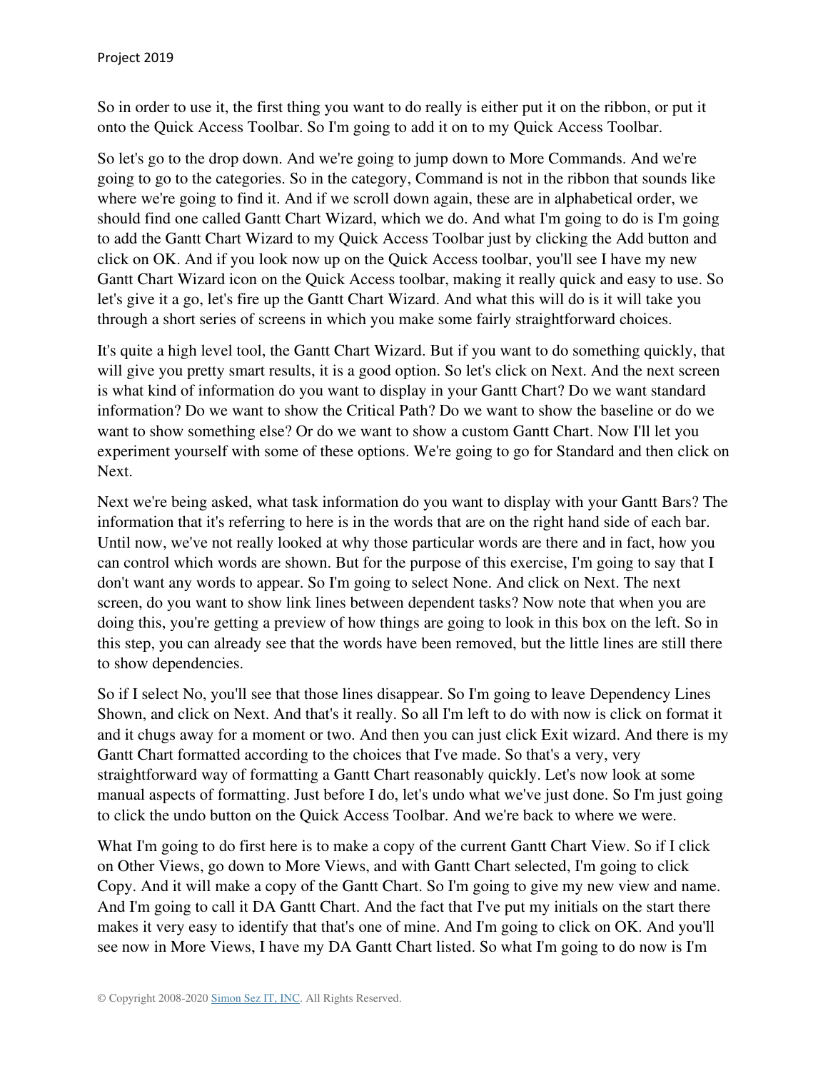So in order to use it, the first thing you want to do really is either put it on the ribbon, or put it onto the Quick Access Toolbar. So I'm going to add it on to my Quick Access Toolbar.

So let's go to the drop down. And we're going to jump down to More Commands. And we're going to go to the categories. So in the category, Command is not in the ribbon that sounds like where we're going to find it. And if we scroll down again, these are in alphabetical order, we should find one called Gantt Chart Wizard, which we do. And what I'm going to do is I'm going to add the Gantt Chart Wizard to my Quick Access Toolbar just by clicking the Add button and click on OK. And if you look now up on the Quick Access toolbar, you'll see I have my new Gantt Chart Wizard icon on the Quick Access toolbar, making it really quick and easy to use. So let's give it a go, let's fire up the Gantt Chart Wizard. And what this will do is it will take you through a short series of screens in which you make some fairly straightforward choices.

It's quite a high level tool, the Gantt Chart Wizard. But if you want to do something quickly, that will give you pretty smart results, it is a good option. So let's click on Next. And the next screen is what kind of information do you want to display in your Gantt Chart? Do we want standard information? Do we want to show the Critical Path? Do we want to show the baseline or do we want to show something else? Or do we want to show a custom Gantt Chart. Now I'll let you experiment yourself with some of these options. We're going to go for Standard and then click on Next.

Next we're being asked, what task information do you want to display with your Gantt Bars? The information that it's referring to here is in the words that are on the right hand side of each bar. Until now, we've not really looked at why those particular words are there and in fact, how you can control which words are shown. But for the purpose of this exercise, I'm going to say that I don't want any words to appear. So I'm going to select None. And click on Next. The next screen, do you want to show link lines between dependent tasks? Now note that when you are doing this, you're getting a preview of how things are going to look in this box on the left. So in this step, you can already see that the words have been removed, but the little lines are still there to show dependencies.

So if I select No, you'll see that those lines disappear. So I'm going to leave Dependency Lines Shown, and click on Next. And that's it really. So all I'm left to do with now is click on format it and it chugs away for a moment or two. And then you can just click Exit wizard. And there is my Gantt Chart formatted according to the choices that I've made. So that's a very, very straightforward way of formatting a Gantt Chart reasonably quickly. Let's now look at some manual aspects of formatting. Just before I do, let's undo what we've just done. So I'm just going to click the undo button on the Quick Access Toolbar. And we're back to where we were.

What I'm going to do first here is to make a copy of the current Gantt Chart View. So if I click on Other Views, go down to More Views, and with Gantt Chart selected, I'm going to click Copy. And it will make a copy of the Gantt Chart. So I'm going to give my new view and name. And I'm going to call it DA Gantt Chart. And the fact that I've put my initials on the start there makes it very easy to identify that that's one of mine. And I'm going to click on OK. And you'll see now in More Views, I have my DA Gantt Chart listed. So what I'm going to do now is I'm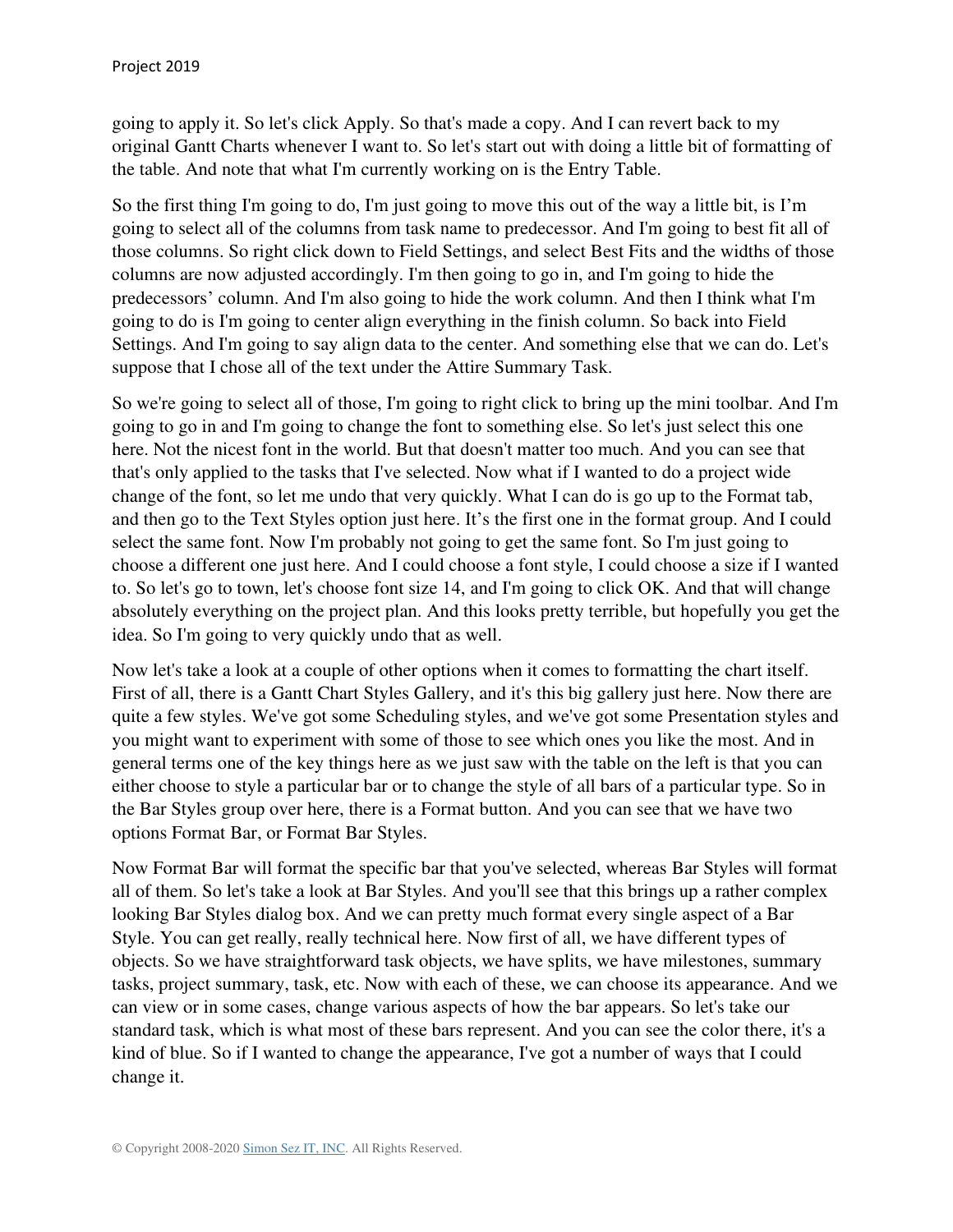going to apply it. So let's click Apply. So that's made a copy. And I can revert back to my original Gantt Charts whenever I want to. So let's start out with doing a little bit of formatting of the table. And note that what I'm currently working on is the Entry Table.

So the first thing I'm going to do, I'm just going to move this out of the way a little bit, is I'm going to select all of the columns from task name to predecessor. And I'm going to best fit all of those columns. So right click down to Field Settings, and select Best Fits and the widths of those columns are now adjusted accordingly. I'm then going to go in, and I'm going to hide the predecessors' column. And I'm also going to hide the work column. And then I think what I'm going to do is I'm going to center align everything in the finish column. So back into Field Settings. And I'm going to say align data to the center. And something else that we can do. Let's suppose that I chose all of the text under the Attire Summary Task.

So we're going to select all of those, I'm going to right click to bring up the mini toolbar. And I'm going to go in and I'm going to change the font to something else. So let's just select this one here. Not the nicest font in the world. But that doesn't matter too much. And you can see that that's only applied to the tasks that I've selected. Now what if I wanted to do a project wide change of the font, so let me undo that very quickly. What I can do is go up to the Format tab, and then go to the Text Styles option just here. It's the first one in the format group. And I could select the same font. Now I'm probably not going to get the same font. So I'm just going to choose a different one just here. And I could choose a font style, I could choose a size if I wanted to. So let's go to town, let's choose font size 14, and I'm going to click OK. And that will change absolutely everything on the project plan. And this looks pretty terrible, but hopefully you get the idea. So I'm going to very quickly undo that as well.

Now let's take a look at a couple of other options when it comes to formatting the chart itself. First of all, there is a Gantt Chart Styles Gallery, and it's this big gallery just here. Now there are quite a few styles. We've got some Scheduling styles, and we've got some Presentation styles and you might want to experiment with some of those to see which ones you like the most. And in general terms one of the key things here as we just saw with the table on the left is that you can either choose to style a particular bar or to change the style of all bars of a particular type. So in the Bar Styles group over here, there is a Format button. And you can see that we have two options Format Bar, or Format Bar Styles.

Now Format Bar will format the specific bar that you've selected, whereas Bar Styles will format all of them. So let's take a look at Bar Styles. And you'll see that this brings up a rather complex looking Bar Styles dialog box. And we can pretty much format every single aspect of a Bar Style. You can get really, really technical here. Now first of all, we have different types of objects. So we have straightforward task objects, we have splits, we have milestones, summary tasks, project summary, task, etc. Now with each of these, we can choose its appearance. And we can view or in some cases, change various aspects of how the bar appears. So let's take our standard task, which is what most of these bars represent. And you can see the color there, it's a kind of blue. So if I wanted to change the appearance, I've got a number of ways that I could change it.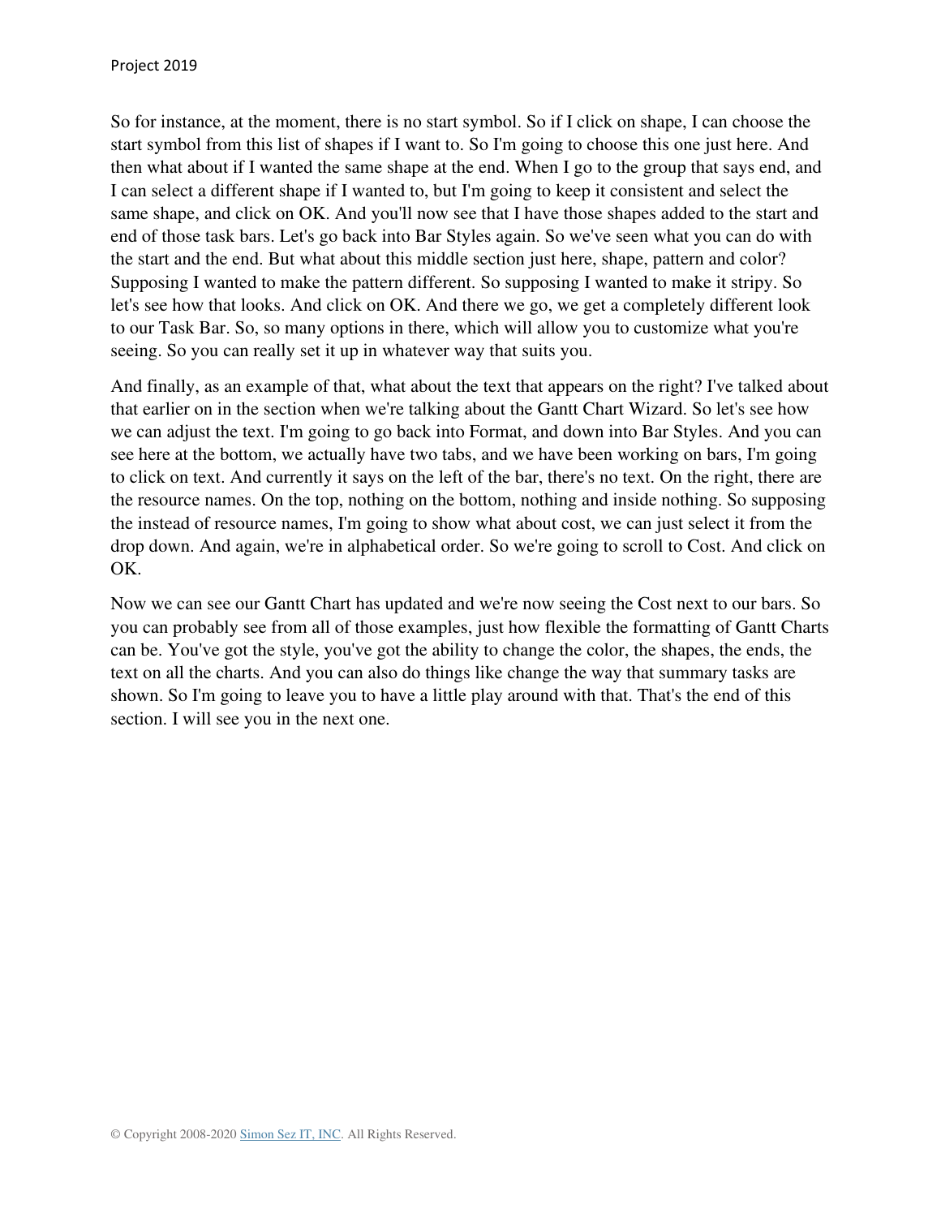So for instance, at the moment, there is no start symbol. So if I click on shape, I can choose the start symbol from this list of shapes if I want to. So I'm going to choose this one just here. And then what about if I wanted the same shape at the end. When I go to the group that says end, and I can select a different shape if I wanted to, but I'm going to keep it consistent and select the same shape, and click on OK. And you'll now see that I have those shapes added to the start and end of those task bars. Let's go back into Bar Styles again. So we've seen what you can do with the start and the end. But what about this middle section just here, shape, pattern and color? Supposing I wanted to make the pattern different. So supposing I wanted to make it stripy. So let's see how that looks. And click on OK. And there we go, we get a completely different look to our Task Bar. So, so many options in there, which will allow you to customize what you're seeing. So you can really set it up in whatever way that suits you.

And finally, as an example of that, what about the text that appears on the right? I've talked about that earlier on in the section when we're talking about the Gantt Chart Wizard. So let's see how we can adjust the text. I'm going to go back into Format, and down into Bar Styles. And you can see here at the bottom, we actually have two tabs, and we have been working on bars, I'm going to click on text. And currently it says on the left of the bar, there's no text. On the right, there are the resource names. On the top, nothing on the bottom, nothing and inside nothing. So supposing the instead of resource names, I'm going to show what about cost, we can just select it from the drop down. And again, we're in alphabetical order. So we're going to scroll to Cost. And click on OK.

Now we can see our Gantt Chart has updated and we're now seeing the Cost next to our bars. So you can probably see from all of those examples, just how flexible the formatting of Gantt Charts can be. You've got the style, you've got the ability to change the color, the shapes, the ends, the text on all the charts. And you can also do things like change the way that summary tasks are shown. So I'm going to leave you to have a little play around with that. That's the end of this section. I will see you in the next one.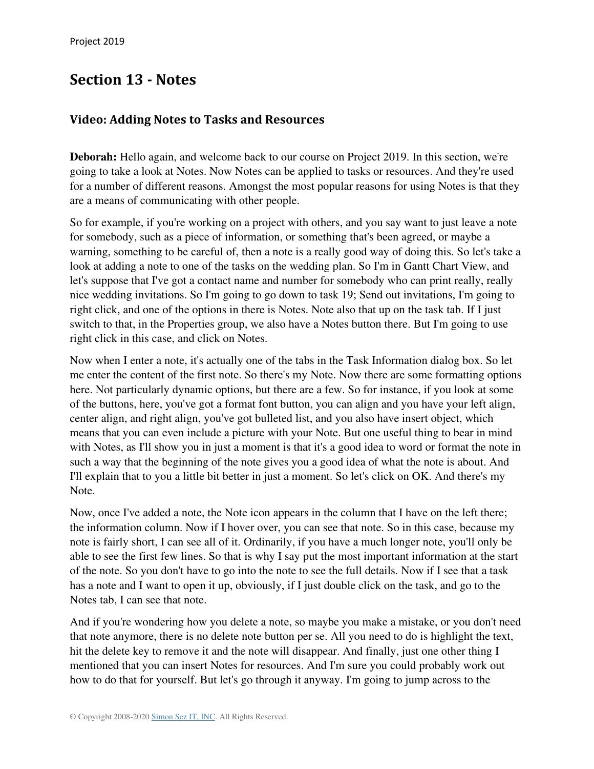# Section 13 - Notes

## Video: Adding Notes to Tasks and Resources

**Deborah:** Hello again, and welcome back to our course on Project 2019. In this section, we're going to take a look at Notes. Now Notes can be applied to tasks or resources. And they're used for a number of different reasons. Amongst the most popular reasons for using Notes is that they are a means of communicating with other people.

So for example, if you're working on a project with others, and you say want to just leave a note for somebody, such as a piece of information, or something that's been agreed, or maybe a warning, something to be careful of, then a note is a really good way of doing this. So let's take a look at adding a note to one of the tasks on the wedding plan. So I'm in Gantt Chart View, and let's suppose that I've got a contact name and number for somebody who can print really, really nice wedding invitations. So I'm going to go down to task 19; Send out invitations, I'm going to right click, and one of the options in there is Notes. Note also that up on the task tab. If I just switch to that, in the Properties group, we also have a Notes button there. But I'm going to use right click in this case, and click on Notes.

Now when I enter a note, it's actually one of the tabs in the Task Information dialog box. So let me enter the content of the first note. So there's my Note. Now there are some formatting options here. Not particularly dynamic options, but there are a few. So for instance, if you look at some of the buttons, here, you've got a format font button, you can align and you have your left align, center align, and right align, you've got bulleted list, and you also have insert object, which means that you can even include a picture with your Note. But one useful thing to bear in mind with Notes, as I'll show you in just a moment is that it's a good idea to word or format the note in such a way that the beginning of the note gives you a good idea of what the note is about. And I'll explain that to you a little bit better in just a moment. So let's click on OK. And there's my Note.

Now, once I've added a note, the Note icon appears in the column that I have on the left there; the information column. Now if I hover over, you can see that note. So in this case, because my note is fairly short, I can see all of it. Ordinarily, if you have a much longer note, you'll only be able to see the first few lines. So that is why I say put the most important information at the start of the note. So you don't have to go into the note to see the full details. Now if I see that a task has a note and I want to open it up, obviously, if I just double click on the task, and go to the Notes tab, I can see that note.

And if you're wondering how you delete a note, so maybe you make a mistake, or you don't need that note anymore, there is no delete note button per se. All you need to do is highlight the text, hit the delete key to remove it and the note will disappear. And finally, just one other thing I mentioned that you can insert Notes for resources. And I'm sure you could probably work out how to do that for yourself. But let's go through it anyway. I'm going to jump across to the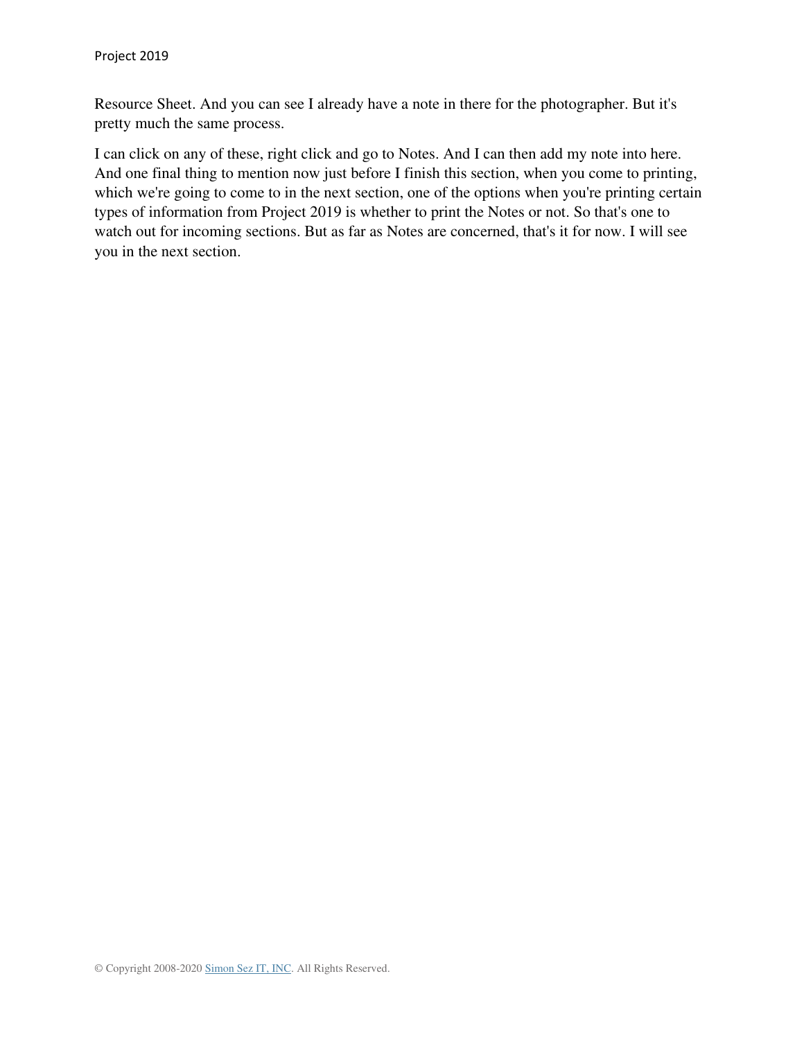Resource Sheet. And you can see I already have a note in there for the photographer. But it's pretty much the same process.

I can click on any of these, right click and go to Notes. And I can then add my note into here. And one final thing to mention now just before I finish this section, when you come to printing, which we're going to come to in the next section, one of the options when you're printing certain types of information from Project 2019 is whether to print the Notes or not. So that's one to watch out for incoming sections. But as far as Notes are concerned, that's it for now. I will see you in the next section.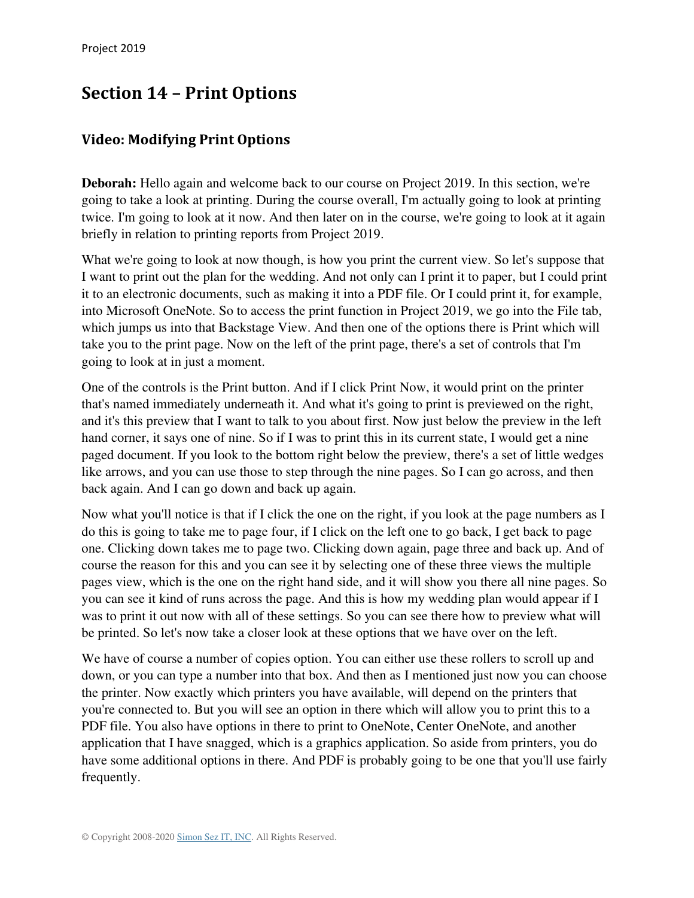# Section 14 – Print Options

## Video: Modifying Print Options

**Deborah:** Hello again and welcome back to our course on Project 2019. In this section, we're going to take a look at printing. During the course overall, I'm actually going to look at printing twice. I'm going to look at it now. And then later on in the course, we're going to look at it again briefly in relation to printing reports from Project 2019.

What we're going to look at now though, is how you print the current view. So let's suppose that I want to print out the plan for the wedding. And not only can I print it to paper, but I could print it to an electronic documents, such as making it into a PDF file. Or I could print it, for example, into Microsoft OneNote. So to access the print function in Project 2019, we go into the File tab, which jumps us into that Backstage View. And then one of the options there is Print which will take you to the print page. Now on the left of the print page, there's a set of controls that I'm going to look at in just a moment.

One of the controls is the Print button. And if I click Print Now, it would print on the printer that's named immediately underneath it. And what it's going to print is previewed on the right, and it's this preview that I want to talk to you about first. Now just below the preview in the left hand corner, it says one of nine. So if I was to print this in its current state, I would get a nine paged document. If you look to the bottom right below the preview, there's a set of little wedges like arrows, and you can use those to step through the nine pages. So I can go across, and then back again. And I can go down and back up again.

Now what you'll notice is that if I click the one on the right, if you look at the page numbers as I do this is going to take me to page four, if I click on the left one to go back, I get back to page one. Clicking down takes me to page two. Clicking down again, page three and back up. And of course the reason for this and you can see it by selecting one of these three views the multiple pages view, which is the one on the right hand side, and it will show you there all nine pages. So you can see it kind of runs across the page. And this is how my wedding plan would appear if I was to print it out now with all of these settings. So you can see there how to preview what will be printed. So let's now take a closer look at these options that we have over on the left.

We have of course a number of copies option. You can either use these rollers to scroll up and down, or you can type a number into that box. And then as I mentioned just now you can choose the printer. Now exactly which printers you have available, will depend on the printers that you're connected to. But you will see an option in there which will allow you to print this to a PDF file. You also have options in there to print to OneNote, Center OneNote, and another application that I have snagged, which is a graphics application. So aside from printers, you do have some additional options in there. And PDF is probably going to be one that you'll use fairly frequently.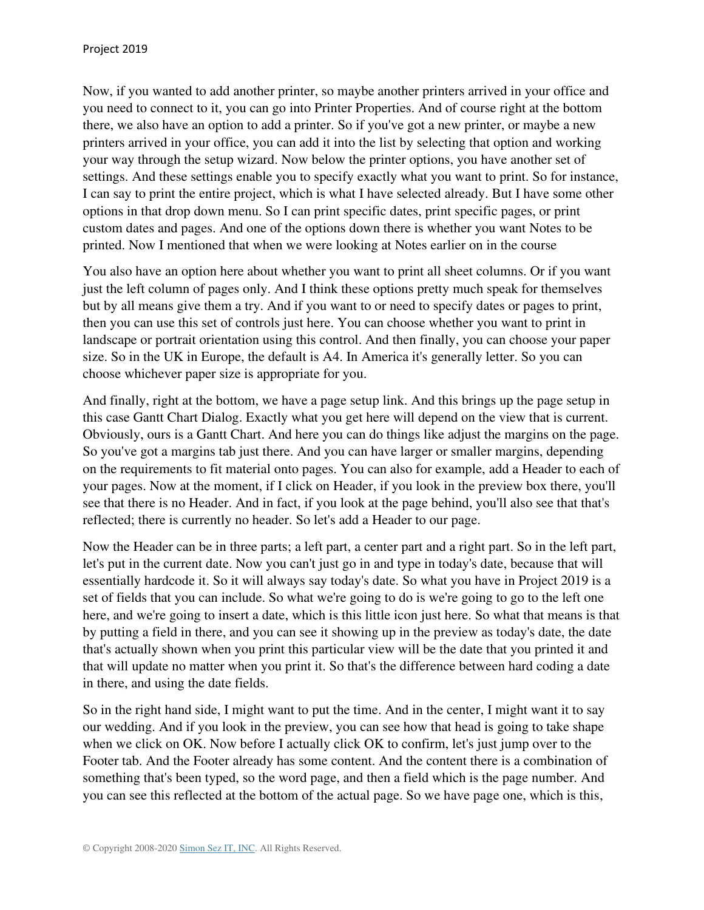Now, if you wanted to add another printer, so maybe another printers arrived in your office and you need to connect to it, you can go into Printer Properties. And of course right at the bottom there, we also have an option to add a printer. So if you've got a new printer, or maybe a new printers arrived in your office, you can add it into the list by selecting that option and working your way through the setup wizard. Now below the printer options, you have another set of settings. And these settings enable you to specify exactly what you want to print. So for instance, I can say to print the entire project, which is what I have selected already. But I have some other options in that drop down menu. So I can print specific dates, print specific pages, or print custom dates and pages. And one of the options down there is whether you want Notes to be printed. Now I mentioned that when we were looking at Notes earlier on in the course

You also have an option here about whether you want to print all sheet columns. Or if you want just the left column of pages only. And I think these options pretty much speak for themselves but by all means give them a try. And if you want to or need to specify dates or pages to print, then you can use this set of controls just here. You can choose whether you want to print in landscape or portrait orientation using this control. And then finally, you can choose your paper size. So in the UK in Europe, the default is A4. In America it's generally letter. So you can choose whichever paper size is appropriate for you.

And finally, right at the bottom, we have a page setup link. And this brings up the page setup in this case Gantt Chart Dialog. Exactly what you get here will depend on the view that is current. Obviously, ours is a Gantt Chart. And here you can do things like adjust the margins on the page. So you've got a margins tab just there. And you can have larger or smaller margins, depending on the requirements to fit material onto pages. You can also for example, add a Header to each of your pages. Now at the moment, if I click on Header, if you look in the preview box there, you'll see that there is no Header. And in fact, if you look at the page behind, you'll also see that that's reflected; there is currently no header. So let's add a Header to our page.

Now the Header can be in three parts; a left part, a center part and a right part. So in the left part, let's put in the current date. Now you can't just go in and type in today's date, because that will essentially hardcode it. So it will always say today's date. So what you have in Project 2019 is a set of fields that you can include. So what we're going to do is we're going to go to the left one here, and we're going to insert a date, which is this little icon just here. So what that means is that by putting a field in there, and you can see it showing up in the preview as today's date, the date that's actually shown when you print this particular view will be the date that you printed it and that will update no matter when you print it. So that's the difference between hard coding a date in there, and using the date fields.

So in the right hand side, I might want to put the time. And in the center, I might want it to say our wedding. And if you look in the preview, you can see how that head is going to take shape when we click on OK. Now before I actually click OK to confirm, let's just jump over to the Footer tab. And the Footer already has some content. And the content there is a combination of something that's been typed, so the word page, and then a field which is the page number. And you can see this reflected at the bottom of the actual page. So we have page one, which is this,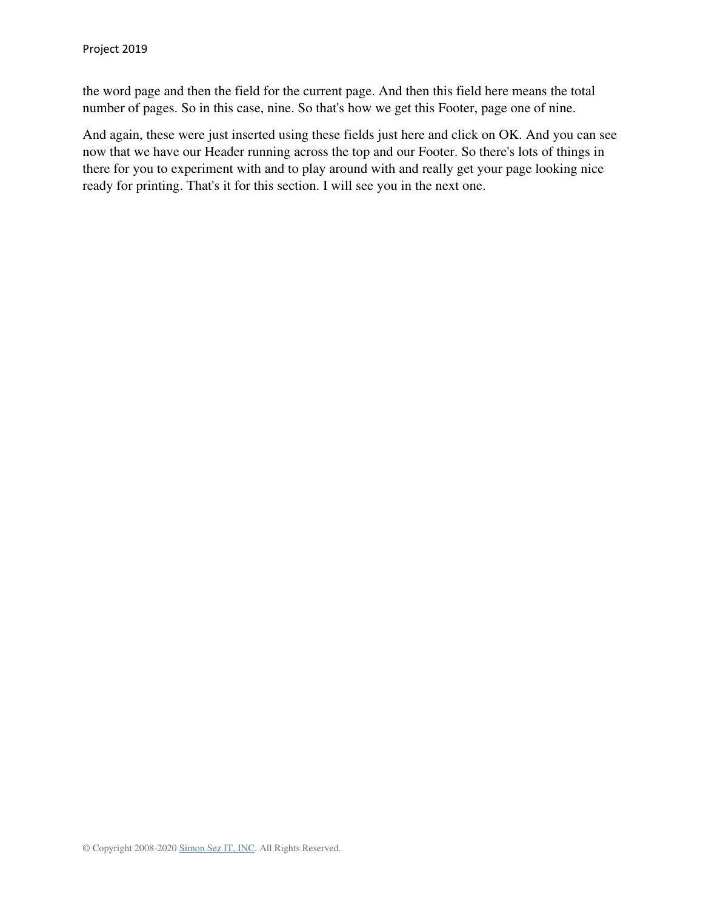the word page and then the field for the current page. And then this field here means the total number of pages. So in this case, nine. So that's how we get this Footer, page one of nine.

And again, these were just inserted using these fields just here and click on OK. And you can see now that we have our Header running across the top and our Footer. So there's lots of things in there for you to experiment with and to play around with and really get your page looking nice ready for printing. That's it for this section. I will see you in the next one.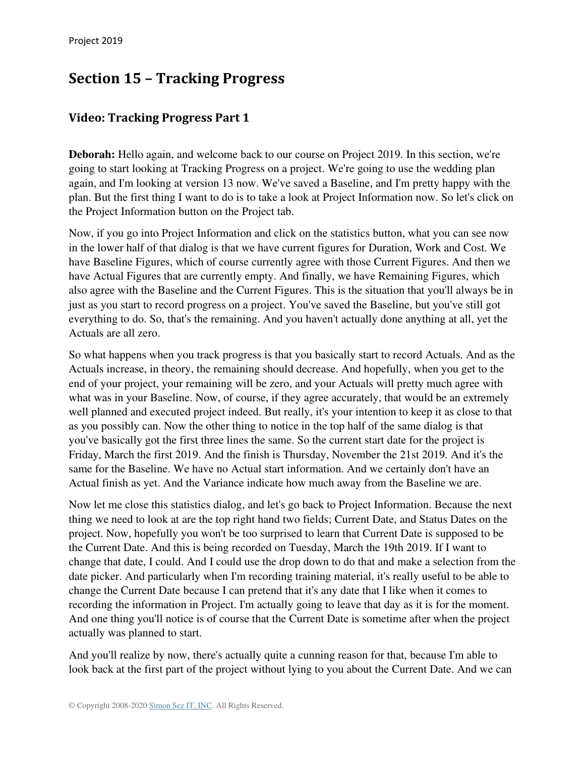## Section 15 – Tracking Progress

### Video: Tracking Progress Part 1

**Deborah:** Hello again, and welcome back to our course on Project 2019. In this section, we're going to start looking at Tracking Progress on a project. We're going to use the wedding plan again, and I'm looking at version 13 now. We've saved a Baseline, and I'm pretty happy with the plan. But the first thing I want to do is to take a look at Project Information now. So let's click on the Project Information button on the Project tab.

Now, if you go into Project Information and click on the statistics button, what you can see now in the lower half of that dialog is that we have current figures for Duration, Work and Cost. We have Baseline Figures, which of course currently agree with those Current Figures. And then we have Actual Figures that are currently empty. And finally, we have Remaining Figures, which also agree with the Baseline and the Current Figures. This is the situation that you'll always be in just as you start to record progress on a project. You've saved the Baseline, but you've still got everything to do. So, that's the remaining. And you haven't actually done anything at all, yet the Actuals are all zero.

So what happens when you track progress is that you basically start to record Actuals. And as the Actuals increase, in theory, the remaining should decrease. And hopefully, when you get to the end of your project, your remaining will be zero, and your Actuals will pretty much agree with what was in your Baseline. Now, of course, if they agree accurately, that would be an extremely well planned and executed project indeed. But really, it's your intention to keep it as close to that as you possibly can. Now the other thing to notice in the top half of the same dialog is that you've basically got the first three lines the same. So the current start date for the project is Friday, March the first 2019. And the finish is Thursday, November the 21st 2019. And it's the same for the Baseline. We have no Actual start information. And we certainly don't have an Actual finish as yet. And the Variance indicate how much away from the Baseline we are.

Now let me close this statistics dialog, and let's go back to Project Information. Because the next thing we need to look at are the top right hand two fields; Current Date, and Status Dates on the project. Now, hopefully you won't be too surprised to learn that Current Date is supposed to be the Current Date. And this is being recorded on Tuesday, March the 19th 2019. If I want to change that date, I could. And I could use the drop down to do that and make a selection from the date picker. And particularly when I'm recording training material, it's really useful to be able to change the Current Date because I can pretend that it's any date that I like when it comes to recording the information in Project. I'm actually going to leave that day as it is for the moment. And one thing you'll notice is of course that the Current Date is sometime after when the project actually was planned to start.

And you'll realize by now, there's actually quite a cunning reason for that, because I'm able to look back at the first part of the project without lying to you about the Current Date. And we can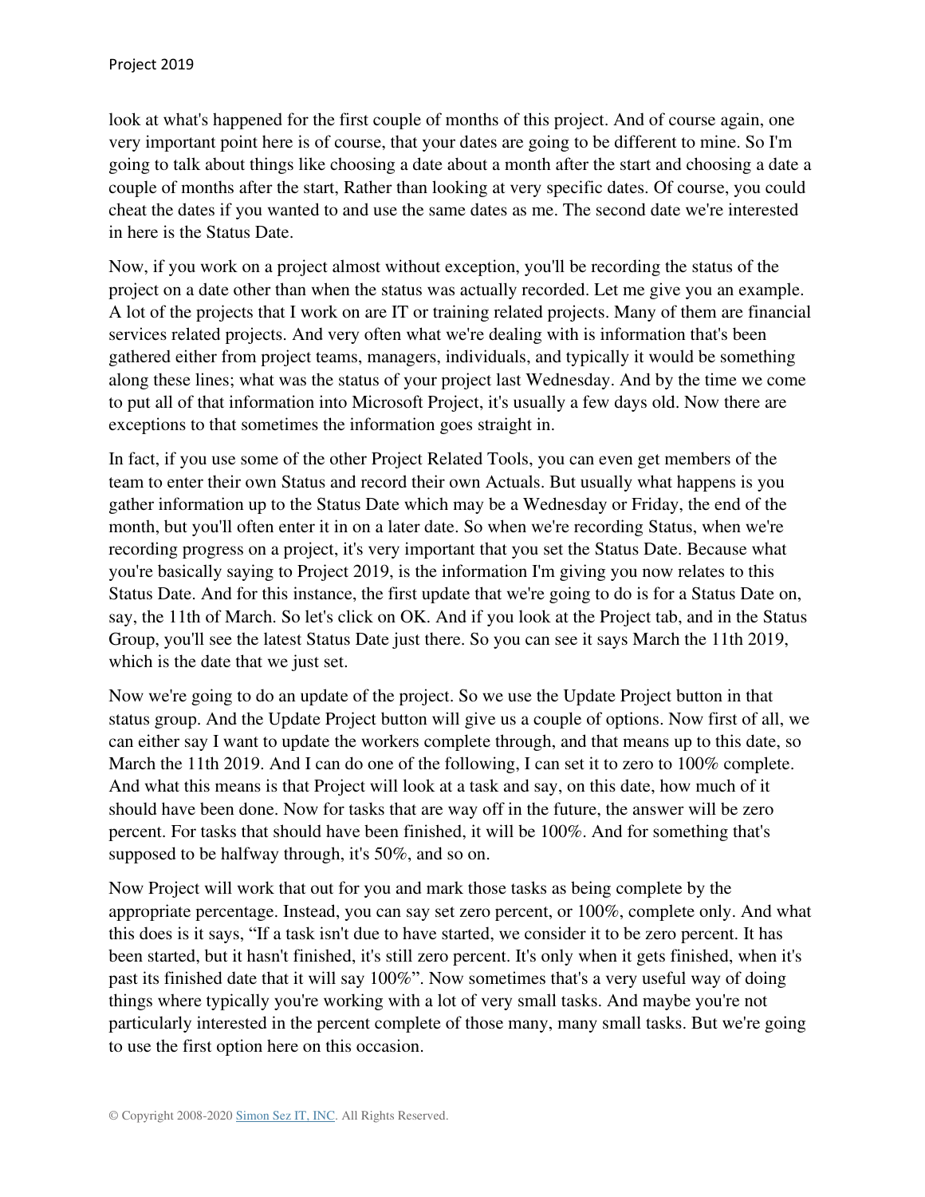look at what's happened for the first couple of months of this project. And of course again, one very important point here is of course, that your dates are going to be different to mine. So I'm going to talk about things like choosing a date about a month after the start and choosing a date a couple of months after the start, Rather than looking at very specific dates. Of course, you could cheat the dates if you wanted to and use the same dates as me. The second date we're interested in here is the Status Date.

Now, if you work on a project almost without exception, you'll be recording the status of the project on a date other than when the status was actually recorded. Let me give you an example. A lot of the projects that I work on are IT or training related projects. Many of them are financial services related projects. And very often what we're dealing with is information that's been gathered either from project teams, managers, individuals, and typically it would be something along these lines; what was the status of your project last Wednesday. And by the time we come to put all of that information into Microsoft Project, it's usually a few days old. Now there are exceptions to that sometimes the information goes straight in.

In fact, if you use some of the other Project Related Tools, you can even get members of the team to enter their own Status and record their own Actuals. But usually what happens is you gather information up to the Status Date which may be a Wednesday or Friday, the end of the month, but you'll often enter it in on a later date. So when we're recording Status, when we're recording progress on a project, it's very important that you set the Status Date. Because what you're basically saying to Project 2019, is the information I'm giving you now relates to this Status Date. And for this instance, the first update that we're going to do is for a Status Date on, say, the 11th of March. So let's click on OK. And if you look at the Project tab, and in the Status Group, you'll see the latest Status Date just there. So you can see it says March the 11th 2019, which is the date that we just set.

Now we're going to do an update of the project. So we use the Update Project button in that status group. And the Update Project button will give us a couple of options. Now first of all, we can either say I want to update the workers complete through, and that means up to this date, so March the 11th 2019. And I can do one of the following, I can set it to zero to 100% complete. And what this means is that Project will look at a task and say, on this date, how much of it should have been done. Now for tasks that are way off in the future, the answer will be zero percent. For tasks that should have been finished, it will be 100%. And for something that's supposed to be halfway through, it's 50%, and so on.

Now Project will work that out for you and mark those tasks as being complete by the appropriate percentage. Instead, you can say set zero percent, or 100%, complete only. And what this does is it says, "If a task isn't due to have started, we consider it to be zero percent. It has been started, but it hasn't finished, it's still zero percent. It's only when it gets finished, when it's past its finished date that it will say 100%". Now sometimes that's a very useful way of doing things where typically you're working with a lot of very small tasks. And maybe you're not particularly interested in the percent complete of those many, many small tasks. But we're going to use the first option here on this occasion.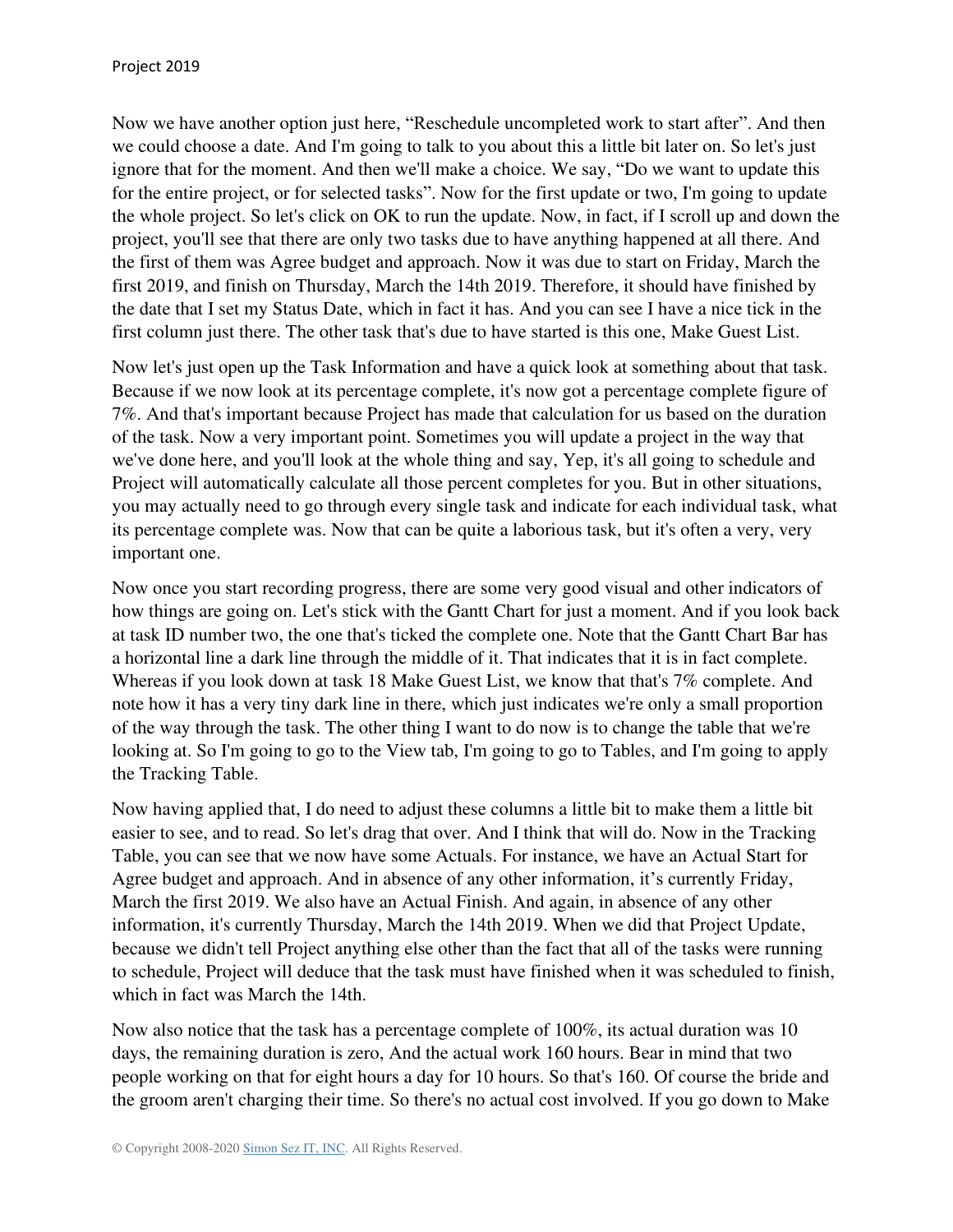Now we have another option just here, “Reschedule uncompleted work to start after”. And then we could choose a date. And I'm going to talk to you about this a little bit later on. So let's just ignore that for the moment. And then we'll make a choice. We say, “Do we want to update this for the entire project, or for selected tasks”. Now for the first update or two, I'm going to update the whole project. So let's click on OK to run the update. Now, in fact, if I scroll up and down the project, you'll see that there are only two tasks due to have anything happened at all there. And the first of them was Agree budget and approach. Now it was due to start on Friday, March the first 2019, and finish on Thursday, March the 14th 2019. Therefore, it should have finished by the date that I set my Status Date, which in fact it has. And you can see I have a nice tick in the first column just there. The other task that's due to have started is this one, Make Guest List.

Now let's just open up the Task Information and have a quick look at something about that task. Because if we now look at its percentage complete, it's now got a percentage complete figure of 7%. And that's important because Project has made that calculation for us based on the duration of the task. Now a very important point. Sometimes you will update a project in the way that we've done here, and you'll look at the whole thing and say, Yep, it's all going to schedule and Project will automatically calculate all those percent completes for you. But in other situations, you may actually need to go through every single task and indicate for each individual task, what its percentage complete was. Now that can be quite a laborious task, but it's often a very, very important one.

Now once you start recording progress, there are some very good visual and other indicators of how things are going on. Let's stick with the Gantt Chart for just a moment. And if you look back at task ID number two, the one that's ticked the complete one. Note that the Gantt Chart Bar has a horizontal line a dark line through the middle of it. That indicates that it is in fact complete. Whereas if you look down at task 18 Make Guest List, we know that that's 7% complete. And note how it has a very tiny dark line in there, which just indicates we're only a small proportion of the way through the task. The other thing I want to do now is to change the table that we're looking at. So I'm going to go to the View tab, I'm going to go to Tables, and I'm going to apply the Tracking Table.

Now having applied that, I do need to adjust these columns a little bit to make them a little bit easier to see, and to read. So let's drag that over. And I think that will do. Now in the Tracking Table, you can see that we now have some Actuals. For instance, we have an Actual Start for Agree budget and approach. And in absence of any other information, it's currently Friday, March the first 2019. We also have an Actual Finish. And again, in absence of any other information, it's currently Thursday, March the 14th 2019. When we did that Project Update, because we didn't tell Project anything else other than the fact that all of the tasks were running to schedule, Project will deduce that the task must have finished when it was scheduled to finish, which in fact was March the 14th.

Now also notice that the task has a percentage complete of 100%, its actual duration was 10 days, the remaining duration is zero, And the actual work 160 hours. Bear in mind that two people working on that for eight hours a day for 10 hours. So that's 160. Of course the bride and the groom aren't charging their time. So there's no actual cost involved. If you go down to Make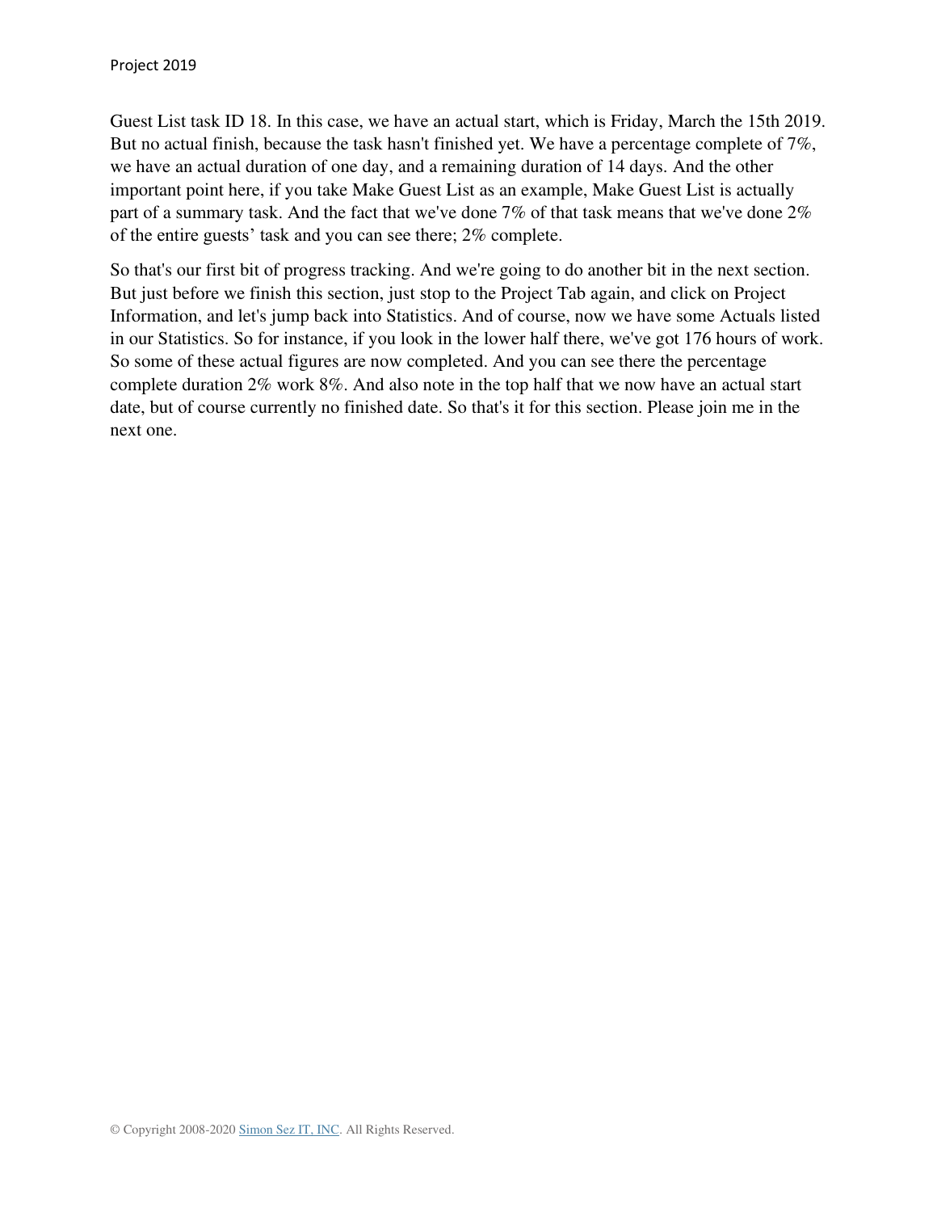Guest List task ID 18. In this case, we have an actual start, which is Friday, March the 15th 2019. But no actual finish, because the task hasn't finished yet. We have a percentage complete of 7%, we have an actual duration of one day, and a remaining duration of 14 days. And the other important point here, if you take Make Guest List as an example, Make Guest List is actually part of a summary task. And the fact that we've done 7% of that task means that we've done 2% of the entire guests' task and you can see there; 2% complete.

So that's our first bit of progress tracking. And we're going to do another bit in the next section. But just before we finish this section, just stop to the Project Tab again, and click on Project Information, and let's jump back into Statistics. And of course, now we have some Actuals listed in our Statistics. So for instance, if you look in the lower half there, we've got 176 hours of work. So some of these actual figures are now completed. And you can see there the percentage complete duration 2% work 8%. And also note in the top half that we now have an actual start date, but of course currently no finished date. So that's it for this section. Please join me in the next one.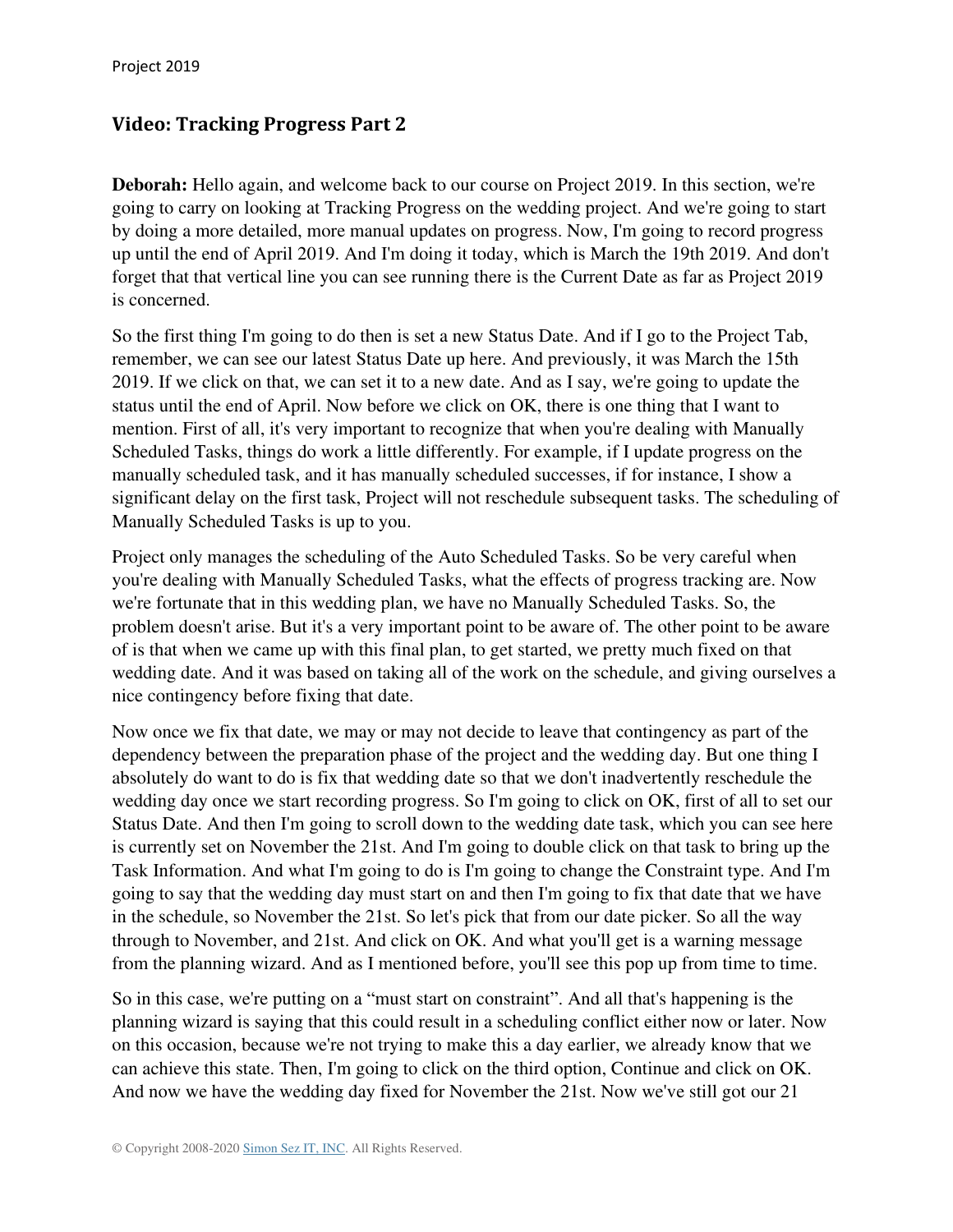## Video: Tracking Progress Part 2

**Deborah:** Hello again, and welcome back to our course on Project 2019. In this section, we're going to carry on looking at Tracking Progress on the wedding project. And we're going to start by doing a more detailed, more manual updates on progress. Now, I'm going to record progress up until the end of April 2019. And I'm doing it today, which is March the 19th 2019. And don't forget that that vertical line you can see running there is the Current Date as far as Project 2019 is concerned.

So the first thing I'm going to do then is set a new Status Date. And if I go to the Project Tab, remember, we can see our latest Status Date up here. And previously, it was March the 15th 2019. If we click on that, we can set it to a new date. And as I say, we're going to update the status until the end of April. Now before we click on OK, there is one thing that I want to mention. First of all, it's very important to recognize that when you're dealing with Manually Scheduled Tasks, things do work a little differently. For example, if I update progress on the manually scheduled task, and it has manually scheduled successes, if for instance, I show a significant delay on the first task, Project will not reschedule subsequent tasks. The scheduling of Manually Scheduled Tasks is up to you.

Project only manages the scheduling of the Auto Scheduled Tasks. So be very careful when you're dealing with Manually Scheduled Tasks, what the effects of progress tracking are. Now we're fortunate that in this wedding plan, we have no Manually Scheduled Tasks. So, the problem doesn't arise. But it's a very important point to be aware of. The other point to be aware of is that when we came up with this final plan, to get started, we pretty much fixed on that wedding date. And it was based on taking all of the work on the schedule, and giving ourselves a nice contingency before fixing that date.

Now once we fix that date, we may or may not decide to leave that contingency as part of the dependency between the preparation phase of the project and the wedding day. But one thing I absolutely do want to do is fix that wedding date so that we don't inadvertently reschedule the wedding day once we start recording progress. So I'm going to click on OK, first of all to set our Status Date. And then I'm going to scroll down to the wedding date task, which you can see here is currently set on November the 21st. And I'm going to double click on that task to bring up the Task Information. And what I'm going to do is I'm going to change the Constraint type. And I'm going to say that the wedding day must start on and then I'm going to fix that date that we have in the schedule, so November the 21st. So let's pick that from our date picker. So all the way through to November, and 21st. And click on OK. And what you'll get is a warning message from the planning wizard. And as I mentioned before, you'll see this pop up from time to time.

So in this case, we're putting on a "must start on constraint". And all that's happening is the planning wizard is saying that this could result in a scheduling conflict either now or later. Now on this occasion, because we're not trying to make this a day earlier, we already know that we can achieve this state. Then, I'm going to click on the third option, Continue and click on OK. And now we have the wedding day fixed for November the 21st. Now we've still got our 21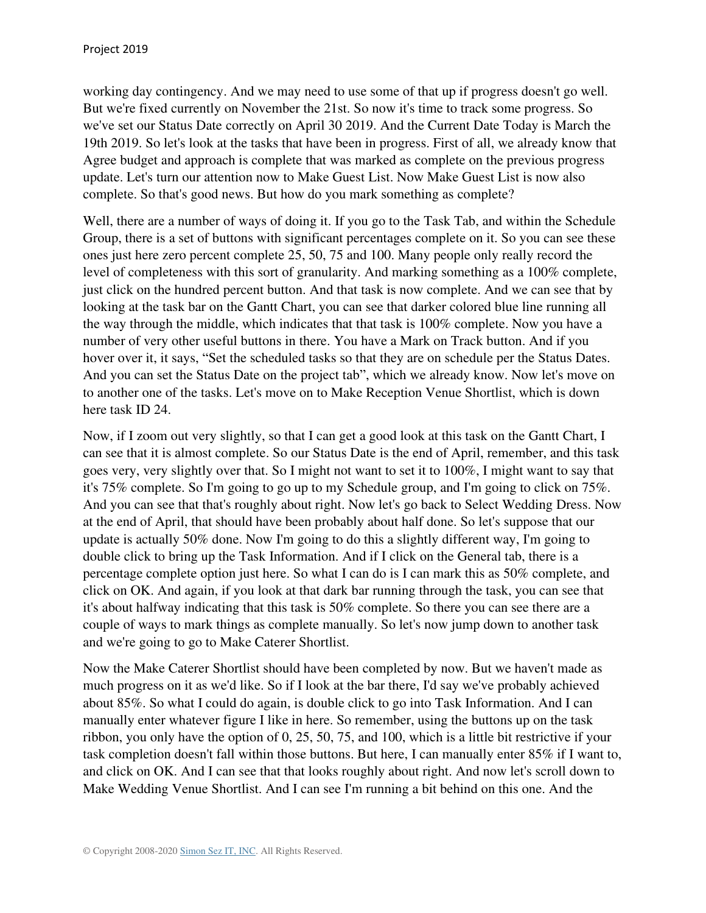working day contingency. And we may need to use some of that up if progress doesn't go well. But we're fixed currently on November the 21st. So now it's time to track some progress. So we've set our Status Date correctly on April 30 2019. And the Current Date Today is March the 19th 2019. So let's look at the tasks that have been in progress. First of all, we already know that Agree budget and approach is complete that was marked as complete on the previous progress update. Let's turn our attention now to Make Guest List. Now Make Guest List is now also complete. So that's good news. But how do you mark something as complete?

Well, there are a number of ways of doing it. If you go to the Task Tab, and within the Schedule Group, there is a set of buttons with significant percentages complete on it. So you can see these ones just here zero percent complete 25, 50, 75 and 100. Many people only really record the level of completeness with this sort of granularity. And marking something as a 100% complete, just click on the hundred percent button. And that task is now complete. And we can see that by looking at the task bar on the Gantt Chart, you can see that darker colored blue line running all the way through the middle, which indicates that that task is 100% complete. Now you have a number of very other useful buttons in there. You have a Mark on Track button. And if you hover over it, it says, "Set the scheduled tasks so that they are on schedule per the Status Dates. And you can set the Status Date on the project tab", which we already know. Now let's move on to another one of the tasks. Let's move on to Make Reception Venue Shortlist, which is down here task ID 24.

Now, if I zoom out very slightly, so that I can get a good look at this task on the Gantt Chart, I can see that it is almost complete. So our Status Date is the end of April, remember, and this task goes very, very slightly over that. So I might not want to set it to 100%, I might want to say that it's 75% complete. So I'm going to go up to my Schedule group, and I'm going to click on 75%. And you can see that that's roughly about right. Now let's go back to Select Wedding Dress. Now at the end of April, that should have been probably about half done. So let's suppose that our update is actually 50% done. Now I'm going to do this a slightly different way, I'm going to double click to bring up the Task Information. And if I click on the General tab, there is a percentage complete option just here. So what I can do is I can mark this as 50% complete, and click on OK. And again, if you look at that dark bar running through the task, you can see that it's about halfway indicating that this task is 50% complete. So there you can see there are a couple of ways to mark things as complete manually. So let's now jump down to another task and we're going to go to Make Caterer Shortlist.

Now the Make Caterer Shortlist should have been completed by now. But we haven't made as much progress on it as we'd like. So if I look at the bar there, I'd say we've probably achieved about 85%. So what I could do again, is double click to go into Task Information. And I can manually enter whatever figure I like in here. So remember, using the buttons up on the task ribbon, you only have the option of 0, 25, 50, 75, and 100, which is a little bit restrictive if your task completion doesn't fall within those buttons. But here, I can manually enter 85% if I want to, and click on OK. And I can see that that looks roughly about right. And now let's scroll down to Make Wedding Venue Shortlist. And I can see I'm running a bit behind on this one. And the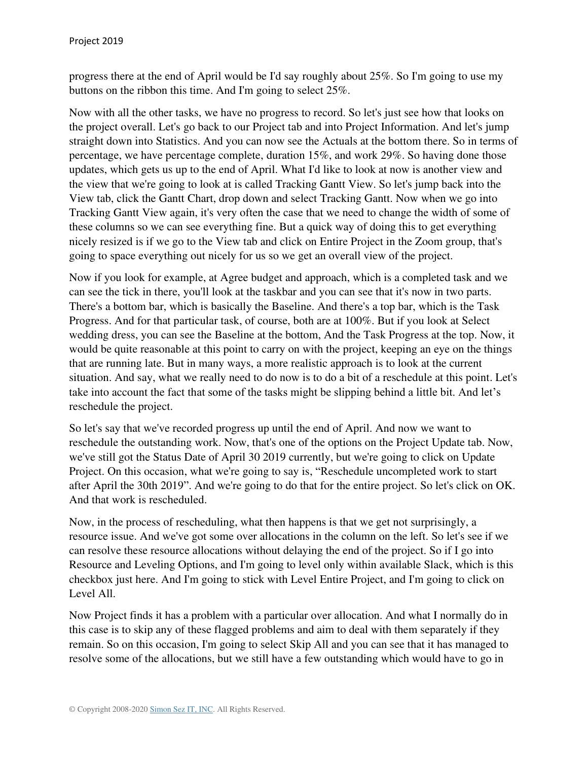progress there at the end of April would be I'd say roughly about 25%. So I'm going to use my buttons on the ribbon this time. And I'm going to select 25%.

Now with all the other tasks, we have no progress to record. So let's just see how that looks on the project overall. Let's go back to our Project tab and into Project Information. And let's jump straight down into Statistics. And you can now see the Actuals at the bottom there. So in terms of percentage, we have percentage complete, duration 15%, and work 29%. So having done those updates, which gets us up to the end of April. What I'd like to look at now is another view and the view that we're going to look at is called Tracking Gantt View. So let's jump back into the View tab, click the Gantt Chart, drop down and select Tracking Gantt. Now when we go into Tracking Gantt View again, it's very often the case that we need to change the width of some of these columns so we can see everything fine. But a quick way of doing this to get everything nicely resized is if we go to the View tab and click on Entire Project in the Zoom group, that's going to space everything out nicely for us so we get an overall view of the project.

Now if you look for example, at Agree budget and approach, which is a completed task and we can see the tick in there, you'll look at the taskbar and you can see that it's now in two parts. There's a bottom bar, which is basically the Baseline. And there's a top bar, which is the Task Progress. And for that particular task, of course, both are at 100%. But if you look at Select wedding dress, you can see the Baseline at the bottom, And the Task Progress at the top. Now, it would be quite reasonable at this point to carry on with the project, keeping an eye on the things that are running late. But in many ways, a more realistic approach is to look at the current situation. And say, what we really need to do now is to do a bit of a reschedule at this point. Let's take into account the fact that some of the tasks might be slipping behind a little bit. And let's reschedule the project.

So let's say that we've recorded progress up until the end of April. And now we want to reschedule the outstanding work. Now, that's one of the options on the Project Update tab. Now, we've still got the Status Date of April 30 2019 currently, but we're going to click on Update Project. On this occasion, what we're going to say is, "Reschedule uncompleted work to start after April the 30th 2019". And we're going to do that for the entire project. So let's click on OK. And that work is rescheduled.

Now, in the process of rescheduling, what then happens is that we get not surprisingly, a resource issue. And we've got some over allocations in the column on the left. So let's see if we can resolve these resource allocations without delaying the end of the project. So if I go into Resource and Leveling Options, and I'm going to level only within available Slack, which is this checkbox just here. And I'm going to stick with Level Entire Project, and I'm going to click on Level All.

Now Project finds it has a problem with a particular over allocation. And what I normally do in this case is to skip any of these flagged problems and aim to deal with them separately if they remain. So on this occasion, I'm going to select Skip All and you can see that it has managed to resolve some of the allocations, but we still have a few outstanding which would have to go in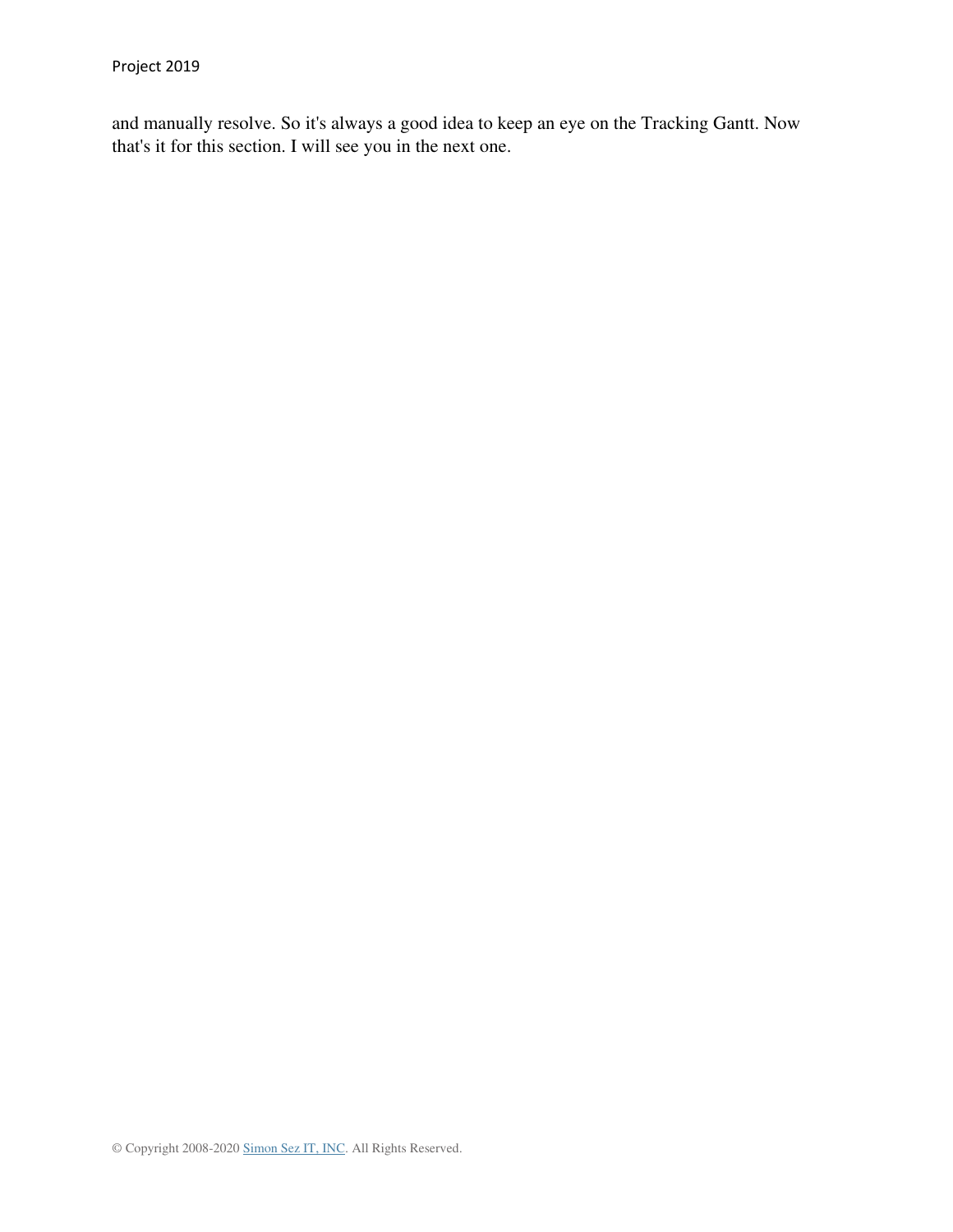and manually resolve. So it's always a good idea to keep an eye on the Tracking Gantt. Now that's it for this section. I will see you in the next one.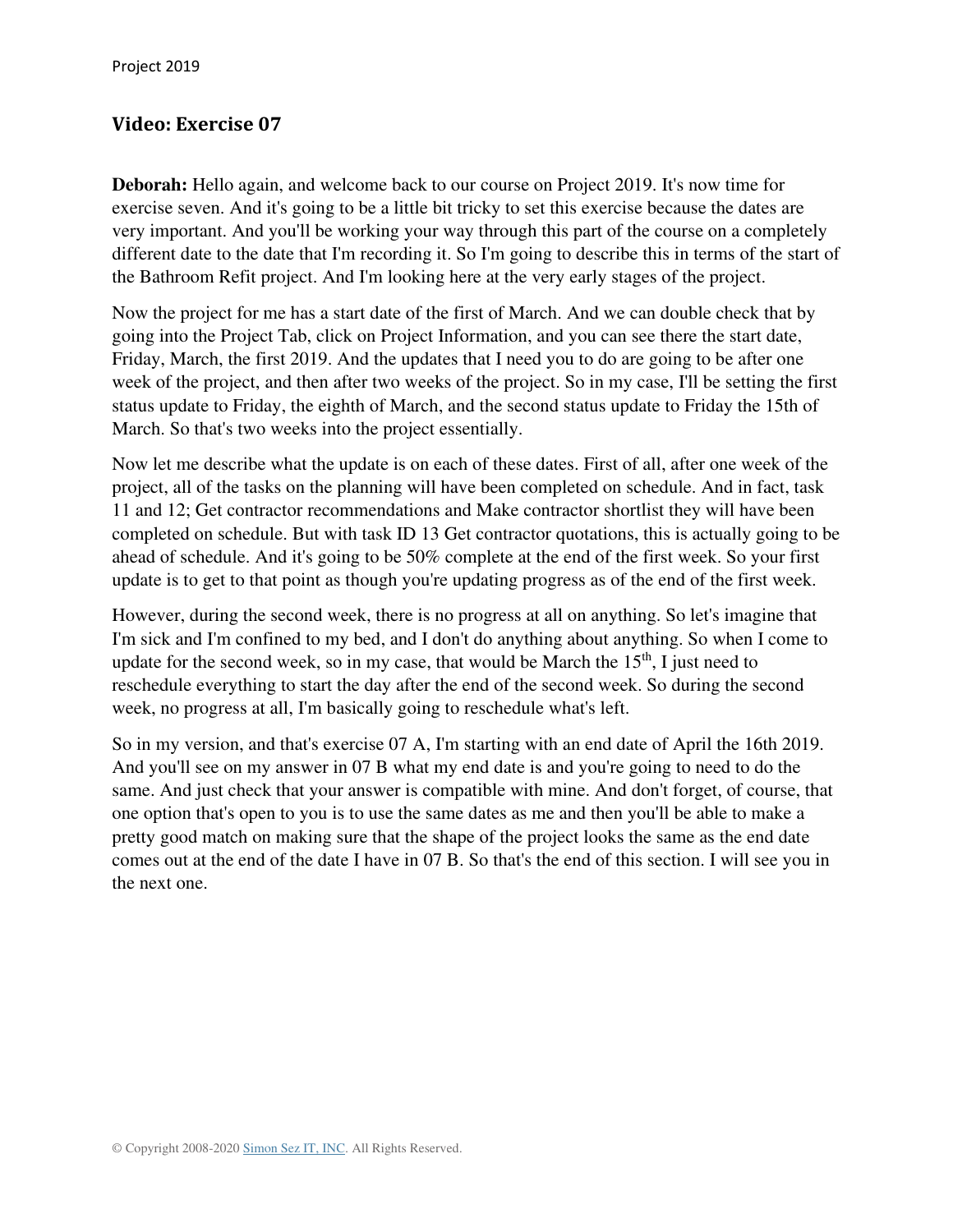## Video: Exercise 07

**Deborah:** Hello again, and welcome back to our course on Project 2019. It's now time for exercise seven. And it's going to be a little bit tricky to set this exercise because the dates are very important. And you'll be working your way through this part of the course on a completely different date to the date that I'm recording it. So I'm going to describe this in terms of the start of the Bathroom Refit project. And I'm looking here at the very early stages of the project.

Now the project for me has a start date of the first of March. And we can double check that by going into the Project Tab, click on Project Information, and you can see there the start date, Friday, March, the first 2019. And the updates that I need you to do are going to be after one week of the project, and then after two weeks of the project. So in my case, I'll be setting the first status update to Friday, the eighth of March, and the second status update to Friday the 15th of March. So that's two weeks into the project essentially.

Now let me describe what the update is on each of these dates. First of all, after one week of the project, all of the tasks on the planning will have been completed on schedule. And in fact, task 11 and 12; Get contractor recommendations and Make contractor shortlist they will have been completed on schedule. But with task ID 13 Get contractor quotations, this is actually going to be ahead of schedule. And it's going to be 50% complete at the end of the first week. So your first update is to get to that point as though you're updating progress as of the end of the first week.

However, during the second week, there is no progress at all on anything. So let's imagine that I'm sick and I'm confined to my bed, and I don't do anything about anything. So when I come to update for the second week, so in my case, that would be March the 15th, I just need to reschedule everything to start the day after the end of the second week. So during the second week, no progress at all, I'm basically going to reschedule what's left.

So in my version, and that's exercise 07 A, I'm starting with an end date of April the 16th 2019. And you'll see on my answer in 07 B what my end date is and you're going to need to do the same. And just check that your answer is compatible with mine. And don't forget, of course, that one option that's open to you is to use the same dates as me and then you'll be able to make a pretty good match on making sure that the shape of the project looks the same as the end date comes out at the end of the date I have in 07 B. So that's the end of this section. I will see you in the next one.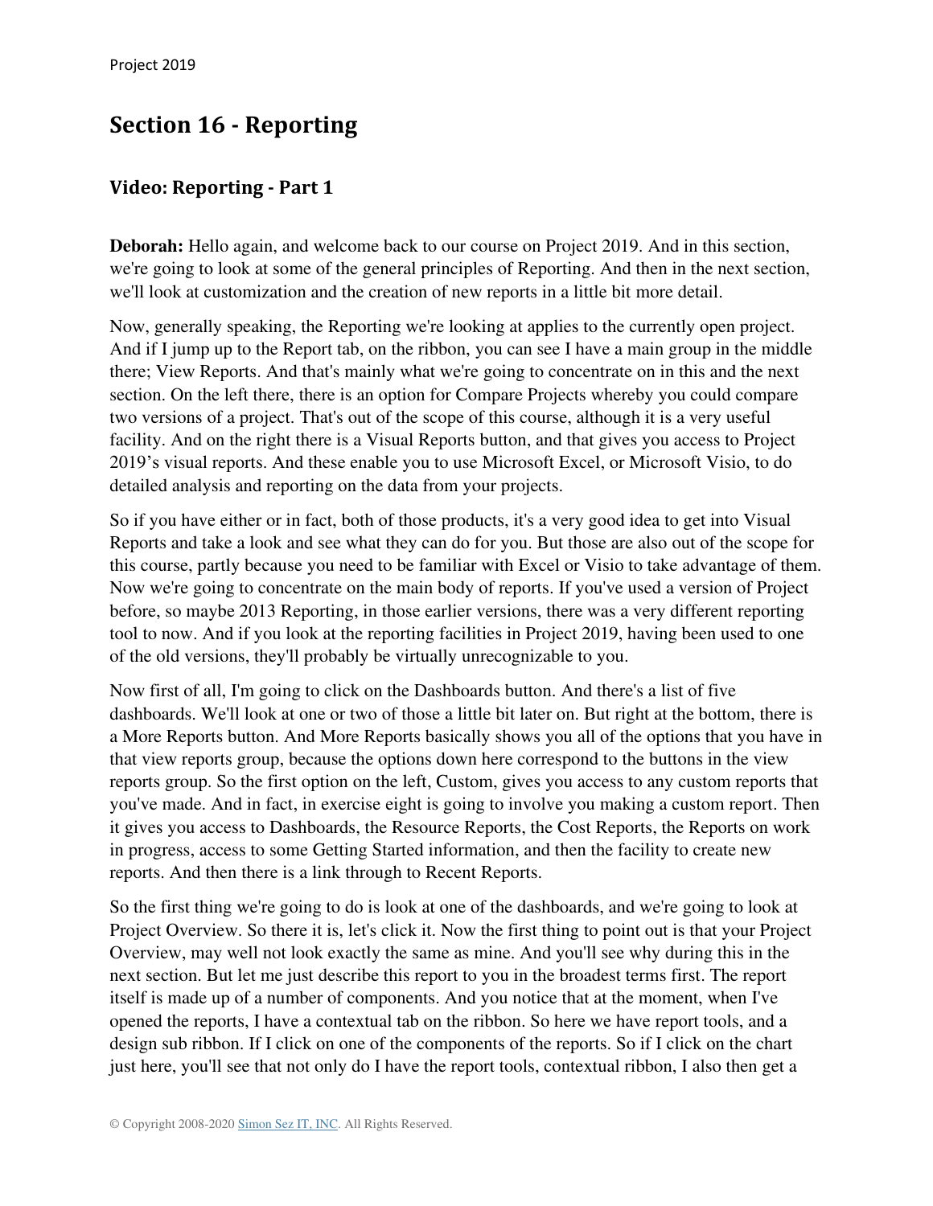# Section 16 - Reporting

## Video: Reporting - Part 1

**Deborah:** Hello again, and welcome back to our course on Project 2019. And in this section, we're going to look at some of the general principles of Reporting. And then in the next section, we'll look at customization and the creation of new reports in a little bit more detail.

Now, generally speaking, the Reporting we're looking at applies to the currently open project. And if I jump up to the Report tab, on the ribbon, you can see I have a main group in the middle there; View Reports. And that's mainly what we're going to concentrate on in this and the next section. On the left there, there is an option for Compare Projects whereby you could compare two versions of a project. That's out of the scope of this course, although it is a very useful facility. And on the right there is a Visual Reports button, and that gives you access to Project 2019's visual reports. And these enable you to use Microsoft Excel, or Microsoft Visio, to do detailed analysis and reporting on the data from your projects.

So if you have either or in fact, both of those products, it's a very good idea to get into Visual Reports and take a look and see what they can do for you. But those are also out of the scope for this course, partly because you need to be familiar with Excel or Visio to take advantage of them. Now we're going to concentrate on the main body of reports. If you've used a version of Project before, so maybe 2013 Reporting, in those earlier versions, there was a very different reporting tool to now. And if you look at the reporting facilities in Project 2019, having been used to one of the old versions, they'll probably be virtually unrecognizable to you.

Now first of all, I'm going to click on the Dashboards button. And there's a list of five dashboards. We'll look at one or two of those a little bit later on. But right at the bottom, there is a More Reports button. And More Reports basically shows you all of the options that you have in that view reports group, because the options down here correspond to the buttons in the view reports group. So the first option on the left, Custom, gives you access to any custom reports that you've made. And in fact, in exercise eight is going to involve you making a custom report. Then it gives you access to Dashboards, the Resource Reports, the Cost Reports, the Reports on work in progress, access to some Getting Started information, and then the facility to create new reports. And then there is a link through to Recent Reports.

So the first thing we're going to do is look at one of the dashboards, and we're going to look at Project Overview. So there it is, let's click it. Now the first thing to point out is that your Project Overview, may well not look exactly the same as mine. And you'll see why during this in the next section. But let me just describe this report to you in the broadest terms first. The report itself is made up of a number of components. And you notice that at the moment, when I've opened the reports, I have a contextual tab on the ribbon. So here we have report tools, and a design sub ribbon. If I click on one of the components of the reports. So if I click on the chart just here, you'll see that not only do I have the report tools, contextual ribbon, I also then get a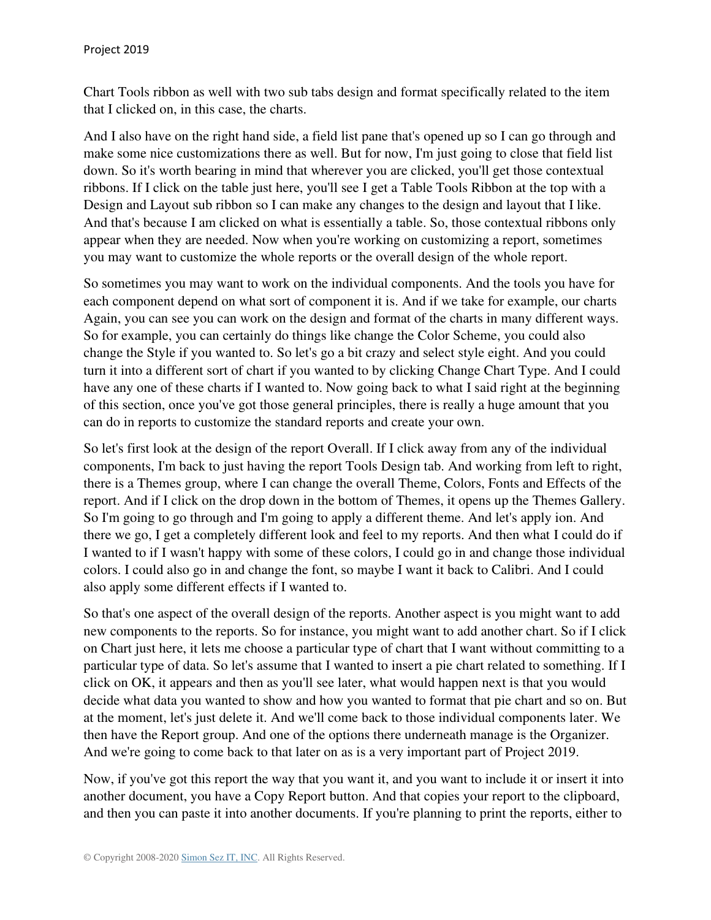Chart Tools ribbon as well with two sub tabs design and format specifically related to the item that I clicked on, in this case, the charts.

And I also have on the right hand side, a field list pane that's opened up so I can go through and make some nice customizations there as well. But for now, I'm just going to close that field list down. So it's worth bearing in mind that wherever you are clicked, you'll get those contextual ribbons. If I click on the table just here, you'll see I get a Table Tools Ribbon at the top with a Design and Layout sub ribbon so I can make any changes to the design and layout that I like. And that's because I am clicked on what is essentially a table. So, those contextual ribbons only appear when they are needed. Now when you're working on customizing a report, sometimes you may want to customize the whole reports or the overall design of the whole report.

So sometimes you may want to work on the individual components. And the tools you have for each component depend on what sort of component it is. And if we take for example, our charts Again, you can see you can work on the design and format of the charts in many different ways. So for example, you can certainly do things like change the Color Scheme, you could also change the Style if you wanted to. So let's go a bit crazy and select style eight. And you could turn it into a different sort of chart if you wanted to by clicking Change Chart Type. And I could have any one of these charts if I wanted to. Now going back to what I said right at the beginning of this section, once you've got those general principles, there is really a huge amount that you can do in reports to customize the standard reports and create your own.

So let's first look at the design of the report Overall. If I click away from any of the individual components, I'm back to just having the report Tools Design tab. And working from left to right, there is a Themes group, where I can change the overall Theme, Colors, Fonts and Effects of the report. And if I click on the drop down in the bottom of Themes, it opens up the Themes Gallery. So I'm going to go through and I'm going to apply a different theme. And let's apply ion. And there we go, I get a completely different look and feel to my reports. And then what I could do if I wanted to if I wasn't happy with some of these colors, I could go in and change those individual colors. I could also go in and change the font, so maybe I want it back to Calibri. And I could also apply some different effects if I wanted to.

So that's one aspect of the overall design of the reports. Another aspect is you might want to add new components to the reports. So for instance, you might want to add another chart. So if I click on Chart just here, it lets me choose a particular type of chart that I want without committing to a particular type of data. So let's assume that I wanted to insert a pie chart related to something. If I click on OK, it appears and then as you'll see later, what would happen next is that you would decide what data you wanted to show and how you wanted to format that pie chart and so on. But at the moment, let's just delete it. And we'll come back to those individual components later. We then have the Report group. And one of the options there underneath manage is the Organizer. And we're going to come back to that later on as is a very important part of Project 2019.

Now, if you've got this report the way that you want it, and you want to include it or insert it into another document, you have a Copy Report button. And that copies your report to the clipboard, and then you can paste it into another documents. If you're planning to print the reports, either to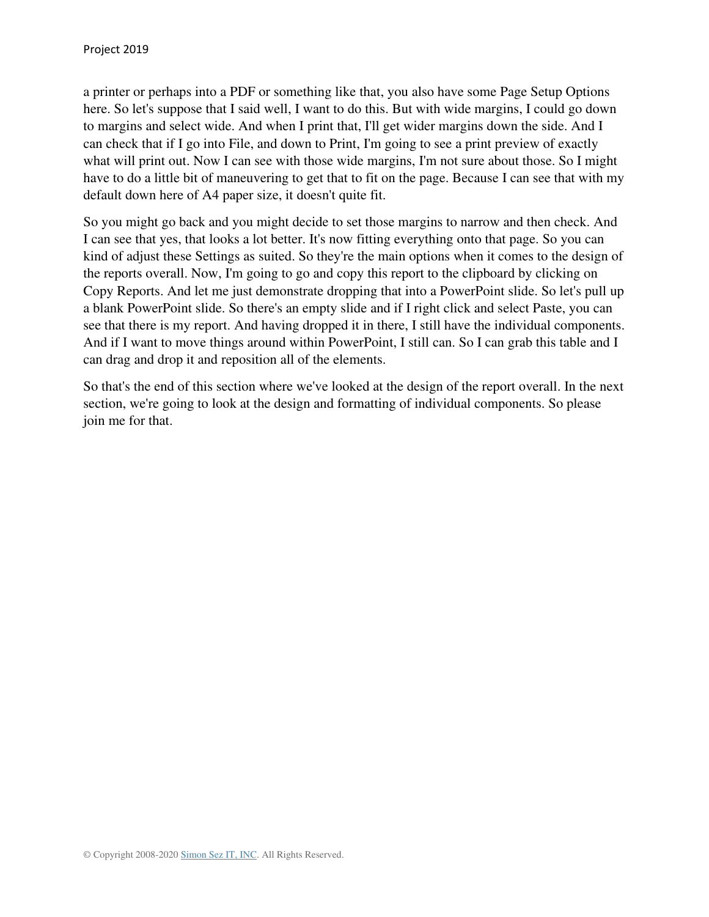a printer or perhaps into a PDF or something like that, you also have some Page Setup Options here. So let's suppose that I said well, I want to do this. But with wide margins, I could go down to margins and select wide. And when I print that, I'll get wider margins down the side. And I can check that if I go into File, and down to Print, I'm going to see a print preview of exactly what will print out. Now I can see with those wide margins, I'm not sure about those. So I might have to do a little bit of maneuvering to get that to fit on the page. Because I can see that with my default down here of A4 paper size, it doesn't quite fit.

So you might go back and you might decide to set those margins to narrow and then check. And I can see that yes, that looks a lot better. It's now fitting everything onto that page. So you can kind of adjust these Settings as suited. So they're the main options when it comes to the design of the reports overall. Now, I'm going to go and copy this report to the clipboard by clicking on Copy Reports. And let me just demonstrate dropping that into a PowerPoint slide. So let's pull up a blank PowerPoint slide. So there's an empty slide and if I right click and select Paste, you can see that there is my report. And having dropped it in there, I still have the individual components. And if I want to move things around within PowerPoint, I still can. So I can grab this table and I can drag and drop it and reposition all of the elements.

So that's the end of this section where we've looked at the design of the report overall. In the next section, we're going to look at the design and formatting of individual components. So please join me for that.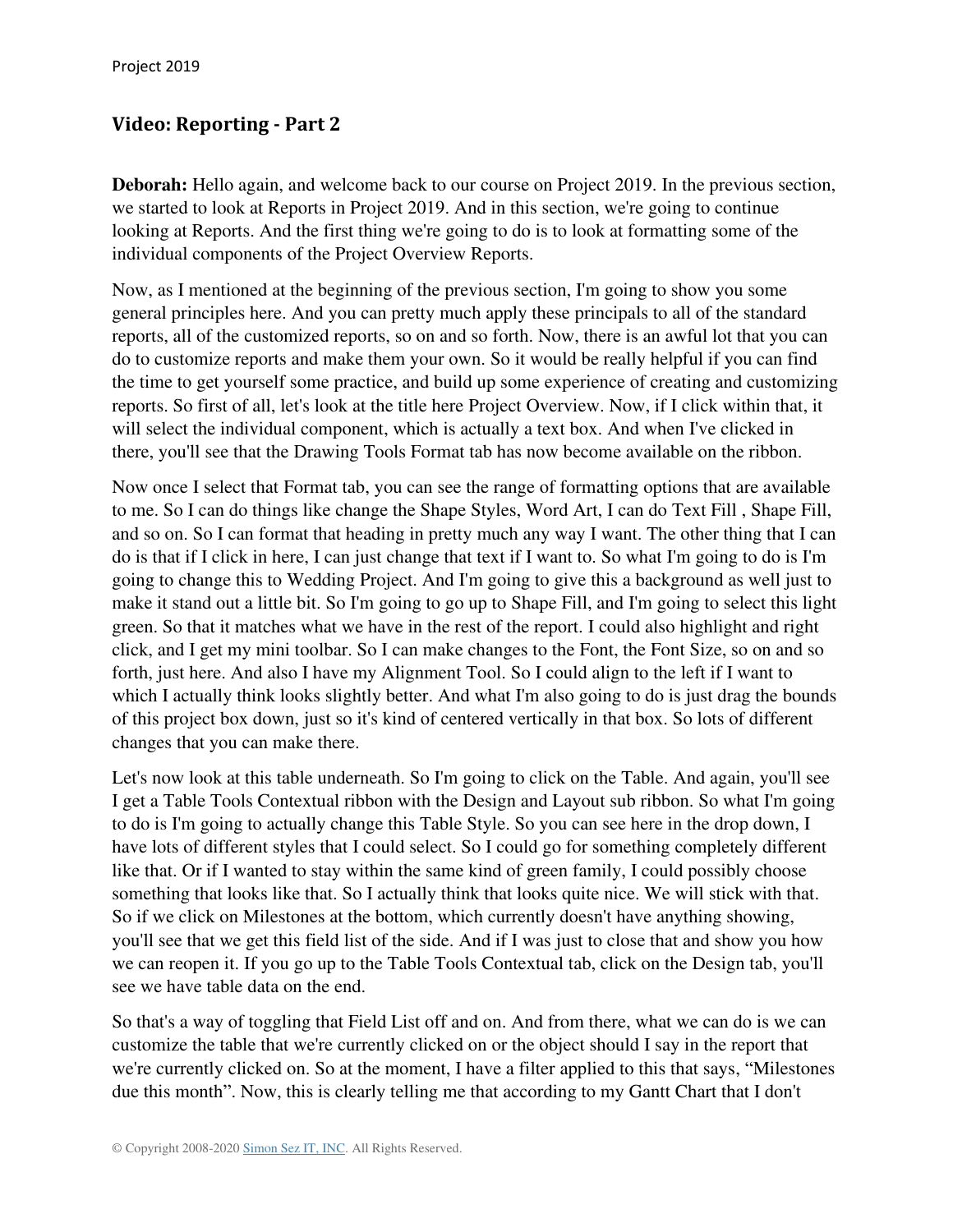## Video: Reporting - Part 2

**Deborah:** Hello again, and welcome back to our course on Project 2019. In the previous section, we started to look at Reports in Project 2019. And in this section, we're going to continue looking at Reports. And the first thing we're going to do is to look at formatting some of the individual components of the Project Overview Reports.

Now, as I mentioned at the beginning of the previous section, I'm going to show you some general principles here. And you can pretty much apply these principals to all of the standard reports, all of the customized reports, so on and so forth. Now, there is an awful lot that you can do to customize reports and make them your own. So it would be really helpful if you can find the time to get yourself some practice, and build up some experience of creating and customizing reports. So first of all, let's look at the title here Project Overview. Now, if I click within that, it will select the individual component, which is actually a text box. And when I've clicked in there, you'll see that the Drawing Tools Format tab has now become available on the ribbon.

Now once I select that Format tab, you can see the range of formatting options that are available to me. So I can do things like change the Shape Styles, Word Art, I can do Text Fill , Shape Fill, and so on. So I can format that heading in pretty much any way I want. The other thing that I can do is that if I click in here, I can just change that text if I want to. So what I'm going to do is I'm going to change this to Wedding Project. And I'm going to give this a background as well just to make it stand out a little bit. So I'm going to go up to Shape Fill, and I'm going to select this light green. So that it matches what we have in the rest of the report. I could also highlight and right click, and I get my mini toolbar. So I can make changes to the Font, the Font Size, so on and so forth, just here. And also I have my Alignment Tool. So I could align to the left if I want to which I actually think looks slightly better. And what I'm also going to do is just drag the bounds of this project box down, just so it's kind of centered vertically in that box. So lots of different changes that you can make there.

Let's now look at this table underneath. So I'm going to click on the Table. And again, you'll see I get a Table Tools Contextual ribbon with the Design and Layout sub ribbon. So what I'm going to do is I'm going to actually change this Table Style. So you can see here in the drop down, I have lots of different styles that I could select. So I could go for something completely different like that. Or if I wanted to stay within the same kind of green family, I could possibly choose something that looks like that. So I actually think that looks quite nice. We will stick with that. So if we click on Milestones at the bottom, which currently doesn't have anything showing, you'll see that we get this field list of the side. And if I was just to close that and show you how we can reopen it. If you go up to the Table Tools Contextual tab, click on the Design tab, you'll see we have table data on the end.

So that's a way of toggling that Field List off and on. And from there, what we can do is we can customize the table that we're currently clicked on or the object should I say in the report that we're currently clicked on. So at the moment, I have a filter applied to this that says, "Milestones due this month". Now, this is clearly telling me that according to my Gantt Chart that I don't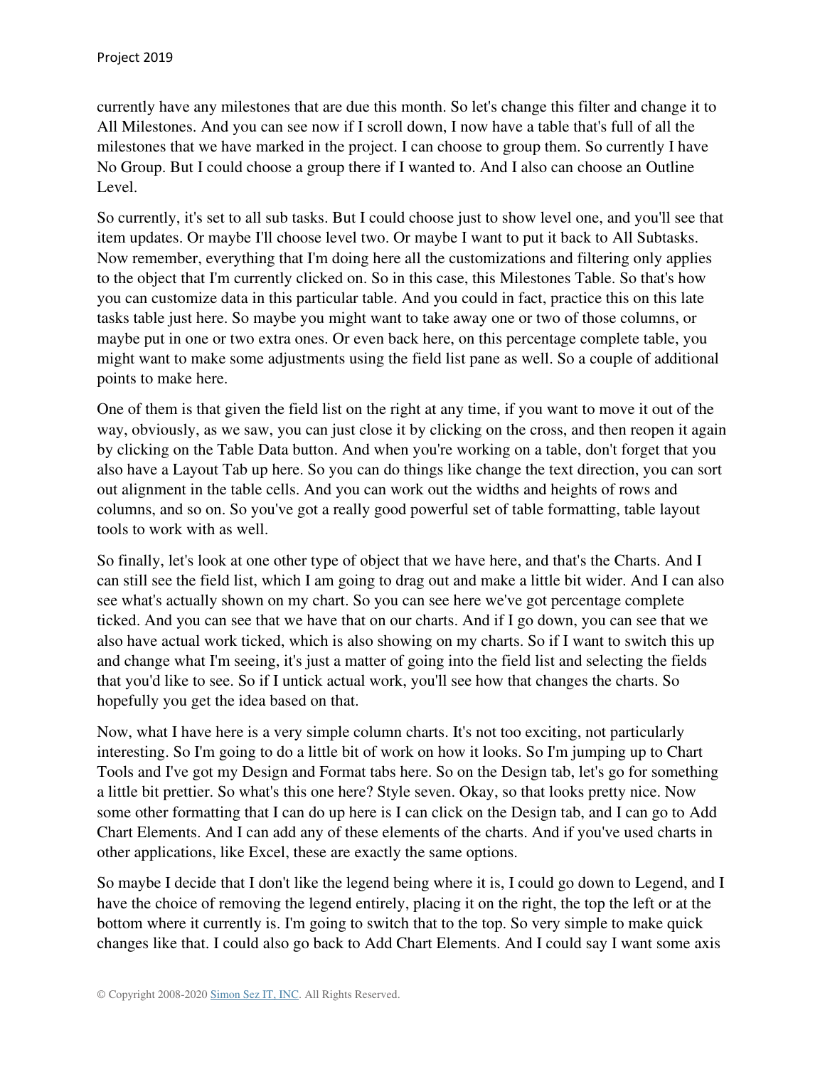currently have any milestones that are due this month. So let's change this filter and change it to All Milestones. And you can see now if I scroll down, I now have a table that's full of all the milestones that we have marked in the project. I can choose to group them. So currently I have No Group. But I could choose a group there if I wanted to. And I also can choose an Outline Level.

So currently, it's set to all sub tasks. But I could choose just to show level one, and you'll see that item updates. Or maybe I'll choose level two. Or maybe I want to put it back to All Subtasks. Now remember, everything that I'm doing here all the customizations and filtering only applies to the object that I'm currently clicked on. So in this case, this Milestones Table. So that's how you can customize data in this particular table. And you could in fact, practice this on this late tasks table just here. So maybe you might want to take away one or two of those columns, or maybe put in one or two extra ones. Or even back here, on this percentage complete table, you might want to make some adjustments using the field list pane as well. So a couple of additional points to make here.

One of them is that given the field list on the right at any time, if you want to move it out of the way, obviously, as we saw, you can just close it by clicking on the cross, and then reopen it again by clicking on the Table Data button. And when you're working on a table, don't forget that you also have a Layout Tab up here. So you can do things like change the text direction, you can sort out alignment in the table cells. And you can work out the widths and heights of rows and columns, and so on. So you've got a really good powerful set of table formatting, table layout tools to work with as well.

So finally, let's look at one other type of object that we have here, and that's the Charts. And I can still see the field list, which I am going to drag out and make a little bit wider. And I can also see what's actually shown on my chart. So you can see here we've got percentage complete ticked. And you can see that we have that on our charts. And if I go down, you can see that we also have actual work ticked, which is also showing on my charts. So if I want to switch this up and change what I'm seeing, it's just a matter of going into the field list and selecting the fields that you'd like to see. So if I untick actual work, you'll see how that changes the charts. So hopefully you get the idea based on that.

Now, what I have here is a very simple column charts. It's not too exciting, not particularly interesting. So I'm going to do a little bit of work on how it looks. So I'm jumping up to Chart Tools and I've got my Design and Format tabs here. So on the Design tab, let's go for something a little bit prettier. So what's this one here? Style seven. Okay, so that looks pretty nice. Now some other formatting that I can do up here is I can click on the Design tab, and I can go to Add Chart Elements. And I can add any of these elements of the charts. And if you've used charts in other applications, like Excel, these are exactly the same options.

So maybe I decide that I don't like the legend being where it is, I could go down to Legend, and I have the choice of removing the legend entirely, placing it on the right, the top the left or at the bottom where it currently is. I'm going to switch that to the top. So very simple to make quick changes like that. I could also go back to Add Chart Elements. And I could say I want some axis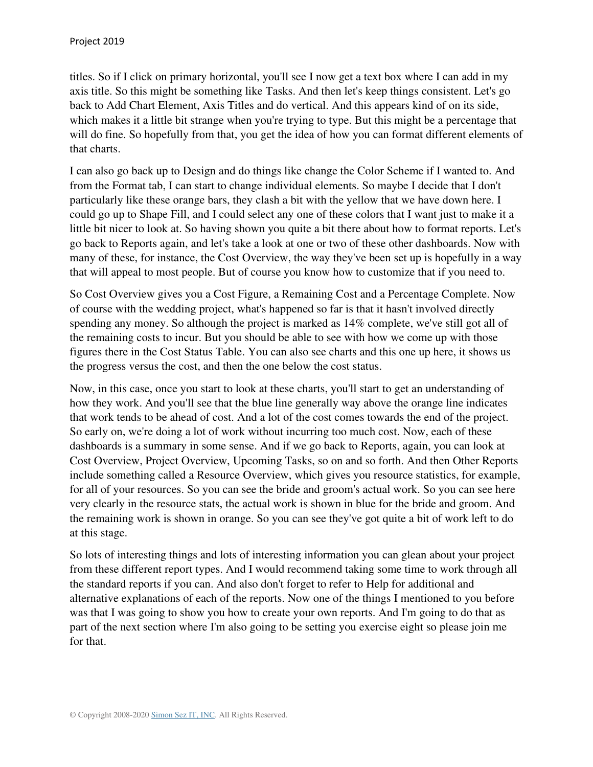titles. So if I click on primary horizontal, you'll see I now get a text box where I can add in my axis title. So this might be something like Tasks. And then let's keep things consistent. Let's go back to Add Chart Element, Axis Titles and do vertical. And this appears kind of on its side, which makes it a little bit strange when you're trying to type. But this might be a percentage that will do fine. So hopefully from that, you get the idea of how you can format different elements of that charts.

I can also go back up to Design and do things like change the Color Scheme if I wanted to. And from the Format tab, I can start to change individual elements. So maybe I decide that I don't particularly like these orange bars, they clash a bit with the yellow that we have down here. I could go up to Shape Fill, and I could select any one of these colors that I want just to make it a little bit nicer to look at. So having shown you quite a bit there about how to format reports. Let's go back to Reports again, and let's take a look at one or two of these other dashboards. Now with many of these, for instance, the Cost Overview, the way they've been set up is hopefully in a way that will appeal to most people. But of course you know how to customize that if you need to.

So Cost Overview gives you a Cost Figure, a Remaining Cost and a Percentage Complete. Now of course with the wedding project, what's happened so far is that it hasn't involved directly spending any money. So although the project is marked as 14% complete, we've still got all of the remaining costs to incur. But you should be able to see with how we come up with those figures there in the Cost Status Table. You can also see charts and this one up here, it shows us the progress versus the cost, and then the one below the cost status.

Now, in this case, once you start to look at these charts, you'll start to get an understanding of how they work. And you'll see that the blue line generally way above the orange line indicates that work tends to be ahead of cost. And a lot of the cost comes towards the end of the project. So early on, we're doing a lot of work without incurring too much cost. Now, each of these dashboards is a summary in some sense. And if we go back to Reports, again, you can look at Cost Overview, Project Overview, Upcoming Tasks, so on and so forth. And then Other Reports include something called a Resource Overview, which gives you resource statistics, for example, for all of your resources. So you can see the bride and groom's actual work. So you can see here very clearly in the resource stats, the actual work is shown in blue for the bride and groom. And the remaining work is shown in orange. So you can see they've got quite a bit of work left to do at this stage.

So lots of interesting things and lots of interesting information you can glean about your project from these different report types. And I would recommend taking some time to work through all the standard reports if you can. And also don't forget to refer to Help for additional and alternative explanations of each of the reports. Now one of the things I mentioned to you before was that I was going to show you how to create your own reports. And I'm going to do that as part of the next section where I'm also going to be setting you exercise eight so please join me for that.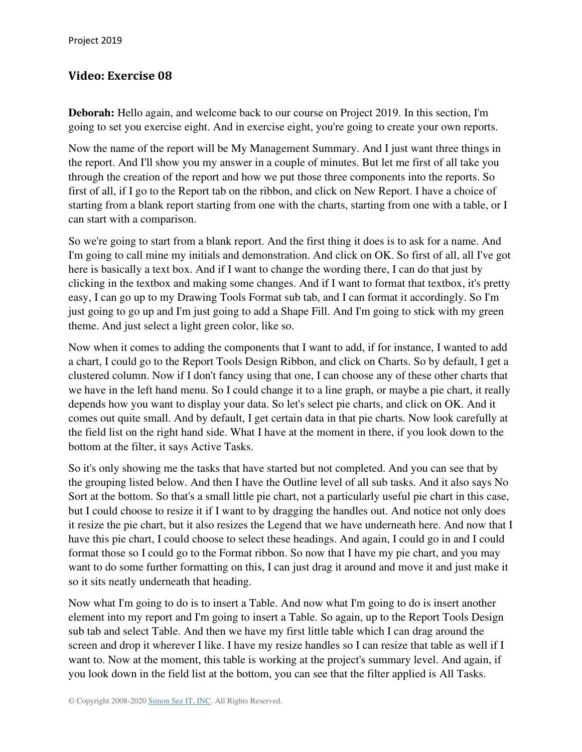## Video: Exercise 08

**Deborah:** Hello again, and welcome back to our course on Project 2019. In this section, I'm going to set you exercise eight. And in exercise eight, you're going to create your own reports.

Now the name of the report will be My Management Summary. And I just want three things in the report. And I'll show you my answer in a couple of minutes. But let me first of all take you through the creation of the report and how we put those three components into the reports. So first of all, if I go to the Report tab on the ribbon, and click on New Report. I have a choice of starting from a blank report starting from one with the charts, starting from one with a table, or I can start with a comparison.

So we're going to start from a blank report. And the first thing it does is to ask for a name. And I'm going to call mine my initials and demonstration. And click on OK. So first of all, all I've got here is basically a text box. And if I want to change the wording there, I can do that just by clicking in the textbox and making some changes. And if I want to format that textbox, it's pretty easy, I can go up to my Drawing Tools Format sub tab, and I can format it accordingly. So I'm just going to go up and I'm just going to add a Shape Fill. And I'm going to stick with my green theme. And just select a light green color, like so.

Now when it comes to adding the components that I want to add, if for instance, I wanted to add a chart, I could go to the Report Tools Design Ribbon, and click on Charts. So by default, I get a clustered column. Now if I don't fancy using that one, I can choose any of these other charts that we have in the left hand menu. So I could change it to a line graph, or maybe a pie chart, it really depends how you want to display your data. So let's select pie charts, and click on OK. And it comes out quite small. And by default, I get certain data in that pie charts. Now look carefully at the field list on the right hand side. What I have at the moment in there, if you look down to the bottom at the filter, it says Active Tasks.

So it's only showing me the tasks that have started but not completed. And you can see that by the grouping listed below. And then I have the Outline level of all sub tasks. And it also says No Sort at the bottom. So that's a small little pie chart, not a particularly useful pie chart in this case, but I could choose to resize it if I want to by dragging the handles out. And notice not only does it resize the pie chart, but it also resizes the Legend that we have underneath here. And now that I have this pie chart, I could choose to select these headings. And again, I could go in and I could format those so I could go to the Format ribbon. So now that I have my pie chart, and you may want to do some further formatting on this, I can just drag it around and move it and just make it so it sits neatly underneath that heading.

Now what I'm going to do is to insert a Table. And now what I'm going to do is insert another element into my report and I'm going to insert a Table. So again, up to the Report Tools Design sub tab and select Table. And then we have my first little table which I can drag around the screen and drop it wherever I like. I have my resize handles so I can resize that table as well if I want to. Now at the moment, this table is working at the project's summary level. And again, if you look down in the field list at the bottom, you can see that the filter applied is All Tasks.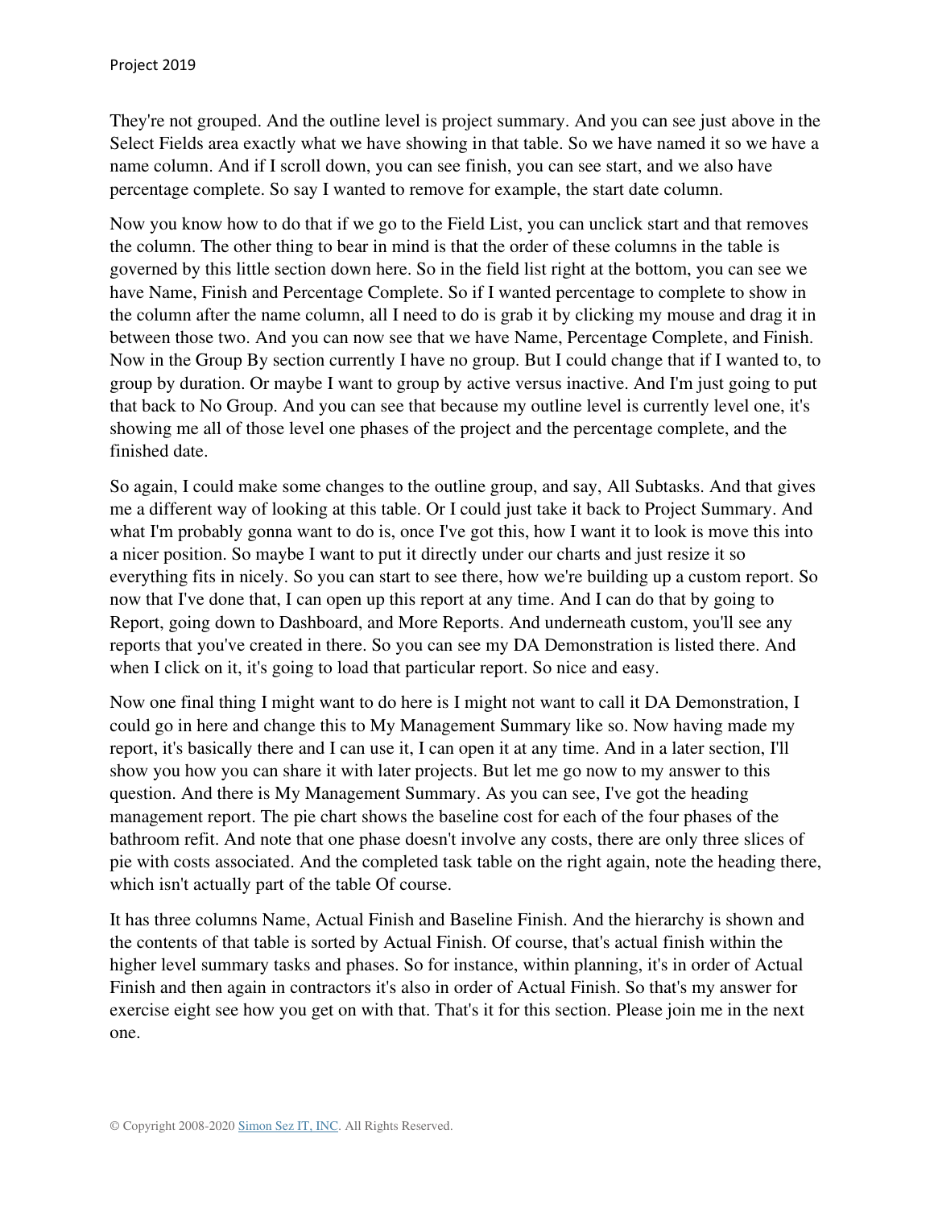They're not grouped. And the outline level is project summary. And you can see just above in the Select Fields area exactly what we have showing in that table. So we have named it so we have a name column. And if I scroll down, you can see finish, you can see start, and we also have percentage complete. So say I wanted to remove for example, the start date column.

Now you know how to do that if we go to the Field List, you can unclick start and that removes the column. The other thing to bear in mind is that the order of these columns in the table is governed by this little section down here. So in the field list right at the bottom, you can see we have Name, Finish and Percentage Complete. So if I wanted percentage to complete to show in the column after the name column, all I need to do is grab it by clicking my mouse and drag it in between those two. And you can now see that we have Name, Percentage Complete, and Finish. Now in the Group By section currently I have no group. But I could change that if I wanted to, to group by duration. Or maybe I want to group by active versus inactive. And I'm just going to put that back to No Group. And you can see that because my outline level is currently level one, it's showing me all of those level one phases of the project and the percentage complete, and the finished date.

So again, I could make some changes to the outline group, and say, All Subtasks. And that gives me a different way of looking at this table. Or I could just take it back to Project Summary. And what I'm probably gonna want to do is, once I've got this, how I want it to look is move this into a nicer position. So maybe I want to put it directly under our charts and just resize it so everything fits in nicely. So you can start to see there, how we're building up a custom report. So now that I've done that, I can open up this report at any time. And I can do that by going to Report, going down to Dashboard, and More Reports. And underneath custom, you'll see any reports that you've created in there. So you can see my DA Demonstration is listed there. And when I click on it, it's going to load that particular report. So nice and easy.

Now one final thing I might want to do here is I might not want to call it DA Demonstration, I could go in here and change this to My Management Summary like so. Now having made my report, it's basically there and I can use it, I can open it at any time. And in a later section, I'll show you how you can share it with later projects. But let me go now to my answer to this question. And there is My Management Summary. As you can see, I've got the heading management report. The pie chart shows the baseline cost for each of the four phases of the bathroom refit. And note that one phase doesn't involve any costs, there are only three slices of pie with costs associated. And the completed task table on the right again, note the heading there, which isn't actually part of the table Of course.

It has three columns Name, Actual Finish and Baseline Finish. And the hierarchy is shown and the contents of that table is sorted by Actual Finish. Of course, that's actual finish within the higher level summary tasks and phases. So for instance, within planning, it's in order of Actual Finish and then again in contractors it's also in order of Actual Finish. So that's my answer for exercise eight see how you get on with that. That's it for this section. Please join me in the next one.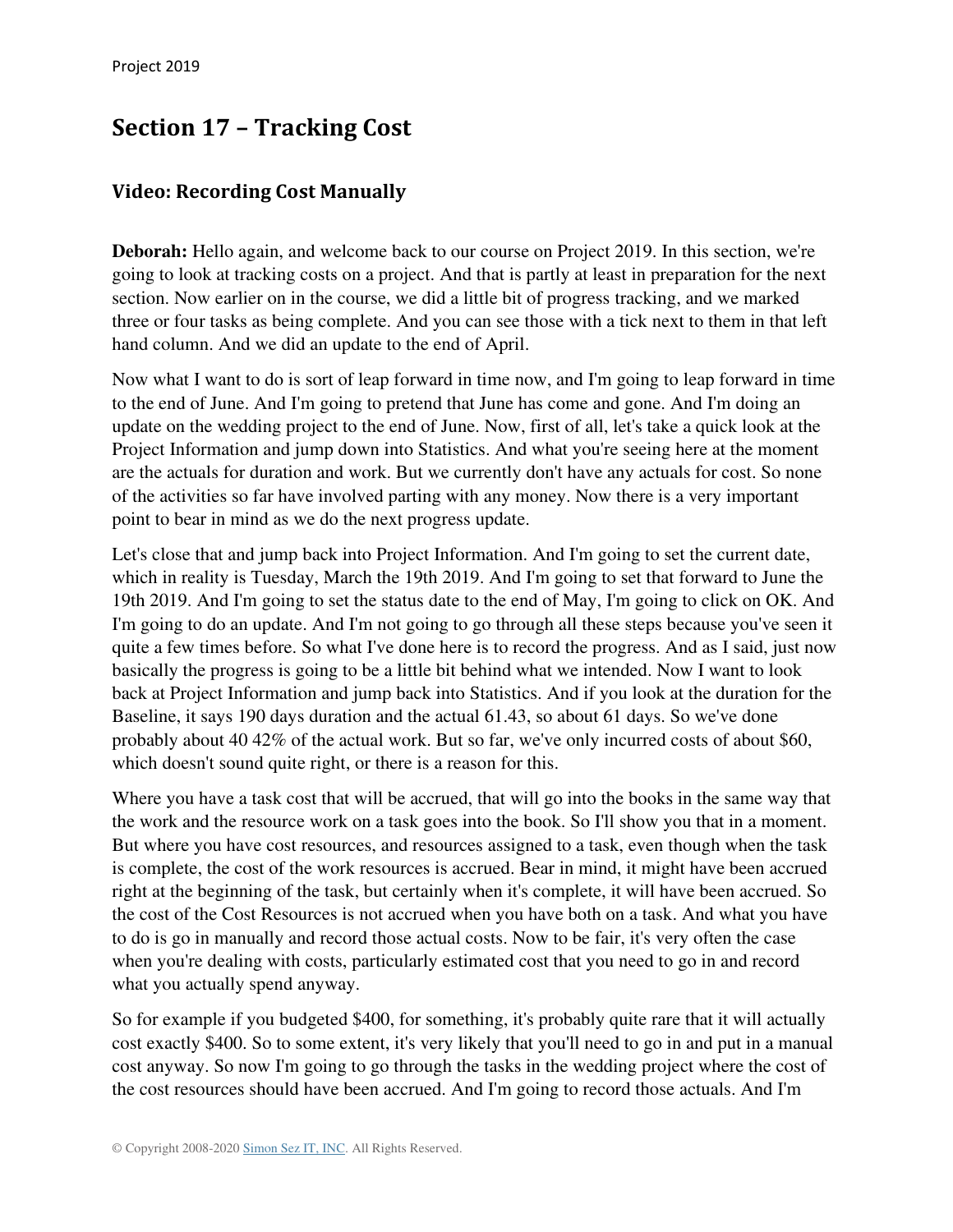## Section 17 – Tracking Cost

### Video: Recording Cost Manually

**Deborah:** Hello again, and welcome back to our course on Project 2019. In this section, we're going to look at tracking costs on a project. And that is partly at least in preparation for the next section. Now earlier on in the course, we did a little bit of progress tracking, and we marked three or four tasks as being complete. And you can see those with a tick next to them in that left hand column. And we did an update to the end of April.

Now what I want to do is sort of leap forward in time now, and I'm going to leap forward in time to the end of June. And I'm going to pretend that June has come and gone. And I'm doing an update on the wedding project to the end of June. Now, first of all, let's take a quick look at the Project Information and jump down into Statistics. And what you're seeing here at the moment are the actuals for duration and work. But we currently don't have any actuals for cost. So none of the activities so far have involved parting with any money. Now there is a very important point to bear in mind as we do the next progress update.

Let's close that and jump back into Project Information. And I'm going to set the current date, which in reality is Tuesday, March the 19th 2019. And I'm going to set that forward to June the 19th 2019. And I'm going to set the status date to the end of May, I'm going to click on OK. And I'm going to do an update. And I'm not going to go through all these steps because you've seen it quite a few times before. So what I've done here is to record the progress. And as I said, just now basically the progress is going to be a little bit behind what we intended. Now I want to look back at Project Information and jump back into Statistics. And if you look at the duration for the Baseline, it says 190 days duration and the actual 61.43, so about 61 days. So we've done probably about 40 42% of the actual work. But so far, we've only incurred costs of about $60, which doesn't sound quite right, or there is a reason for this.

Where you have a task cost that will be accrued, that will go into the books in the same way that the work and the resource work on a task goes into the book. So I'll show you that in a moment. But where you have cost resources, and resources assigned to a task, even though when the task is complete, the cost of the work resources is accrued. Bear in mind, it might have been accrued right at the beginning of the task, but certainly when it's complete, it will have been accrued. So the cost of the Cost Resources is not accrued when you have both on a task. And what you have to do is go in manually and record those actual costs. Now to be fair, it's very often the case when you're dealing with costs, particularly estimated cost that you need to go in and record what you actually spend anyway.

So for example if you budgeted $400, for something, it's probably quite rare that it will actually cost exactly $400. So to some extent, it's very likely that you'll need to go in and put in a manual cost anyway. So now I'm going to go through the tasks in the wedding project where the cost of the cost resources should have been accrued. And I'm going to record those actuals. And I'm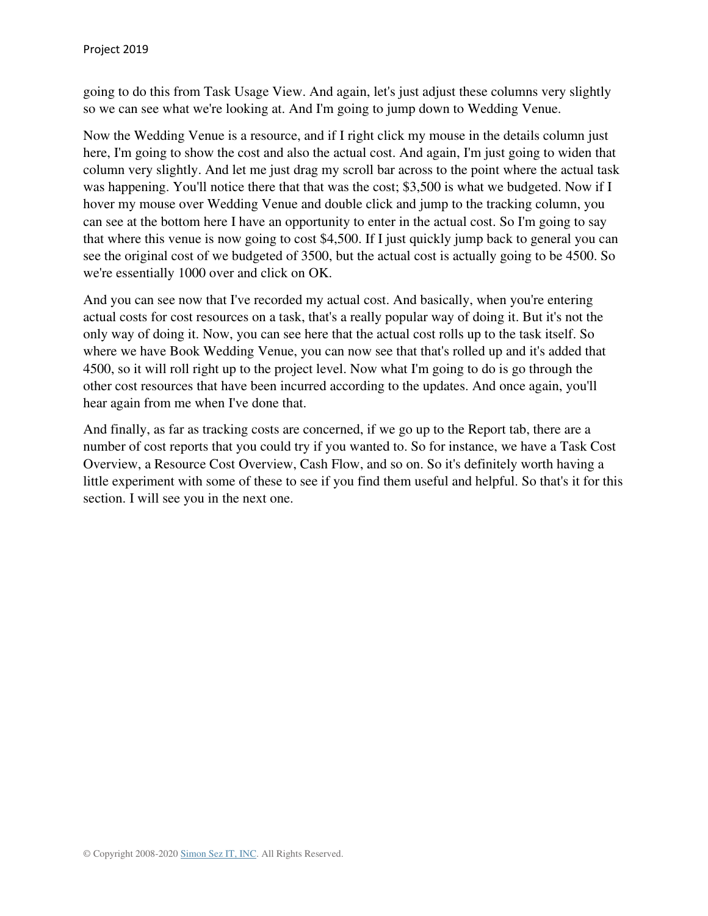going to do this from Task Usage View. And again, let's just adjust these columns very slightly so we can see what we're looking at. And I'm going to jump down to Wedding Venue.

Now the Wedding Venue is a resource, and if I right click my mouse in the details column just here, I'm going to show the cost and also the actual cost. And again, I'm just going to widen that column very slightly. And let me just drag my scroll bar across to the point where the actual task was happening. You'll notice there that that was the cost; $3,500 is what we budgeted. Now if I hover my mouse over Wedding Venue and double click and jump to the tracking column, you can see at the bottom here I have an opportunity to enter in the actual cost. So I'm going to say that where this venue is now going to cost $4,500. If I just quickly jump back to general you can see the original cost of we budgeted of 3500, but the actual cost is actually going to be 4500. So we're essentially 1000 over and click on OK.

And you can see now that I've recorded my actual cost. And basically, when you're entering actual costs for cost resources on a task, that's a really popular way of doing it. But it's not the only way of doing it. Now, you can see here that the actual cost rolls up to the task itself. So where we have Book Wedding Venue, you can now see that that's rolled up and it's added that 4500, so it will roll right up to the project level. Now what I'm going to do is go through the other cost resources that have been incurred according to the updates. And once again, you'll hear again from me when I've done that.

And finally, as far as tracking costs are concerned, if we go up to the Report tab, there are a number of cost reports that you could try if you wanted to. So for instance, we have a Task Cost Overview, a Resource Cost Overview, Cash Flow, and so on. So it's definitely worth having a little experiment with some of these to see if you find them useful and helpful. So that's it for this section. I will see you in the next one.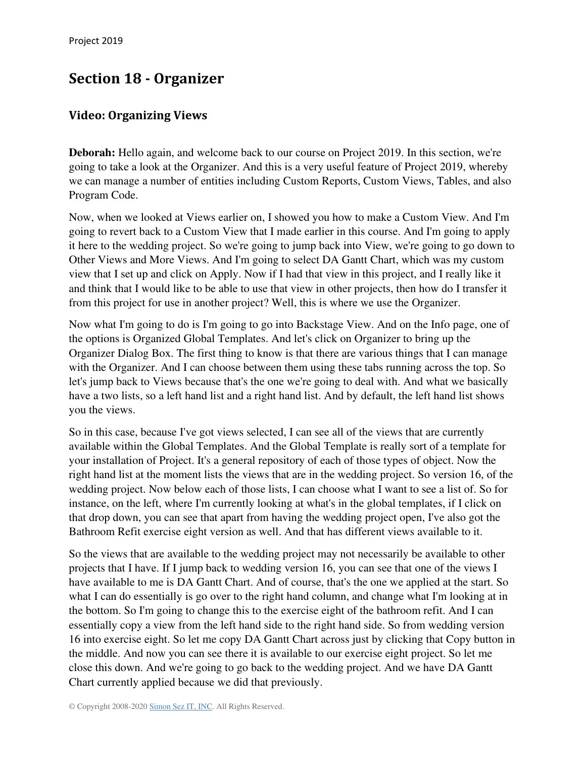## Section 18 - Organizer

### Video: Organizing Views

**Deborah:** Hello again, and welcome back to our course on Project 2019. In this section, we're going to take a look at the Organizer. And this is a very useful feature of Project 2019, whereby we can manage a number of entities including Custom Reports, Custom Views, Tables, and also Program Code.

Now, when we looked at Views earlier on, I showed you how to make a Custom View. And I'm going to revert back to a Custom View that I made earlier in this course. And I'm going to apply it here to the wedding project. So we're going to jump back into View, we're going to go down to Other Views and More Views. And I'm going to select DA Gantt Chart, which was my custom view that I set up and click on Apply. Now if I had that view in this project, and I really like it and think that I would like to be able to use that view in other projects, then how do I transfer it from this project for use in another project? Well, this is where we use the Organizer.

Now what I'm going to do is I'm going to go into Backstage View. And on the Info page, one of the options is Organized Global Templates. And let's click on Organizer to bring up the Organizer Dialog Box. The first thing to know is that there are various things that I can manage with the Organizer. And I can choose between them using these tabs running across the top. So let's jump back to Views because that's the one we're going to deal with. And what we basically have a two lists, so a left hand list and a right hand list. And by default, the left hand list shows you the views.

So in this case, because I've got views selected, I can see all of the views that are currently available within the Global Templates. And the Global Template is really sort of a template for your installation of Project. It's a general repository of each of those types of object. Now the right hand list at the moment lists the views that are in the wedding project. So version 16, of the wedding project. Now below each of those lists, I can choose what I want to see a list of. So for instance, on the left, where I'm currently looking at what's in the global templates, if I click on that drop down, you can see that apart from having the wedding project open, I've also got the Bathroom Refit exercise eight version as well. And that has different views available to it.

So the views that are available to the wedding project may not necessarily be available to other projects that I have. If I jump back to wedding version 16, you can see that one of the views I have available to me is DA Gantt Chart. And of course, that's the one we applied at the start. So what I can do essentially is go over to the right hand column, and change what I'm looking at in the bottom. So I'm going to change this to the exercise eight of the bathroom refit. And I can essentially copy a view from the left hand side to the right hand side. So from wedding version 16 into exercise eight. So let me copy DA Gantt Chart across just by clicking that Copy button in the middle. And now you can see there it is available to our exercise eight project. So let me close this down. And we're going to go back to the wedding project. And we have DA Gantt Chart currently applied because we did that previously.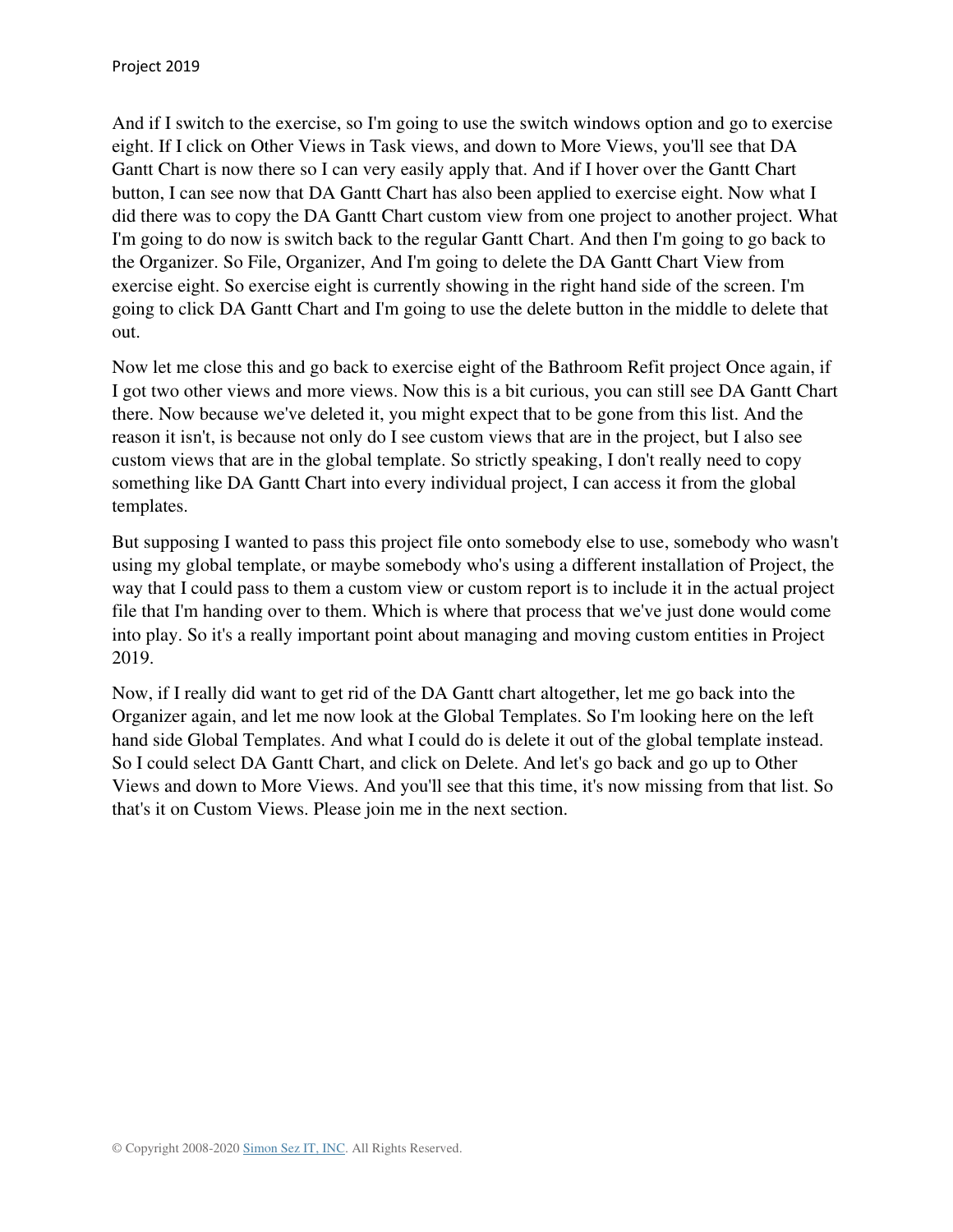And if I switch to the exercise, so I'm going to use the switch windows option and go to exercise eight. If I click on Other Views in Task views, and down to More Views, you'll see that DA Gantt Chart is now there so I can very easily apply that. And if I hover over the Gantt Chart button, I can see now that DA Gantt Chart has also been applied to exercise eight. Now what I did there was to copy the DA Gantt Chart custom view from one project to another project. What I'm going to do now is switch back to the regular Gantt Chart. And then I'm going to go back to the Organizer. So File, Organizer, And I'm going to delete the DA Gantt Chart View from exercise eight. So exercise eight is currently showing in the right hand side of the screen. I'm going to click DA Gantt Chart and I'm going to use the delete button in the middle to delete that out.

Now let me close this and go back to exercise eight of the Bathroom Refit project Once again, if I got two other views and more views. Now this is a bit curious, you can still see DA Gantt Chart there. Now because we've deleted it, you might expect that to be gone from this list. And the reason it isn't, is because not only do I see custom views that are in the project, but I also see custom views that are in the global template. So strictly speaking, I don't really need to copy something like DA Gantt Chart into every individual project, I can access it from the global templates.

But supposing I wanted to pass this project file onto somebody else to use, somebody who wasn't using my global template, or maybe somebody who's using a different installation of Project, the way that I could pass to them a custom view or custom report is to include it in the actual project file that I'm handing over to them. Which is where that process that we've just done would come into play. So it's a really important point about managing and moving custom entities in Project 2019.

Now, if I really did want to get rid of the DA Gantt chart altogether, let me go back into the Organizer again, and let me now look at the Global Templates. So I'm looking here on the left hand side Global Templates. And what I could do is delete it out of the global template instead. So I could select DA Gantt Chart, and click on Delete. And let's go back and go up to Other Views and down to More Views. And you'll see that this time, it's now missing from that list. So that's it on Custom Views. Please join me in the next section.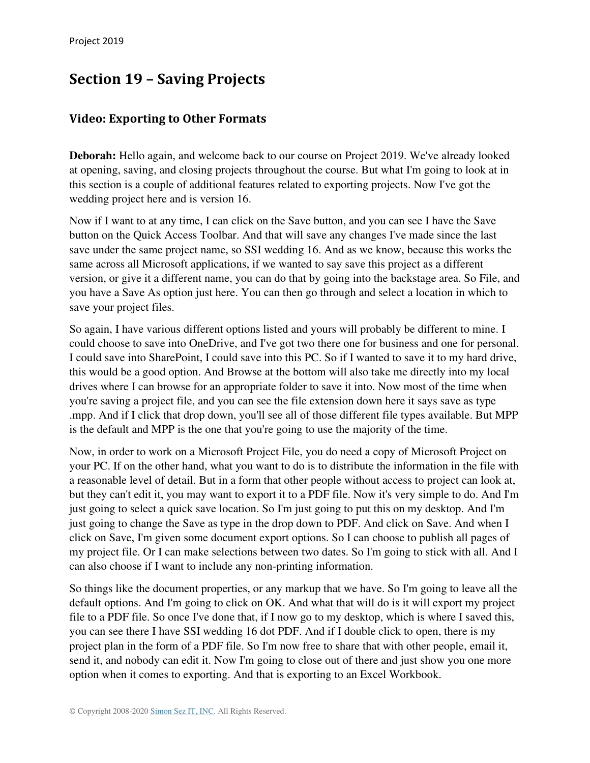# Section 19 – Saving Projects

## Video: Exporting to Other Formats

**Deborah:** Hello again, and welcome back to our course on Project 2019. We've already looked at opening, saving, and closing projects throughout the course. But what I'm going to look at in this section is a couple of additional features related to exporting projects. Now I've got the wedding project here and is version 16.

Now if I want to at any time, I can click on the Save button, and you can see I have the Save button on the Quick Access Toolbar. And that will save any changes I've made since the last save under the same project name, so SSI wedding 16. And as we know, because this works the same across all Microsoft applications, if we wanted to say save this project as a different version, or give it a different name, you can do that by going into the backstage area. So File, and you have a Save As option just here. You can then go through and select a location in which to save your project files.

So again, I have various different options listed and yours will probably be different to mine. I could choose to save into OneDrive, and I've got two there one for business and one for personal. I could save into SharePoint, I could save into this PC. So if I wanted to save it to my hard drive, this would be a good option. And Browse at the bottom will also take me directly into my local drives where I can browse for an appropriate folder to save it into. Now most of the time when you're saving a project file, and you can see the file extension down here it says save as type .mpp. And if I click that drop down, you'll see all of those different file types available. But MPP is the default and MPP is the one that you're going to use the majority of the time.

Now, in order to work on a Microsoft Project File, you do need a copy of Microsoft Project on your PC. If on the other hand, what you want to do is to distribute the information in the file with a reasonable level of detail. But in a form that other people without access to project can look at, but they can't edit it, you may want to export it to a PDF file. Now it's very simple to do. And I'm just going to select a quick save location. So I'm just going to put this on my desktop. And I'm just going to change the Save as type in the drop down to PDF. And click on Save. And when I click on Save, I'm given some document export options. So I can choose to publish all pages of my project file. Or I can make selections between two dates. So I'm going to stick with all. And I can also choose if I want to include any non-printing information.

So things like the document properties, or any markup that we have. So I'm going to leave all the default options. And I'm going to click on OK. And what that will do is it will export my project file to a PDF file. So once I've done that, if I now go to my desktop, which is where I saved this, you can see there I have SSI wedding 16 dot PDF. And if I double click to open, there is my project plan in the form of a PDF file. So I'm now free to share that with other people, email it, send it, and nobody can edit it. Now I'm going to close out of there and just show you one more option when it comes to exporting. And that is exporting to an Excel Workbook.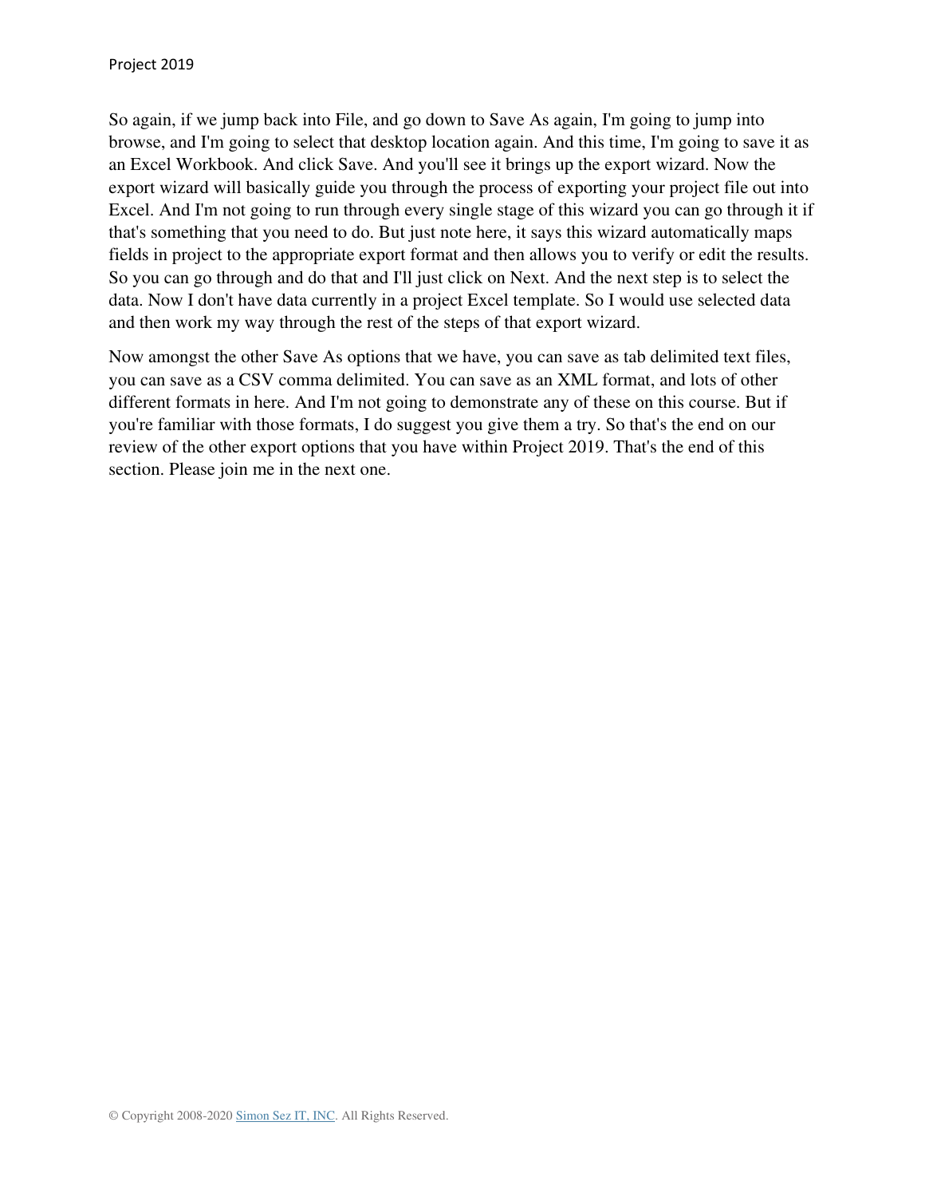So again, if we jump back into File, and go down to Save As again, I'm going to jump into browse, and I'm going to select that desktop location again. And this time, I'm going to save it as an Excel Workbook. And click Save. And you'll see it brings up the export wizard. Now the export wizard will basically guide you through the process of exporting your project file out into Excel. And I'm not going to run through every single stage of this wizard you can go through it if that's something that you need to do. But just note here, it says this wizard automatically maps fields in project to the appropriate export format and then allows you to verify or edit the results. So you can go through and do that and I'll just click on Next. And the next step is to select the data. Now I don't have data currently in a project Excel template. So I would use selected data and then work my way through the rest of the steps of that export wizard.

Now amongst the other Save As options that we have, you can save as tab delimited text files, you can save as a CSV comma delimited. You can save as an XML format, and lots of other different formats in here. And I'm not going to demonstrate any of these on this course. But if you're familiar with those formats, I do suggest you give them a try. So that's the end on our review of the other export options that you have within Project 2019. That's the end of this section. Please join me in the next one.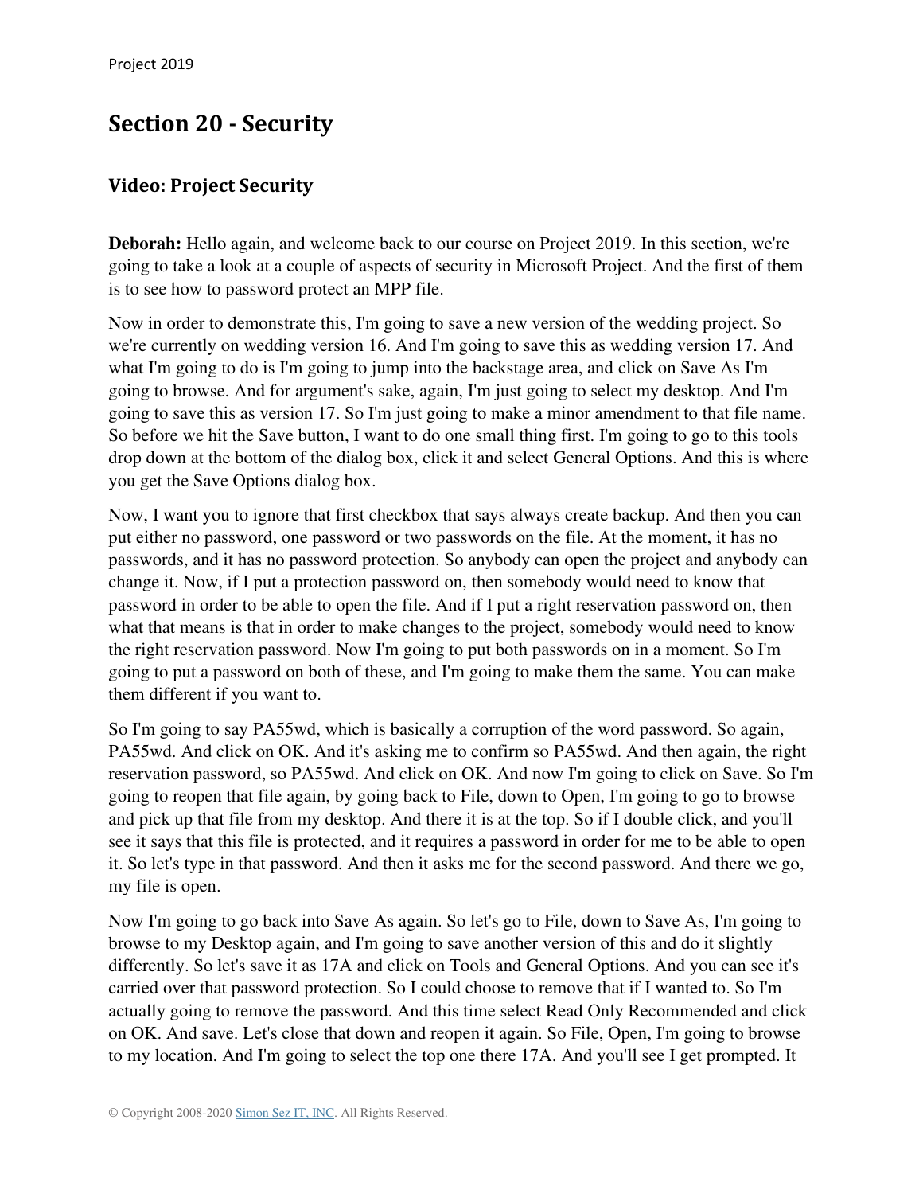## Section 20 - Security

### Video: Project Security

**Deborah:** Hello again, and welcome back to our course on Project 2019. In this section, we're going to take a look at a couple of aspects of security in Microsoft Project. And the first of them is to see how to password protect an MPP file.

Now in order to demonstrate this, I'm going to save a new version of the wedding project. So we're currently on wedding version 16. And I'm going to save this as wedding version 17. And what I'm going to do is I'm going to jump into the backstage area, and click on Save As I'm going to browse. And for argument's sake, again, I'm just going to select my desktop. And I'm going to save this as version 17. So I'm just going to make a minor amendment to that file name. So before we hit the Save button, I want to do one small thing first. I'm going to go to this tools drop down at the bottom of the dialog box, click it and select General Options. And this is where you get the Save Options dialog box.

Now, I want you to ignore that first checkbox that says always create backup. And then you can put either no password, one password or two passwords on the file. At the moment, it has no passwords, and it has no password protection. So anybody can open the project and anybody can change it. Now, if I put a protection password on, then somebody would need to know that password in order to be able to open the file. And if I put a right reservation password on, then what that means is that in order to make changes to the project, somebody would need to know the right reservation password. Now I'm going to put both passwords on in a moment. So I'm going to put a password on both of these, and I'm going to make them the same. You can make them different if you want to.

So I'm going to say PA55wd, which is basically a corruption of the word password. So again, PA55wd. And click on OK. And it's asking me to confirm so PA55wd. And then again, the right reservation password, so PA55wd. And click on OK. And now I'm going to click on Save. So I'm going to reopen that file again, by going back to File, down to Open, I'm going to go to browse and pick up that file from my desktop. And there it is at the top. So if I double click, and you'll see it says that this file is protected, and it requires a password in order for me to be able to open it. So let's type in that password. And then it asks me for the second password. And there we go, my file is open.

Now I'm going to go back into Save As again. So let's go to File, down to Save As, I'm going to browse to my Desktop again, and I'm going to save another version of this and do it slightly differently. So let's save it as 17A and click on Tools and General Options. And you can see it's carried over that password protection. So I could choose to remove that if I wanted to. So I'm actually going to remove the password. And this time select Read Only Recommended and click on OK. And save. Let's close that down and reopen it again. So File, Open, I'm going to browse to my location. And I'm going to select the top one there 17A. And you'll see I get prompted. It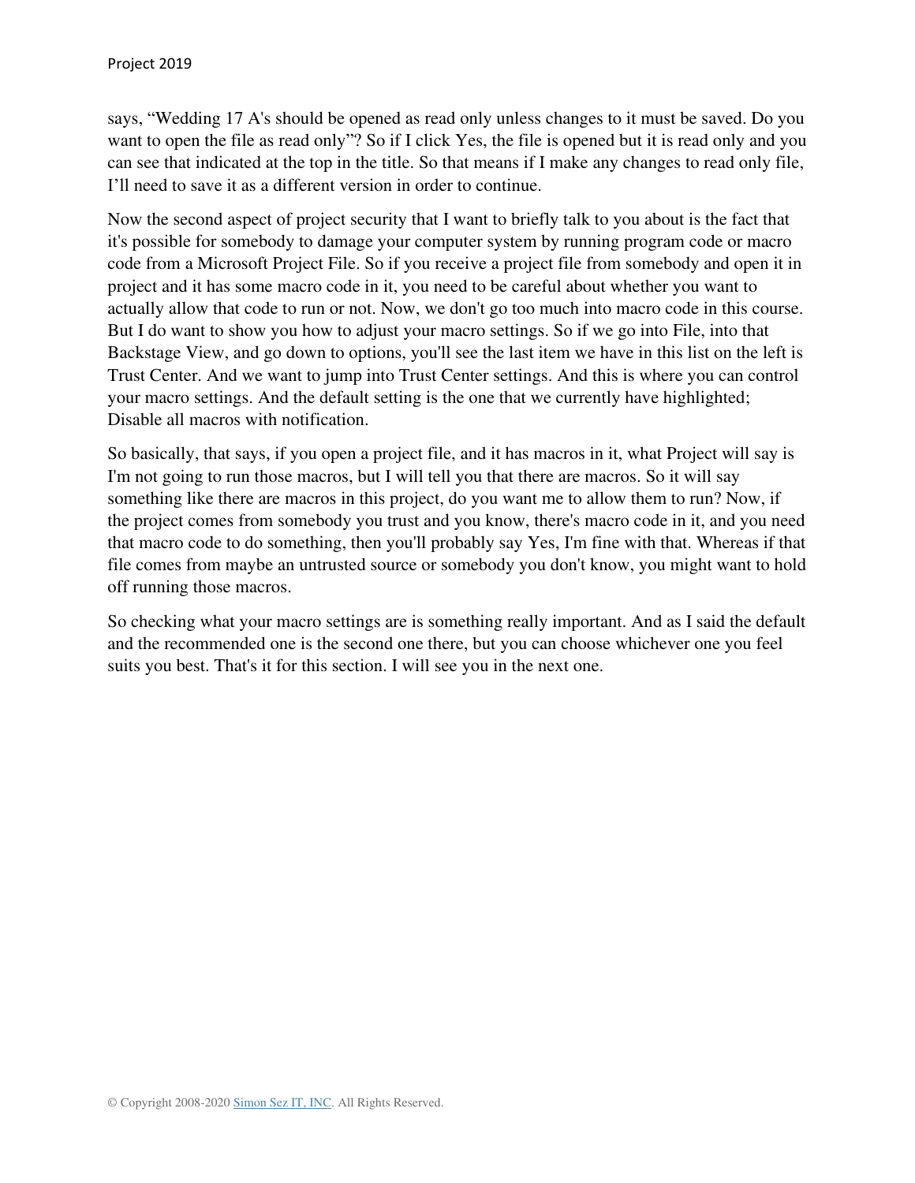says, “Wedding 17 A's should be opened as read only unless changes to it must be saved. Do you want to open the file as read only”? So if I click Yes, the file is opened but it is read only and you can see that indicated at the top in the title. So that means if I make any changes to read only file, I’ll need to save it as a different version in order to continue.

Now the second aspect of project security that I want to briefly talk to you about is the fact that it's possible for somebody to damage your computer system by running program code or macro code from a Microsoft Project File. So if you receive a project file from somebody and open it in project and it has some macro code in it, you need to be careful about whether you want to actually allow that code to run or not. Now, we don't go too much into macro code in this course. But I do want to show you how to adjust your macro settings. So if we go into File, into that Backstage View, and go down to options, you'll see the last item we have in this list on the left is Trust Center. And we want to jump into Trust Center settings. And this is where you can control your macro settings. And the default setting is the one that we currently have highlighted; Disable all macros with notification.

So basically, that says, if you open a project file, and it has macros in it, what Project will say is I'm not going to run those macros, but I will tell you that there are macros. So it will say something like there are macros in this project, do you want me to allow them to run? Now, if the project comes from somebody you trust and you know, there's macro code in it, and you need that macro code to do something, then you'll probably say Yes, I'm fine with that. Whereas if that file comes from maybe an untrusted source or somebody you don't know, you might want to hold off running those macros.

So checking what your macro settings are is something really important. And as I said the default and the recommended one is the second one there, but you can choose whichever one you feel suits you best. That's it for this section. I will see you in the next one.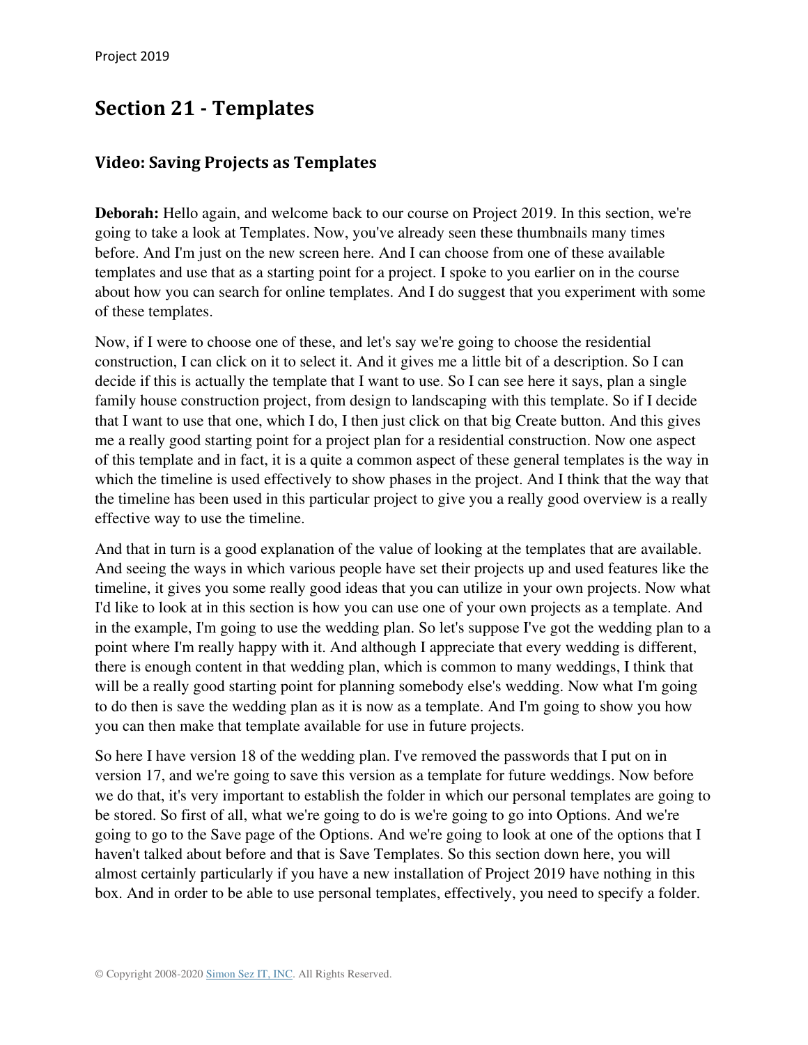## Section 21 - Templates

### Video: Saving Projects as Templates

**Deborah:** Hello again, and welcome back to our course on Project 2019. In this section, we're going to take a look at Templates. Now, you've already seen these thumbnails many times before. And I'm just on the new screen here. And I can choose from one of these available templates and use that as a starting point for a project. I spoke to you earlier on in the course about how you can search for online templates. And I do suggest that you experiment with some of these templates.

Now, if I were to choose one of these, and let's say we're going to choose the residential construction, I can click on it to select it. And it gives me a little bit of a description. So I can decide if this is actually the template that I want to use. So I can see here it says, plan a single family house construction project, from design to landscaping with this template. So if I decide that I want to use that one, which I do, I then just click on that big Create button. And this gives me a really good starting point for a project plan for a residential construction. Now one aspect of this template and in fact, it is a quite a common aspect of these general templates is the way in which the timeline is used effectively to show phases in the project. And I think that the way that the timeline has been used in this particular project to give you a really good overview is a really effective way to use the timeline.

And that in turn is a good explanation of the value of looking at the templates that are available. And seeing the ways in which various people have set their projects up and used features like the timeline, it gives you some really good ideas that you can utilize in your own projects. Now what I'd like to look at in this section is how you can use one of your own projects as a template. And in the example, I'm going to use the wedding plan. So let's suppose I've got the wedding plan to a point where I'm really happy with it. And although I appreciate that every wedding is different, there is enough content in that wedding plan, which is common to many weddings, I think that will be a really good starting point for planning somebody else's wedding. Now what I'm going to do then is save the wedding plan as it is now as a template. And I'm going to show you how you can then make that template available for use in future projects.

So here I have version 18 of the wedding plan. I've removed the passwords that I put on in version 17, and we're going to save this version as a template for future weddings. Now before we do that, it's very important to establish the folder in which our personal templates are going to be stored. So first of all, what we're going to do is we're going to go into Options. And we're going to go to the Save page of the Options. And we're going to look at one of the options that I haven't talked about before and that is Save Templates. So this section down here, you will almost certainly particularly if you have a new installation of Project 2019 have nothing in this box. And in order to be able to use personal templates, effectively, you need to specify a folder.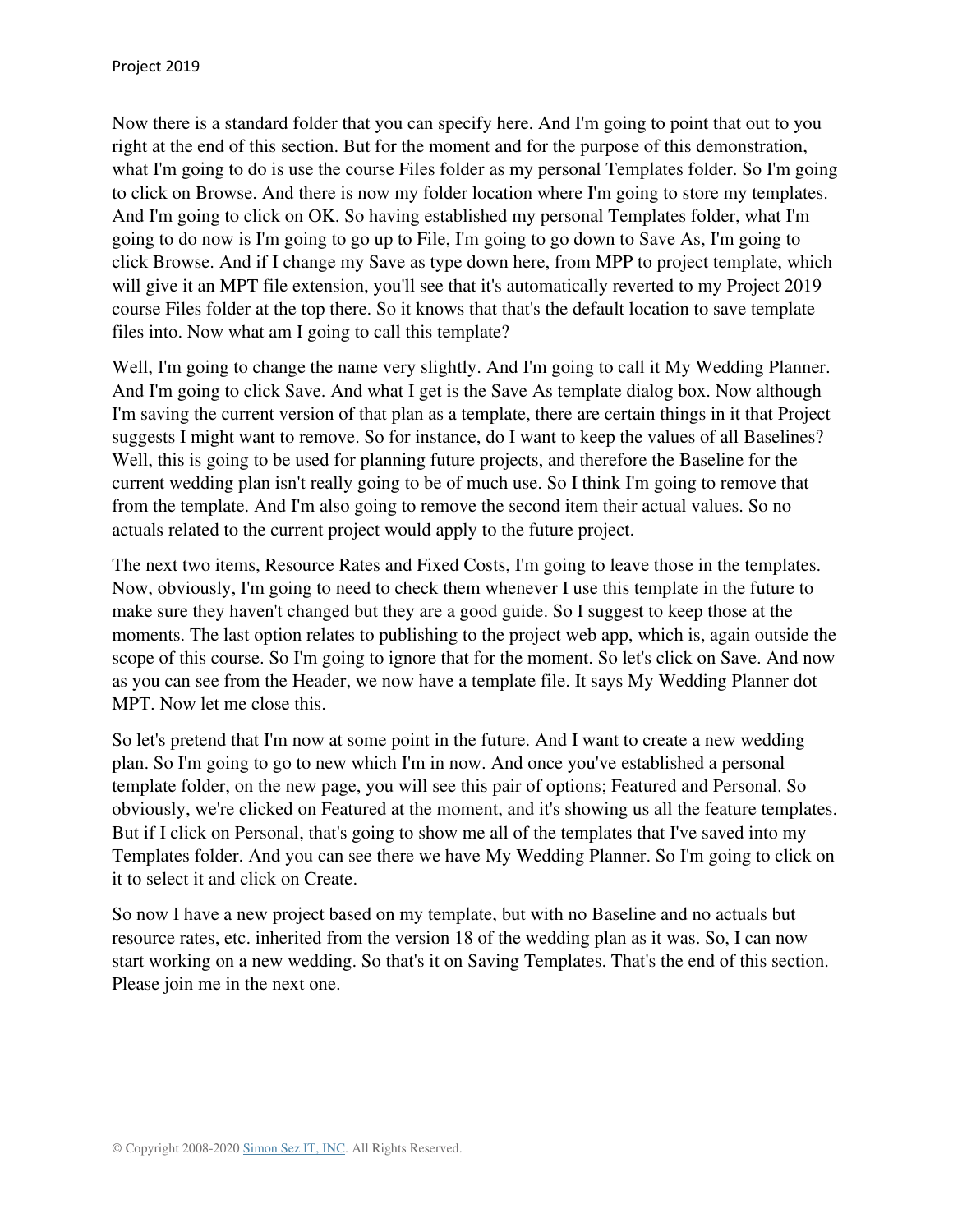Now there is a standard folder that you can specify here. And I'm going to point that out to you right at the end of this section. But for the moment and for the purpose of this demonstration, what I'm going to do is use the course Files folder as my personal Templates folder. So I'm going to click on Browse. And there is now my folder location where I'm going to store my templates. And I'm going to click on OK. So having established my personal Templates folder, what I'm going to do now is I'm going to go up to File, I'm going to go down to Save As, I'm going to click Browse. And if I change my Save as type down here, from MPP to project template, which will give it an MPT file extension, you'll see that it's automatically reverted to my Project 2019 course Files folder at the top there. So it knows that that's the default location to save template files into. Now what am I going to call this template?

Well, I'm going to change the name very slightly. And I'm going to call it My Wedding Planner. And I'm going to click Save. And what I get is the Save As template dialog box. Now although I'm saving the current version of that plan as a template, there are certain things in it that Project suggests I might want to remove. So for instance, do I want to keep the values of all Baselines? Well, this is going to be used for planning future projects, and therefore the Baseline for the current wedding plan isn't really going to be of much use. So I think I'm going to remove that from the template. And I'm also going to remove the second item their actual values. So no actuals related to the current project would apply to the future project.

The next two items, Resource Rates and Fixed Costs, I'm going to leave those in the templates. Now, obviously, I'm going to need to check them whenever I use this template in the future to make sure they haven't changed but they are a good guide. So I suggest to keep those at the moments. The last option relates to publishing to the project web app, which is, again outside the scope of this course. So I'm going to ignore that for the moment. So let's click on Save. And now as you can see from the Header, we now have a template file. It says My Wedding Planner dot MPT. Now let me close this.

So let's pretend that I'm now at some point in the future. And I want to create a new wedding plan. So I'm going to go to new which I'm in now. And once you've established a personal template folder, on the new page, you will see this pair of options; Featured and Personal. So obviously, we're clicked on Featured at the moment, and it's showing us all the feature templates. But if I click on Personal, that's going to show me all of the templates that I've saved into my Templates folder. And you can see there we have My Wedding Planner. So I'm going to click on it to select it and click on Create.

So now I have a new project based on my template, but with no Baseline and no actuals but resource rates, etc. inherited from the version 18 of the wedding plan as it was. So, I can now start working on a new wedding. So that's it on Saving Templates. That's the end of this section. Please join me in the next one.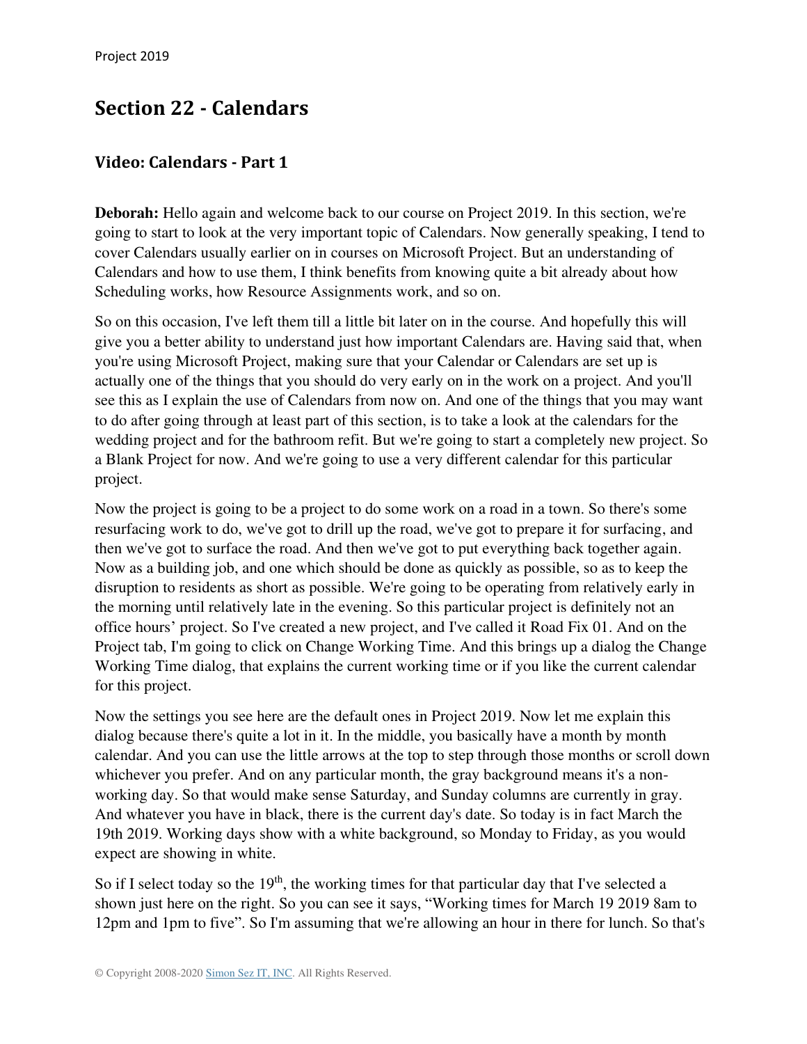# Section 22 - Calendars

## Video: Calendars - Part 1

**Deborah:** Hello again and welcome back to our course on Project 2019. In this section, we're going to start to look at the very important topic of Calendars. Now generally speaking, I tend to cover Calendars usually earlier on in courses on Microsoft Project. But an understanding of Calendars and how to use them, I think benefits from knowing quite a bit already about how Scheduling works, how Resource Assignments work, and so on.

So on this occasion, I've left them till a little bit later on in the course. And hopefully this will give you a better ability to understand just how important Calendars are. Having said that, when you're using Microsoft Project, making sure that your Calendar or Calendars are set up is actually one of the things that you should do very early on in the work on a project. And you'll see this as I explain the use of Calendars from now on. And one of the things that you may want to do after going through at least part of this section, is to take a look at the calendars for the wedding project and for the bathroom refit. But we're going to start a completely new project. So a Blank Project for now. And we're going to use a very different calendar for this particular project.

Now the project is going to be a project to do some work on a road in a town. So there's some resurfacing work to do, we've got to drill up the road, we've got to prepare it for surfacing, and then we've got to surface the road. And then we've got to put everything back together again. Now as a building job, and one which should be done as quickly as possible, so as to keep the disruption to residents as short as possible. We're going to be operating from relatively early in the morning until relatively late in the evening. So this particular project is definitely not an office hours' project. So I've created a new project, and I've called it Road Fix 01. And on the Project tab, I'm going to click on Change Working Time. And this brings up a dialog the Change Working Time dialog, that explains the current working time or if you like the current calendar for this project.

Now the settings you see here are the default ones in Project 2019. Now let me explain this dialog because there's quite a lot in it. In the middle, you basically have a month by month calendar. And you can use the little arrows at the top to step through those months or scroll down whichever you prefer. And on any particular month, the gray background means it's a non-working day. So that would make sense Saturday, and Sunday columns are currently in gray. And whatever you have in black, there is the current day's date. So today is in fact March the 19th 2019. Working days show with a white background, so Monday to Friday, as you would expect are showing in white.

So if I select today so the 19th, the working times for that particular day that I've selected a shown just here on the right. So you can see it says, "Working times for March 19 2019 8am to 12pm and 1pm to five". So I'm assuming that we're allowing an hour in there for lunch. So that's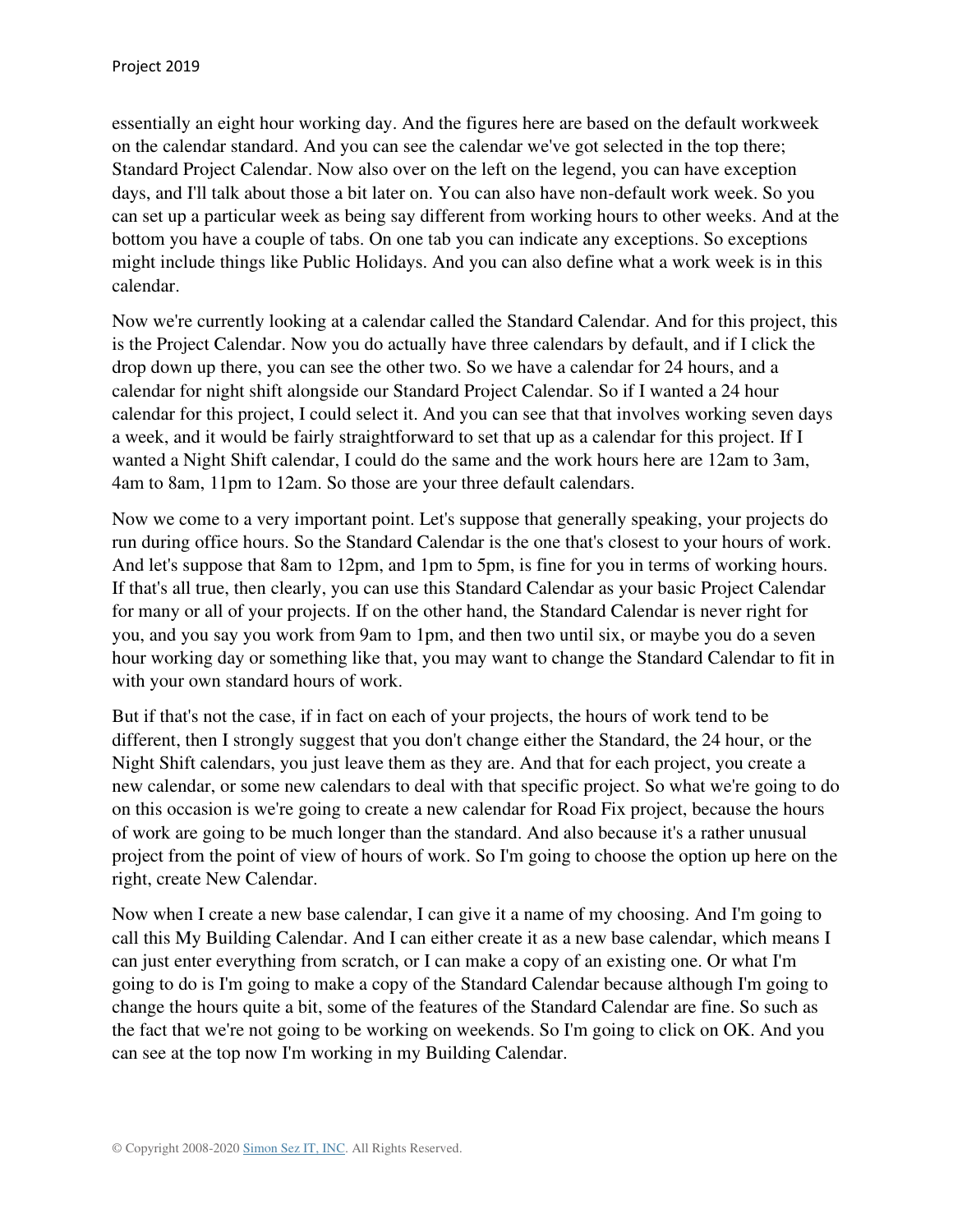essentially an eight hour working day. And the figures here are based on the default workweek on the calendar standard. And you can see the calendar we've got selected in the top there; Standard Project Calendar. Now also over on the left on the legend, you can have exception days, and I'll talk about those a bit later on. You can also have non-default work week. So you can set up a particular week as being say different from working hours to other weeks. And at the bottom you have a couple of tabs. On one tab you can indicate any exceptions. So exceptions might include things like Public Holidays. And you can also define what a work week is in this calendar.

Now we're currently looking at a calendar called the Standard Calendar. And for this project, this is the Project Calendar. Now you do actually have three calendars by default, and if I click the drop down up there, you can see the other two. So we have a calendar for 24 hours, and a calendar for night shift alongside our Standard Project Calendar. So if I wanted a 24 hour calendar for this project, I could select it. And you can see that that involves working seven days a week, and it would be fairly straightforward to set that up as a calendar for this project. If I wanted a Night Shift calendar, I could do the same and the work hours here are 12am to 3am, 4am to 8am, 11pm to 12am. So those are your three default calendars.

Now we come to a very important point. Let's suppose that generally speaking, your projects do run during office hours. So the Standard Calendar is the one that's closest to your hours of work. And let's suppose that 8am to 12pm, and 1pm to 5pm, is fine for you in terms of working hours. If that's all true, then clearly, you can use this Standard Calendar as your basic Project Calendar for many or all of your projects. If on the other hand, the Standard Calendar is never right for you, and you say you work from 9am to 1pm, and then two until six, or maybe you do a seven hour working day or something like that, you may want to change the Standard Calendar to fit in with your own standard hours of work.

But if that's not the case, if in fact on each of your projects, the hours of work tend to be different, then I strongly suggest that you don't change either the Standard, the 24 hour, or the Night Shift calendars, you just leave them as they are. And that for each project, you create a new calendar, or some new calendars to deal with that specific project. So what we're going to do on this occasion is we're going to create a new calendar for Road Fix project, because the hours of work are going to be much longer than the standard. And also because it's a rather unusual project from the point of view of hours of work. So I'm going to choose the option up here on the right, create New Calendar.

Now when I create a new base calendar, I can give it a name of my choosing. And I'm going to call this My Building Calendar. And I can either create it as a new base calendar, which means I can just enter everything from scratch, or I can make a copy of an existing one. Or what I'm going to do is I'm going to make a copy of the Standard Calendar because although I'm going to change the hours quite a bit, some of the features of the Standard Calendar are fine. So such as the fact that we're not going to be working on weekends. So I'm going to click on OK. And you can see at the top now I'm working in my Building Calendar.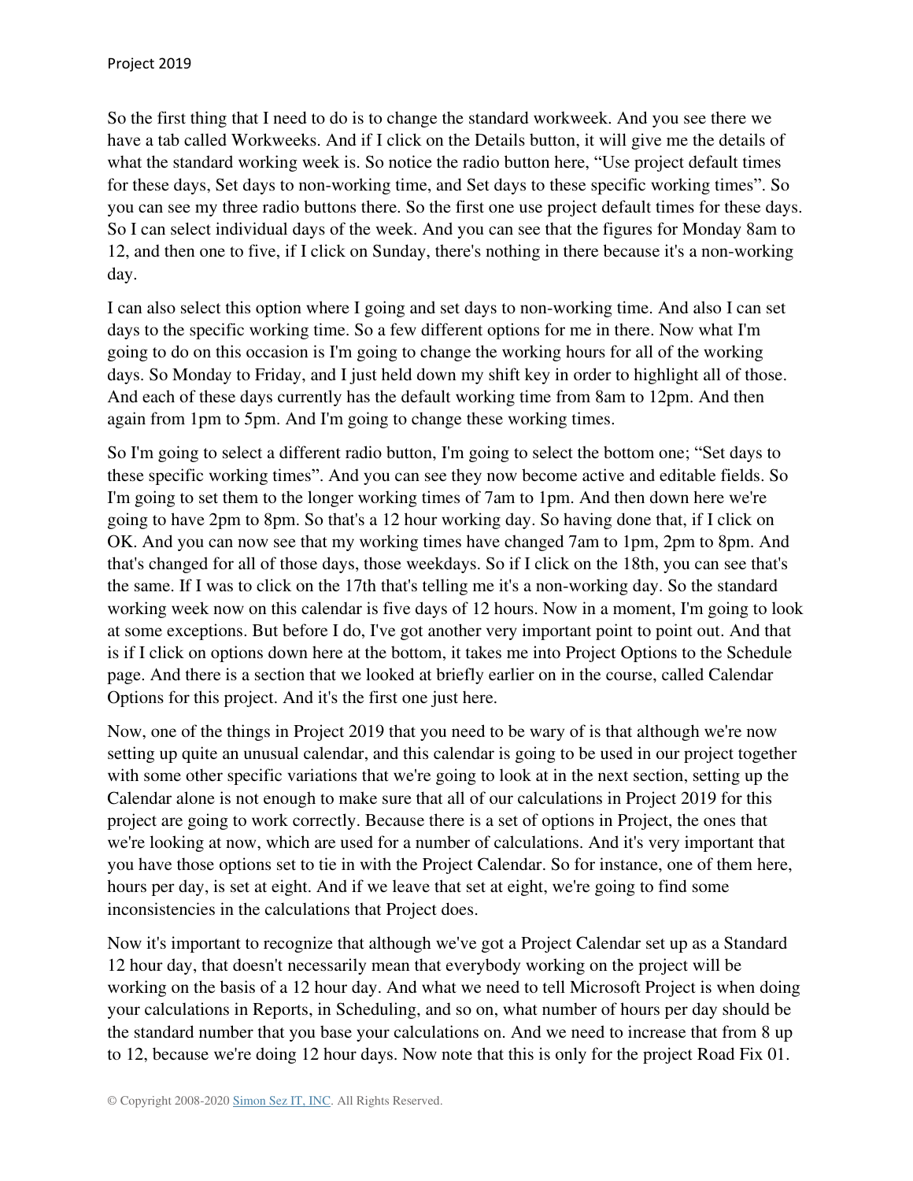So the first thing that I need to do is to change the standard workweek. And you see there we have a tab called Workweeks. And if I click on the Details button, it will give me the details of what the standard working week is. So notice the radio button here, "Use project default times for these days, Set days to non-working time, and Set days to these specific working times". So you can see my three radio buttons there. So the first one use project default times for these days. So I can select individual days of the week. And you can see that the figures for Monday 8am to 12, and then one to five, if I click on Sunday, there's nothing in there because it's a non-working day.

I can also select this option where I going and set days to non-working time. And also I can set days to the specific working time. So a few different options for me in there. Now what I'm going to do on this occasion is I'm going to change the working hours for all of the working days. So Monday to Friday, and I just held down my shift key in order to highlight all of those. And each of these days currently has the default working time from 8am to 12pm. And then again from 1pm to 5pm. And I'm going to change these working times.

So I'm going to select a different radio button, I'm going to select the bottom one; "Set days to these specific working times". And you can see they now become active and editable fields. So I'm going to set them to the longer working times of 7am to 1pm. And then down here we're going to have 2pm to 8pm. So that's a 12 hour working day. So having done that, if I click on OK. And you can now see that my working times have changed 7am to 1pm, 2pm to 8pm. And that's changed for all of those days, those weekdays. So if I click on the 18th, you can see that's the same. If I was to click on the 17th that's telling me it's a non-working day. So the standard working week now on this calendar is five days of 12 hours. Now in a moment, I'm going to look at some exceptions. But before I do, I've got another very important point to point out. And that is if I click on options down here at the bottom, it takes me into Project Options to the Schedule page. And there is a section that we looked at briefly earlier on in the course, called Calendar Options for this project. And it's the first one just here.

Now, one of the things in Project 2019 that you need to be wary of is that although we're now setting up quite an unusual calendar, and this calendar is going to be used in our project together with some other specific variations that we're going to look at in the next section, setting up the Calendar alone is not enough to make sure that all of our calculations in Project 2019 for this project are going to work correctly. Because there is a set of options in Project, the ones that we're looking at now, which are used for a number of calculations. And it's very important that you have those options set to tie in with the Project Calendar. So for instance, one of them here, hours per day, is set at eight. And if we leave that set at eight, we're going to find some inconsistencies in the calculations that Project does.

Now it's important to recognize that although we've got a Project Calendar set up as a Standard 12 hour day, that doesn't necessarily mean that everybody working on the project will be working on the basis of a 12 hour day. And what we need to tell Microsoft Project is when doing your calculations in Reports, in Scheduling, and so on, what number of hours per day should be the standard number that you base your calculations on. And we need to increase that from 8 up to 12, because we're doing 12 hour days. Now note that this is only for the project Road Fix 01.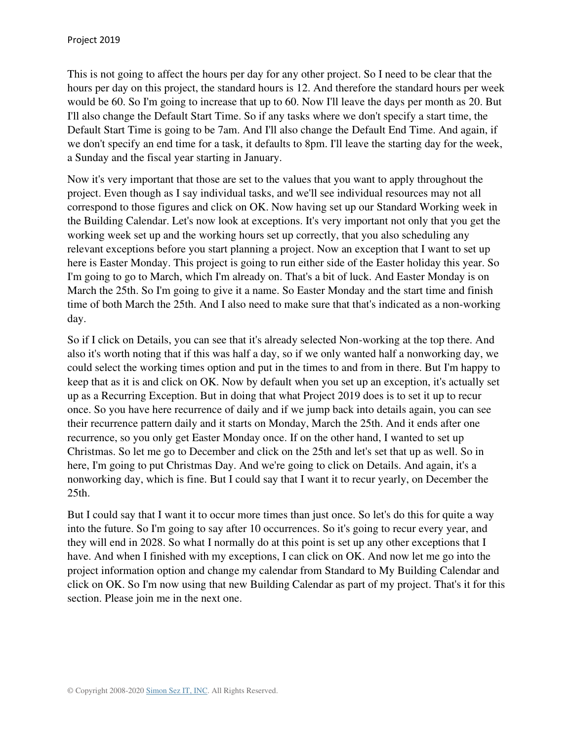This is not going to affect the hours per day for any other project. So I need to be clear that the hours per day on this project, the standard hours is 12. And therefore the standard hours per week would be 60. So I'm going to increase that up to 60. Now I'll leave the days per month as 20. But I'll also change the Default Start Time. So if any tasks where we don't specify a start time, the Default Start Time is going to be 7am. And I'll also change the Default End Time. And again, if we don't specify an end time for a task, it defaults to 8pm. I'll leave the starting day for the week, a Sunday and the fiscal year starting in January.

Now it's very important that those are set to the values that you want to apply throughout the project. Even though as I say individual tasks, and we'll see individual resources may not all correspond to those figures and click on OK. Now having set up our Standard Working week in the Building Calendar. Let's now look at exceptions. It's very important not only that you get the working week set up and the working hours set up correctly, that you also scheduling any relevant exceptions before you start planning a project. Now an exception that I want to set up here is Easter Monday. This project is going to run either side of the Easter holiday this year. So I'm going to go to March, which I'm already on. That's a bit of luck. And Easter Monday is on March the 25th. So I'm going to give it a name. So Easter Monday and the start time and finish time of both March the 25th. And I also need to make sure that that's indicated as a non-working day.

So if I click on Details, you can see that it's already selected Non-working at the top there. And also it's worth noting that if this was half a day, so if we only wanted half a nonworking day, we could select the working times option and put in the times to and from in there. But I'm happy to keep that as it is and click on OK. Now by default when you set up an exception, it's actually set up as a Recurring Exception. But in doing that what Project 2019 does is to set it up to recur once. So you have here recurrence of daily and if we jump back into details again, you can see their recurrence pattern daily and it starts on Monday, March the 25th. And it ends after one recurrence, so you only get Easter Monday once. If on the other hand, I wanted to set up Christmas. So let me go to December and click on the 25th and let's set that up as well. So in here, I'm going to put Christmas Day. And we're going to click on Details. And again, it's a nonworking day, which is fine. But I could say that I want it to recur yearly, on December the 25th.

But I could say that I want it to occur more times than just once. So let's do this for quite a way into the future. So I'm going to say after 10 occurrences. So it's going to recur every year, and they will end in 2028. So what I normally do at this point is set up any other exceptions that I have. And when I finished with my exceptions, I can click on OK. And now let me go into the project information option and change my calendar from Standard to My Building Calendar and click on OK. So I'm now using that new Building Calendar as part of my project. That's it for this section. Please join me in the next one.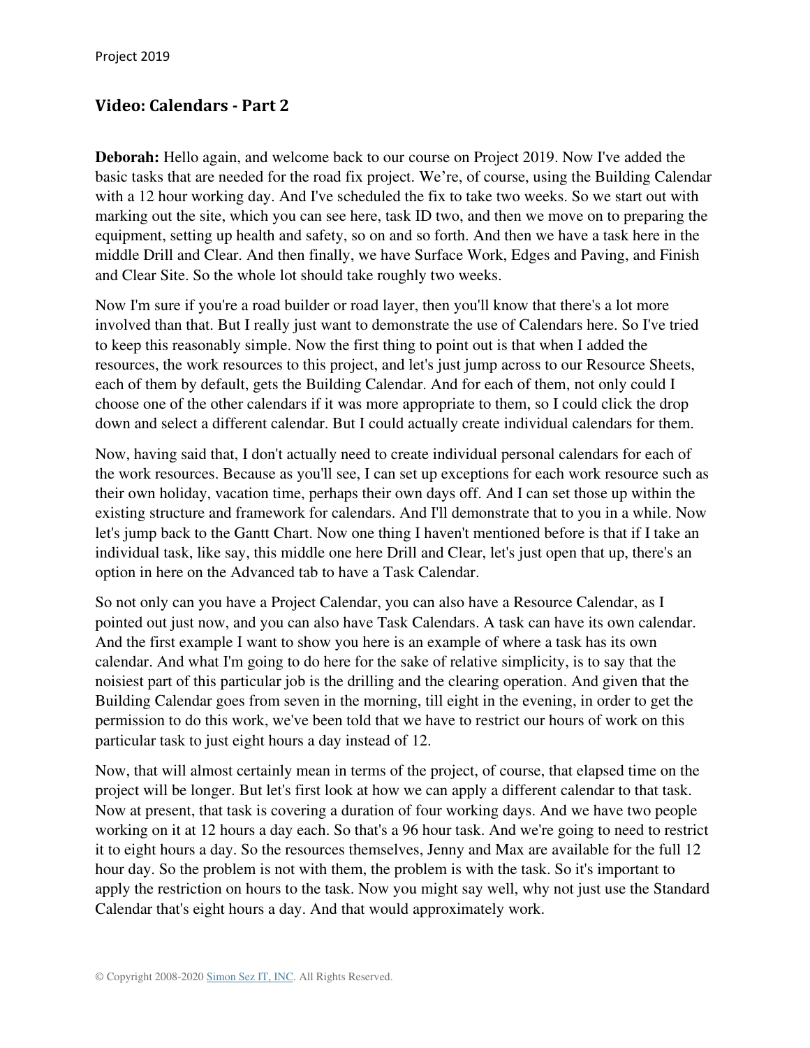## Video: Calendars - Part 2

**Deborah:** Hello again, and welcome back to our course on Project 2019. Now I've added the basic tasks that are needed for the road fix project. We're, of course, using the Building Calendar with a 12 hour working day. And I've scheduled the fix to take two weeks. So we start out with marking out the site, which you can see here, task ID two, and then we move on to preparing the equipment, setting up health and safety, so on and so forth. And then we have a task here in the middle Drill and Clear. And then finally, we have Surface Work, Edges and Paving, and Finish and Clear Site. So the whole lot should take roughly two weeks.

Now I'm sure if you're a road builder or road layer, then you'll know that there's a lot more involved than that. But I really just want to demonstrate the use of Calendars here. So I've tried to keep this reasonably simple. Now the first thing to point out is that when I added the resources, the work resources to this project, and let's just jump across to our Resource Sheets, each of them by default, gets the Building Calendar. And for each of them, not only could I choose one of the other calendars if it was more appropriate to them, so I could click the drop down and select a different calendar. But I could actually create individual calendars for them.

Now, having said that, I don't actually need to create individual personal calendars for each of the work resources. Because as you'll see, I can set up exceptions for each work resource such as their own holiday, vacation time, perhaps their own days off. And I can set those up within the existing structure and framework for calendars. And I'll demonstrate that to you in a while. Now let's jump back to the Gantt Chart. Now one thing I haven't mentioned before is that if I take an individual task, like say, this middle one here Drill and Clear, let's just open that up, there's an option in here on the Advanced tab to have a Task Calendar.

So not only can you have a Project Calendar, you can also have a Resource Calendar, as I pointed out just now, and you can also have Task Calendars. A task can have its own calendar. And the first example I want to show you here is an example of where a task has its own calendar. And what I'm going to do here for the sake of relative simplicity, is to say that the noisiest part of this particular job is the drilling and the clearing operation. And given that the Building Calendar goes from seven in the morning, till eight in the evening, in order to get the permission to do this work, we've been told that we have to restrict our hours of work on this particular task to just eight hours a day instead of 12.

Now, that will almost certainly mean in terms of the project, of course, that elapsed time on the project will be longer. But let's first look at how we can apply a different calendar to that task. Now at present, that task is covering a duration of four working days. And we have two people working on it at 12 hours a day each. So that's a 96 hour task. And we're going to need to restrict it to eight hours a day. So the resources themselves, Jenny and Max are available for the full 12 hour day. So the problem is not with them, the problem is with the task. So it's important to apply the restriction on hours to the task. Now you might say well, why not just use the Standard Calendar that's eight hours a day. And that would approximately work.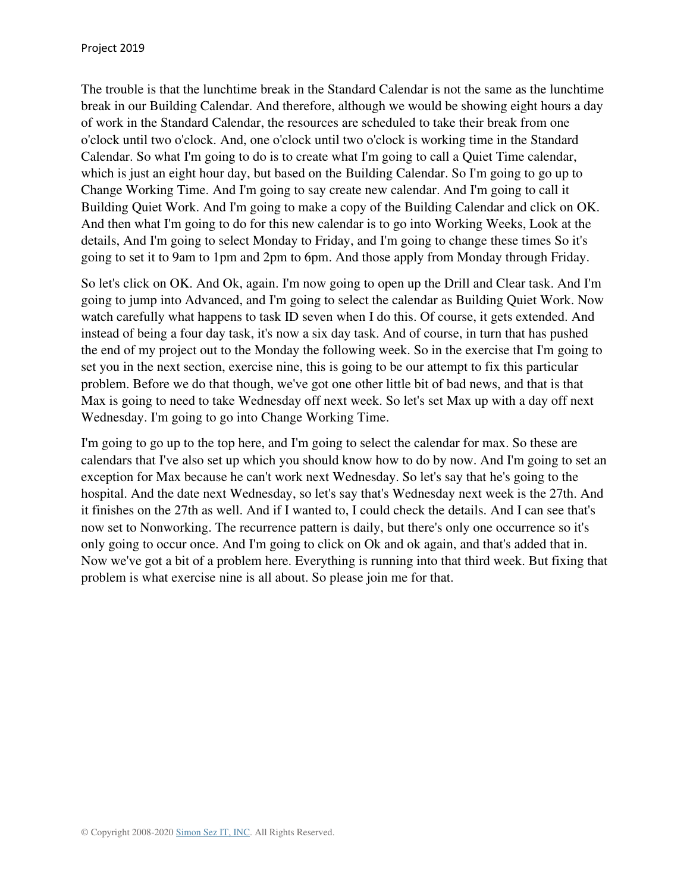The trouble is that the lunchtime break in the Standard Calendar is not the same as the lunchtime break in our Building Calendar. And therefore, although we would be showing eight hours a day of work in the Standard Calendar, the resources are scheduled to take their break from one o'clock until two o'clock. And, one o'clock until two o'clock is working time in the Standard Calendar. So what I'm going to do is to create what I'm going to call a Quiet Time calendar, which is just an eight hour day, but based on the Building Calendar. So I'm going to go up to Change Working Time. And I'm going to say create new calendar. And I'm going to call it Building Quiet Work. And I'm going to make a copy of the Building Calendar and click on OK. And then what I'm going to do for this new calendar is to go into Working Weeks, Look at the details, And I'm going to select Monday to Friday, and I'm going to change these times So it's going to set it to 9am to 1pm and 2pm to 6pm. And those apply from Monday through Friday.

So let's click on OK. And Ok, again. I'm now going to open up the Drill and Clear task. And I'm going to jump into Advanced, and I'm going to select the calendar as Building Quiet Work. Now watch carefully what happens to task ID seven when I do this. Of course, it gets extended. And instead of being a four day task, it's now a six day task. And of course, in turn that has pushed the end of my project out to the Monday the following week. So in the exercise that I'm going to set you in the next section, exercise nine, this is going to be our attempt to fix this particular problem. Before we do that though, we've got one other little bit of bad news, and that is that Max is going to need to take Wednesday off next week. So let's set Max up with a day off next Wednesday. I'm going to go into Change Working Time.

I'm going to go up to the top here, and I'm going to select the calendar for max. So these are calendars that I've also set up which you should know how to do by now. And I'm going to set an exception for Max because he can't work next Wednesday. So let's say that he's going to the hospital. And the date next Wednesday, so let's say that's Wednesday next week is the 27th. And it finishes on the 27th as well. And if I wanted to, I could check the details. And I can see that's now set to Nonworking. The recurrence pattern is daily, but there's only one occurrence so it's only going to occur once. And I'm going to click on Ok and ok again, and that's added that in. Now we've got a bit of a problem here. Everything is running into that third week. But fixing that problem is what exercise nine is all about. So please join me for that.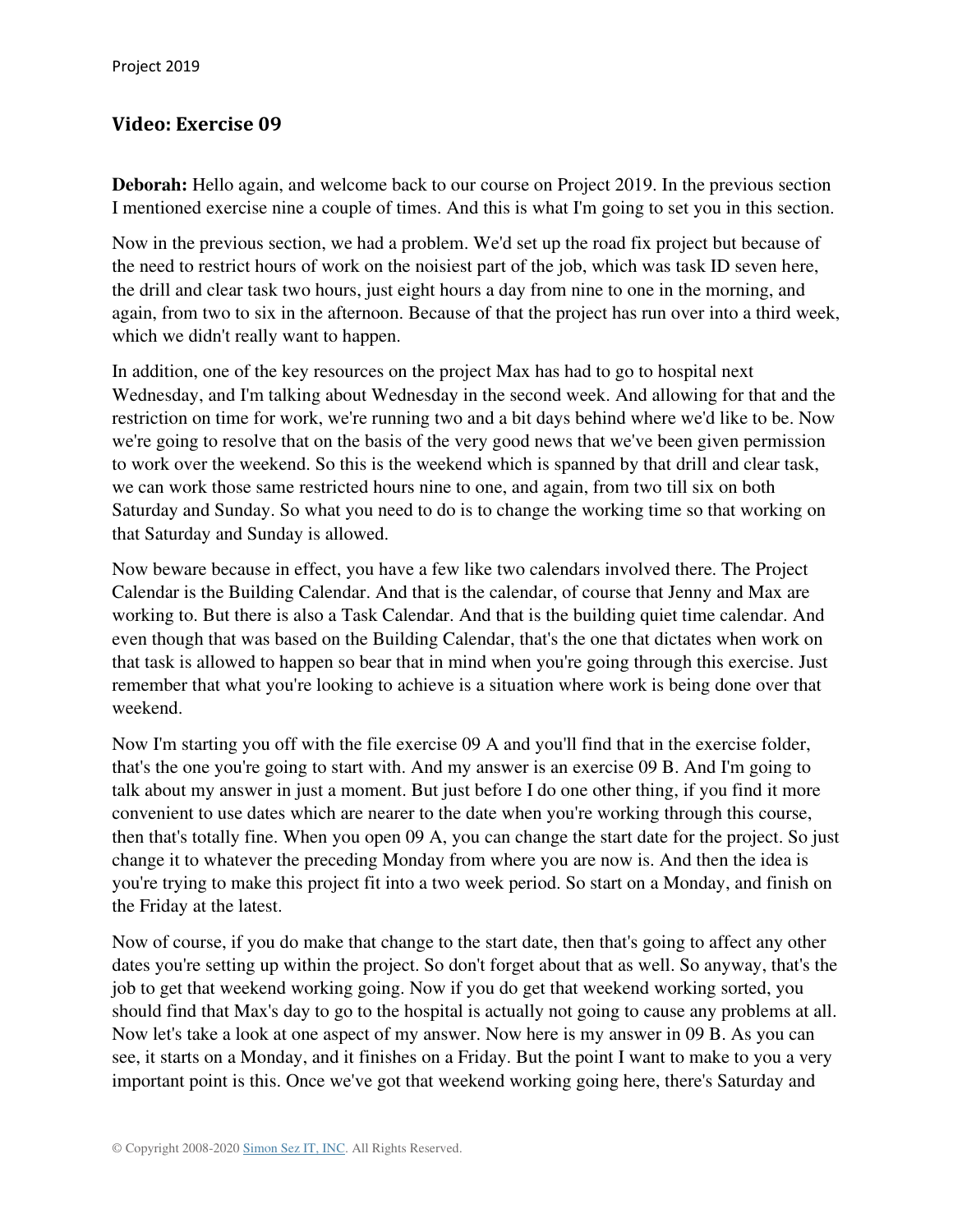## Video: Exercise 09

**Deborah:** Hello again, and welcome back to our course on Project 2019. In the previous section I mentioned exercise nine a couple of times. And this is what I'm going to set you in this section.

Now in the previous section, we had a problem. We'd set up the road fix project but because of the need to restrict hours of work on the noisiest part of the job, which was task ID seven here, the drill and clear task two hours, just eight hours a day from nine to one in the morning, and again, from two to six in the afternoon. Because of that the project has run over into a third week, which we didn't really want to happen.

In addition, one of the key resources on the project Max has had to go to hospital next Wednesday, and I'm talking about Wednesday in the second week. And allowing for that and the restriction on time for work, we're running two and a bit days behind where we'd like to be. Now we're going to resolve that on the basis of the very good news that we've been given permission to work over the weekend. So this is the weekend which is spanned by that drill and clear task, we can work those same restricted hours nine to one, and again, from two till six on both Saturday and Sunday. So what you need to do is to change the working time so that working on that Saturday and Sunday is allowed.

Now beware because in effect, you have a few like two calendars involved there. The Project Calendar is the Building Calendar. And that is the calendar, of course that Jenny and Max are working to. But there is also a Task Calendar. And that is the building quiet time calendar. And even though that was based on the Building Calendar, that's the one that dictates when work on that task is allowed to happen so bear that in mind when you're going through this exercise. Just remember that what you're looking to achieve is a situation where work is being done over that weekend.

Now I'm starting you off with the file exercise 09 A and you'll find that in the exercise folder, that's the one you're going to start with. And my answer is an exercise 09 B. And I'm going to talk about my answer in just a moment. But just before I do one other thing, if you find it more convenient to use dates which are nearer to the date when you're working through this course, then that's totally fine. When you open 09 A, you can change the start date for the project. So just change it to whatever the preceding Monday from where you are now is. And then the idea is you're trying to make this project fit into a two week period. So start on a Monday, and finish on the Friday at the latest.

Now of course, if you do make that change to the start date, then that's going to affect any other dates you're setting up within the project. So don't forget about that as well. So anyway, that's the job to get that weekend working going. Now if you do get that weekend working sorted, you should find that Max's day to go to the hospital is actually not going to cause any problems at all. Now let's take a look at one aspect of my answer. Now here is my answer in 09 B. As you can see, it starts on a Monday, and it finishes on a Friday. But the point I want to make to you a very important point is this. Once we've got that weekend working going here, there's Saturday and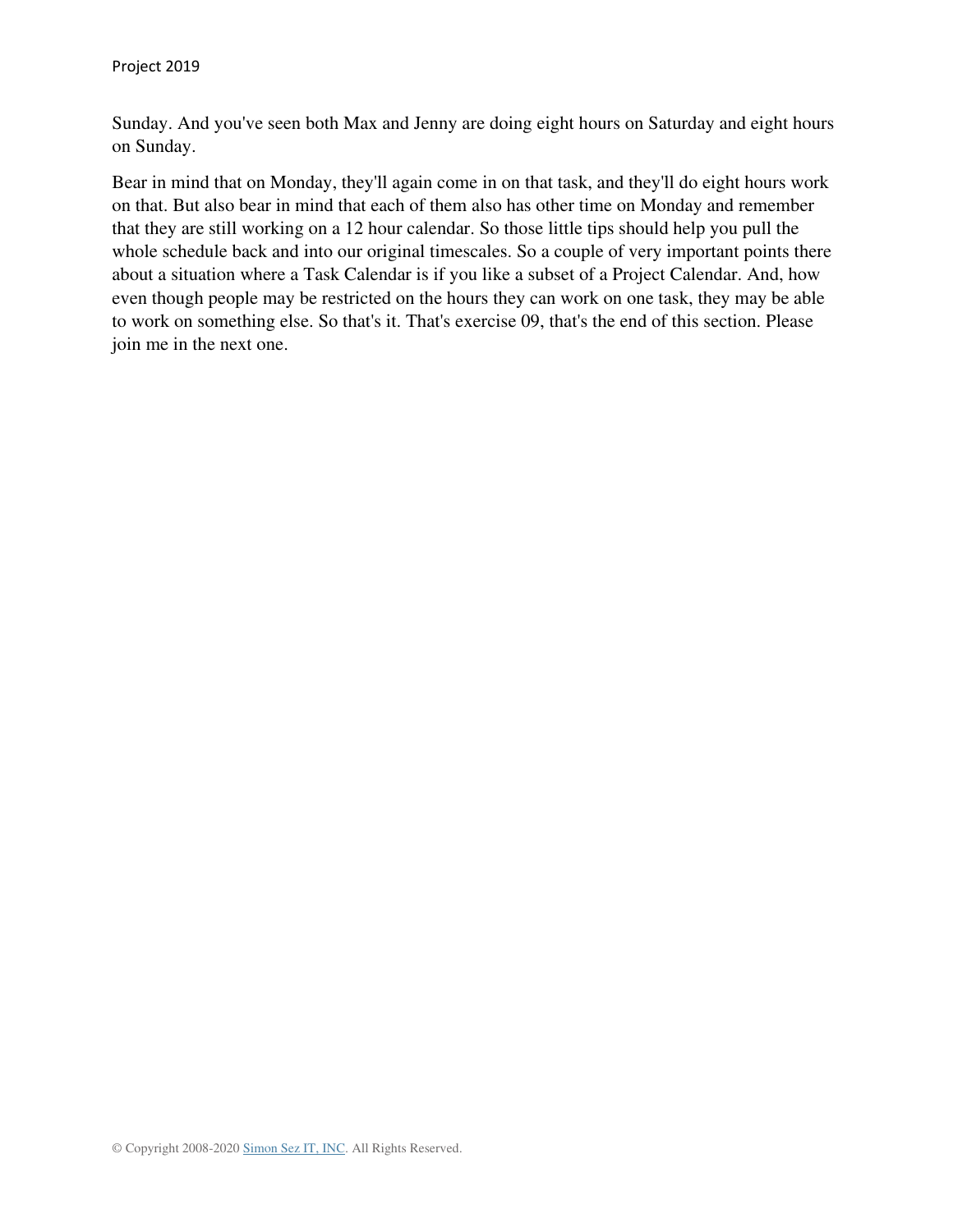Sunday. And you've seen both Max and Jenny are doing eight hours on Saturday and eight hours on Sunday.

Bear in mind that on Monday, they'll again come in on that task, and they'll do eight hours work on that. But also bear in mind that each of them also has other time on Monday and remember that they are still working on a 12 hour calendar. So those little tips should help you pull the whole schedule back and into our original timescales. So a couple of very important points there about a situation where a Task Calendar is if you like a subset of a Project Calendar. And, how even though people may be restricted on the hours they can work on one task, they may be able to work on something else. So that's it. That's exercise 09, that's the end of this section. Please join me in the next one.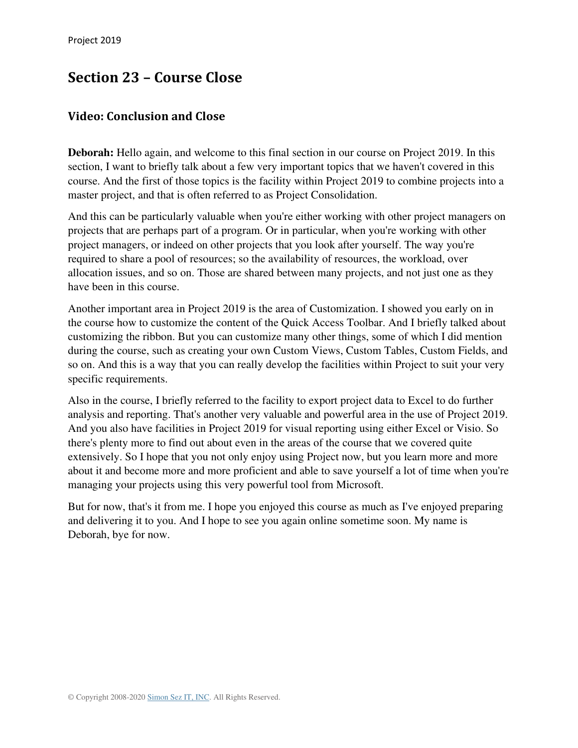## Section 23 – Course Close

### Video: Conclusion and Close

**Deborah:** Hello again, and welcome to this final section in our course on Project 2019. In this section, I want to briefly talk about a few very important topics that we haven't covered in this course. And the first of those topics is the facility within Project 2019 to combine projects into a master project, and that is often referred to as Project Consolidation.

And this can be particularly valuable when you're either working with other project managers on projects that are perhaps part of a program. Or in particular, when you're working with other project managers, or indeed on other projects that you look after yourself. The way you're required to share a pool of resources; so the availability of resources, the workload, over allocation issues, and so on. Those are shared between many projects, and not just one as they have been in this course.

Another important area in Project 2019 is the area of Customization. I showed you early on in the course how to customize the content of the Quick Access Toolbar. And I briefly talked about customizing the ribbon. But you can customize many other things, some of which I did mention during the course, such as creating your own Custom Views, Custom Tables, Custom Fields, and so on. And this is a way that you can really develop the facilities within Project to suit your very specific requirements.

Also in the course, I briefly referred to the facility to export project data to Excel to do further analysis and reporting. That's another very valuable and powerful area in the use of Project 2019. And you also have facilities in Project 2019 for visual reporting using either Excel or Visio. So there's plenty more to find out about even in the areas of the course that we covered quite extensively. So I hope that you not only enjoy using Project now, but you learn more and more about it and become more and more proficient and able to save yourself a lot of time when you're managing your projects using this very powerful tool from Microsoft.

But for now, that's it from me. I hope you enjoyed this course as much as I've enjoyed preparing and delivering it to you. And I hope to see you again online sometime soon. My name is Deborah, bye for now.